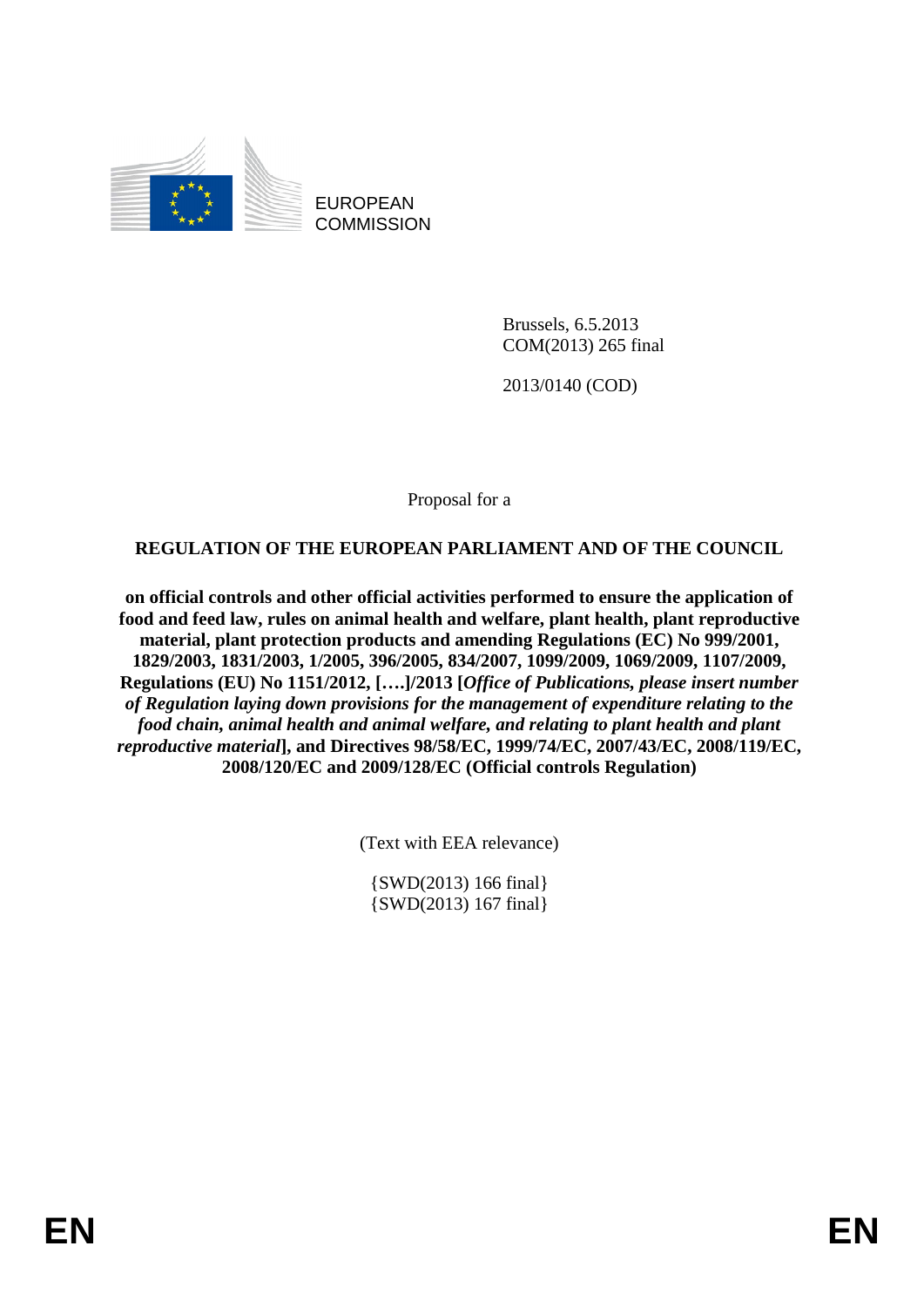EUROPEAN COMMISSION

Brussels, 6.5.2013
COM(2013) 265 final

2013/0140 (COD)

Proposal for a

**REGULATION OF THE EUROPEAN PARLIAMENT AND OF THE COUNCIL**

**on official controls and other official activities performed to ensure the application of food and feed law, rules on animal health and welfare, plant health, plant reproductive material, plant protection products and amending Regulations (EC) No 999/2001, 1829/2003, 1831/2003, 1/2005, 396/2005, 834/2007, 1099/2009, 1069/2009, 1107/2009, Regulations (EU) No 1151/2012, [….]/2013 [*Office of Publications, please insert number of Regulation laying down provisions for the management of expenditure relating to the food chain, animal health and animal welfare, and relating to plant health and plant reproductive material*], and Directives 98/58/EC, 1999/74/EC, 2007/43/EC, 2008/119/EC, 2008/120/EC and 2009/128/EC (Official controls Regulation)**

(Text with EEA relevance)

{SWD(2013) 166 final}
{SWD(2013) 167 final}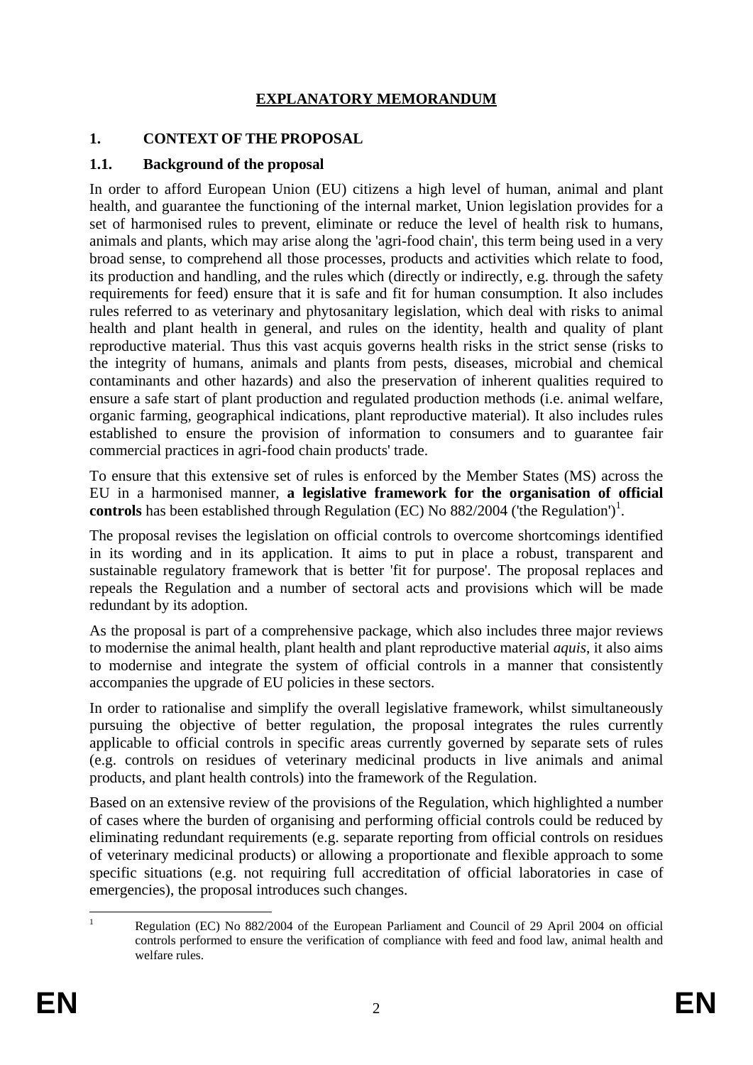# EXPLANATORY MEMORANDUM

## 1. CONTEXT OF THE PROPOSAL

### 1.1. Background of the proposal

In order to afford European Union (EU) citizens a high level of human, animal and plant health, and guarantee the functioning of the internal market, Union legislation provides for a set of harmonised rules to prevent, eliminate or reduce the level of health risk to humans, animals and plants, which may arise along the 'agri-food chain', this term being used in a very broad sense, to comprehend all those processes, products and activities which relate to food, its production and handling, and the rules which (directly or indirectly, e.g. through the safety requirements for feed) ensure that it is safe and fit for human consumption. It also includes rules referred to as veterinary and phytosanitary legislation, which deal with risks to animal health and plant health in general, and rules on the identity, health and quality of plant reproductive material. Thus this vast acquis governs health risks in the strict sense (risks to the integrity of humans, animals and plants from pests, diseases, microbial and chemical contaminants and other hazards) and also the preservation of inherent qualities required to ensure a safe start of plant production and regulated production methods (i.e. animal welfare, organic farming, geographical indications, plant reproductive material). It also includes rules established to ensure the provision of information to consumers and to guarantee fair commercial practices in agri-food chain products' trade.

To ensure that this extensive set of rules is enforced by the Member States (MS) across the EU in a harmonised manner, **a legislative framework for the organisation of official controls** has been established through Regulation (EC) No 882/2004 ('the Regulation')[1].

The proposal revises the legislation on official controls to overcome shortcomings identified in its wording and in its application. It aims to put in place a robust, transparent and sustainable regulatory framework that is better 'fit for purpose'. The proposal replaces and repeals the Regulation and a number of sectoral acts and provisions which will be made redundant by its adoption.

As the proposal is part of a comprehensive package, which also includes three major reviews to modernise the animal health, plant health and plant reproductive material *aquis*, it also aims to modernise and integrate the system of official controls in a manner that consistently accompanies the upgrade of EU policies in these sectors.

In order to rationalise and simplify the overall legislative framework, whilst simultaneously pursuing the objective of better regulation, the proposal integrates the rules currently applicable to official controls in specific areas currently governed by separate sets of rules (e.g. controls on residues of veterinary medicinal products in live animals and animal products, and plant health controls) into the framework of the Regulation.

Based on an extensive review of the provisions of the Regulation, which highlighted a number of cases where the burden of organising and performing official controls could be reduced by eliminating redundant requirements (e.g. separate reporting from official controls on residues of veterinary medicinal products) or allowing a proportionate and flexible approach to some specific situations (e.g. not requiring full accreditation of official laboratories in case of emergencies), the proposal introduces such changes.

---

[1] Regulation (EC) No 882/2004 of the European Parliament and Council of 29 April 2004 on official controls performed to ensure the verification of compliance with feed and food law, animal health and welfare rules.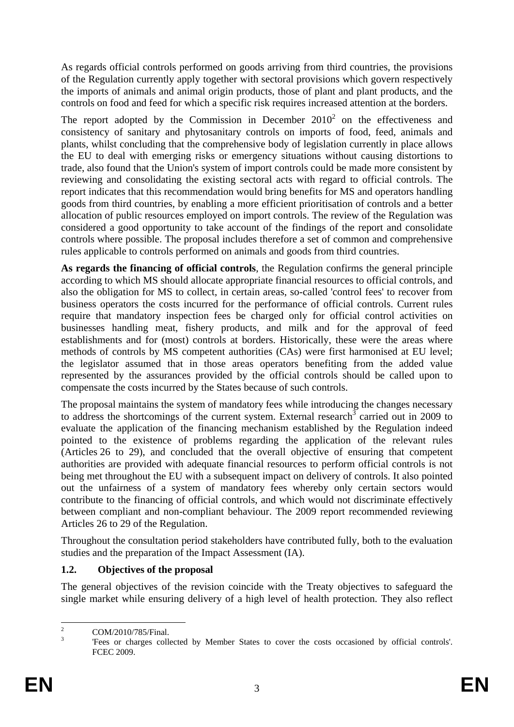As regards official controls performed on goods arriving from third countries, the provisions of the Regulation currently apply together with sectoral provisions which govern respectively the imports of animals and animal origin products, those of plant and plant products, and the controls on food and feed for which a specific risk requires increased attention at the borders.

The report adopted by the Commission in December 2010[2] on the effectiveness and consistency of sanitary and phytosanitary controls on imports of food, feed, animals and plants, whilst concluding that the comprehensive body of legislation currently in place allows the EU to deal with emerging risks or emergency situations without causing distortions to trade, also found that the Union's system of import controls could be made more consistent by reviewing and consolidating the existing sectoral acts with regard to official controls. The report indicates that this recommendation would bring benefits for MS and operators handling goods from third countries, by enabling a more efficient prioritisation of controls and a better allocation of public resources employed on import controls. The review of the Regulation was considered a good opportunity to take account of the findings of the report and consolidate controls where possible. The proposal includes therefore a set of common and comprehensive rules applicable to controls performed on animals and goods from third countries.

**As regards the financing of official controls**, the Regulation confirms the general principle according to which MS should allocate appropriate financial resources to official controls, and also the obligation for MS to collect, in certain areas, so-called 'control fees' to recover from business operators the costs incurred for the performance of official controls. Current rules require that mandatory inspection fees be charged only for official control activities on businesses handling meat, fishery products, and milk and for the approval of feed establishments and for (most) controls at borders. Historically, these were the areas where methods of controls by MS competent authorities (CAs) were first harmonised at EU level; the legislator assumed that in those areas operators benefiting from the added value represented by the assurances provided by the official controls should be called upon to compensate the costs incurred by the States because of such controls.

The proposal maintains the system of mandatory fees while introducing the changes necessary to address the shortcomings of the current system. External research[3] carried out in 2009 to evaluate the application of the financing mechanism established by the Regulation indeed pointed to the existence of problems regarding the application of the relevant rules (Articles 26 to 29), and concluded that the overall objective of ensuring that competent authorities are provided with adequate financial resources to perform official controls is not being met throughout the EU with a subsequent impact on delivery of controls. It also pointed out the unfairness of a system of mandatory fees whereby only certain sectors would contribute to the financing of official controls, and which would not discriminate effectively between compliant and non-compliant behaviour. The 2009 report recommended reviewing Articles 26 to 29 of the Regulation.

Throughout the consultation period stakeholders have contributed fully, both to the evaluation studies and the preparation of the Impact Assessment (IA).

### 1.2. Objectives of the proposal

The general objectives of the revision coincide with the Treaty objectives to safeguard the single market while ensuring delivery of a high level of health protection. They also reflect

---

[2] COM/2010/785/Final.

[3] 'Fees or charges collected by Member States to cover the costs occasioned by official controls'. FCEC 2009.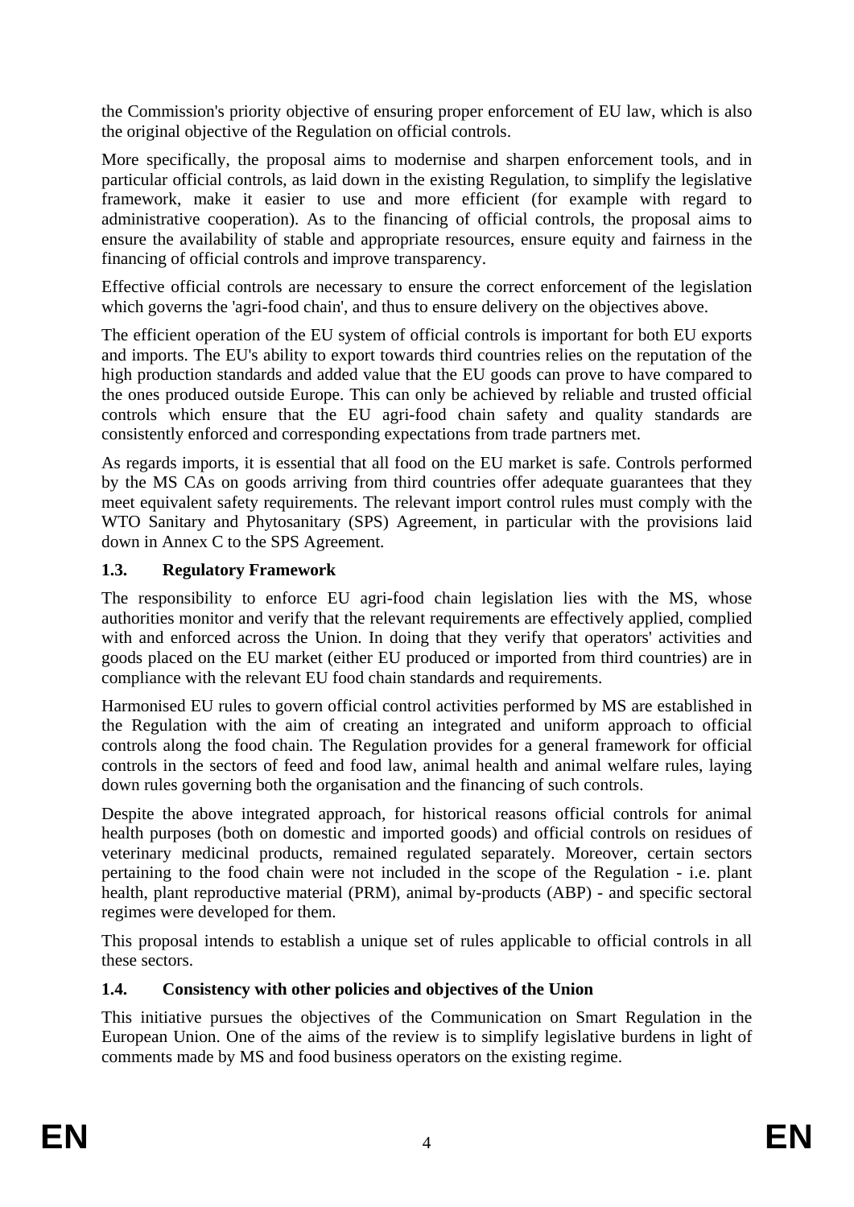the Commission's priority objective of ensuring proper enforcement of EU law, which is also the original objective of the Regulation on official controls.

More specifically, the proposal aims to modernise and sharpen enforcement tools, and in particular official controls, as laid down in the existing Regulation, to simplify the legislative framework, make it easier to use and more efficient (for example with regard to administrative cooperation). As to the financing of official controls, the proposal aims to ensure the availability of stable and appropriate resources, ensure equity and fairness in the financing of official controls and improve transparency.

Effective official controls are necessary to ensure the correct enforcement of the legislation which governs the 'agri-food chain', and thus to ensure delivery on the objectives above.

The efficient operation of the EU system of official controls is important for both EU exports and imports. The EU's ability to export towards third countries relies on the reputation of the high production standards and added value that the EU goods can prove to have compared to the ones produced outside Europe. This can only be achieved by reliable and trusted official controls which ensure that the EU agri-food chain safety and quality standards are consistently enforced and corresponding expectations from trade partners met.

As regards imports, it is essential that all food on the EU market is safe. Controls performed by the MS CAs on goods arriving from third countries offer adequate guarantees that they meet equivalent safety requirements. The relevant import control rules must comply with the WTO Sanitary and Phytosanitary (SPS) Agreement, in particular with the provisions laid down in Annex C to the SPS Agreement.

### 1.3. Regulatory Framework

The responsibility to enforce EU agri-food chain legislation lies with the MS, whose authorities monitor and verify that the relevant requirements are effectively applied, complied with and enforced across the Union. In doing that they verify that operators' activities and goods placed on the EU market (either EU produced or imported from third countries) are in compliance with the relevant EU food chain standards and requirements.

Harmonised EU rules to govern official control activities performed by MS are established in the Regulation with the aim of creating an integrated and uniform approach to official controls along the food chain. The Regulation provides for a general framework for official controls in the sectors of feed and food law, animal health and animal welfare rules, laying down rules governing both the organisation and the financing of such controls.

Despite the above integrated approach, for historical reasons official controls for animal health purposes (both on domestic and imported goods) and official controls on residues of veterinary medicinal products, remained regulated separately. Moreover, certain sectors pertaining to the food chain were not included in the scope of the Regulation - i.e. plant health, plant reproductive material (PRM), animal by-products (ABP) - and specific sectoral regimes were developed for them.

This proposal intends to establish a unique set of rules applicable to official controls in all these sectors.

### 1.4. Consistency with other policies and objectives of the Union

This initiative pursues the objectives of the Communication on Smart Regulation in the European Union. One of the aims of the review is to simplify legislative burdens in light of comments made by MS and food business operators on the existing regime.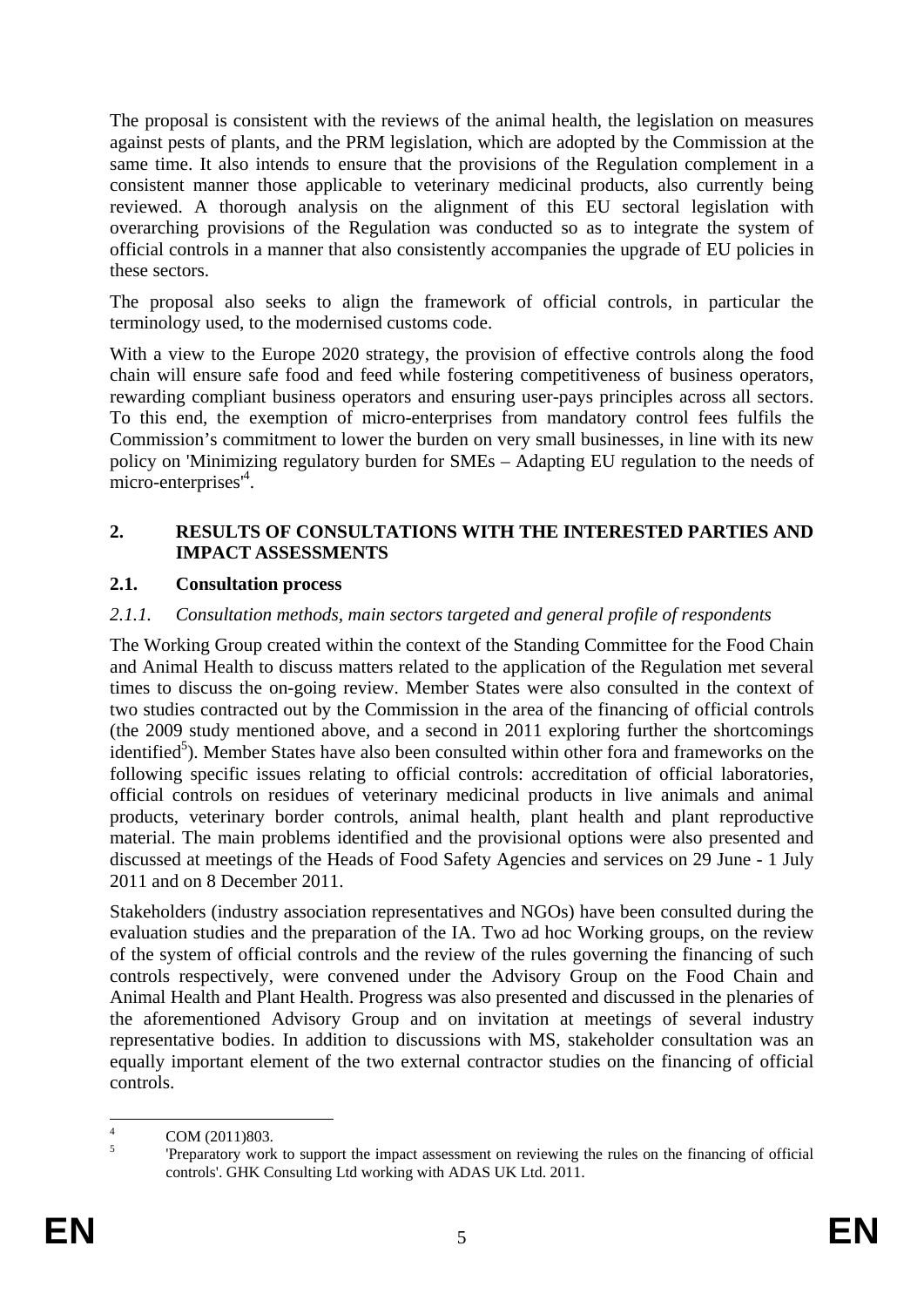The proposal is consistent with the reviews of the animal health, the legislation on measures against pests of plants, and the PRM legislation, which are adopted by the Commission at the same time. It also intends to ensure that the provisions of the Regulation complement in a consistent manner those applicable to veterinary medicinal products, also currently being reviewed. A thorough analysis on the alignment of this EU sectoral legislation with overarching provisions of the Regulation was conducted so as to integrate the system of official controls in a manner that also consistently accompanies the upgrade of EU policies in these sectors.

The proposal also seeks to align the framework of official controls, in particular the terminology used, to the modernised customs code.

With a view to the Europe 2020 strategy, the provision of effective controls along the food chain will ensure safe food and feed while fostering competitiveness of business operators, rewarding compliant business operators and ensuring user-pays principles across all sectors. To this end, the exemption of micro-enterprises from mandatory control fees fulfils the Commission's commitment to lower the burden on very small businesses, in line with its new policy on 'Minimizing regulatory burden for SMEs – Adapting EU regulation to the needs of micro-enterprises'[4].

## 2. RESULTS OF CONSULTATIONS WITH THE INTERESTED PARTIES AND IMPACT ASSESSMENTS

### 2.1. Consultation process

#### *2.1.1. Consultation methods, main sectors targeted and general profile of respondents*

The Working Group created within the context of the Standing Committee for the Food Chain and Animal Health to discuss matters related to the application of the Regulation met several times to discuss the on-going review. Member States were also consulted in the context of two studies contracted out by the Commission in the area of the financing of official controls (the 2009 study mentioned above, and a second in 2011 exploring further the shortcomings identified[5]). Member States have also been consulted within other fora and frameworks on the following specific issues relating to official controls: accreditation of official laboratories, official controls on residues of veterinary medicinal products in live animals and animal products, veterinary border controls, animal health, plant health and plant reproductive material. The main problems identified and the provisional options were also presented and discussed at meetings of the Heads of Food Safety Agencies and services on 29 June - 1 July 2011 and on 8 December 2011.

Stakeholders (industry association representatives and NGOs) have been consulted during the evaluation studies and the preparation of the IA. Two ad hoc Working groups, on the review of the system of official controls and the review of the rules governing the financing of such controls respectively, were convened under the Advisory Group on the Food Chain and Animal Health and Plant Health. Progress was also presented and discussed in the plenaries of the aforementioned Advisory Group and on invitation at meetings of several industry representative bodies. In addition to discussions with MS, stakeholder consultation was an equally important element of the two external contractor studies on the financing of official controls.

---

[4] COM (2011)803.

[5] 'Preparatory work to support the impact assessment on reviewing the rules on the financing of official controls'. GHK Consulting Ltd working with ADAS UK Ltd. 2011.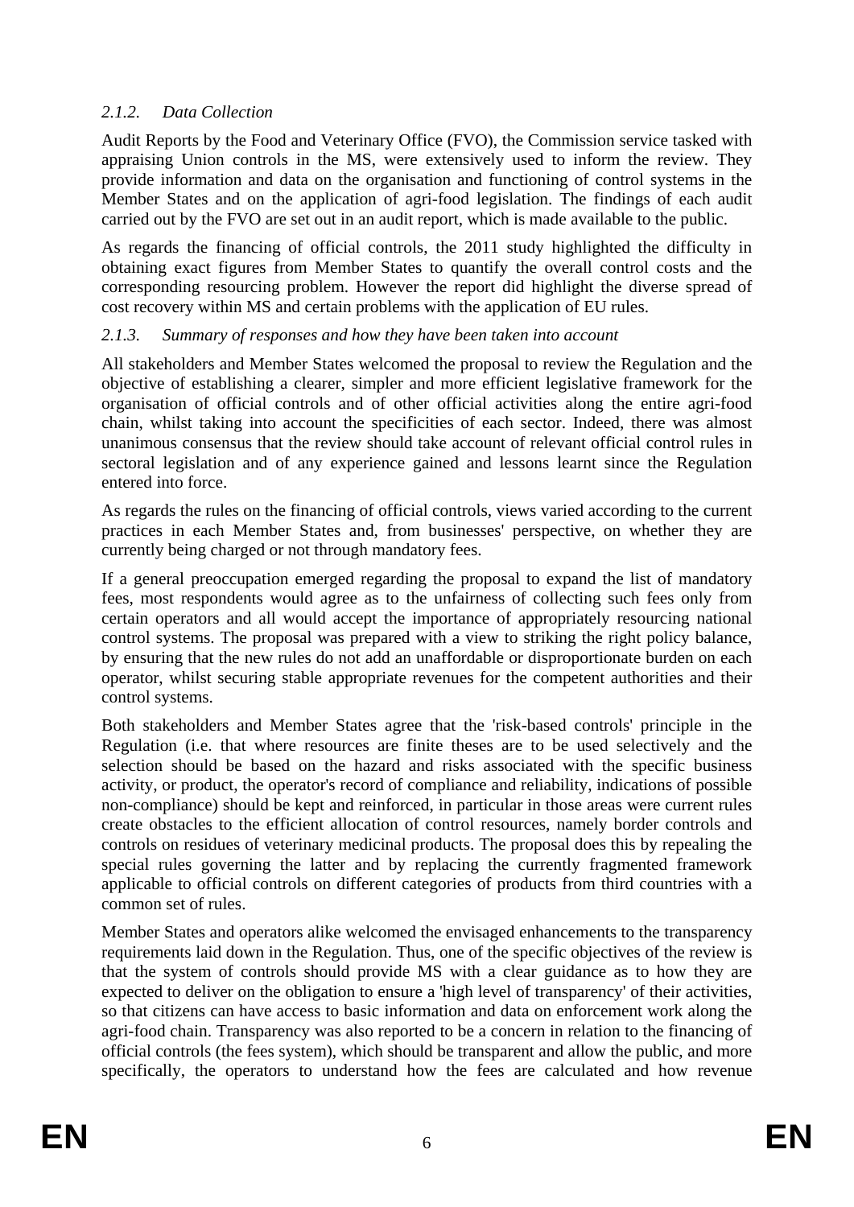### *2.1.2. Data Collection*

Audit Reports by the Food and Veterinary Office (FVO), the Commission service tasked with appraising Union controls in the MS, were extensively used to inform the review. They provide information and data on the organisation and functioning of control systems in the Member States and on the application of agri-food legislation. The findings of each audit carried out by the FVO are set out in an audit report, which is made available to the public.

As regards the financing of official controls, the 2011 study highlighted the difficulty in obtaining exact figures from Member States to quantify the overall control costs and the corresponding resourcing problem. However the report did highlight the diverse spread of cost recovery within MS and certain problems with the application of EU rules.

### *2.1.3. Summary of responses and how they have been taken into account*

All stakeholders and Member States welcomed the proposal to review the Regulation and the objective of establishing a clearer, simpler and more efficient legislative framework for the organisation of official controls and of other official activities along the entire agri-food chain, whilst taking into account the specificities of each sector. Indeed, there was almost unanimous consensus that the review should take account of relevant official control rules in sectoral legislation and of any experience gained and lessons learnt since the Regulation entered into force.

As regards the rules on the financing of official controls, views varied according to the current practices in each Member States and, from businesses' perspective, on whether they are currently being charged or not through mandatory fees.

If a general preoccupation emerged regarding the proposal to expand the list of mandatory fees, most respondents would agree as to the unfairness of collecting such fees only from certain operators and all would accept the importance of appropriately resourcing national control systems. The proposal was prepared with a view to striking the right policy balance, by ensuring that the new rules do not add an unaffordable or disproportionate burden on each operator, whilst securing stable appropriate revenues for the competent authorities and their control systems.

Both stakeholders and Member States agree that the 'risk-based controls' principle in the Regulation (i.e. that where resources are finite theses are to be used selectively and the selection should be based on the hazard and risks associated with the specific business activity, or product, the operator's record of compliance and reliability, indications of possible non-compliance) should be kept and reinforced, in particular in those areas were current rules create obstacles to the efficient allocation of control resources, namely border controls and controls on residues of veterinary medicinal products. The proposal does this by repealing the special rules governing the latter and by replacing the currently fragmented framework applicable to official controls on different categories of products from third countries with a common set of rules.

Member States and operators alike welcomed the envisaged enhancements to the transparency requirements laid down in the Regulation. Thus, one of the specific objectives of the review is that the system of controls should provide MS with a clear guidance as to how they are expected to deliver on the obligation to ensure a 'high level of transparency' of their activities, so that citizens can have access to basic information and data on enforcement work along the agri-food chain. Transparency was also reported to be a concern in relation to the financing of official controls (the fees system), which should be transparent and allow the public, and more specifically, the operators to understand how the fees are calculated and how revenue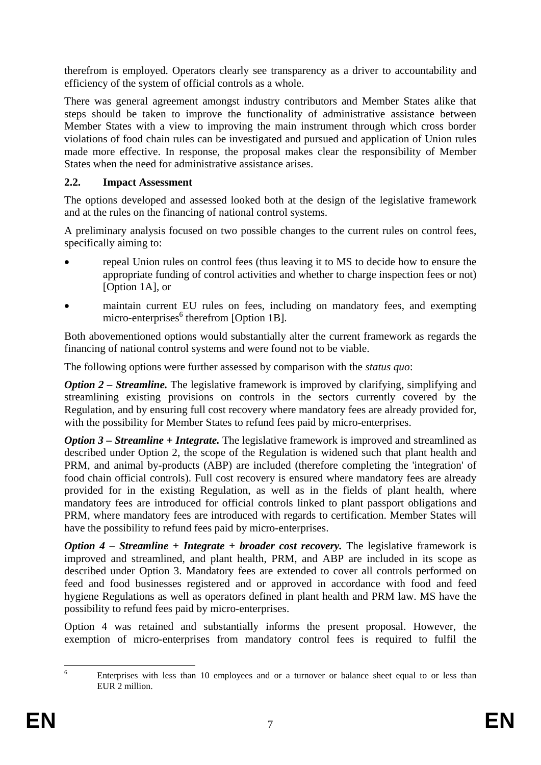therefrom is employed. Operators clearly see transparency as a driver to accountability and efficiency of the system of official controls as a whole.

There was general agreement amongst industry contributors and Member States alike that steps should be taken to improve the functionality of administrative assistance between Member States with a view to improving the main instrument through which cross border violations of food chain rules can be investigated and pursued and application of Union rules made more effective. In response, the proposal makes clear the responsibility of Member States when the need for administrative assistance arises.

### 2.2. Impact Assessment

The options developed and assessed looked both at the design of the legislative framework and at the rules on the financing of national control systems.

A preliminary analysis focused on two possible changes to the current rules on control fees, specifically aiming to:

- repeal Union rules on control fees (thus leaving it to MS to decide how to ensure the appropriate funding of control activities and whether to charge inspection fees or not) [Option 1A], or
- maintain current EU rules on fees, including on mandatory fees, and exempting micro-enterprises[6] therefrom [Option 1B].

Both abovementioned options would substantially alter the current framework as regards the financing of national control systems and were found not to be viable.

The following options were further assessed by comparison with the *status quo*:

***Option 2 – Streamline.*** The legislative framework is improved by clarifying, simplifying and streamlining existing provisions on controls in the sectors currently covered by the Regulation, and by ensuring full cost recovery where mandatory fees are already provided for, with the possibility for Member States to refund fees paid by micro-enterprises.

***Option 3 – Streamline + Integrate.*** The legislative framework is improved and streamlined as described under Option 2, the scope of the Regulation is widened such that plant health and PRM, and animal by-products (ABP) are included (therefore completing the 'integration' of food chain official controls). Full cost recovery is ensured where mandatory fees are already provided for in the existing Regulation, as well as in the fields of plant health, where mandatory fees are introduced for official controls linked to plant passport obligations and PRM, where mandatory fees are introduced with regards to certification. Member States will have the possibility to refund fees paid by micro-enterprises.

***Option 4 – Streamline + Integrate + broader cost recovery.*** The legislative framework is improved and streamlined, and plant health, PRM, and ABP are included in its scope as described under Option 3. Mandatory fees are extended to cover all controls performed on feed and food businesses registered and or approved in accordance with food and feed hygiene Regulations as well as operators defined in plant health and PRM law. MS have the possibility to refund fees paid by micro-enterprises.

Option 4 was retained and substantially informs the present proposal. However, the exemption of micro-enterprises from mandatory control fees is required to fulfil the

[6] Enterprises with less than 10 employees and or a turnover or balance sheet equal to or less than EUR 2 million.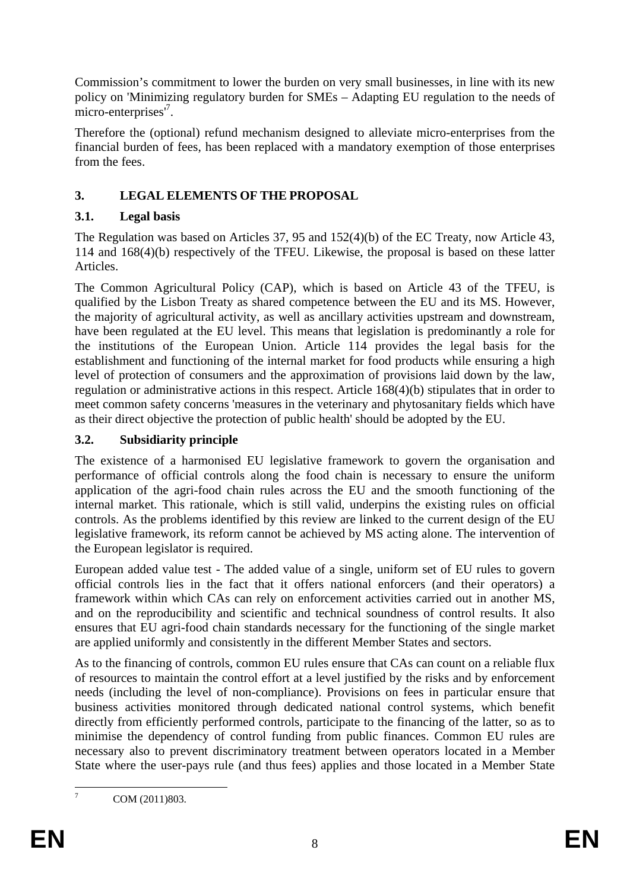Commission's commitment to lower the burden on very small businesses, in line with its new policy on 'Minimizing regulatory burden for SMEs – Adapting EU regulation to the needs of micro-enterprises'[7].

Therefore the (optional) refund mechanism designed to alleviate micro-enterprises from the financial burden of fees, has been replaced with a mandatory exemption of those enterprises from the fees.

## 3. LEGAL ELEMENTS OF THE PROPOSAL

### 3.1. Legal basis

The Regulation was based on Articles 37, 95 and 152(4)(b) of the EC Treaty, now Article 43, 114 and 168(4)(b) respectively of the TFEU. Likewise, the proposal is based on these latter Articles.

The Common Agricultural Policy (CAP), which is based on Article 43 of the TFEU, is qualified by the Lisbon Treaty as shared competence between the EU and its MS. However, the majority of agricultural activity, as well as ancillary activities upstream and downstream, have been regulated at the EU level. This means that legislation is predominantly a role for the institutions of the European Union. Article 114 provides the legal basis for the establishment and functioning of the internal market for food products while ensuring a high level of protection of consumers and the approximation of provisions laid down by the law, regulation or administrative actions in this respect. Article 168(4)(b) stipulates that in order to meet common safety concerns 'measures in the veterinary and phytosanitary fields which have as their direct objective the protection of public health' should be adopted by the EU.

### 3.2. Subsidiarity principle

The existence of a harmonised EU legislative framework to govern the organisation and performance of official controls along the food chain is necessary to ensure the uniform application of the agri-food chain rules across the EU and the smooth functioning of the internal market. This rationale, which is still valid, underpins the existing rules on official controls. As the problems identified by this review are linked to the current design of the EU legislative framework, its reform cannot be achieved by MS acting alone. The intervention of the European legislator is required.

European added value test - The added value of a single, uniform set of EU rules to govern official controls lies in the fact that it offers national enforcers (and their operators) a framework within which CAs can rely on enforcement activities carried out in another MS, and on the reproducibility and scientific and technical soundness of control results. It also ensures that EU agri-food chain standards necessary for the functioning of the single market are applied uniformly and consistently in the different Member States and sectors.

As to the financing of controls, common EU rules ensure that CAs can count on a reliable flux of resources to maintain the control effort at a level justified by the risks and by enforcement needs (including the level of non-compliance). Provisions on fees in particular ensure that business activities monitored through dedicated national control systems, which benefit directly from efficiently performed controls, participate to the financing of the latter, so as to minimise the dependency of control funding from public finances. Common EU rules are necessary also to prevent discriminatory treatment between operators located in a Member State where the user-pays rule (and thus fees) applies and those located in a Member State

[7] COM (2011)803.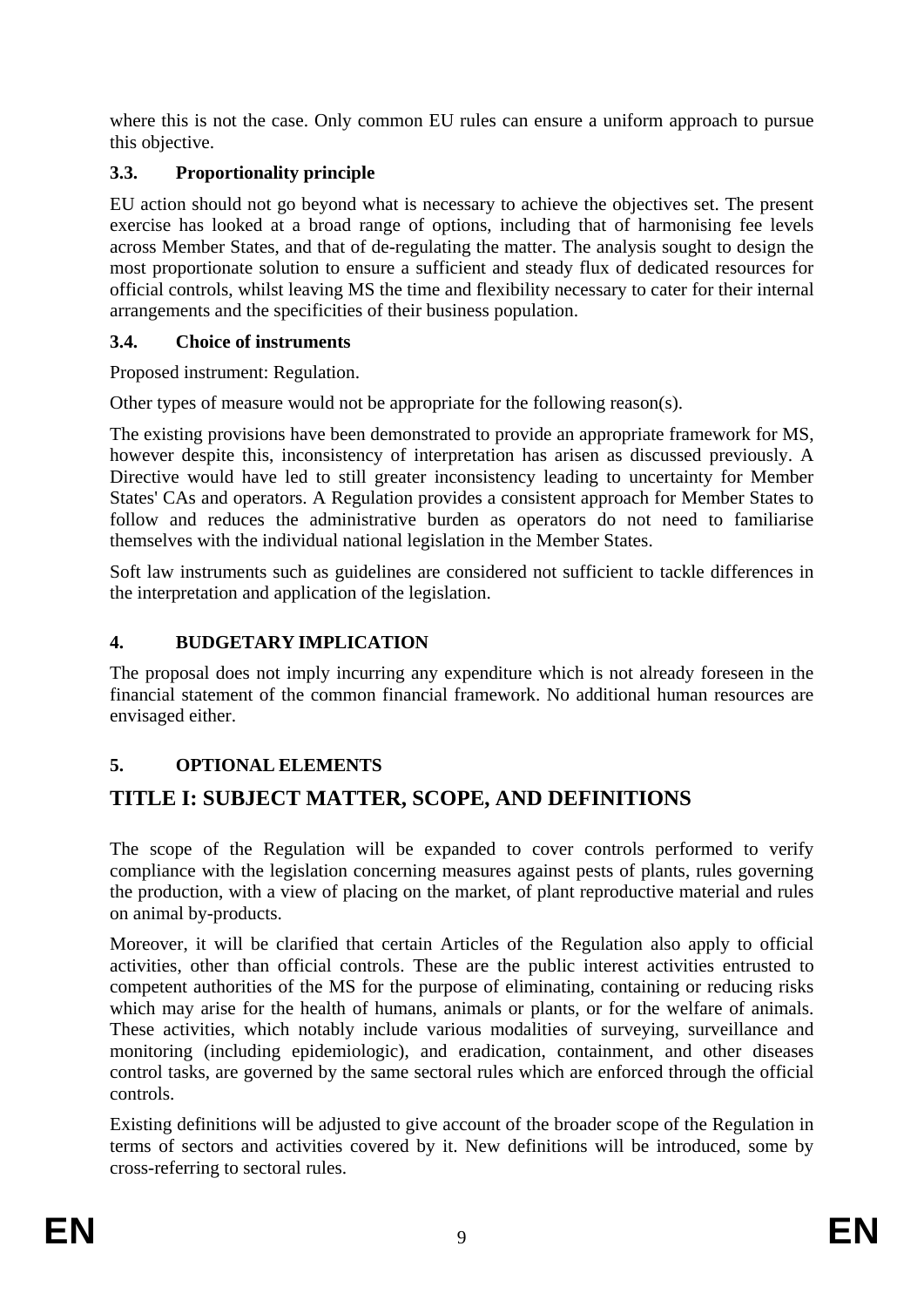where this is not the case. Only common EU rules can ensure a uniform approach to pursue this objective.

### 3.3. Proportionality principle

EU action should not go beyond what is necessary to achieve the objectives set. The present exercise has looked at a broad range of options, including that of harmonising fee levels across Member States, and that of de-regulating the matter. The analysis sought to design the most proportionate solution to ensure a sufficient and steady flux of dedicated resources for official controls, whilst leaving MS the time and flexibility necessary to cater for their internal arrangements and the specificities of their business population.

### 3.4. Choice of instruments

Proposed instrument: Regulation.

Other types of measure would not be appropriate for the following reason(s).

The existing provisions have been demonstrated to provide an appropriate framework for MS, however despite this, inconsistency of interpretation has arisen as discussed previously. A Directive would have led to still greater inconsistency leading to uncertainty for Member States' CAs and operators. A Regulation provides a consistent approach for Member States to follow and reduces the administrative burden as operators do not need to familiarise themselves with the individual national legislation in the Member States.

Soft law instruments such as guidelines are considered not sufficient to tackle differences in the interpretation and application of the legislation.

## 4. BUDGETARY IMPLICATION

The proposal does not imply incurring any expenditure which is not already foreseen in the financial statement of the common financial framework. No additional human resources are envisaged either.

## 5. OPTIONAL ELEMENTS

# TITLE I: SUBJECT MATTER, SCOPE, AND DEFINITIONS

The scope of the Regulation will be expanded to cover controls performed to verify compliance with the legislation concerning measures against pests of plants, rules governing the production, with a view of placing on the market, of plant reproductive material and rules on animal by-products.

Moreover, it will be clarified that certain Articles of the Regulation also apply to official activities, other than official controls. These are the public interest activities entrusted to competent authorities of the MS for the purpose of eliminating, containing or reducing risks which may arise for the health of humans, animals or plants, or for the welfare of animals. These activities, which notably include various modalities of surveying, surveillance and monitoring (including epidemiologic), and eradication, containment, and other diseases control tasks, are governed by the same sectoral rules which are enforced through the official controls.

Existing definitions will be adjusted to give account of the broader scope of the Regulation in terms of sectors and activities covered by it. New definitions will be introduced, some by cross-referring to sectoral rules.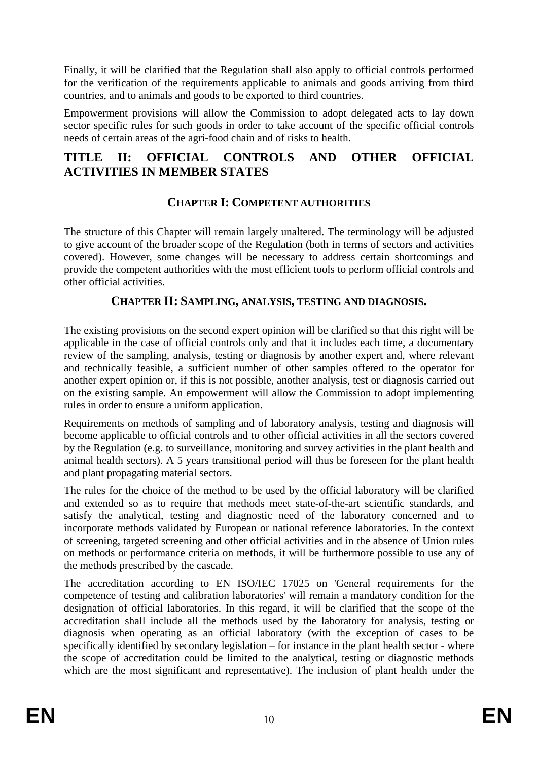Finally, it will be clarified that the Regulation shall also apply to official controls performed for the verification of the requirements applicable to animals and goods arriving from third countries, and to animals and goods to be exported to third countries.

Empowerment provisions will allow the Commission to adopt delegated acts to lay down sector specific rules for such goods in order to take account of the specific official controls needs of certain areas of the agri-food chain and of risks to health.

# TITLE II: OFFICIAL CONTROLS AND OTHER OFFICIAL ACTIVITIES IN MEMBER STATES

## CHAPTER I: COMPETENT AUTHORITIES

The structure of this Chapter will remain largely unaltered. The terminology will be adjusted to give account of the broader scope of the Regulation (both in terms of sectors and activities covered). However, some changes will be necessary to address certain shortcomings and provide the competent authorities with the most efficient tools to perform official controls and other official activities.

## CHAPTER II: SAMPLING, ANALYSIS, TESTING AND DIAGNOSIS.

The existing provisions on the second expert opinion will be clarified so that this right will be applicable in the case of official controls only and that it includes each time, a documentary review of the sampling, analysis, testing or diagnosis by another expert and, where relevant and technically feasible, a sufficient number of other samples offered to the operator for another expert opinion or, if this is not possible, another analysis, test or diagnosis carried out on the existing sample. An empowerment will allow the Commission to adopt implementing rules in order to ensure a uniform application.

Requirements on methods of sampling and of laboratory analysis, testing and diagnosis will become applicable to official controls and to other official activities in all the sectors covered by the Regulation (e.g. to surveillance, monitoring and survey activities in the plant health and animal health sectors). A 5 years transitional period will thus be foreseen for the plant health and plant propagating material sectors.

The rules for the choice of the method to be used by the official laboratory will be clarified and extended so as to require that methods meet state-of-the-art scientific standards, and satisfy the analytical, testing and diagnostic need of the laboratory concerned and to incorporate methods validated by European or national reference laboratories. In the context of screening, targeted screening and other official activities and in the absence of Union rules on methods or performance criteria on methods, it will be furthermore possible to use any of the methods prescribed by the cascade.

The accreditation according to EN ISO/IEC 17025 on 'General requirements for the competence of testing and calibration laboratories' will remain a mandatory condition for the designation of official laboratories. In this regard, it will be clarified that the scope of the accreditation shall include all the methods used by the laboratory for analysis, testing or diagnosis when operating as an official laboratory (with the exception of cases to be specifically identified by secondary legislation – for instance in the plant health sector - where the scope of accreditation could be limited to the analytical, testing or diagnostic methods which are the most significant and representative). The inclusion of plant health under the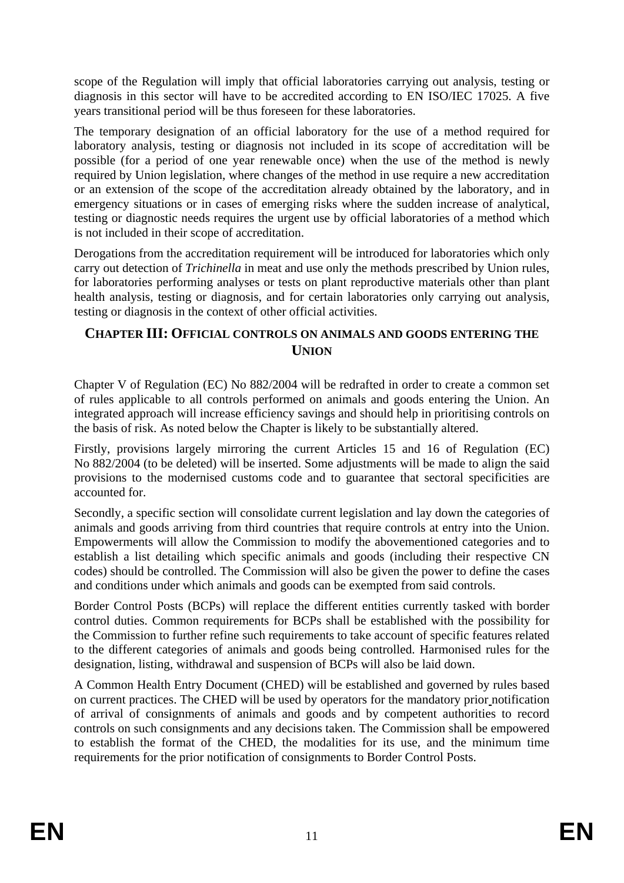scope of the Regulation will imply that official laboratories carrying out analysis, testing or diagnosis in this sector will have to be accredited according to EN ISO/IEC 17025. A five years transitional period will be thus foreseen for these laboratories.

The temporary designation of an official laboratory for the use of a method required for laboratory analysis, testing or diagnosis not included in its scope of accreditation will be possible (for a period of one year renewable once) when the use of the method is newly required by Union legislation, where changes of the method in use require a new accreditation or an extension of the scope of the accreditation already obtained by the laboratory, and in emergency situations or in cases of emerging risks where the sudden increase of analytical, testing or diagnostic needs requires the urgent use by official laboratories of a method which is not included in their scope of accreditation.

Derogations from the accreditation requirement will be introduced for laboratories which only carry out detection of *Trichinella* in meat and use only the methods prescribed by Union rules, for laboratories performing analyses or tests on plant reproductive materials other than plant health analysis, testing or diagnosis, and for certain laboratories only carrying out analysis, testing or diagnosis in the context of other official activities.

## CHAPTER III: OFFICIAL CONTROLS ON ANIMALS AND GOODS ENTERING THE UNION

Chapter V of Regulation (EC) No 882/2004 will be redrafted in order to create a common set of rules applicable to all controls performed on animals and goods entering the Union. An integrated approach will increase efficiency savings and should help in prioritising controls on the basis of risk. As noted below the Chapter is likely to be substantially altered.

Firstly, provisions largely mirroring the current Articles 15 and 16 of Regulation (EC) No 882/2004 (to be deleted) will be inserted. Some adjustments will be made to align the said provisions to the modernised customs code and to guarantee that sectoral specificities are accounted for.

Secondly, a specific section will consolidate current legislation and lay down the categories of animals and goods arriving from third countries that require controls at entry into the Union. Empowerments will allow the Commission to modify the abovementioned categories and to establish a list detailing which specific animals and goods (including their respective CN codes) should be controlled. The Commission will also be given the power to define the cases and conditions under which animals and goods can be exempted from said controls.

Border Control Posts (BCPs) will replace the different entities currently tasked with border control duties. Common requirements for BCPs shall be established with the possibility for the Commission to further refine such requirements to take account of specific features related to the different categories of animals and goods being controlled. Harmonised rules for the designation, listing, withdrawal and suspension of BCPs will also be laid down.

A Common Health Entry Document (CHED) will be established and governed by rules based on current practices. The CHED will be used by operators for the mandatory prior notification of arrival of consignments of animals and goods and by competent authorities to record controls on such consignments and any decisions taken. The Commission shall be empowered to establish the format of the CHED, the modalities for its use, and the minimum time requirements for the prior notification of consignments to Border Control Posts.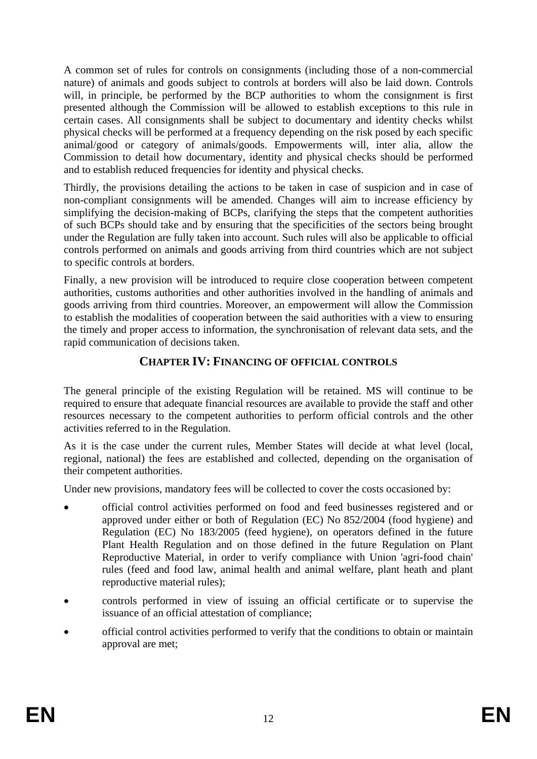A common set of rules for controls on consignments (including those of a non-commercial nature) of animals and goods subject to controls at borders will also be laid down. Controls will, in principle, be performed by the BCP authorities to whom the consignment is first presented although the Commission will be allowed to establish exceptions to this rule in certain cases. All consignments shall be subject to documentary and identity checks whilst physical checks will be performed at a frequency depending on the risk posed by each specific animal/good or category of animals/goods. Empowerments will, inter alia, allow the Commission to detail how documentary, identity and physical checks should be performed and to establish reduced frequencies for identity and physical checks.

Thirdly, the provisions detailing the actions to be taken in case of suspicion and in case of non-compliant consignments will be amended. Changes will aim to increase efficiency by simplifying the decision-making of BCPs, clarifying the steps that the competent authorities of such BCPs should take and by ensuring that the specificities of the sectors being brought under the Regulation are fully taken into account. Such rules will also be applicable to official controls performed on animals and goods arriving from third countries which are not subject to specific controls at borders.

Finally, a new provision will be introduced to require close cooperation between competent authorities, customs authorities and other authorities involved in the handling of animals and goods arriving from third countries. Moreover, an empowerment will allow the Commission to establish the modalities of cooperation between the said authorities with a view to ensuring the timely and proper access to information, the synchronisation of relevant data sets, and the rapid communication of decisions taken.

## CHAPTER IV: FINANCING OF OFFICIAL CONTROLS

The general principle of the existing Regulation will be retained. MS will continue to be required to ensure that adequate financial resources are available to provide the staff and other resources necessary to the competent authorities to perform official controls and the other activities referred to in the Regulation.

As it is the case under the current rules, Member States will decide at what level (local, regional, national) the fees are established and collected, depending on the organisation of their competent authorities.

Under new provisions, mandatory fees will be collected to cover the costs occasioned by:

- official control activities performed on food and feed businesses registered and or approved under either or both of Regulation (EC) No 852/2004 (food hygiene) and Regulation (EC) No 183/2005 (feed hygiene), on operators defined in the future Plant Health Regulation and on those defined in the future Regulation on Plant Reproductive Material, in order to verify compliance with Union 'agri-food chain' rules (feed and food law, animal health and animal welfare, plant heath and plant reproductive material rules);
- controls performed in view of issuing an official certificate or to supervise the issuance of an official attestation of compliance;
- official control activities performed to verify that the conditions to obtain or maintain approval are met;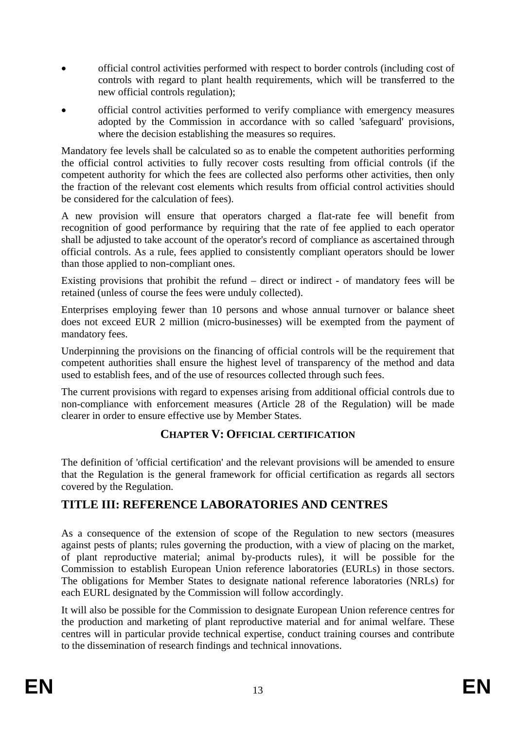- official control activities performed with respect to border controls (including cost of controls with regard to plant health requirements, which will be transferred to the new official controls regulation);
- official control activities performed to verify compliance with emergency measures adopted by the Commission in accordance with so called 'safeguard' provisions, where the decision establishing the measures so requires.

Mandatory fee levels shall be calculated so as to enable the competent authorities performing the official control activities to fully recover costs resulting from official controls (if the competent authority for which the fees are collected also performs other activities, then only the fraction of the relevant cost elements which results from official control activities should be considered for the calculation of fees).

A new provision will ensure that operators charged a flat-rate fee will benefit from recognition of good performance by requiring that the rate of fee applied to each operator shall be adjusted to take account of the operator's record of compliance as ascertained through official controls. As a rule, fees applied to consistently compliant operators should be lower than those applied to non-compliant ones.

Existing provisions that prohibit the refund – direct or indirect - of mandatory fees will be retained (unless of course the fees were unduly collected).

Enterprises employing fewer than 10 persons and whose annual turnover or balance sheet does not exceed EUR 2 million (micro-businesses) will be exempted from the payment of mandatory fees.

Underpinning the provisions on the financing of official controls will be the requirement that competent authorities shall ensure the highest level of transparency of the method and data used to establish fees, and of the use of resources collected through such fees.

The current provisions with regard to expenses arising from additional official controls due to non-compliance with enforcement measures (Article 28 of the Regulation) will be made clearer in order to ensure effective use by Member States.

### CHAPTER V: OFFICIAL CERTIFICATION

The definition of 'official certification' and the relevant provisions will be amended to ensure that the Regulation is the general framework for official certification as regards all sectors covered by the Regulation.

## TITLE III: REFERENCE LABORATORIES AND CENTRES

As a consequence of the extension of scope of the Regulation to new sectors (measures against pests of plants; rules governing the production, with a view of placing on the market, of plant reproductive material; animal by-products rules), it will be possible for the Commission to establish European Union reference laboratories (EURLs) in those sectors. The obligations for Member States to designate national reference laboratories (NRLs) for each EURL designated by the Commission will follow accordingly.

It will also be possible for the Commission to designate European Union reference centres for the production and marketing of plant reproductive material and for animal welfare. These centres will in particular provide technical expertise, conduct training courses and contribute to the dissemination of research findings and technical innovations.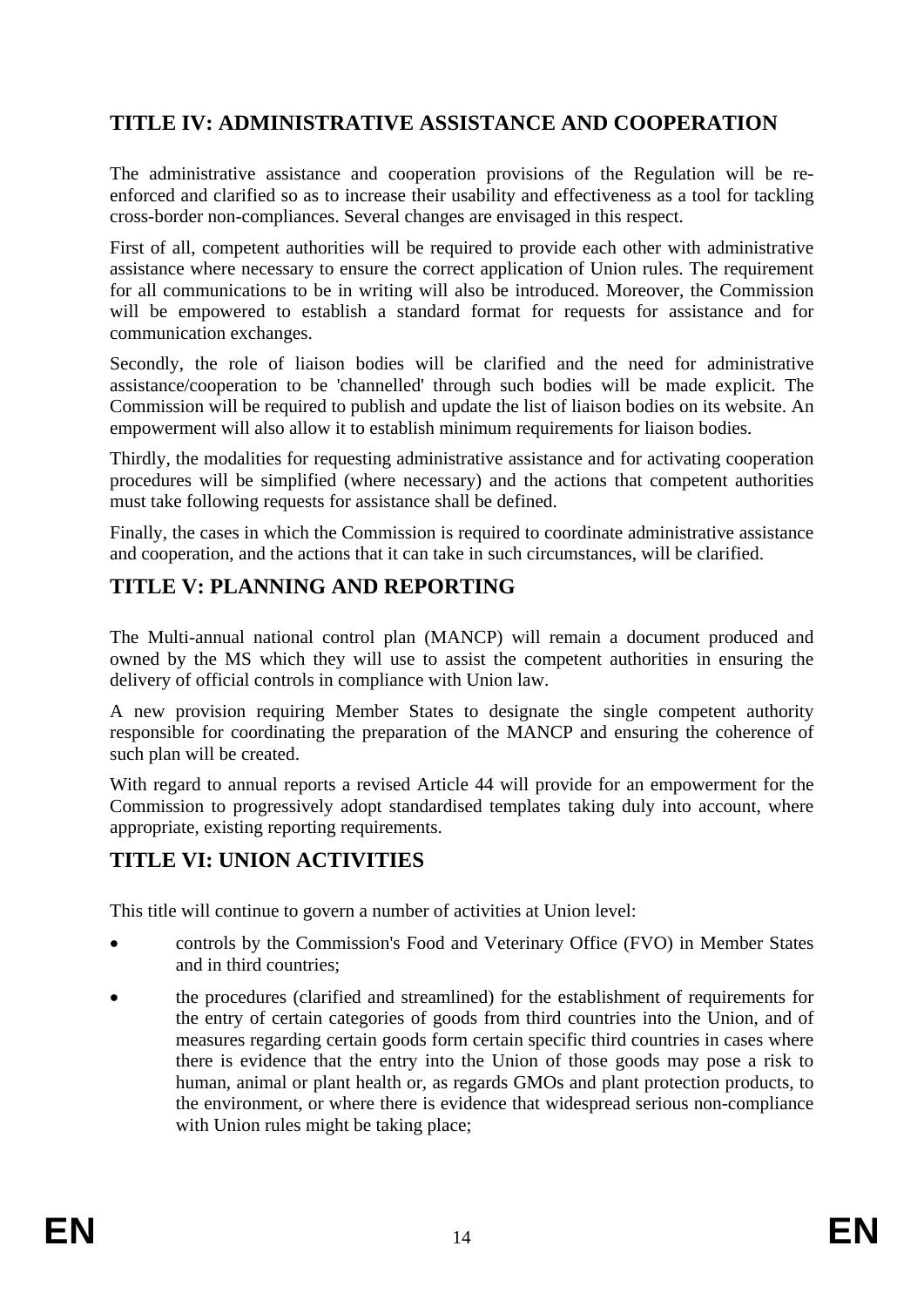## TITLE IV: ADMINISTRATIVE ASSISTANCE AND COOPERATION

The administrative assistance and cooperation provisions of the Regulation will be re-enforced and clarified so as to increase their usability and effectiveness as a tool for tackling cross-border non-compliances. Several changes are envisaged in this respect.

First of all, competent authorities will be required to provide each other with administrative assistance where necessary to ensure the correct application of Union rules. The requirement for all communications to be in writing will also be introduced. Moreover, the Commission will be empowered to establish a standard format for requests for assistance and for communication exchanges.

Secondly, the role of liaison bodies will be clarified and the need for administrative assistance/cooperation to be 'channelled' through such bodies will be made explicit. The Commission will be required to publish and update the list of liaison bodies on its website. An empowerment will also allow it to establish minimum requirements for liaison bodies.

Thirdly, the modalities for requesting administrative assistance and for activating cooperation procedures will be simplified (where necessary) and the actions that competent authorities must take following requests for assistance shall be defined.

Finally, the cases in which the Commission is required to coordinate administrative assistance and cooperation, and the actions that it can take in such circumstances, will be clarified.

## TITLE V: PLANNING AND REPORTING

The Multi-annual national control plan (MANCP) will remain a document produced and owned by the MS which they will use to assist the competent authorities in ensuring the delivery of official controls in compliance with Union law.

A new provision requiring Member States to designate the single competent authority responsible for coordinating the preparation of the MANCP and ensuring the coherence of such plan will be created.

With regard to annual reports a revised Article 44 will provide for an empowerment for the Commission to progressively adopt standardised templates taking duly into account, where appropriate, existing reporting requirements.

## TITLE VI: UNION ACTIVITIES

This title will continue to govern a number of activities at Union level:

- controls by the Commission's Food and Veterinary Office (FVO) in Member States and in third countries;
- the procedures (clarified and streamlined) for the establishment of requirements for the entry of certain categories of goods from third countries into the Union, and of measures regarding certain goods form certain specific third countries in cases where there is evidence that the entry into the Union of those goods may pose a risk to human, animal or plant health or, as regards GMOs and plant protection products, to the environment, or where there is evidence that widespread serious non-compliance with Union rules might be taking place;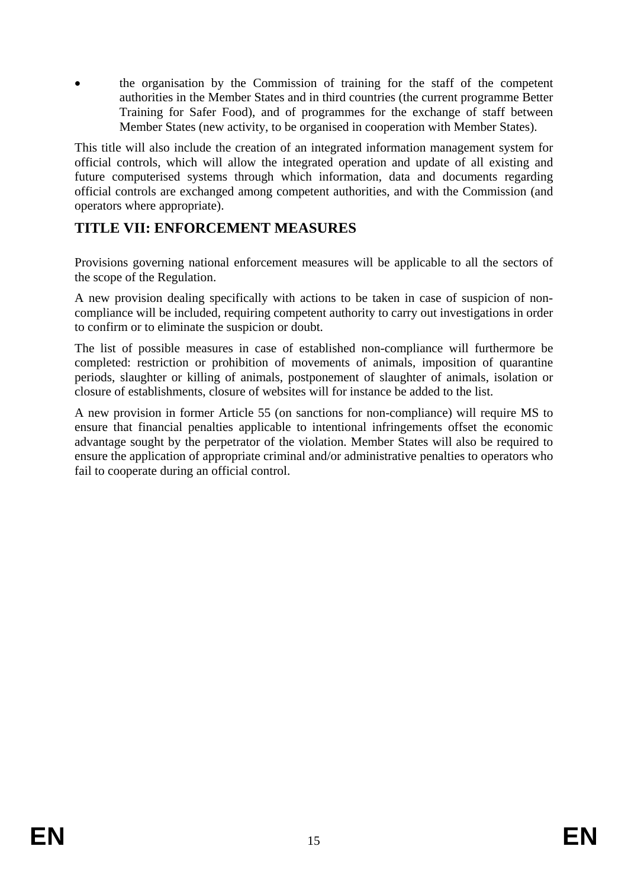- the organisation by the Commission of training for the staff of the competent authorities in the Member States and in third countries (the current programme Better Training for Safer Food), and of programmes for the exchange of staff between Member States (new activity, to be organised in cooperation with Member States).

This title will also include the creation of an integrated information management system for official controls, which will allow the integrated operation and update of all existing and future computerised systems through which information, data and documents regarding official controls are exchanged among competent authorities, and with the Commission (and operators where appropriate).

## TITLE VII: ENFORCEMENT MEASURES

Provisions governing national enforcement measures will be applicable to all the sectors of the scope of the Regulation.

A new provision dealing specifically with actions to be taken in case of suspicion of non-compliance will be included, requiring competent authority to carry out investigations in order to confirm or to eliminate the suspicion or doubt.

The list of possible measures in case of established non-compliance will furthermore be completed: restriction or prohibition of movements of animals, imposition of quarantine periods, slaughter or killing of animals, postponement of slaughter of animals, isolation or closure of establishments, closure of websites will for instance be added to the list.

A new provision in former Article 55 (on sanctions for non-compliance) will require MS to ensure that financial penalties applicable to intentional infringements offset the economic advantage sought by the perpetrator of the violation. Member States will also be required to ensure the application of appropriate criminal and/or administrative penalties to operators who fail to cooperate during an official control.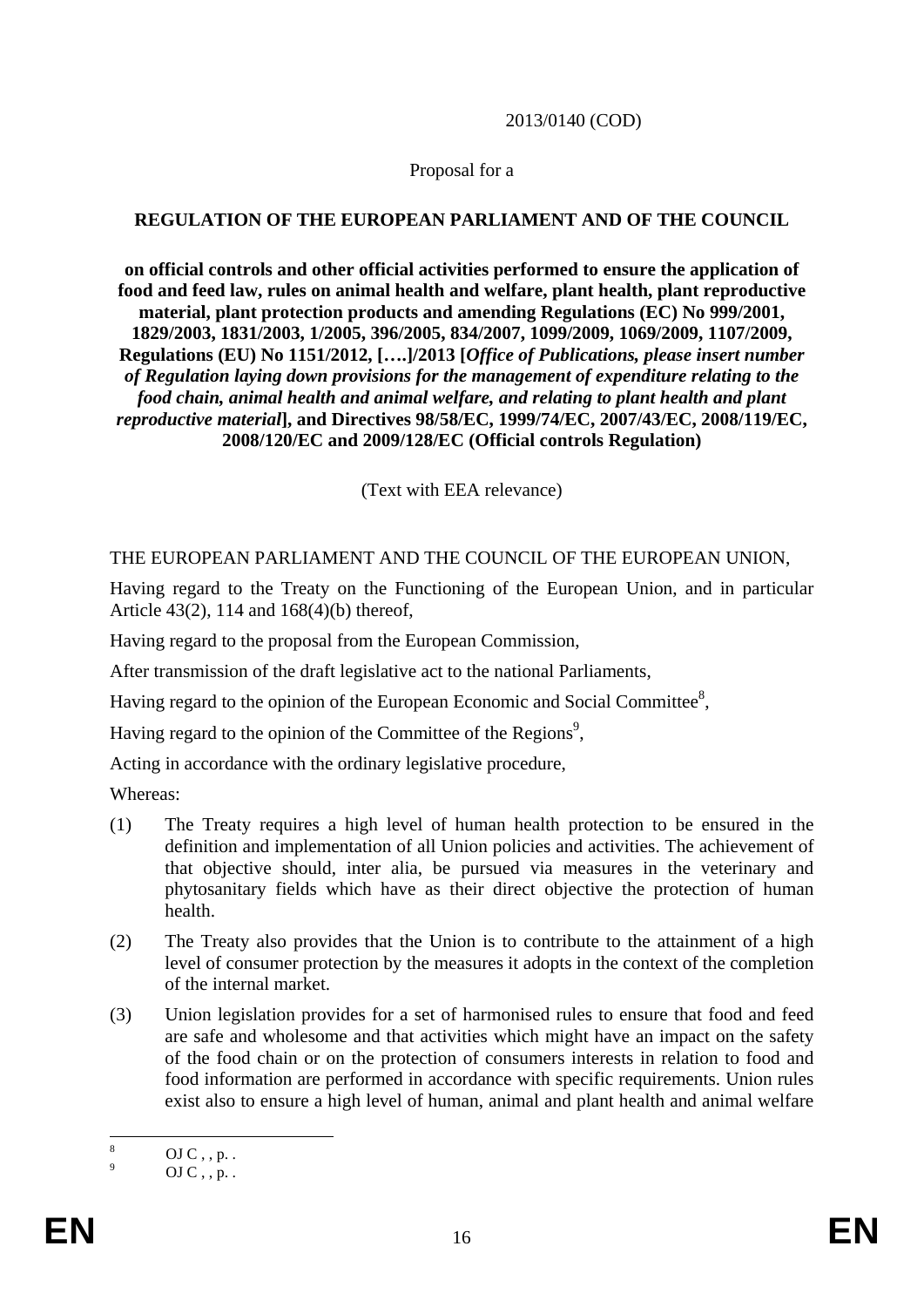2013/0140 (COD)

Proposal for a

**REGULATION OF THE EUROPEAN PARLIAMENT AND OF THE COUNCIL**

**on official controls and other official activities performed to ensure the application of food and feed law, rules on animal health and welfare, plant health, plant reproductive material, plant protection products and amending Regulations (EC) No 999/2001, 1829/2003, 1831/2003, 1/2005, 396/2005, 834/2007, 1099/2009, 1069/2009, 1107/2009, Regulations (EU) No 1151/2012, [….]/2013 [*Office of Publications, please insert number of Regulation laying down provisions for the management of expenditure relating to the food chain, animal health and animal welfare, and relating to plant health and plant reproductive material*], and Directives 98/58/EC, 1999/74/EC, 2007/43/EC, 2008/119/EC, 2008/120/EC and 2009/128/EC (Official controls Regulation)**

(Text with EEA relevance)

THE EUROPEAN PARLIAMENT AND THE COUNCIL OF THE EUROPEAN UNION,

Having regard to the Treaty on the Functioning of the European Union, and in particular Article 43(2), 114 and 168(4)(b) thereof,

Having regard to the proposal from the European Commission,

After transmission of the draft legislative act to the national Parliaments,

Having regard to the opinion of the European Economic and Social Committee[8],

Having regard to the opinion of the Committee of the Regions[9],

Acting in accordance with the ordinary legislative procedure,

Whereas:

(1) The Treaty requires a high level of human health protection to be ensured in the definition and implementation of all Union policies and activities. The achievement of that objective should, inter alia, be pursued via measures in the veterinary and phytosanitary fields which have as their direct objective the protection of human health.

(2) The Treaty also provides that the Union is to contribute to the attainment of a high level of consumer protection by the measures it adopts in the context of the completion of the internal market.

(3) Union legislation provides for a set of harmonised rules to ensure that food and feed are safe and wholesome and that activities which might have an impact on the safety of the food chain or on the protection of consumers interests in relation to food and food information are performed in accordance with specific requirements. Union rules exist also to ensure a high level of human, animal and plant health and animal welfare

---

[8] OJ C , , p. .

[9] OJ C , , p. .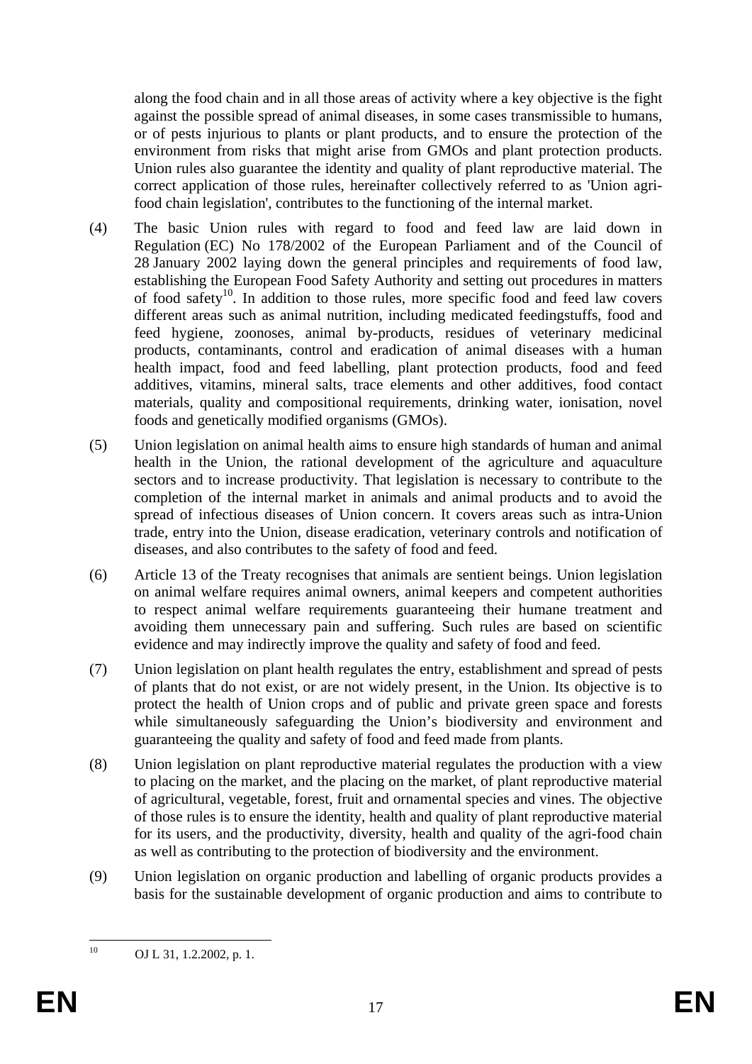along the food chain and in all those areas of activity where a key objective is the fight against the possible spread of animal diseases, in some cases transmissible to humans, or of pests injurious to plants or plant products, and to ensure the protection of the environment from risks that might arise from GMOs and plant protection products. Union rules also guarantee the identity and quality of plant reproductive material. The correct application of those rules, hereinafter collectively referred to as 'Union agri-food chain legislation', contributes to the functioning of the internal market.

(4) The basic Union rules with regard to food and feed law are laid down in Regulation (EC) No 178/2002 of the European Parliament and of the Council of 28 January 2002 laying down the general principles and requirements of food law, establishing the European Food Safety Authority and setting out procedures in matters of food safety[10]. In addition to those rules, more specific food and feed law covers different areas such as animal nutrition, including medicated feedingstuffs, food and feed hygiene, zoonoses, animal by-products, residues of veterinary medicinal products, contaminants, control and eradication of animal diseases with a human health impact, food and feed labelling, plant protection products, food and feed additives, vitamins, mineral salts, trace elements and other additives, food contact materials, quality and compositional requirements, drinking water, ionisation, novel foods and genetically modified organisms (GMOs).

(5) Union legislation on animal health aims to ensure high standards of human and animal health in the Union, the rational development of the agriculture and aquaculture sectors and to increase productivity. That legislation is necessary to contribute to the completion of the internal market in animals and animal products and to avoid the spread of infectious diseases of Union concern. It covers areas such as intra-Union trade, entry into the Union, disease eradication, veterinary controls and notification of diseases, and also contributes to the safety of food and feed.

(6) Article 13 of the Treaty recognises that animals are sentient beings. Union legislation on animal welfare requires animal owners, animal keepers and competent authorities to respect animal welfare requirements guaranteeing their humane treatment and avoiding them unnecessary pain and suffering. Such rules are based on scientific evidence and may indirectly improve the quality and safety of food and feed.

(7) Union legislation on plant health regulates the entry, establishment and spread of pests of plants that do not exist, or are not widely present, in the Union. Its objective is to protect the health of Union crops and of public and private green space and forests while simultaneously safeguarding the Union's biodiversity and environment and guaranteeing the quality and safety of food and feed made from plants.

(8) Union legislation on plant reproductive material regulates the production with a view to placing on the market, and the placing on the market, of plant reproductive material of agricultural, vegetable, forest, fruit and ornamental species and vines. The objective of those rules is to ensure the identity, health and quality of plant reproductive material for its users, and the productivity, diversity, health and quality of the agri-food chain as well as contributing to the protection of biodiversity and the environment.

(9) Union legislation on organic production and labelling of organic products provides a basis for the sustainable development of organic production and aims to contribute to

---

[10] OJ L 31, 1.2.2002, p. 1.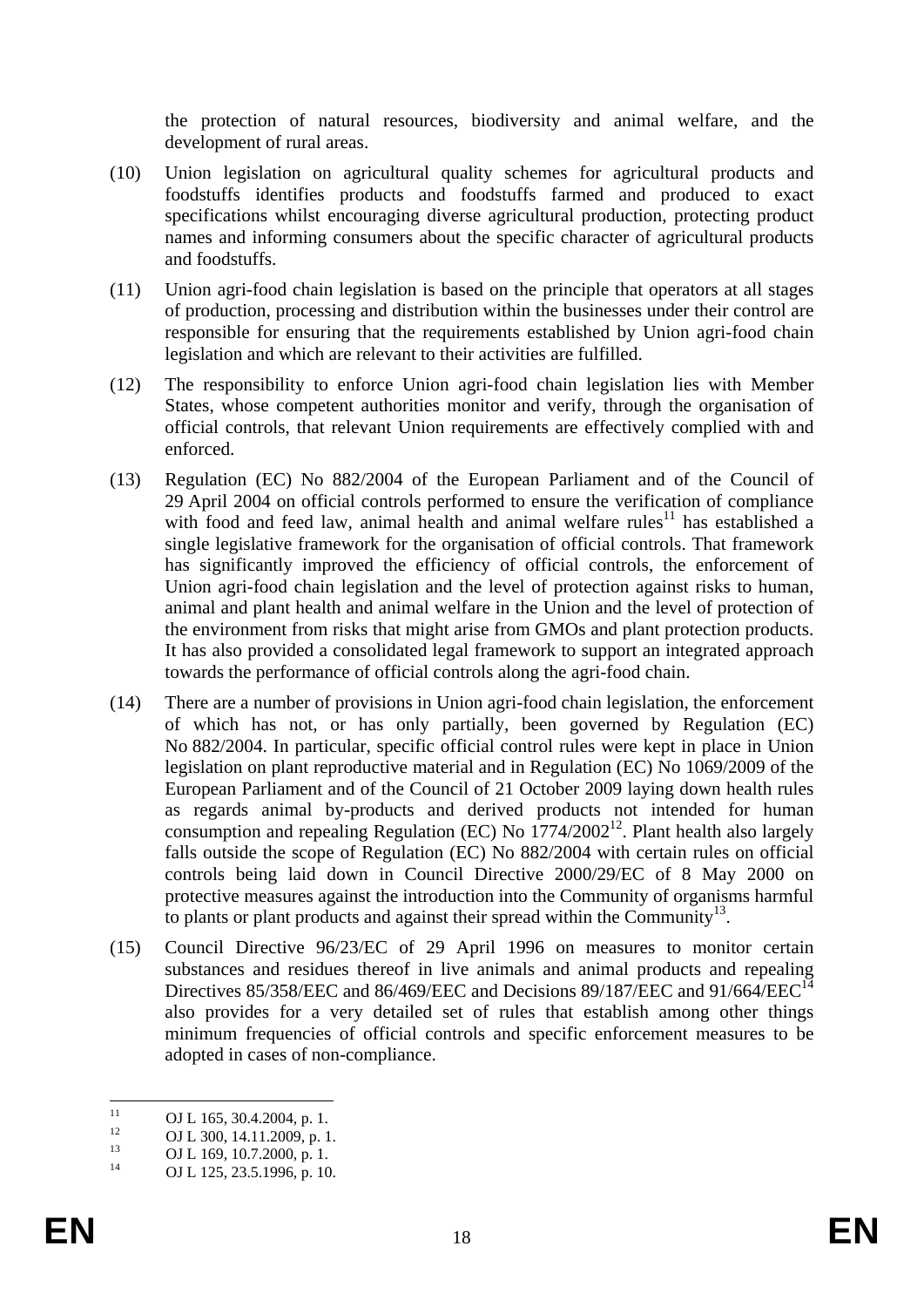the protection of natural resources, biodiversity and animal welfare, and the development of rural areas.

(10) Union legislation on agricultural quality schemes for agricultural products and foodstuffs identifies products and foodstuffs farmed and produced to exact specifications whilst encouraging diverse agricultural production, protecting product names and informing consumers about the specific character of agricultural products and foodstuffs.

(11) Union agri-food chain legislation is based on the principle that operators at all stages of production, processing and distribution within the businesses under their control are responsible for ensuring that the requirements established by Union agri-food chain legislation and which are relevant to their activities are fulfilled.

(12) The responsibility to enforce Union agri-food chain legislation lies with Member States, whose competent authorities monitor and verify, through the organisation of official controls, that relevant Union requirements are effectively complied with and enforced.

(13) Regulation (EC) No 882/2004 of the European Parliament and of the Council of 29 April 2004 on official controls performed to ensure the verification of compliance with food and feed law, animal health and animal welfare rules[11] has established a single legislative framework for the organisation of official controls. That framework has significantly improved the efficiency of official controls, the enforcement of Union agri-food chain legislation and the level of protection against risks to human, animal and plant health and animal welfare in the Union and the level of protection of the environment from risks that might arise from GMOs and plant protection products. It has also provided a consolidated legal framework to support an integrated approach towards the performance of official controls along the agri-food chain.

(14) There are a number of provisions in Union agri-food chain legislation, the enforcement of which has not, or has only partially, been governed by Regulation (EC) No 882/2004. In particular, specific official control rules were kept in place in Union legislation on plant reproductive material and in Regulation (EC) No 1069/2009 of the European Parliament and of the Council of 21 October 2009 laying down health rules as regards animal by-products and derived products not intended for human consumption and repealing Regulation (EC) No 1774/2002[12]. Plant health also largely falls outside the scope of Regulation (EC) No 882/2004 with certain rules on official controls being laid down in Council Directive 2000/29/EC of 8 May 2000 on protective measures against the introduction into the Community of organisms harmful to plants or plant products and against their spread within the Community[13].

(15) Council Directive 96/23/EC of 29 April 1996 on measures to monitor certain substances and residues thereof in live animals and animal products and repealing Directives 85/358/EEC and 86/469/EEC and Decisions 89/187/EEC and 91/664/EEC[14] also provides for a very detailed set of rules that establish among other things minimum frequencies of official controls and specific enforcement measures to be adopted in cases of non-compliance.

---

[11] OJ L 165, 30.4.2004, p. 1.

[12] OJ L 300, 14.11.2009, p. 1.

[13] OJ L 169, 10.7.2000, p. 1.

[14] OJ L 125, 23.5.1996, p. 10.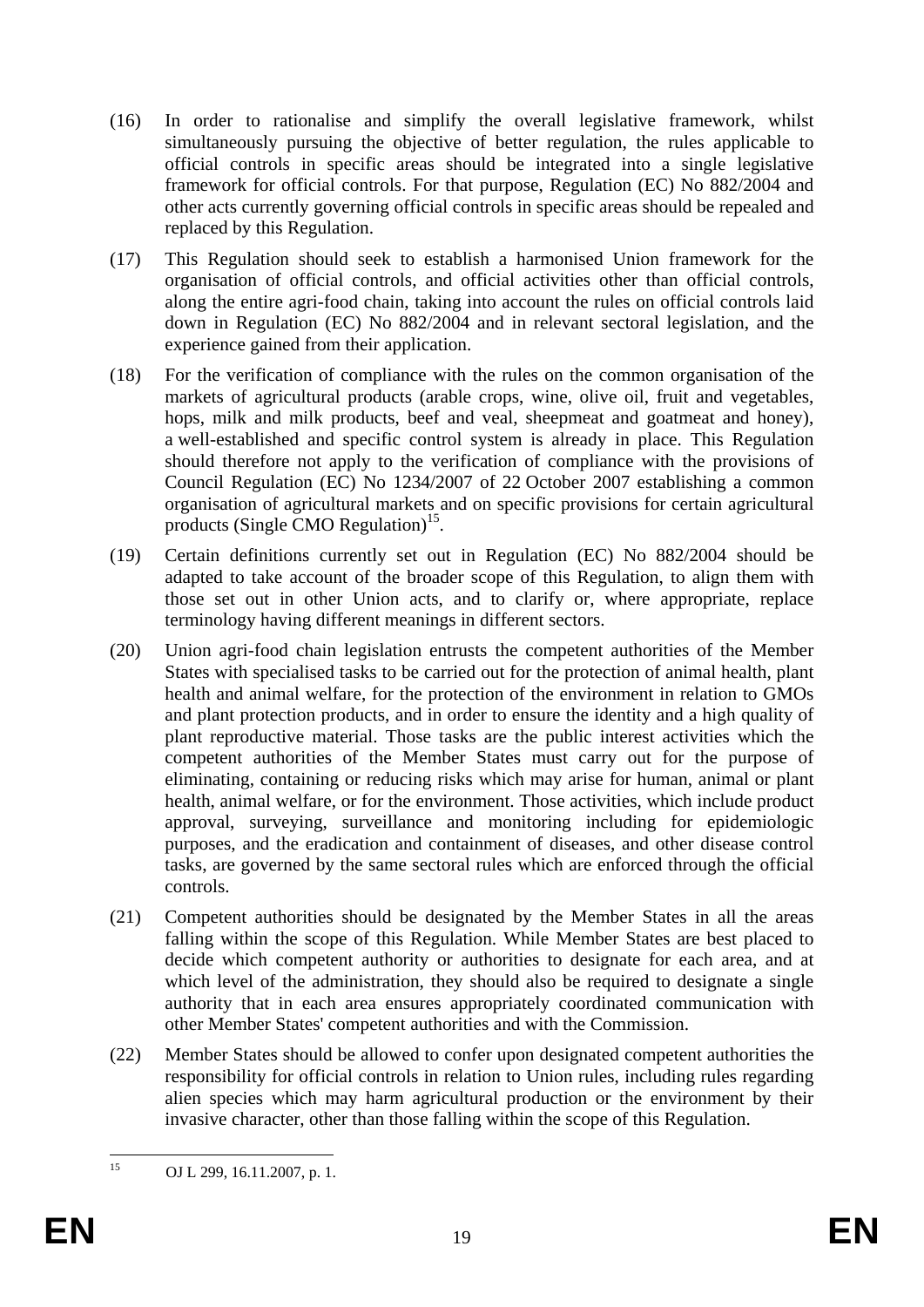(16) In order to rationalise and simplify the overall legislative framework, whilst simultaneously pursuing the objective of better regulation, the rules applicable to official controls in specific areas should be integrated into a single legislative framework for official controls. For that purpose, Regulation (EC) No 882/2004 and other acts currently governing official controls in specific areas should be repealed and replaced by this Regulation.

(17) This Regulation should seek to establish a harmonised Union framework for the organisation of official controls, and official activities other than official controls, along the entire agri-food chain, taking into account the rules on official controls laid down in Regulation (EC) No 882/2004 and in relevant sectoral legislation, and the experience gained from their application.

(18) For the verification of compliance with the rules on the common organisation of the markets of agricultural products (arable crops, wine, olive oil, fruit and vegetables, hops, milk and milk products, beef and veal, sheepmeat and goatmeat and honey), a well-established and specific control system is already in place. This Regulation should therefore not apply to the verification of compliance with the provisions of Council Regulation (EC) No 1234/2007 of 22 October 2007 establishing a common organisation of agricultural markets and on specific provisions for certain agricultural products (Single CMO Regulation)[15].

(19) Certain definitions currently set out in Regulation (EC) No 882/2004 should be adapted to take account of the broader scope of this Regulation, to align them with those set out in other Union acts, and to clarify or, where appropriate, replace terminology having different meanings in different sectors.

(20) Union agri-food chain legislation entrusts the competent authorities of the Member States with specialised tasks to be carried out for the protection of animal health, plant health and animal welfare, for the protection of the environment in relation to GMOs and plant protection products, and in order to ensure the identity and a high quality of plant reproductive material. Those tasks are the public interest activities which the competent authorities of the Member States must carry out for the purpose of eliminating, containing or reducing risks which may arise for human, animal or plant health, animal welfare, or for the environment. Those activities, which include product approval, surveying, surveillance and monitoring including for epidemiologic purposes, and the eradication and containment of diseases, and other disease control tasks, are governed by the same sectoral rules which are enforced through the official controls.

(21) Competent authorities should be designated by the Member States in all the areas falling within the scope of this Regulation. While Member States are best placed to decide which competent authority or authorities to designate for each area, and at which level of the administration, they should also be required to designate a single authority that in each area ensures appropriately coordinated communication with other Member States' competent authorities and with the Commission.

(22) Member States should be allowed to confer upon designated competent authorities the responsibility for official controls in relation to Union rules, including rules regarding alien species which may harm agricultural production or the environment by their invasive character, other than those falling within the scope of this Regulation.

---

[15] OJ L 299, 16.11.2007, p. 1.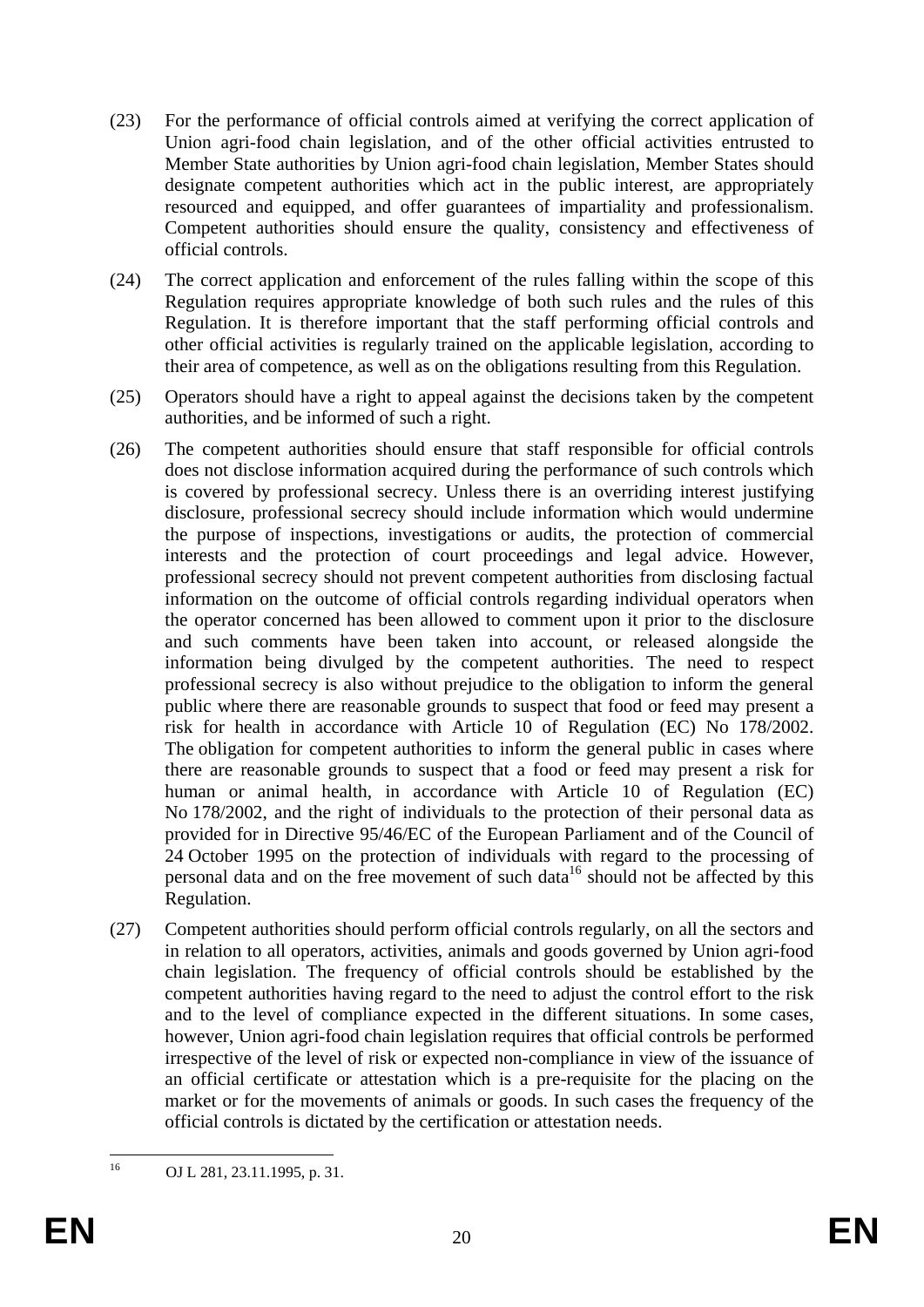(23) For the performance of official controls aimed at verifying the correct application of Union agri-food chain legislation, and of the other official activities entrusted to Member State authorities by Union agri-food chain legislation, Member States should designate competent authorities which act in the public interest, are appropriately resourced and equipped, and offer guarantees of impartiality and professionalism. Competent authorities should ensure the quality, consistency and effectiveness of official controls.

(24) The correct application and enforcement of the rules falling within the scope of this Regulation requires appropriate knowledge of both such rules and the rules of this Regulation. It is therefore important that the staff performing official controls and other official activities is regularly trained on the applicable legislation, according to their area of competence, as well as on the obligations resulting from this Regulation.

(25) Operators should have a right to appeal against the decisions taken by the competent authorities, and be informed of such a right.

(26) The competent authorities should ensure that staff responsible for official controls does not disclose information acquired during the performance of such controls which is covered by professional secrecy. Unless there is an overriding interest justifying disclosure, professional secrecy should include information which would undermine the purpose of inspections, investigations or audits, the protection of commercial interests and the protection of court proceedings and legal advice. However, professional secrecy should not prevent competent authorities from disclosing factual information on the outcome of official controls regarding individual operators when the operator concerned has been allowed to comment upon it prior to the disclosure and such comments have been taken into account, or released alongside the information being divulged by the competent authorities. The need to respect professional secrecy is also without prejudice to the obligation to inform the general public where there are reasonable grounds to suspect that food or feed may present a risk for health in accordance with Article 10 of Regulation (EC) No 178/2002. The obligation for competent authorities to inform the general public in cases where there are reasonable grounds to suspect that a food or feed may present a risk for human or animal health, in accordance with Article 10 of Regulation (EC) No 178/2002, and the right of individuals to the protection of their personal data as provided for in Directive 95/46/EC of the European Parliament and of the Council of 24 October 1995 on the protection of individuals with regard to the processing of personal data and on the free movement of such data[16] should not be affected by this Regulation.

(27) Competent authorities should perform official controls regularly, on all the sectors and in relation to all operators, activities, animals and goods governed by Union agri-food chain legislation. The frequency of official controls should be established by the competent authorities having regard to the need to adjust the control effort to the risk and to the level of compliance expected in the different situations. In some cases, however, Union agri-food chain legislation requires that official controls be performed irrespective of the level of risk or expected non-compliance in view of the issuance of an official certificate or attestation which is a pre-requisite for the placing on the market or for the movements of animals or goods. In such cases the frequency of the official controls is dictated by the certification or attestation needs.

[16] OJ L 281, 23.11.1995, p. 31.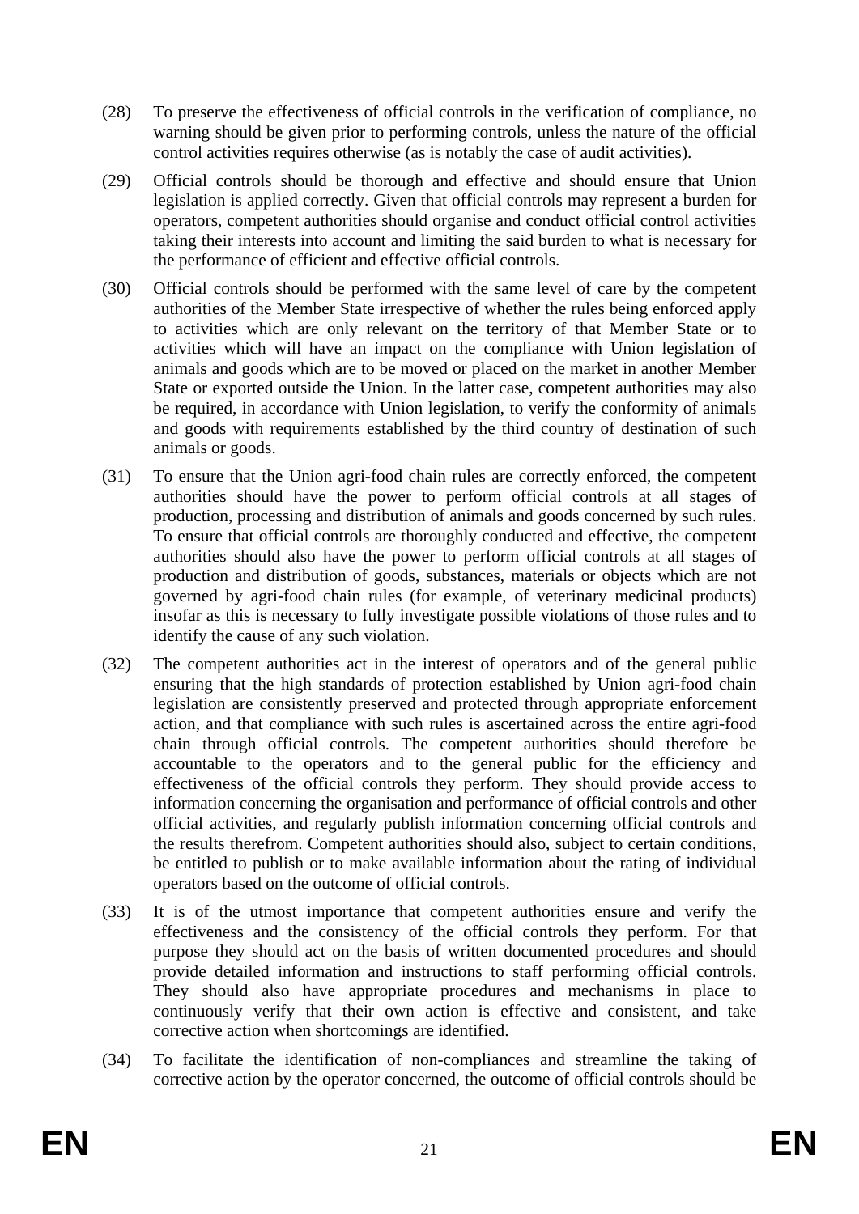(28) To preserve the effectiveness of official controls in the verification of compliance, no warning should be given prior to performing controls, unless the nature of the official control activities requires otherwise (as is notably the case of audit activities).

(29) Official controls should be thorough and effective and should ensure that Union legislation is applied correctly. Given that official controls may represent a burden for operators, competent authorities should organise and conduct official control activities taking their interests into account and limiting the said burden to what is necessary for the performance of efficient and effective official controls.

(30) Official controls should be performed with the same level of care by the competent authorities of the Member State irrespective of whether the rules being enforced apply to activities which are only relevant on the territory of that Member State or to activities which will have an impact on the compliance with Union legislation of animals and goods which are to be moved or placed on the market in another Member State or exported outside the Union. In the latter case, competent authorities may also be required, in accordance with Union legislation, to verify the conformity of animals and goods with requirements established by the third country of destination of such animals or goods.

(31) To ensure that the Union agri-food chain rules are correctly enforced, the competent authorities should have the power to perform official controls at all stages of production, processing and distribution of animals and goods concerned by such rules. To ensure that official controls are thoroughly conducted and effective, the competent authorities should also have the power to perform official controls at all stages of production and distribution of goods, substances, materials or objects which are not governed by agri-food chain rules (for example, of veterinary medicinal products) insofar as this is necessary to fully investigate possible violations of those rules and to identify the cause of any such violation.

(32) The competent authorities act in the interest of operators and of the general public ensuring that the high standards of protection established by Union agri-food chain legislation are consistently preserved and protected through appropriate enforcement action, and that compliance with such rules is ascertained across the entire agri-food chain through official controls. The competent authorities should therefore be accountable to the operators and to the general public for the efficiency and effectiveness of the official controls they perform. They should provide access to information concerning the organisation and performance of official controls and other official activities, and regularly publish information concerning official controls and the results therefrom. Competent authorities should also, subject to certain conditions, be entitled to publish or to make available information about the rating of individual operators based on the outcome of official controls.

(33) It is of the utmost importance that competent authorities ensure and verify the effectiveness and the consistency of the official controls they perform. For that purpose they should act on the basis of written documented procedures and should provide detailed information and instructions to staff performing official controls. They should also have appropriate procedures and mechanisms in place to continuously verify that their own action is effective and consistent, and take corrective action when shortcomings are identified.

(34) To facilitate the identification of non-compliances and streamline the taking of corrective action by the operator concerned, the outcome of official controls should be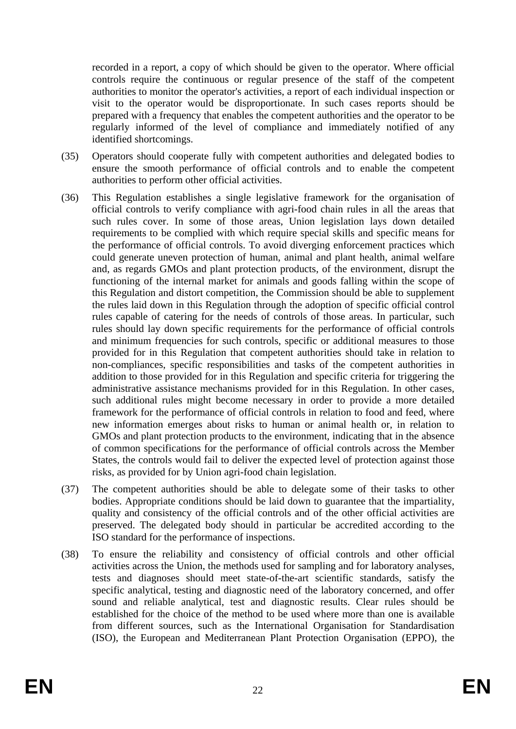recorded in a report, a copy of which should be given to the operator. Where official controls require the continuous or regular presence of the staff of the competent authorities to monitor the operator's activities, a report of each individual inspection or visit to the operator would be disproportionate. In such cases reports should be prepared with a frequency that enables the competent authorities and the operator to be regularly informed of the level of compliance and immediately notified of any identified shortcomings.

(35) Operators should cooperate fully with competent authorities and delegated bodies to ensure the smooth performance of official controls and to enable the competent authorities to perform other official activities.

(36) This Regulation establishes a single legislative framework for the organisation of official controls to verify compliance with agri-food chain rules in all the areas that such rules cover. In some of those areas, Union legislation lays down detailed requirements to be complied with which require special skills and specific means for the performance of official controls. To avoid diverging enforcement practices which could generate uneven protection of human, animal and plant health, animal welfare and, as regards GMOs and plant protection products, of the environment, disrupt the functioning of the internal market for animals and goods falling within the scope of this Regulation and distort competition, the Commission should be able to supplement the rules laid down in this Regulation through the adoption of specific official control rules capable of catering for the needs of controls of those areas. In particular, such rules should lay down specific requirements for the performance of official controls and minimum frequencies for such controls, specific or additional measures to those provided for in this Regulation that competent authorities should take in relation to non-compliances, specific responsibilities and tasks of the competent authorities in addition to those provided for in this Regulation and specific criteria for triggering the administrative assistance mechanisms provided for in this Regulation. In other cases, such additional rules might become necessary in order to provide a more detailed framework for the performance of official controls in relation to food and feed, where new information emerges about risks to human or animal health or, in relation to GMOs and plant protection products to the environment, indicating that in the absence of common specifications for the performance of official controls across the Member States, the controls would fail to deliver the expected level of protection against those risks, as provided for by Union agri-food chain legislation.

(37) The competent authorities should be able to delegate some of their tasks to other bodies. Appropriate conditions should be laid down to guarantee that the impartiality, quality and consistency of the official controls and of the other official activities are preserved. The delegated body should in particular be accredited according to the ISO standard for the performance of inspections.

(38) To ensure the reliability and consistency of official controls and other official activities across the Union, the methods used for sampling and for laboratory analyses, tests and diagnoses should meet state-of-the-art scientific standards, satisfy the specific analytical, testing and diagnostic need of the laboratory concerned, and offer sound and reliable analytical, test and diagnostic results. Clear rules should be established for the choice of the method to be used where more than one is available from different sources, such as the International Organisation for Standardisation (ISO), the European and Mediterranean Plant Protection Organisation (EPPO), the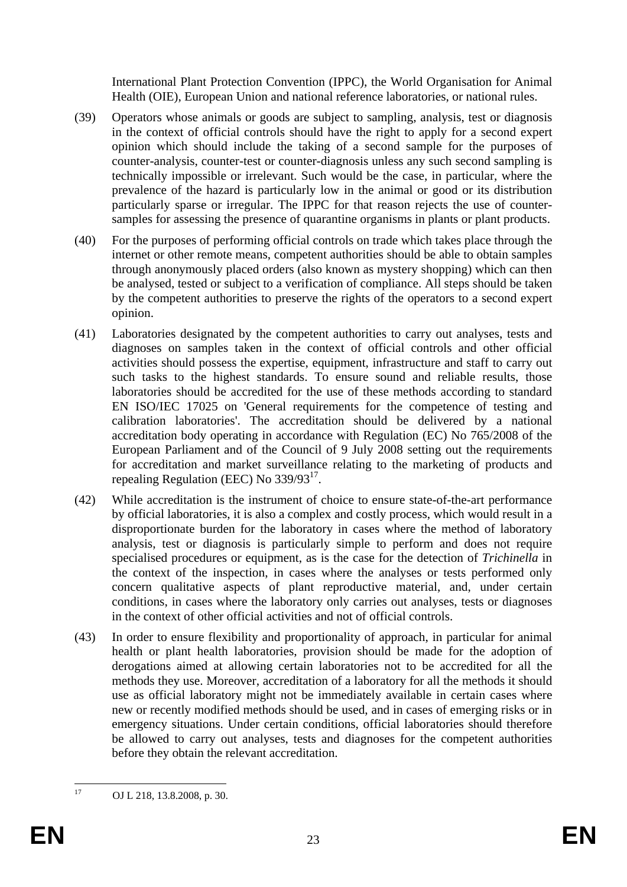International Plant Protection Convention (IPPC), the World Organisation for Animal Health (OIE), European Union and national reference laboratories, or national rules.

(39) Operators whose animals or goods are subject to sampling, analysis, test or diagnosis in the context of official controls should have the right to apply for a second expert opinion which should include the taking of a second sample for the purposes of counter-analysis, counter-test or counter-diagnosis unless any such second sampling is technically impossible or irrelevant. Such would be the case, in particular, where the prevalence of the hazard is particularly low in the animal or good or its distribution particularly sparse or irregular. The IPPC for that reason rejects the use of counter-samples for assessing the presence of quarantine organisms in plants or plant products.

(40) For the purposes of performing official controls on trade which takes place through the internet or other remote means, competent authorities should be able to obtain samples through anonymously placed orders (also known as mystery shopping) which can then be analysed, tested or subject to a verification of compliance. All steps should be taken by the competent authorities to preserve the rights of the operators to a second expert opinion.

(41) Laboratories designated by the competent authorities to carry out analyses, tests and diagnoses on samples taken in the context of official controls and other official activities should possess the expertise, equipment, infrastructure and staff to carry out such tasks to the highest standards. To ensure sound and reliable results, those laboratories should be accredited for the use of these methods according to standard EN ISO/IEC 17025 on 'General requirements for the competence of testing and calibration laboratories'. The accreditation should be delivered by a national accreditation body operating in accordance with Regulation (EC) No 765/2008 of the European Parliament and of the Council of 9 July 2008 setting out the requirements for accreditation and market surveillance relating to the marketing of products and repealing Regulation (EEC) No 339/93[17].

(42) While accreditation is the instrument of choice to ensure state-of-the-art performance by official laboratories, it is also a complex and costly process, which would result in a disproportionate burden for the laboratory in cases where the method of laboratory analysis, test or diagnosis is particularly simple to perform and does not require specialised procedures or equipment, as is the case for the detection of *Trichinella* in the context of the inspection, in cases where the analyses or tests performed only concern qualitative aspects of plant reproductive material, and, under certain conditions, in cases where the laboratory only carries out analyses, tests or diagnoses in the context of other official activities and not of official controls.

(43) In order to ensure flexibility and proportionality of approach, in particular for animal health or plant health laboratories, provision should be made for the adoption of derogations aimed at allowing certain laboratories not to be accredited for all the methods they use. Moreover, accreditation of a laboratory for all the methods it should use as official laboratory might not be immediately available in certain cases where new or recently modified methods should be used, and in cases of emerging risks or in emergency situations. Under certain conditions, official laboratories should therefore be allowed to carry out analyses, tests and diagnoses for the competent authorities before they obtain the relevant accreditation.

---

[17] OJ L 218, 13.8.2008, p. 30.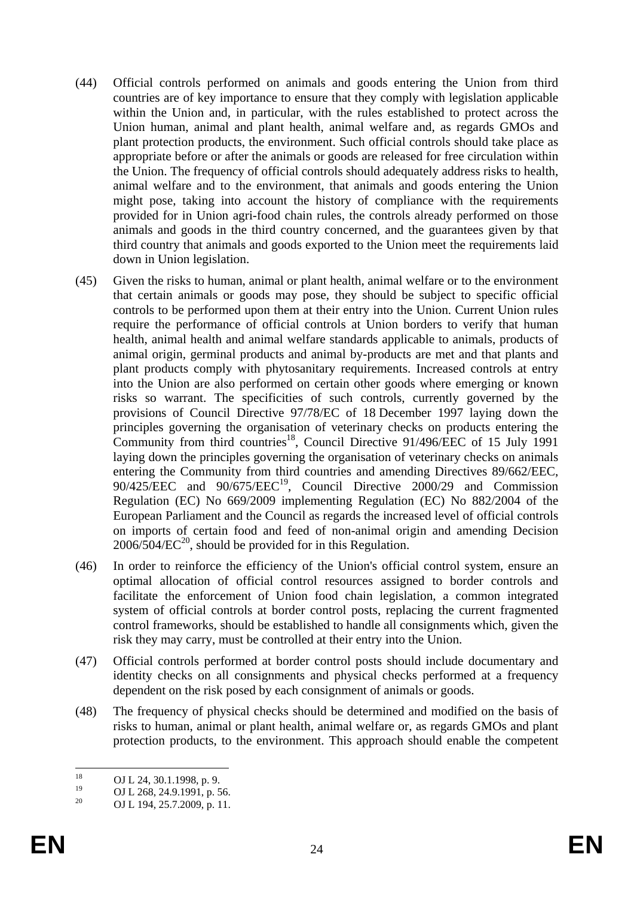(44) Official controls performed on animals and goods entering the Union from third countries are of key importance to ensure that they comply with legislation applicable within the Union and, in particular, with the rules established to protect across the Union human, animal and plant health, animal welfare and, as regards GMOs and plant protection products, the environment. Such official controls should take place as appropriate before or after the animals or goods are released for free circulation within the Union. The frequency of official controls should adequately address risks to health, animal welfare and to the environment, that animals and goods entering the Union might pose, taking into account the history of compliance with the requirements provided for in Union agri-food chain rules, the controls already performed on those animals and goods in the third country concerned, and the guarantees given by that third country that animals and goods exported to the Union meet the requirements laid down in Union legislation.

(45) Given the risks to human, animal or plant health, animal welfare or to the environment that certain animals or goods may pose, they should be subject to specific official controls to be performed upon them at their entry into the Union. Current Union rules require the performance of official controls at Union borders to verify that human health, animal health and animal welfare standards applicable to animals, products of animal origin, germinal products and animal by-products are met and that plants and plant products comply with phytosanitary requirements. Increased controls at entry into the Union are also performed on certain other goods where emerging or known risks so warrant. The specificities of such controls, currently governed by the provisions of Council Directive 97/78/EC of 18 December 1997 laying down the principles governing the organisation of veterinary checks on products entering the Community from third countries[18], Council Directive 91/496/EEC of 15 July 1991 laying down the principles governing the organisation of veterinary checks on animals entering the Community from third countries and amending Directives 89/662/EEC, 90/425/EEC and 90/675/EEC[19], Council Directive 2000/29 and Commission Regulation (EC) No 669/2009 implementing Regulation (EC) No 882/2004 of the European Parliament and the Council as regards the increased level of official controls on imports of certain food and feed of non-animal origin and amending Decision 2006/504/EC[20], should be provided for in this Regulation.

(46) In order to reinforce the efficiency of the Union's official control system, ensure an optimal allocation of official control resources assigned to border controls and facilitate the enforcement of Union food chain legislation, a common integrated system of official controls at border control posts, replacing the current fragmented control frameworks, should be established to handle all consignments which, given the risk they may carry, must be controlled at their entry into the Union.

(47) Official controls performed at border control posts should include documentary and identity checks on all consignments and physical checks performed at a frequency dependent on the risk posed by each consignment of animals or goods.

(48) The frequency of physical checks should be determined and modified on the basis of risks to human, animal or plant health, animal welfare or, as regards GMOs and plant protection products, to the environment. This approach should enable the competent

---

[18] OJ L 24, 30.1.1998, p. 9.

[19] OJ L 268, 24.9.1991, p. 56.

[20] OJ L 194, 25.7.2009, p. 11.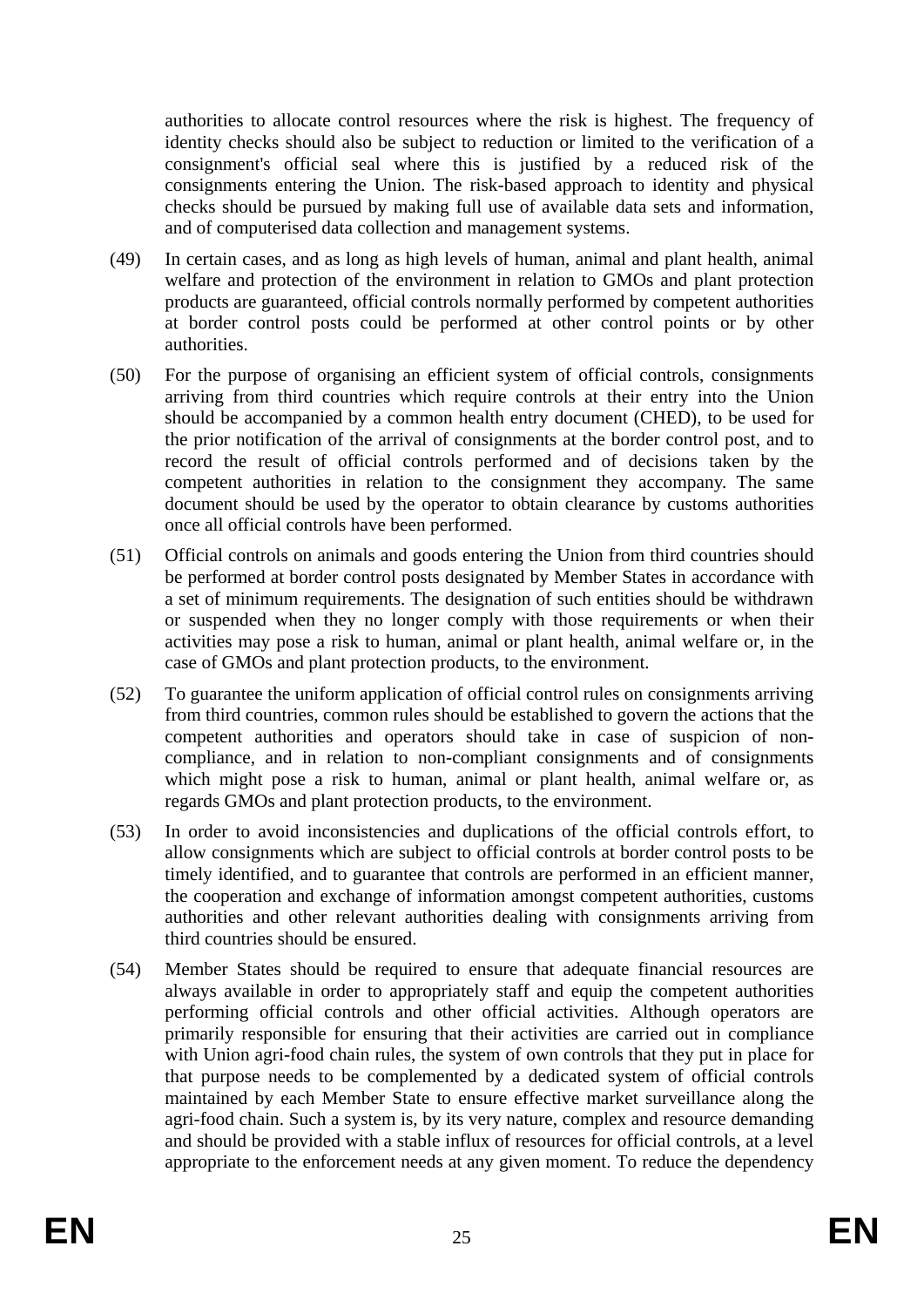authorities to allocate control resources where the risk is highest. The frequency of identity checks should also be subject to reduction or limited to the verification of a consignment's official seal where this is justified by a reduced risk of the consignments entering the Union. The risk-based approach to identity and physical checks should be pursued by making full use of available data sets and information, and of computerised data collection and management systems.

(49) In certain cases, and as long as high levels of human, animal and plant health, animal welfare and protection of the environment in relation to GMOs and plant protection products are guaranteed, official controls normally performed by competent authorities at border control posts could be performed at other control points or by other authorities.

(50) For the purpose of organising an efficient system of official controls, consignments arriving from third countries which require controls at their entry into the Union should be accompanied by a common health entry document (CHED), to be used for the prior notification of the arrival of consignments at the border control post, and to record the result of official controls performed and of decisions taken by the competent authorities in relation to the consignment they accompany. The same document should be used by the operator to obtain clearance by customs authorities once all official controls have been performed.

(51) Official controls on animals and goods entering the Union from third countries should be performed at border control posts designated by Member States in accordance with a set of minimum requirements. The designation of such entities should be withdrawn or suspended when they no longer comply with those requirements or when their activities may pose a risk to human, animal or plant health, animal welfare or, in the case of GMOs and plant protection products, to the environment.

(52) To guarantee the uniform application of official control rules on consignments arriving from third countries, common rules should be established to govern the actions that the competent authorities and operators should take in case of suspicion of non-compliance, and in relation to non-compliant consignments and of consignments which might pose a risk to human, animal or plant health, animal welfare or, as regards GMOs and plant protection products, to the environment.

(53) In order to avoid inconsistencies and duplications of the official controls effort, to allow consignments which are subject to official controls at border control posts to be timely identified, and to guarantee that controls are performed in an efficient manner, the cooperation and exchange of information amongst competent authorities, customs authorities and other relevant authorities dealing with consignments arriving from third countries should be ensured.

(54) Member States should be required to ensure that adequate financial resources are always available in order to appropriately staff and equip the competent authorities performing official controls and other official activities. Although operators are primarily responsible for ensuring that their activities are carried out in compliance with Union agri-food chain rules, the system of own controls that they put in place for that purpose needs to be complemented by a dedicated system of official controls maintained by each Member State to ensure effective market surveillance along the agri-food chain. Such a system is, by its very nature, complex and resource demanding and should be provided with a stable influx of resources for official controls, at a level appropriate to the enforcement needs at any given moment. To reduce the dependency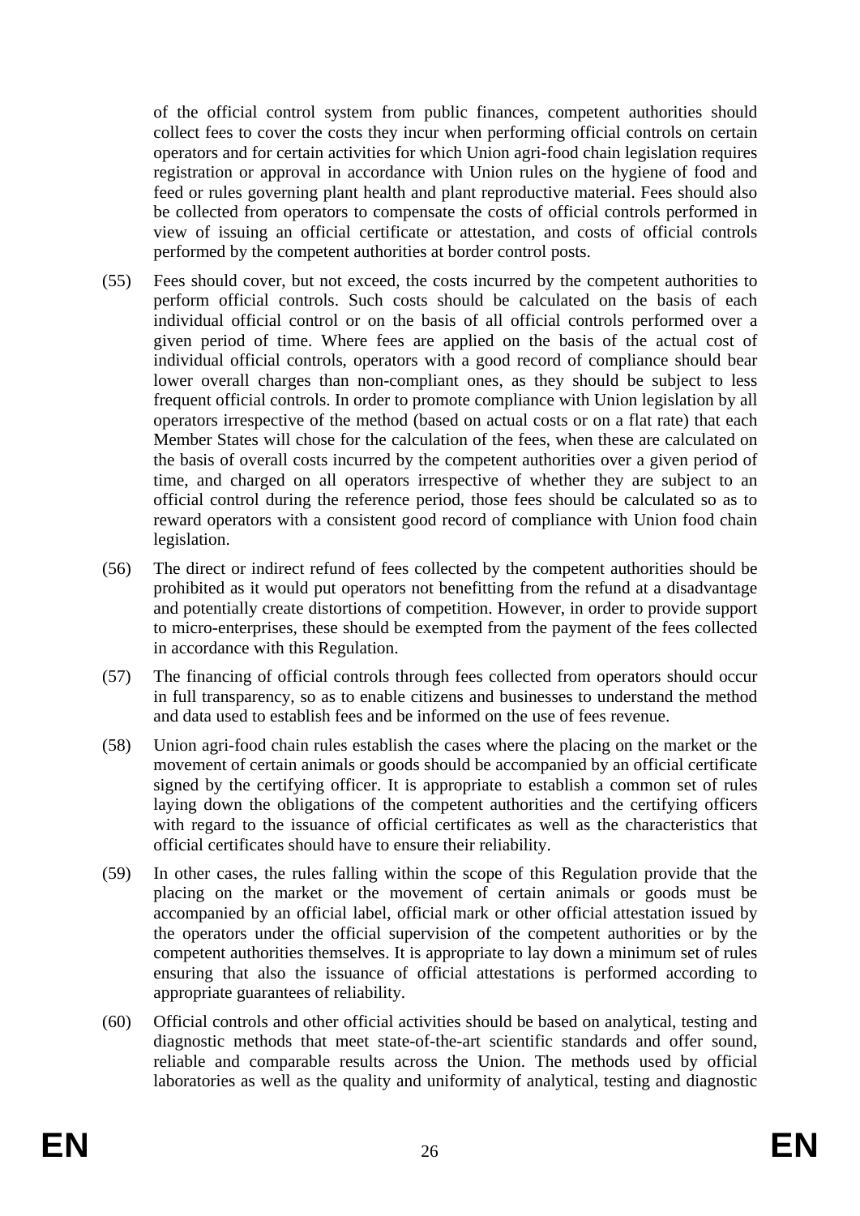of the official control system from public finances, competent authorities should collect fees to cover the costs they incur when performing official controls on certain operators and for certain activities for which Union agri-food chain legislation requires registration or approval in accordance with Union rules on the hygiene of food and feed or rules governing plant health and plant reproductive material. Fees should also be collected from operators to compensate the costs of official controls performed in view of issuing an official certificate or attestation, and costs of official controls performed by the competent authorities at border control posts.

(55) Fees should cover, but not exceed, the costs incurred by the competent authorities to perform official controls. Such costs should be calculated on the basis of each individual official control or on the basis of all official controls performed over a given period of time. Where fees are applied on the basis of the actual cost of individual official controls, operators with a good record of compliance should bear lower overall charges than non-compliant ones, as they should be subject to less frequent official controls. In order to promote compliance with Union legislation by all operators irrespective of the method (based on actual costs or on a flat rate) that each Member States will chose for the calculation of the fees, when these are calculated on the basis of overall costs incurred by the competent authorities over a given period of time, and charged on all operators irrespective of whether they are subject to an official control during the reference period, those fees should be calculated so as to reward operators with a consistent good record of compliance with Union food chain legislation.

(56) The direct or indirect refund of fees collected by the competent authorities should be prohibited as it would put operators not benefitting from the refund at a disadvantage and potentially create distortions of competition. However, in order to provide support to micro-enterprises, these should be exempted from the payment of the fees collected in accordance with this Regulation.

(57) The financing of official controls through fees collected from operators should occur in full transparency, so as to enable citizens and businesses to understand the method and data used to establish fees and be informed on the use of fees revenue.

(58) Union agri-food chain rules establish the cases where the placing on the market or the movement of certain animals or goods should be accompanied by an official certificate signed by the certifying officer. It is appropriate to establish a common set of rules laying down the obligations of the competent authorities and the certifying officers with regard to the issuance of official certificates as well as the characteristics that official certificates should have to ensure their reliability.

(59) In other cases, the rules falling within the scope of this Regulation provide that the placing on the market or the movement of certain animals or goods must be accompanied by an official label, official mark or other official attestation issued by the operators under the official supervision of the competent authorities or by the competent authorities themselves. It is appropriate to lay down a minimum set of rules ensuring that also the issuance of official attestations is performed according to appropriate guarantees of reliability.

(60) Official controls and other official activities should be based on analytical, testing and diagnostic methods that meet state-of-the-art scientific standards and offer sound, reliable and comparable results across the Union. The methods used by official laboratories as well as the quality and uniformity of analytical, testing and diagnostic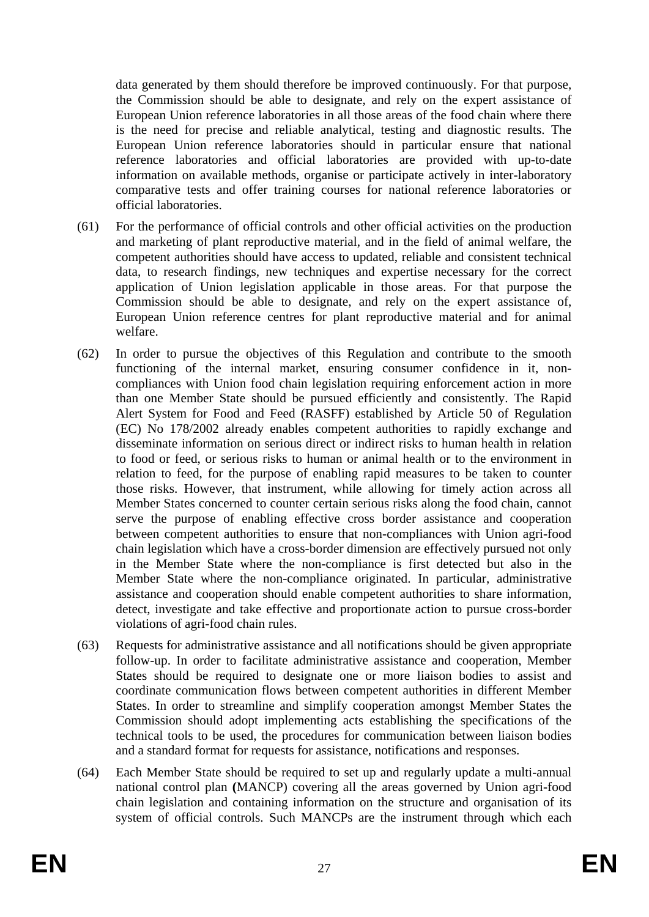data generated by them should therefore be improved continuously. For that purpose, the Commission should be able to designate, and rely on the expert assistance of European Union reference laboratories in all those areas of the food chain where there is the need for precise and reliable analytical, testing and diagnostic results. The European Union reference laboratories should in particular ensure that national reference laboratories and official laboratories are provided with up-to-date information on available methods, organise or participate actively in inter-laboratory comparative tests and offer training courses for national reference laboratories or official laboratories.

(61) For the performance of official controls and other official activities on the production and marketing of plant reproductive material, and in the field of animal welfare, the competent authorities should have access to updated, reliable and consistent technical data, to research findings, new techniques and expertise necessary for the correct application of Union legislation applicable in those areas. For that purpose the Commission should be able to designate, and rely on the expert assistance of, European Union reference centres for plant reproductive material and for animal welfare.

(62) In order to pursue the objectives of this Regulation and contribute to the smooth functioning of the internal market, ensuring consumer confidence in it, non-compliances with Union food chain legislation requiring enforcement action in more than one Member State should be pursued efficiently and consistently. The Rapid Alert System for Food and Feed (RASFF) established by Article 50 of Regulation (EC) No 178/2002 already enables competent authorities to rapidly exchange and disseminate information on serious direct or indirect risks to human health in relation to food or feed, or serious risks to human or animal health or to the environment in relation to feed, for the purpose of enabling rapid measures to be taken to counter those risks. However, that instrument, while allowing for timely action across all Member States concerned to counter certain serious risks along the food chain, cannot serve the purpose of enabling effective cross border assistance and cooperation between competent authorities to ensure that non-compliances with Union agri-food chain legislation which have a cross-border dimension are effectively pursued not only in the Member State where the non-compliance is first detected but also in the Member State where the non-compliance originated. In particular, administrative assistance and cooperation should enable competent authorities to share information, detect, investigate and take effective and proportionate action to pursue cross-border violations of agri-food chain rules.

(63) Requests for administrative assistance and all notifications should be given appropriate follow-up. In order to facilitate administrative assistance and cooperation, Member States should be required to designate one or more liaison bodies to assist and coordinate communication flows between competent authorities in different Member States. In order to streamline and simplify cooperation amongst Member States the Commission should adopt implementing acts establishing the specifications of the technical tools to be used, the procedures for communication between liaison bodies and a standard format for requests for assistance, notifications and responses.

(64) Each Member State should be required to set up and regularly update a multi-annual national control plan (MANCP) covering all the areas governed by Union agri-food chain legislation and containing information on the structure and organisation of its system of official controls. Such MANCPs are the instrument through which each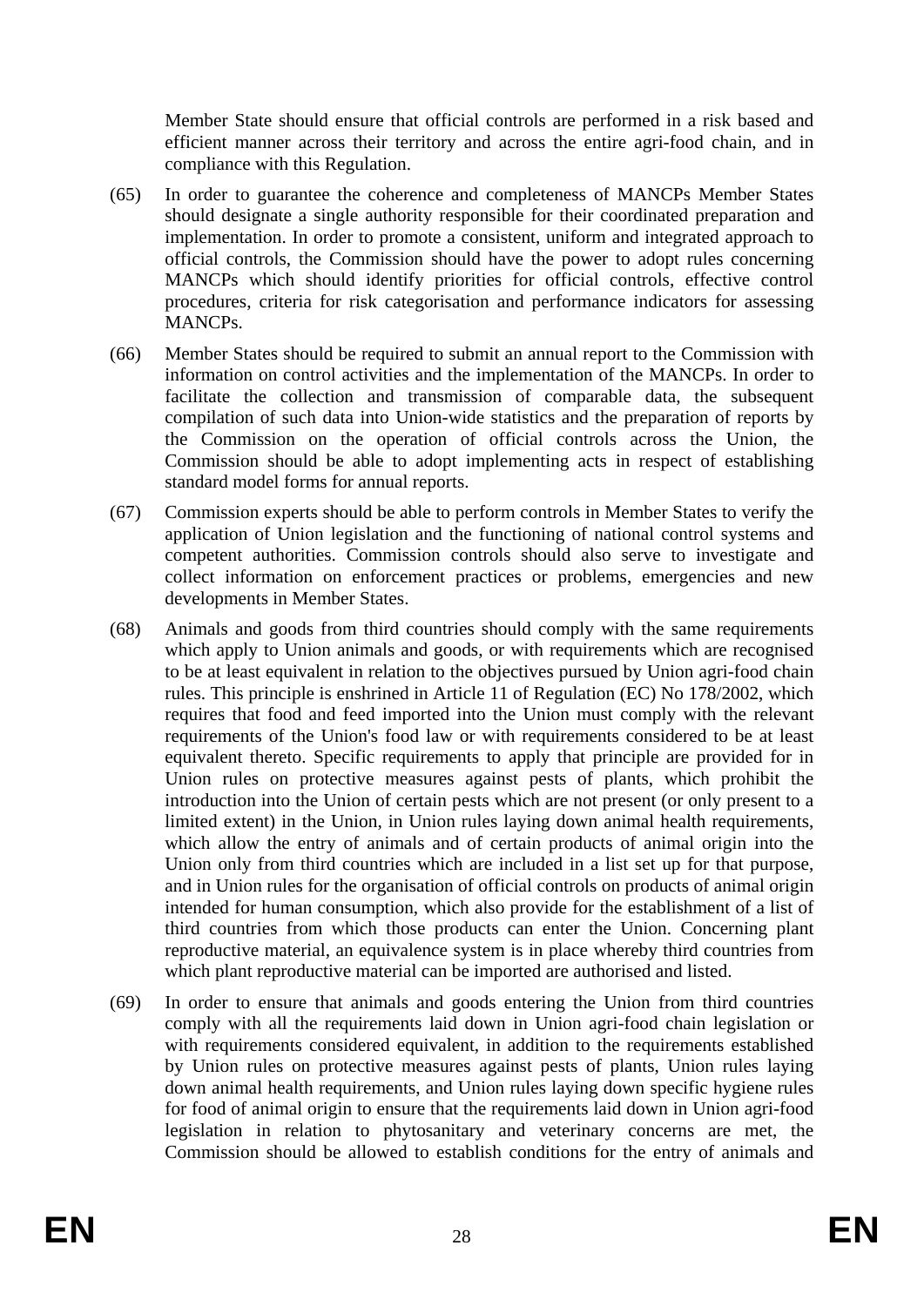Member State should ensure that official controls are performed in a risk based and efficient manner across their territory and across the entire agri-food chain, and in compliance with this Regulation.

(65) In order to guarantee the coherence and completeness of MANCPs Member States should designate a single authority responsible for their coordinated preparation and implementation. In order to promote a consistent, uniform and integrated approach to official controls, the Commission should have the power to adopt rules concerning MANCPs which should identify priorities for official controls, effective control procedures, criteria for risk categorisation and performance indicators for assessing MANCPs.

(66) Member States should be required to submit an annual report to the Commission with information on control activities and the implementation of the MANCPs. In order to facilitate the collection and transmission of comparable data, the subsequent compilation of such data into Union-wide statistics and the preparation of reports by the Commission on the operation of official controls across the Union, the Commission should be able to adopt implementing acts in respect of establishing standard model forms for annual reports.

(67) Commission experts should be able to perform controls in Member States to verify the application of Union legislation and the functioning of national control systems and competent authorities. Commission controls should also serve to investigate and collect information on enforcement practices or problems, emergencies and new developments in Member States.

(68) Animals and goods from third countries should comply with the same requirements which apply to Union animals and goods, or with requirements which are recognised to be at least equivalent in relation to the objectives pursued by Union agri-food chain rules. This principle is enshrined in Article 11 of Regulation (EC) No 178/2002, which requires that food and feed imported into the Union must comply with the relevant requirements of the Union's food law or with requirements considered to be at least equivalent thereto. Specific requirements to apply that principle are provided for in Union rules on protective measures against pests of plants, which prohibit the introduction into the Union of certain pests which are not present (or only present to a limited extent) in the Union, in Union rules laying down animal health requirements, which allow the entry of animals and of certain products of animal origin into the Union only from third countries which are included in a list set up for that purpose, and in Union rules for the organisation of official controls on products of animal origin intended for human consumption, which also provide for the establishment of a list of third countries from which those products can enter the Union. Concerning plant reproductive material, an equivalence system is in place whereby third countries from which plant reproductive material can be imported are authorised and listed.

(69) In order to ensure that animals and goods entering the Union from third countries comply with all the requirements laid down in Union agri-food chain legislation or with requirements considered equivalent, in addition to the requirements established by Union rules on protective measures against pests of plants, Union rules laying down animal health requirements, and Union rules laying down specific hygiene rules for food of animal origin to ensure that the requirements laid down in Union agri-food legislation in relation to phytosanitary and veterinary concerns are met, the Commission should be allowed to establish conditions for the entry of animals and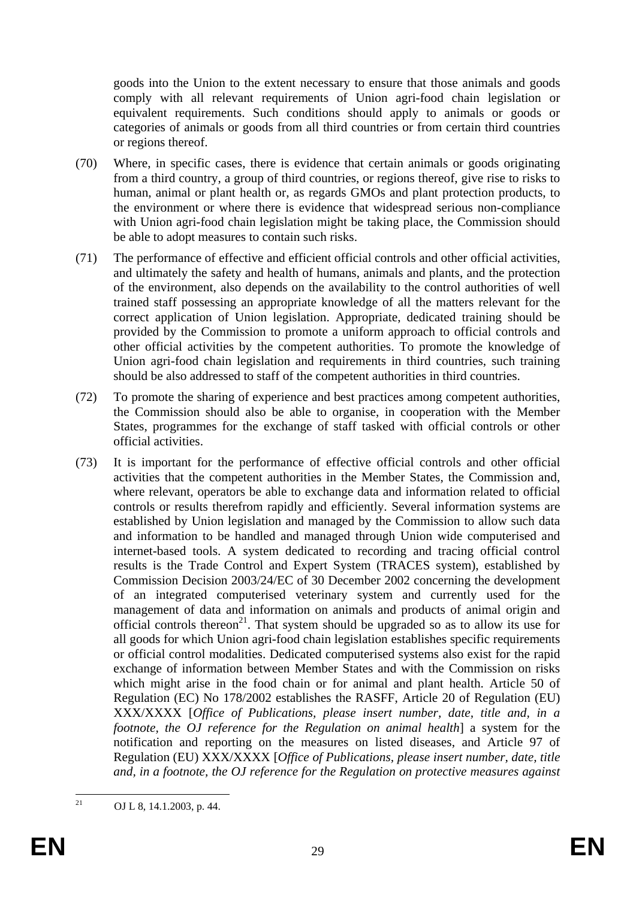goods into the Union to the extent necessary to ensure that those animals and goods comply with all relevant requirements of Union agri-food chain legislation or equivalent requirements. Such conditions should apply to animals or goods or categories of animals or goods from all third countries or from certain third countries or regions thereof.

(70) Where, in specific cases, there is evidence that certain animals or goods originating from a third country, a group of third countries, or regions thereof, give rise to risks to human, animal or plant health or, as regards GMOs and plant protection products, to the environment or where there is evidence that widespread serious non-compliance with Union agri-food chain legislation might be taking place, the Commission should be able to adopt measures to contain such risks.

(71) The performance of effective and efficient official controls and other official activities, and ultimately the safety and health of humans, animals and plants, and the protection of the environment, also depends on the availability to the control authorities of well trained staff possessing an appropriate knowledge of all the matters relevant for the correct application of Union legislation. Appropriate, dedicated training should be provided by the Commission to promote a uniform approach to official controls and other official activities by the competent authorities. To promote the knowledge of Union agri-food chain legislation and requirements in third countries, such training should be also addressed to staff of the competent authorities in third countries.

(72) To promote the sharing of experience and best practices among competent authorities, the Commission should also be able to organise, in cooperation with the Member States, programmes for the exchange of staff tasked with official controls or other official activities.

(73) It is important for the performance of effective official controls and other official activities that the competent authorities in the Member States, the Commission and, where relevant, operators be able to exchange data and information related to official controls or results therefrom rapidly and efficiently. Several information systems are established by Union legislation and managed by the Commission to allow such data and information to be handled and managed through Union wide computerised and internet-based tools. A system dedicated to recording and tracing official control results is the Trade Control and Expert System (TRACES system), established by Commission Decision 2003/24/EC of 30 December 2002 concerning the development of an integrated computerised veterinary system and currently used for the management of data and information on animals and products of animal origin and official controls thereon[21]. That system should be upgraded so as to allow its use for all goods for which Union agri-food chain legislation establishes specific requirements or official control modalities. Dedicated computerised systems also exist for the rapid exchange of information between Member States and with the Commission on risks which might arise in the food chain or for animal and plant health. Article 50 of Regulation (EC) No 178/2002 establishes the RASFF, Article 20 of Regulation (EU) XXX/XXXX [*Office of Publications, please insert number, date, title and, in a footnote, the OJ reference for the Regulation on animal health*] a system for the notification and reporting on the measures on listed diseases, and Article 97 of Regulation (EU) XXX/XXXX [*Office of Publications, please insert number, date, title and, in a footnote, the OJ reference for the Regulation on protective measures against*

---

[21] OJ L 8, 14.1.2003, p. 44.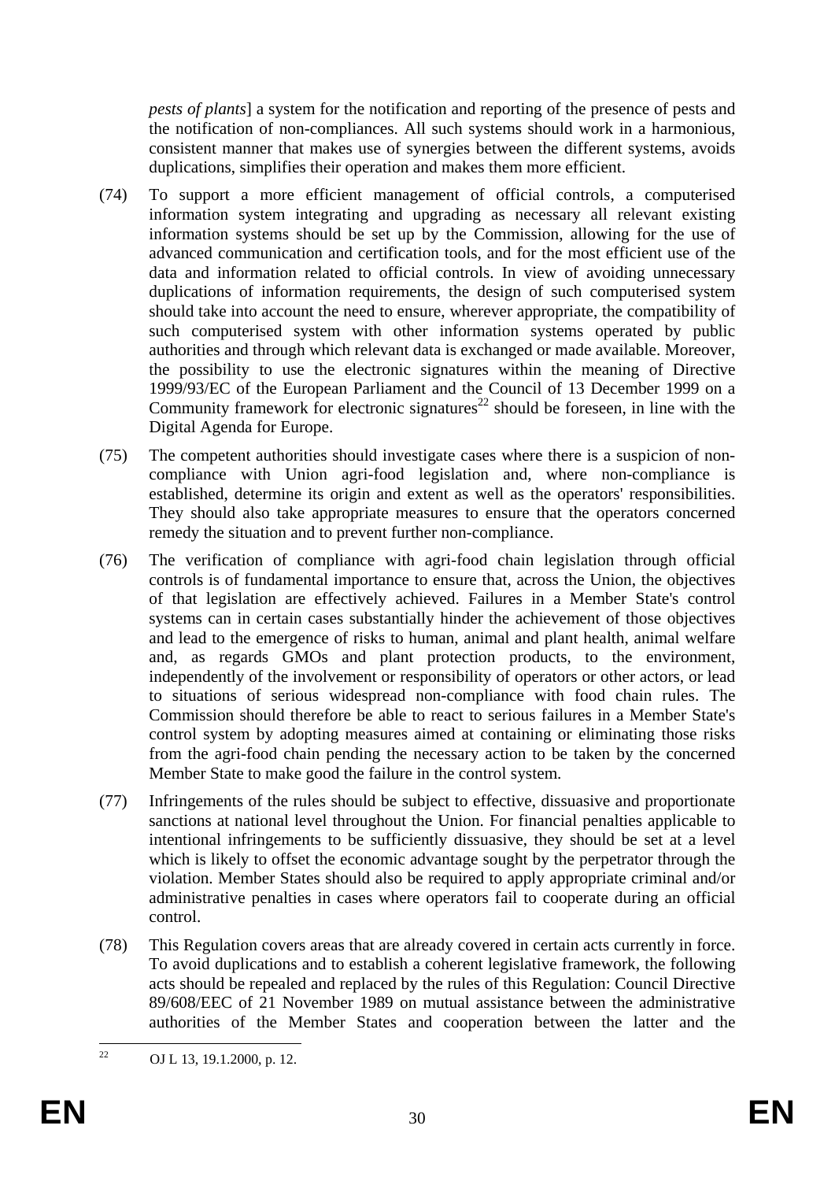*pests of plants*] a system for the notification and reporting of the presence of pests and the notification of non-compliances. All such systems should work in a harmonious, consistent manner that makes use of synergies between the different systems, avoids duplications, simplifies their operation and makes them more efficient.

(74) To support a more efficient management of official controls, a computerised information system integrating and upgrading as necessary all relevant existing information systems should be set up by the Commission, allowing for the use of advanced communication and certification tools, and for the most efficient use of the data and information related to official controls. In view of avoiding unnecessary duplications of information requirements, the design of such computerised system should take into account the need to ensure, wherever appropriate, the compatibility of such computerised system with other information systems operated by public authorities and through which relevant data is exchanged or made available. Moreover, the possibility to use the electronic signatures within the meaning of Directive 1999/93/EC of the European Parliament and the Council of 13 December 1999 on a Community framework for electronic signatures[22] should be foreseen, in line with the Digital Agenda for Europe.

(75) The competent authorities should investigate cases where there is a suspicion of non-compliance with Union agri-food legislation and, where non-compliance is established, determine its origin and extent as well as the operators' responsibilities. They should also take appropriate measures to ensure that the operators concerned remedy the situation and to prevent further non-compliance.

(76) The verification of compliance with agri-food chain legislation through official controls is of fundamental importance to ensure that, across the Union, the objectives of that legislation are effectively achieved. Failures in a Member State's control systems can in certain cases substantially hinder the achievement of those objectives and lead to the emergence of risks to human, animal and plant health, animal welfare and, as regards GMOs and plant protection products, to the environment, independently of the involvement or responsibility of operators or other actors, or lead to situations of serious widespread non-compliance with food chain rules. The Commission should therefore be able to react to serious failures in a Member State's control system by adopting measures aimed at containing or eliminating those risks from the agri-food chain pending the necessary action to be taken by the concerned Member State to make good the failure in the control system.

(77) Infringements of the rules should be subject to effective, dissuasive and proportionate sanctions at national level throughout the Union. For financial penalties applicable to intentional infringements to be sufficiently dissuasive, they should be set at a level which is likely to offset the economic advantage sought by the perpetrator through the violation. Member States should also be required to apply appropriate criminal and/or administrative penalties in cases where operators fail to cooperate during an official control.

(78) This Regulation covers areas that are already covered in certain acts currently in force. To avoid duplications and to establish a coherent legislative framework, the following acts should be repealed and replaced by the rules of this Regulation: Council Directive 89/608/EEC of 21 November 1989 on mutual assistance between the administrative authorities of the Member States and cooperation between the latter and the

---

[22] OJ L 13, 19.1.2000, p. 12.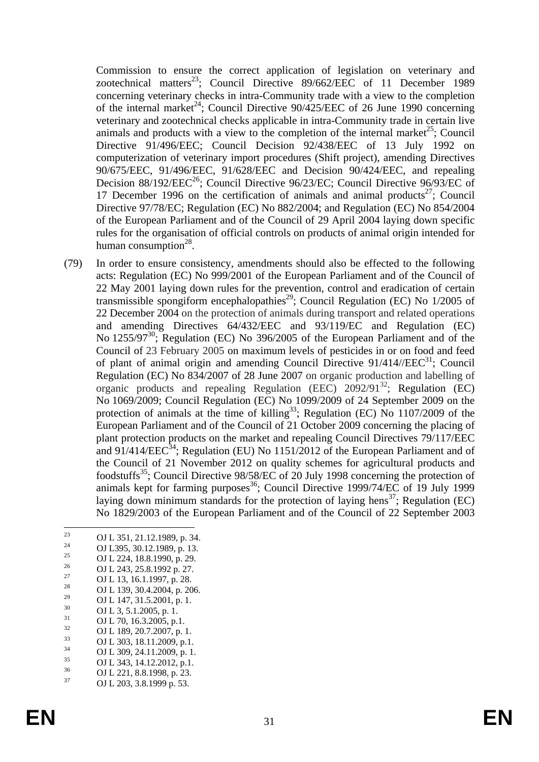Commission to ensure the correct application of legislation on veterinary and zootechnical matters[23]; Council Directive 89/662/EEC of 11 December 1989 concerning veterinary checks in intra-Community trade with a view to the completion of the internal market[24]; Council Directive 90/425/EEC of 26 June 1990 concerning veterinary and zootechnical checks applicable in intra-Community trade in certain live animals and products with a view to the completion of the internal market[25]; Council Directive 91/496/EEC; Council Decision 92/438/EEC of 13 July 1992 on computerization of veterinary import procedures (Shift project), amending Directives 90/675/EEC, 91/496/EEC, 91/628/EEC and Decision 90/424/EEC, and repealing Decision 88/192/EEC[26]; Council Directive 96/23/EC; Council Directive 96/93/EC of 17 December 1996 on the certification of animals and animal products[27]; Council Directive 97/78/EC; Regulation (EC) No 882/2004; and Regulation (EC) No 854/2004 of the European Parliament and of the Council of 29 April 2004 laying down specific rules for the organisation of official controls on products of animal origin intended for human consumption[28].

(79) In order to ensure consistency, amendments should also be effected to the following acts: Regulation (EC) No 999/2001 of the European Parliament and of the Council of 22 May 2001 laying down rules for the prevention, control and eradication of certain transmissible spongiform encephalopathies[29]; Council Regulation (EC) No 1/2005 of 22 December 2004 on the protection of animals during transport and related operations and amending Directives 64/432/EEC and 93/119/EC and Regulation (EC) No 1255/97[30]; Regulation (EC) No 396/2005 of the European Parliament and of the Council of 23 February 2005 on maximum levels of pesticides in or on food and feed of plant of animal origin and amending Council Directive 91/414//EEC[31]; Council Regulation (EC) No 834/2007 of 28 June 2007 on organic production and labelling of organic products and repealing Regulation (EEC) 2092/91[32]; Regulation (EC) No 1069/2009; Council Regulation (EC) No 1099/2009 of 24 September 2009 on the protection of animals at the time of killing[33]; Regulation (EC) No 1107/2009 of the European Parliament and of the Council of 21 October 2009 concerning the placing of plant protection products on the market and repealing Council Directives 79/117/EEC and 91/414/EEC[34]; Regulation (EU) No 1151/2012 of the European Parliament and of the Council of 21 November 2012 on quality schemes for agricultural products and foodstuffs[35]; Council Directive 98/58/EC of 20 July 1998 concerning the protection of animals kept for farming purposes[36]; Council Directive 1999/74/EC of 19 July 1999 laying down minimum standards for the protection of laying hens[37]; Regulation (EC) No 1829/2003 of the European Parliament and of the Council of 22 September 2003

---

[23] OJ L 351, 21.12.1989, p. 34.
[24] OJ L395, 30.12.1989, p. 13.
[25] OJ L 224, 18.8.1990, p. 29.
[26] OJ L 243, 25.8.1992 p. 27.
[27] OJ L 13, 16.1.1997, p. 28.
[28] OJ L 139, 30.4.2004, p. 206.
[29] OJ L 147, 31.5.2001, p. 1.
[30] OJ L 3, 5.1.2005, p. 1.
[31] OJ L 70, 16.3.2005, p.1.
[32] OJ L 189, 20.7.2007, p. 1.
[33] OJ L 303, 18.11.2009, p.1.
[34] OJ L 309, 24.11.2009, p. 1.
[35] OJ L 343, 14.12.2012, p.1.
[36] OJ L 221, 8.8.1998, p. 23.
[37] OJ L 203, 3.8.1999 p. 53.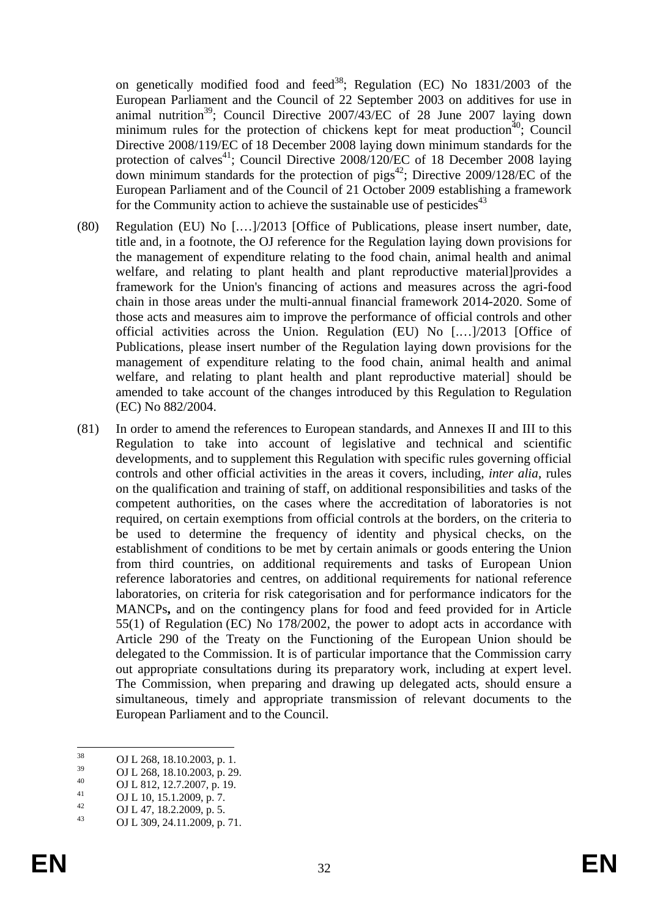on genetically modified food and feed[38]; Regulation (EC) No 1831/2003 of the European Parliament and the Council of 22 September 2003 on additives for use in animal nutrition[39]; Council Directive 2007/43/EC of 28 June 2007 laying down minimum rules for the protection of chickens kept for meat production[40]; Council Directive 2008/119/EC of 18 December 2008 laying down minimum standards for the protection of calves[41]; Council Directive 2008/120/EC of 18 December 2008 laying down minimum standards for the protection of pigs[42]; Directive 2009/128/EC of the European Parliament and of the Council of 21 October 2009 establishing a framework for the Community action to achieve the sustainable use of pesticides[43]

(80) Regulation (EU) No [.…]/2013 [Office of Publications, please insert number, date, title and, in a footnote, the OJ reference for the Regulation laying down provisions for the management of expenditure relating to the food chain, animal health and animal welfare, and relating to plant health and plant reproductive material]provides a framework for the Union's financing of actions and measures across the agri-food chain in those areas under the multi-annual financial framework 2014-2020. Some of those acts and measures aim to improve the performance of official controls and other official activities across the Union. Regulation (EU) No [.…]/2013 [Office of Publications, please insert number of the Regulation laying down provisions for the management of expenditure relating to the food chain, animal health and animal welfare, and relating to plant health and plant reproductive material] should be amended to take account of the changes introduced by this Regulation to Regulation (EC) No 882/2004.

(81) In order to amend the references to European standards, and Annexes II and III to this Regulation to take into account of legislative and technical and scientific developments, and to supplement this Regulation with specific rules governing official controls and other official activities in the areas it covers, including, *inter alia*, rules on the qualification and training of staff, on additional responsibilities and tasks of the competent authorities, on the cases where the accreditation of laboratories is not required, on certain exemptions from official controls at the borders, on the criteria to be used to determine the frequency of identity and physical checks, on the establishment of conditions to be met by certain animals or goods entering the Union from third countries, on additional requirements and tasks of European Union reference laboratories and centres, on additional requirements for national reference laboratories, on criteria for risk categorisation and for performance indicators for the MANCPs**,** and on the contingency plans for food and feed provided for in Article 55(1) of Regulation (EC) No 178/2002, the power to adopt acts in accordance with Article 290 of the Treaty on the Functioning of the European Union should be delegated to the Commission. It is of particular importance that the Commission carry out appropriate consultations during its preparatory work, including at expert level. The Commission, when preparing and drawing up delegated acts, should ensure a simultaneous, timely and appropriate transmission of relevant documents to the European Parliament and to the Council.

---

[38] OJ L 268, 18.10.2003, p. 1.

[39] OJ L 268, 18.10.2003, p. 29.

[40] OJ L 812, 12.7.2007, p. 19.

[41] OJ L 10, 15.1.2009, p. 7.

[42] OJ L 47, 18.2.2009, p. 5.

[43] OJ L 309, 24.11.2009, p. 71.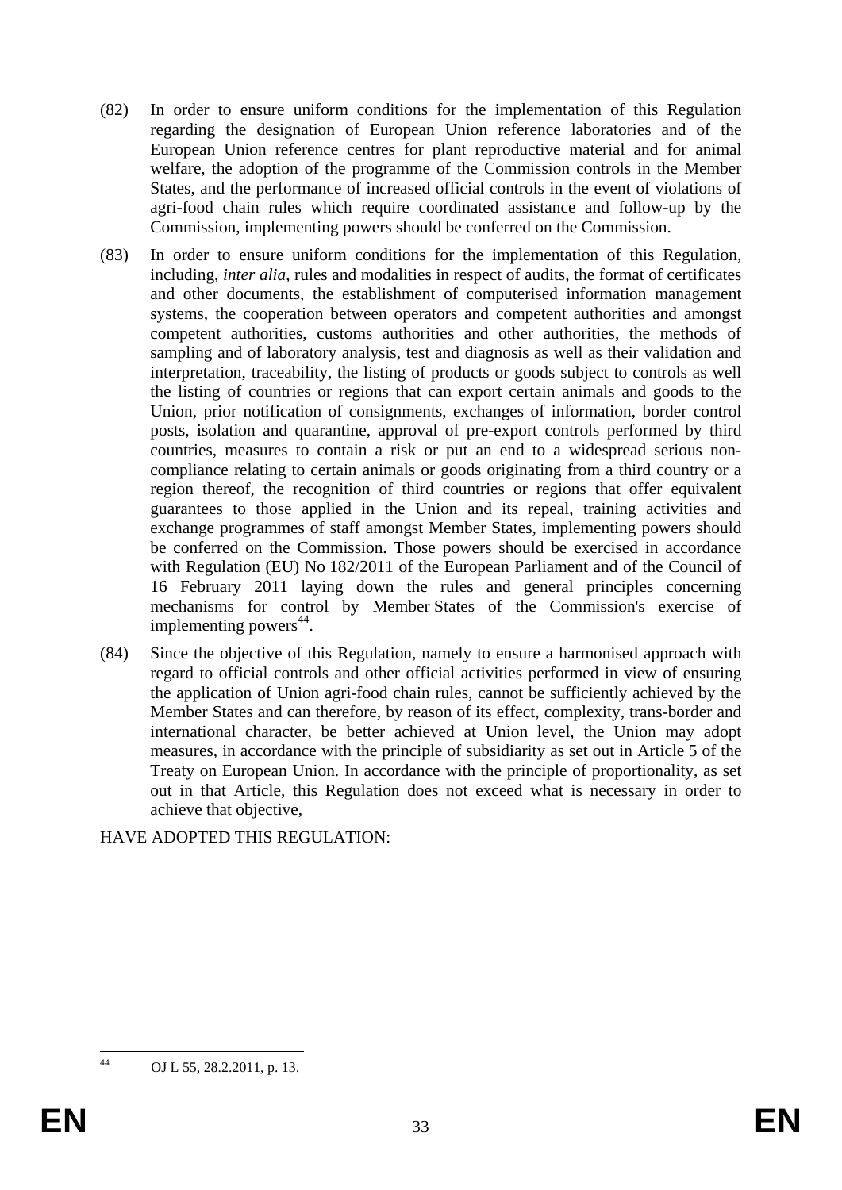(82) In order to ensure uniform conditions for the implementation of this Regulation regarding the designation of European Union reference laboratories and of the European Union reference centres for plant reproductive material and for animal welfare, the adoption of the programme of the Commission controls in the Member States, and the performance of increased official controls in the event of violations of agri-food chain rules which require coordinated assistance and follow-up by the Commission, implementing powers should be conferred on the Commission.

(83) In order to ensure uniform conditions for the implementation of this Regulation, including, *inter alia*, rules and modalities in respect of audits, the format of certificates and other documents, the establishment of computerised information management systems, the cooperation between operators and competent authorities and amongst competent authorities, customs authorities and other authorities, the methods of sampling and of laboratory analysis, test and diagnosis as well as their validation and interpretation, traceability, the listing of products or goods subject to controls as well the listing of countries or regions that can export certain animals and goods to the Union, prior notification of consignments, exchanges of information, border control posts, isolation and quarantine, approval of pre-export controls performed by third countries, measures to contain a risk or put an end to a widespread serious non-compliance relating to certain animals or goods originating from a third country or a region thereof, the recognition of third countries or regions that offer equivalent guarantees to those applied in the Union and its repeal, training activities and exchange programmes of staff amongst Member States, implementing powers should be conferred on the Commission. Those powers should be exercised in accordance with Regulation (EU) No 182/2011 of the European Parliament and of the Council of 16 February 2011 laying down the rules and general principles concerning mechanisms for control by Member States of the Commission's exercise of implementing powers[44].

(84) Since the objective of this Regulation, namely to ensure a harmonised approach with regard to official controls and other official activities performed in view of ensuring the application of Union agri-food chain rules, cannot be sufficiently achieved by the Member States and can therefore, by reason of its effect, complexity, trans-border and international character, be better achieved at Union level, the Union may adopt measures, in accordance with the principle of subsidiarity as set out in Article 5 of the Treaty on European Union. In accordance with the principle of proportionality, as set out in that Article, this Regulation does not exceed what is necessary in order to achieve that objective,

HAVE ADOPTED THIS REGULATION:

[44] OJ L 55, 28.2.2011, p. 13.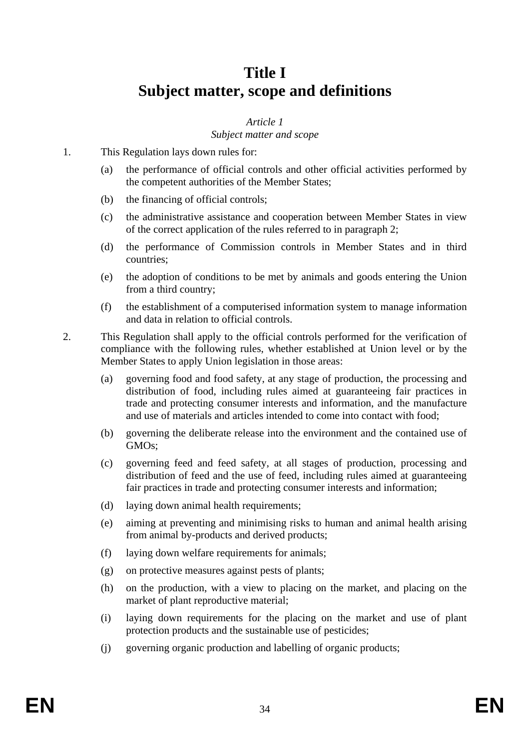# Title I
# Subject matter, scope and definitions

*Article 1*
*Subject matter and scope*

1. This Regulation lays down rules for:

   (a) the performance of official controls and other official activities performed by the competent authorities of the Member States;

   (b) the financing of official controls;

   (c) the administrative assistance and cooperation between Member States in view of the correct application of the rules referred to in paragraph 2;

   (d) the performance of Commission controls in Member States and in third countries;

   (e) the adoption of conditions to be met by animals and goods entering the Union from a third country;

   (f) the establishment of a computerised information system to manage information and data in relation to official controls.

2. This Regulation shall apply to the official controls performed for the verification of compliance with the following rules, whether established at Union level or by the Member States to apply Union legislation in those areas:

   (a) governing food and food safety, at any stage of production, the processing and distribution of food, including rules aimed at guaranteeing fair practices in trade and protecting consumer interests and information, and the manufacture and use of materials and articles intended to come into contact with food;

   (b) governing the deliberate release into the environment and the contained use of GMOs;

   (c) governing feed and feed safety, at all stages of production, processing and distribution of feed and the use of feed, including rules aimed at guaranteeing fair practices in trade and protecting consumer interests and information;

   (d) laying down animal health requirements;

   (e) aiming at preventing and minimising risks to human and animal health arising from animal by-products and derived products;

   (f) laying down welfare requirements for animals;

   (g) on protective measures against pests of plants;

   (h) on the production, with a view to placing on the market, and placing on the market of plant reproductive material;

   (i) laying down requirements for the placing on the market and use of plant protection products and the sustainable use of pesticides;

   (j) governing organic production and labelling of organic products;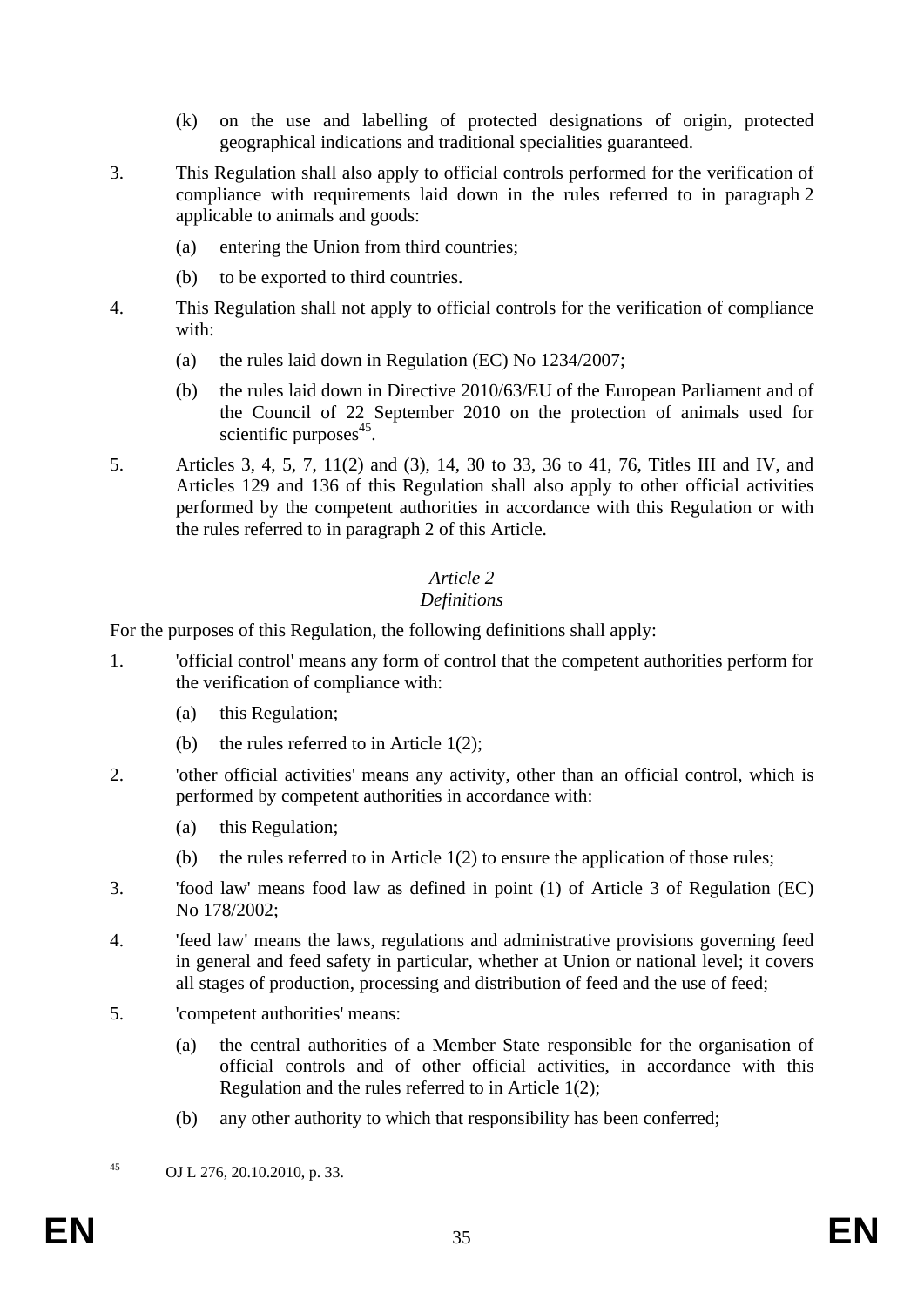(k) on the use and labelling of protected designations of origin, protected geographical indications and traditional specialities guaranteed.

3. This Regulation shall also apply to official controls performed for the verification of compliance with requirements laid down in the rules referred to in paragraph 2 applicable to animals and goods:

   (a) entering the Union from third countries;

   (b) to be exported to third countries.

4. This Regulation shall not apply to official controls for the verification of compliance with:

   (a) the rules laid down in Regulation (EC) No 1234/2007;

   (b) the rules laid down in Directive 2010/63/EU of the European Parliament and of the Council of 22 September 2010 on the protection of animals used for scientific purposes[45].

5. Articles 3, 4, 5, 7, 11(2) and (3), 14, 30 to 33, 36 to 41, 76, Titles III and IV, and Articles 129 and 136 of this Regulation shall also apply to other official activities performed by the competent authorities in accordance with this Regulation or with the rules referred to in paragraph 2 of this Article.

*Article 2*

*Definitions*

For the purposes of this Regulation, the following definitions shall apply:

1. 'official control' means any form of control that the competent authorities perform for the verification of compliance with:

   (a) this Regulation;

   (b) the rules referred to in Article 1(2);

2. 'other official activities' means any activity, other than an official control, which is performed by competent authorities in accordance with:

   (a) this Regulation;

   (b) the rules referred to in Article 1(2) to ensure the application of those rules;

3. 'food law' means food law as defined in point (1) of Article 3 of Regulation (EC) No 178/2002;

4. 'feed law' means the laws, regulations and administrative provisions governing feed in general and feed safety in particular, whether at Union or national level; it covers all stages of production, processing and distribution of feed and the use of feed;

5. 'competent authorities' means:

   (a) the central authorities of a Member State responsible for the organisation of official controls and of other official activities, in accordance with this Regulation and the rules referred to in Article 1(2);

   (b) any other authority to which that responsibility has been conferred;

---

[45] OJ L 276, 20.10.2010, p. 33.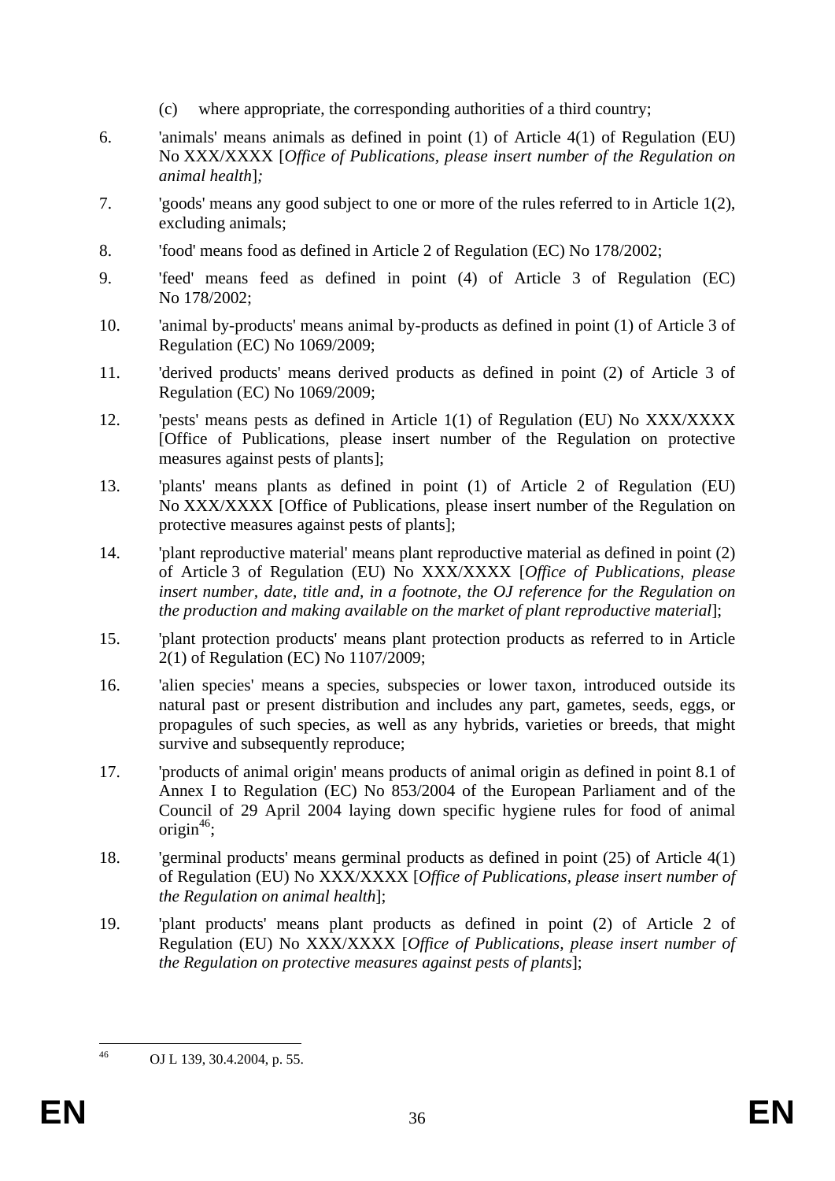(c) where appropriate, the corresponding authorities of a third country;

6. 'animals' means animals as defined in point (1) of Article 4(1) of Regulation (EU) No XXX/XXXX [*Office of Publications, please insert number of the Regulation on animal health*];

7. 'goods' means any good subject to one or more of the rules referred to in Article 1(2), excluding animals;

8. 'food' means food as defined in Article 2 of Regulation (EC) No 178/2002;

9. 'feed' means feed as defined in point (4) of Article 3 of Regulation (EC) No 178/2002;

10. 'animal by-products' means animal by-products as defined in point (1) of Article 3 of Regulation (EC) No 1069/2009;

11. 'derived products' means derived products as defined in point (2) of Article 3 of Regulation (EC) No 1069/2009;

12. 'pests' means pests as defined in Article 1(1) of Regulation (EU) No XXX/XXXX [Office of Publications, please insert number of the Regulation on protective measures against pests of plants];

13. 'plants' means plants as defined in point (1) of Article 2 of Regulation (EU) No XXX/XXXX [Office of Publications, please insert number of the Regulation on protective measures against pests of plants];

14. 'plant reproductive material' means plant reproductive material as defined in point (2) of Article 3 of Regulation (EU) No XXX/XXXX [*Office of Publications, please insert number, date, title and, in a footnote, the OJ reference for the Regulation on the production and making available on the market of plant reproductive material*];

15. 'plant protection products' means plant protection products as referred to in Article 2(1) of Regulation (EC) No 1107/2009;

16. 'alien species' means a species, subspecies or lower taxon, introduced outside its natural past or present distribution and includes any part, gametes, seeds, eggs, or propagules of such species, as well as any hybrids, varieties or breeds, that might survive and subsequently reproduce;

17. 'products of animal origin' means products of animal origin as defined in point 8.1 of Annex I to Regulation (EC) No 853/2004 of the European Parliament and of the Council of 29 April 2004 laying down specific hygiene rules for food of animal origin[46];

18. 'germinal products' means germinal products as defined in point (25) of Article 4(1) of Regulation (EU) No XXX/XXXX [*Office of Publications, please insert number of the Regulation on animal health*];

19. 'plant products' means plant products as defined in point (2) of Article 2 of Regulation (EU) No XXX/XXXX [*Office of Publications, please insert number of the Regulation on protective measures against pests of plants*];

---

[46] OJ L 139, 30.4.2004, p. 55.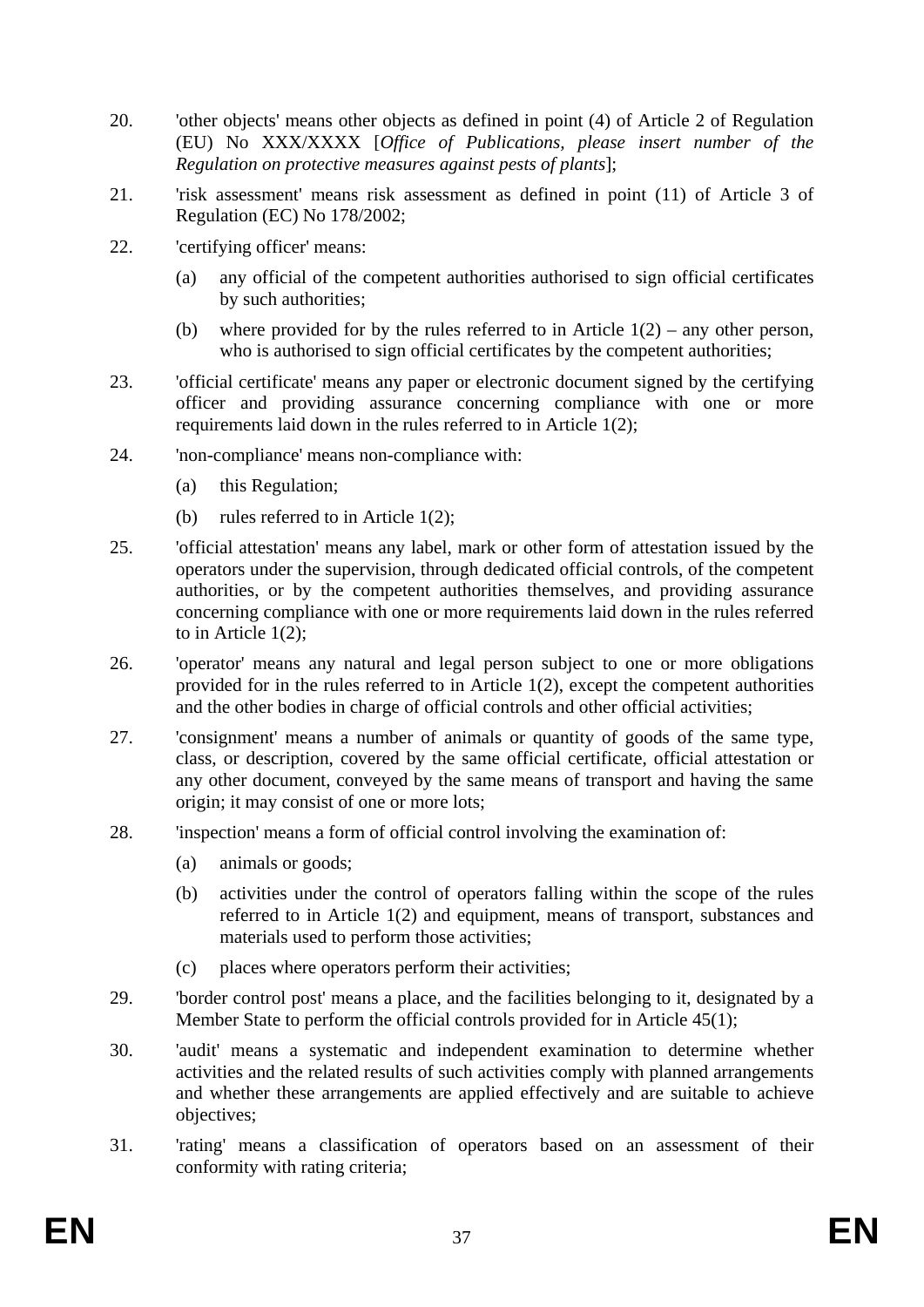20. 'other objects' means other objects as defined in point (4) of Article 2 of Regulation (EU) No XXX/XXXX [*Office of Publications, please insert number of the Regulation on protective measures against pests of plants*];

21. 'risk assessment' means risk assessment as defined in point (11) of Article 3 of Regulation (EC) No 178/2002;

22. 'certifying officer' means:

    (a) any official of the competent authorities authorised to sign official certificates by such authorities;

    (b) where provided for by the rules referred to in Article 1(2) – any other person, who is authorised to sign official certificates by the competent authorities;

23. 'official certificate' means any paper or electronic document signed by the certifying officer and providing assurance concerning compliance with one or more requirements laid down in the rules referred to in Article 1(2);

24. 'non-compliance' means non-compliance with:

    (a) this Regulation;

    (b) rules referred to in Article 1(2);

25. 'official attestation' means any label, mark or other form of attestation issued by the operators under the supervision, through dedicated official controls, of the competent authorities, or by the competent authorities themselves, and providing assurance concerning compliance with one or more requirements laid down in the rules referred to in Article 1(2);

26. 'operator' means any natural and legal person subject to one or more obligations provided for in the rules referred to in Article 1(2), except the competent authorities and the other bodies in charge of official controls and other official activities;

27. 'consignment' means a number of animals or quantity of goods of the same type, class, or description, covered by the same official certificate, official attestation or any other document, conveyed by the same means of transport and having the same origin; it may consist of one or more lots;

28. 'inspection' means a form of official control involving the examination of:

    (a) animals or goods;

    (b) activities under the control of operators falling within the scope of the rules referred to in Article 1(2) and equipment, means of transport, substances and materials used to perform those activities;

    (c) places where operators perform their activities;

29. 'border control post' means a place, and the facilities belonging to it, designated by a Member State to perform the official controls provided for in Article 45(1);

30. 'audit' means a systematic and independent examination to determine whether activities and the related results of such activities comply with planned arrangements and whether these arrangements are applied effectively and are suitable to achieve objectives;

31. 'rating' means a classification of operators based on an assessment of their conformity with rating criteria;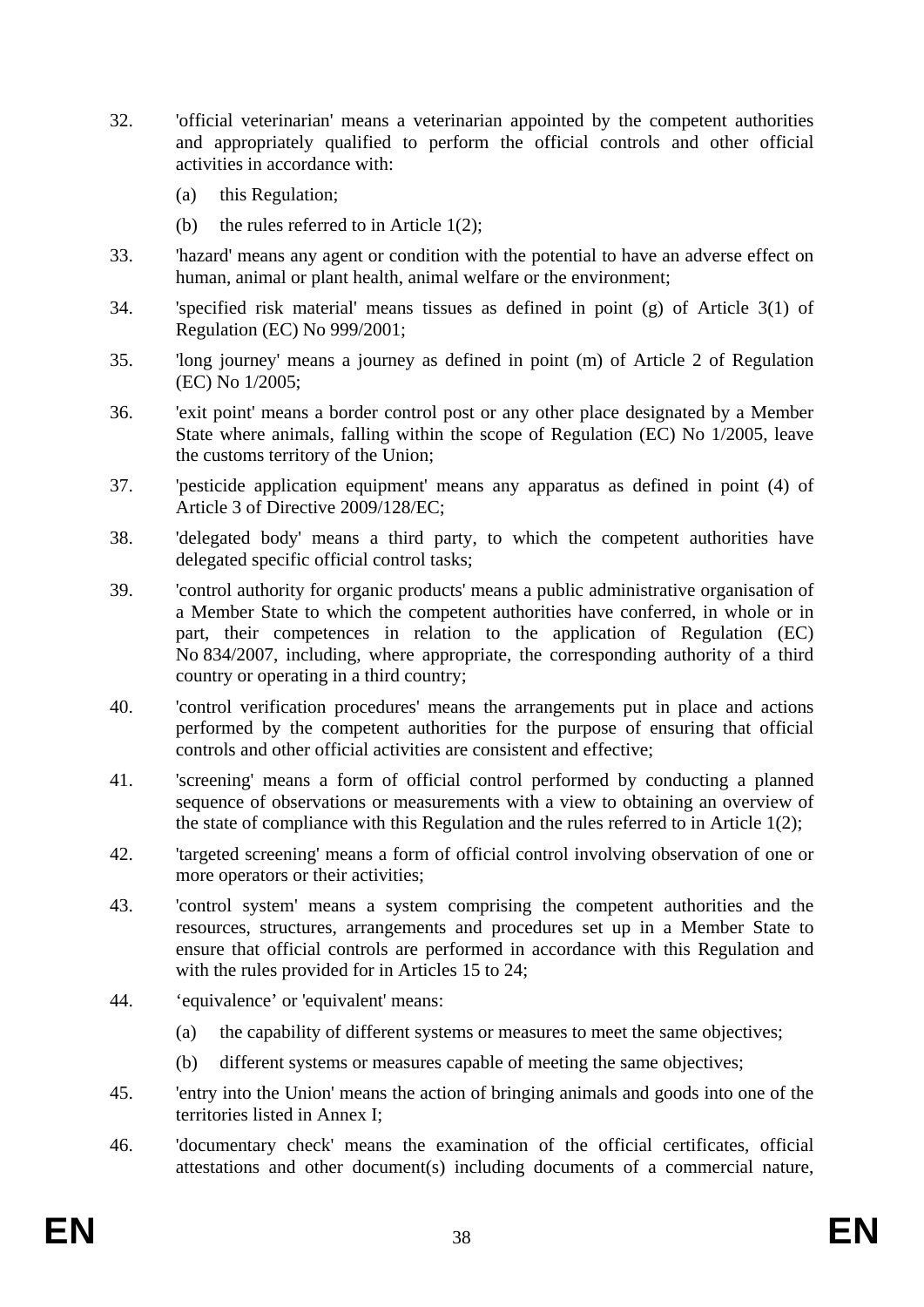32. 'official veterinarian' means a veterinarian appointed by the competent authorities and appropriately qualified to perform the official controls and other official activities in accordance with:

    (a) this Regulation;

    (b) the rules referred to in Article 1(2);

33. 'hazard' means any agent or condition with the potential to have an adverse effect on human, animal or plant health, animal welfare or the environment;

34. 'specified risk material' means tissues as defined in point (g) of Article 3(1) of Regulation (EC) No 999/2001;

35. 'long journey' means a journey as defined in point (m) of Article 2 of Regulation (EC) No 1/2005;

36. 'exit point' means a border control post or any other place designated by a Member State where animals, falling within the scope of Regulation (EC) No 1/2005, leave the customs territory of the Union;

37. 'pesticide application equipment' means any apparatus as defined in point (4) of Article 3 of Directive 2009/128/EC;

38. 'delegated body' means a third party, to which the competent authorities have delegated specific official control tasks;

39. 'control authority for organic products' means a public administrative organisation of a Member State to which the competent authorities have conferred, in whole or in part, their competences in relation to the application of Regulation (EC) No 834/2007, including, where appropriate, the corresponding authority of a third country or operating in a third country;

40. 'control verification procedures' means the arrangements put in place and actions performed by the competent authorities for the purpose of ensuring that official controls and other official activities are consistent and effective;

41. 'screening' means a form of official control performed by conducting a planned sequence of observations or measurements with a view to obtaining an overview of the state of compliance with this Regulation and the rules referred to in Article 1(2);

42. 'targeted screening' means a form of official control involving observation of one or more operators or their activities;

43. 'control system' means a system comprising the competent authorities and the resources, structures, arrangements and procedures set up in a Member State to ensure that official controls are performed in accordance with this Regulation and with the rules provided for in Articles 15 to 24;

44. 'equivalence' or 'equivalent' means:

    (a) the capability of different systems or measures to meet the same objectives;

    (b) different systems or measures capable of meeting the same objectives;

45. 'entry into the Union' means the action of bringing animals and goods into one of the territories listed in Annex I;

46. 'documentary check' means the examination of the official certificates, official attestations and other document(s) including documents of a commercial nature,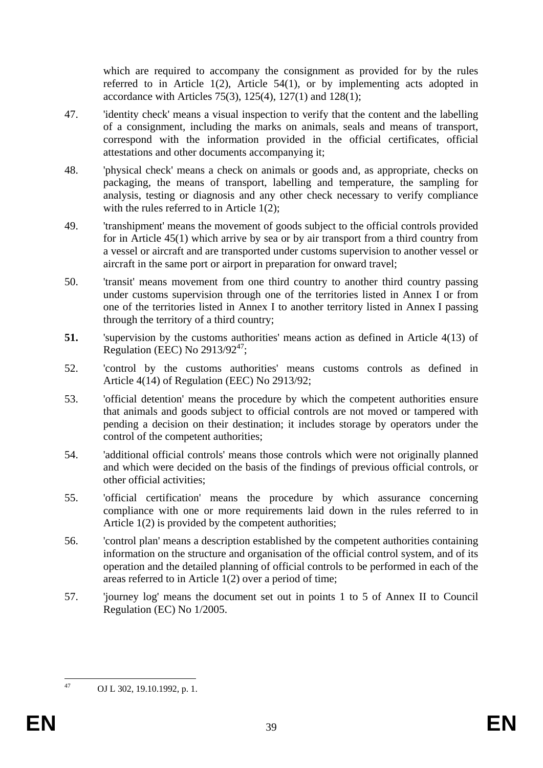which are required to accompany the consignment as provided for by the rules referred to in Article 1(2), Article 54(1), or by implementing acts adopted in accordance with Articles 75(3), 125(4), 127(1) and 128(1);

47. 'identity check' means a visual inspection to verify that the content and the labelling of a consignment, including the marks on animals, seals and means of transport, correspond with the information provided in the official certificates, official attestations and other documents accompanying it;

48. 'physical check' means a check on animals or goods and, as appropriate, checks on packaging, the means of transport, labelling and temperature, the sampling for analysis, testing or diagnosis and any other check necessary to verify compliance with the rules referred to in Article 1(2);

49. 'transhipment' means the movement of goods subject to the official controls provided for in Article 45(1) which arrive by sea or by air transport from a third country from a vessel or aircraft and are transported under customs supervision to another vessel or aircraft in the same port or airport in preparation for onward travel;

50. 'transit' means movement from one third country to another third country passing under customs supervision through one of the territories listed in Annex I or from one of the territories listed in Annex I to another territory listed in Annex I passing through the territory of a third country;

**51.** 'supervision by the customs authorities' means action as defined in Article 4(13) of Regulation (EEC) No 2913/92[47];

52. 'control by the customs authorities' means customs controls as defined in Article 4(14) of Regulation (EEC) No 2913/92;

53. 'official detention' means the procedure by which the competent authorities ensure that animals and goods subject to official controls are not moved or tampered with pending a decision on their destination; it includes storage by operators under the control of the competent authorities;

54. 'additional official controls' means those controls which were not originally planned and which were decided on the basis of the findings of previous official controls, or other official activities;

55. 'official certification' means the procedure by which assurance concerning compliance with one or more requirements laid down in the rules referred to in Article 1(2) is provided by the competent authorities;

56. 'control plan' means a description established by the competent authorities containing information on the structure and organisation of the official control system, and of its operation and the detailed planning of official controls to be performed in each of the areas referred to in Article 1(2) over a period of time;

57. 'journey log' means the document set out in points 1 to 5 of Annex II to Council Regulation (EC) No 1/2005.

---

[47] OJ L 302, 19.10.1992, p. 1.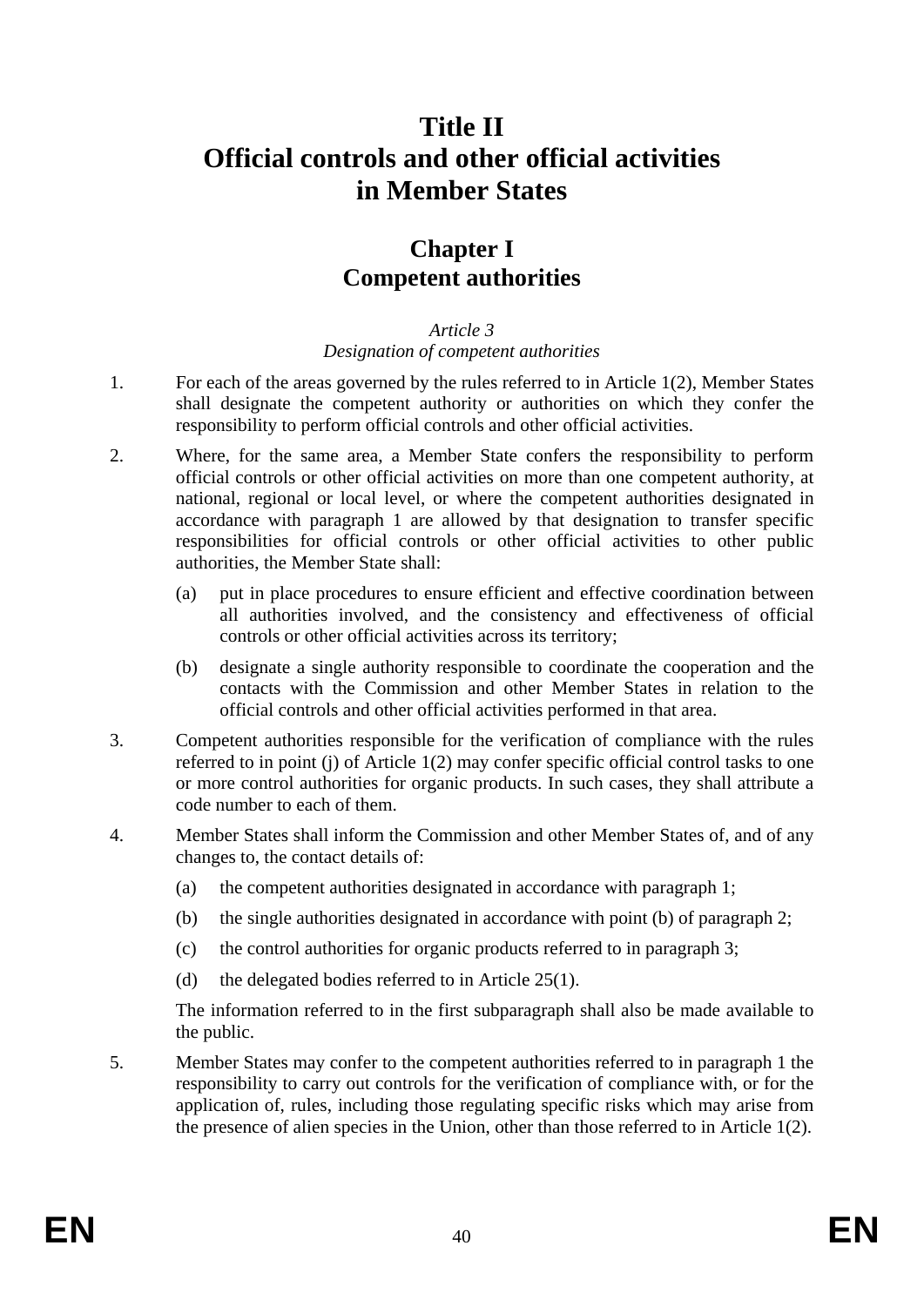# Title II
# Official controls and other official activities in Member States

## Chapter I
## Competent authorities

*Article 3*
*Designation of competent authorities*

1. For each of the areas governed by the rules referred to in Article 1(2), Member States shall designate the competent authority or authorities on which they confer the responsibility to perform official controls and other official activities.

2. Where, for the same area, a Member State confers the responsibility to perform official controls or other official activities on more than one competent authority, at national, regional or local level, or where the competent authorities designated in accordance with paragraph 1 are allowed by that designation to transfer specific responsibilities for official controls or other official activities to other public authorities, the Member State shall:

   (a) put in place procedures to ensure efficient and effective coordination between all authorities involved, and the consistency and effectiveness of official controls or other official activities across its territory;

   (b) designate a single authority responsible to coordinate the cooperation and the contacts with the Commission and other Member States in relation to the official controls and other official activities performed in that area.

3. Competent authorities responsible for the verification of compliance with the rules referred to in point (j) of Article 1(2) may confer specific official control tasks to one or more control authorities for organic products. In such cases, they shall attribute a code number to each of them.

4. Member States shall inform the Commission and other Member States of, and of any changes to, the contact details of:

   (a) the competent authorities designated in accordance with paragraph 1;

   (b) the single authorities designated in accordance with point (b) of paragraph 2;

   (c) the control authorities for organic products referred to in paragraph 3;

   (d) the delegated bodies referred to in Article 25(1).

   The information referred to in the first subparagraph shall also be made available to the public.

5. Member States may confer to the competent authorities referred to in paragraph 1 the responsibility to carry out controls for the verification of compliance with, or for the application of, rules, including those regulating specific risks which may arise from the presence of alien species in the Union, other than those referred to in Article 1(2).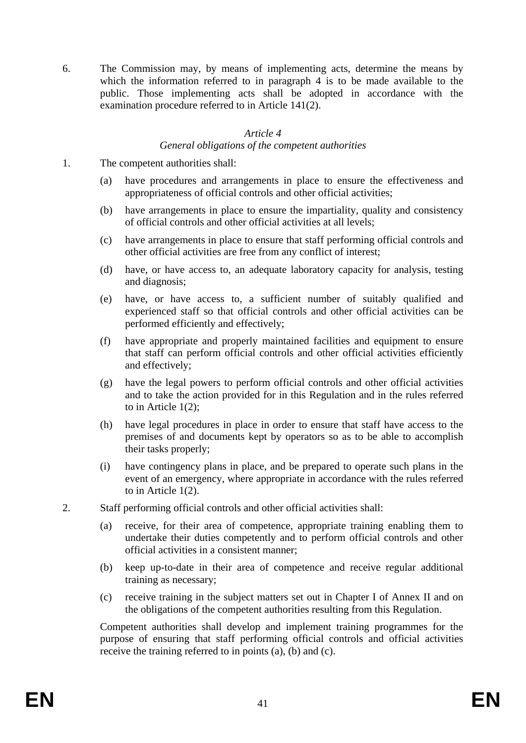6. The Commission may, by means of implementing acts, determine the means by which the information referred to in paragraph 4 is to be made available to the public. Those implementing acts shall be adopted in accordance with the examination procedure referred to in Article 141(2).

*Article 4*

*General obligations of the competent authorities*

1. The competent authorities shall:

   (a) have procedures and arrangements in place to ensure the effectiveness and appropriateness of official controls and other official activities;

   (b) have arrangements in place to ensure the impartiality, quality and consistency of official controls and other official activities at all levels;

   (c) have arrangements in place to ensure that staff performing official controls and other official activities are free from any conflict of interest;

   (d) have, or have access to, an adequate laboratory capacity for analysis, testing and diagnosis;

   (e) have, or have access to, a sufficient number of suitably qualified and experienced staff so that official controls and other official activities can be performed efficiently and effectively;

   (f) have appropriate and properly maintained facilities and equipment to ensure that staff can perform official controls and other official activities efficiently and effectively;

   (g) have the legal powers to perform official controls and other official activities and to take the action provided for in this Regulation and in the rules referred to in Article 1(2);

   (h) have legal procedures in place in order to ensure that staff have access to the premises of and documents kept by operators so as to be able to accomplish their tasks properly;

   (i) have contingency plans in place, and be prepared to operate such plans in the event of an emergency, where appropriate in accordance with the rules referred to in Article 1(2).

2. Staff performing official controls and other official activities shall:

   (a) receive, for their area of competence, appropriate training enabling them to undertake their duties competently and to perform official controls and other official activities in a consistent manner;

   (b) keep up-to-date in their area of competence and receive regular additional training as necessary;

   (c) receive training in the subject matters set out in Chapter I of Annex II and on the obligations of the competent authorities resulting from this Regulation.

   Competent authorities shall develop and implement training programmes for the purpose of ensuring that staff performing official controls and official activities receive the training referred to in points (a), (b) and (c).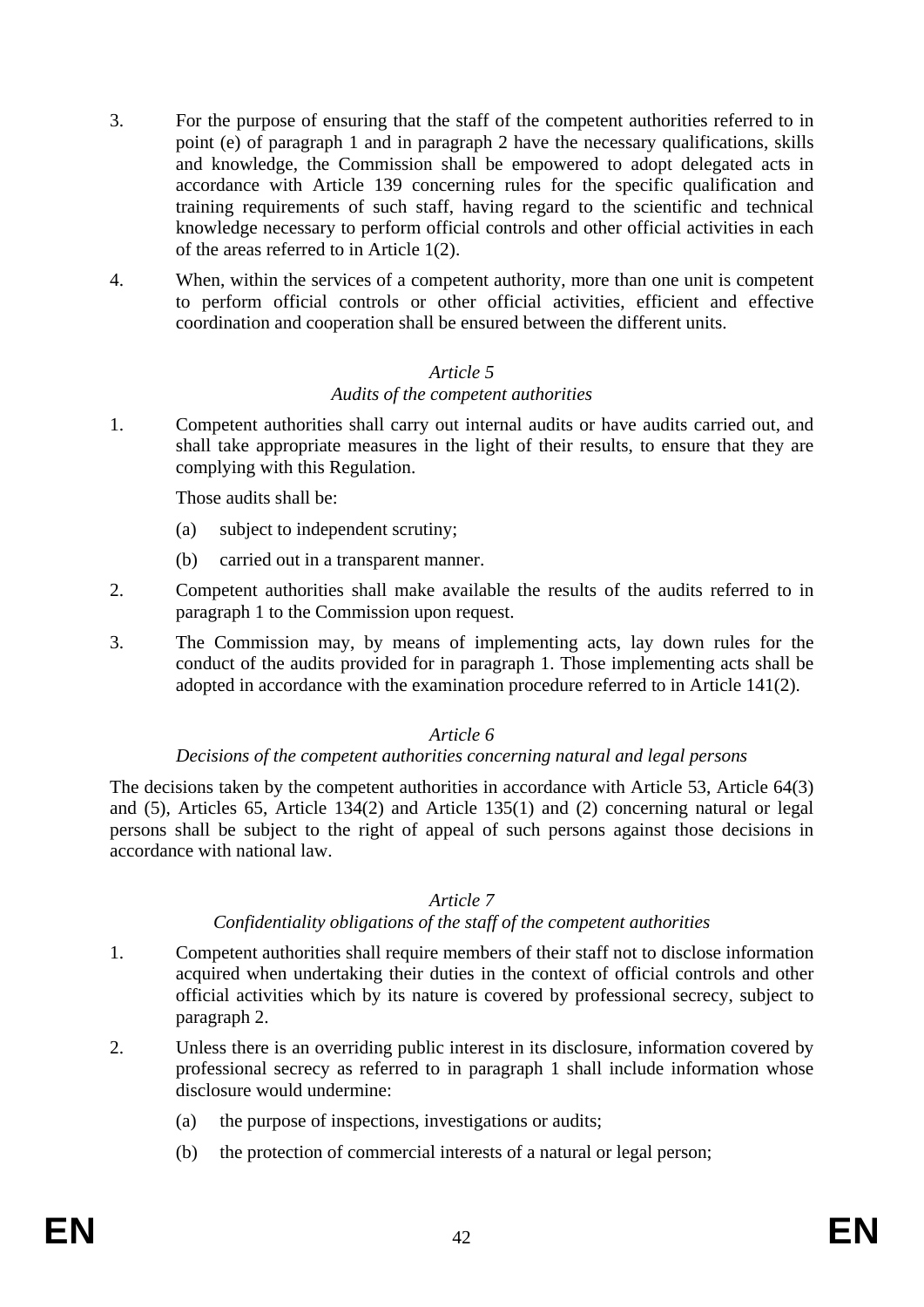3. For the purpose of ensuring that the staff of the competent authorities referred to in point (e) of paragraph 1 and in paragraph 2 have the necessary qualifications, skills and knowledge, the Commission shall be empowered to adopt delegated acts in accordance with Article 139 concerning rules for the specific qualification and training requirements of such staff, having regard to the scientific and technical knowledge necessary to perform official controls and other official activities in each of the areas referred to in Article 1(2).

4. When, within the services of a competent authority, more than one unit is competent to perform official controls or other official activities, efficient and effective coordination and cooperation shall be ensured between the different units.

*Article 5*

*Audits of the competent authorities*

1. Competent authorities shall carry out internal audits or have audits carried out, and shall take appropriate measures in the light of their results, to ensure that they are complying with this Regulation.

   Those audits shall be:

   (a) subject to independent scrutiny;

   (b) carried out in a transparent manner.

2. Competent authorities shall make available the results of the audits referred to in paragraph 1 to the Commission upon request.

3. The Commission may, by means of implementing acts, lay down rules for the conduct of the audits provided for in paragraph 1. Those implementing acts shall be adopted in accordance with the examination procedure referred to in Article 141(2).

*Article 6*

*Decisions of the competent authorities concerning natural and legal persons*

The decisions taken by the competent authorities in accordance with Article 53, Article 64(3) and (5), Articles 65, Article 134(2) and Article 135(1) and (2) concerning natural or legal persons shall be subject to the right of appeal of such persons against those decisions in accordance with national law.

*Article 7*

*Confidentiality obligations of the staff of the competent authorities*

1. Competent authorities shall require members of their staff not to disclose information acquired when undertaking their duties in the context of official controls and other official activities which by its nature is covered by professional secrecy, subject to paragraph 2.

2. Unless there is an overriding public interest in its disclosure, information covered by professional secrecy as referred to in paragraph 1 shall include information whose disclosure would undermine:

   (a) the purpose of inspections, investigations or audits;

   (b) the protection of commercial interests of a natural or legal person;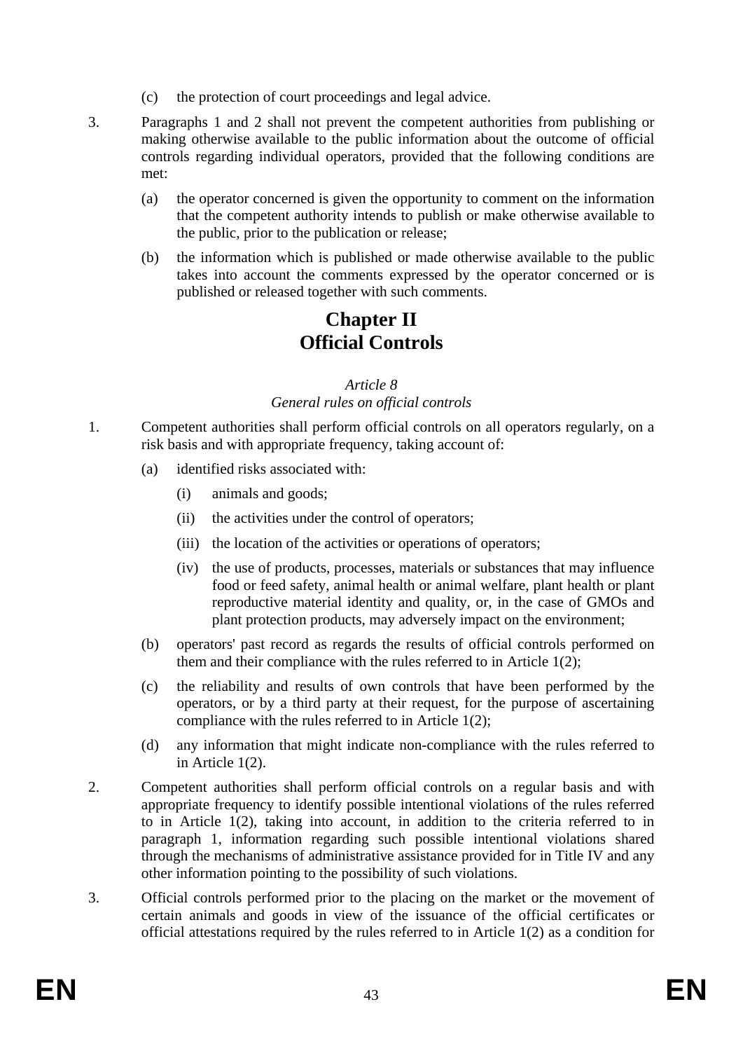(c) the protection of court proceedings and legal advice.

3. Paragraphs 1 and 2 shall not prevent the competent authorities from publishing or making otherwise available to the public information about the outcome of official controls regarding individual operators, provided that the following conditions are met:

   (a) the operator concerned is given the opportunity to comment on the information that the competent authority intends to publish or make otherwise available to the public, prior to the publication or release;

   (b) the information which is published or made otherwise available to the public takes into account the comments expressed by the operator concerned or is published or released together with such comments.

# Chapter II
# Official Controls

*Article 8*
*General rules on official controls*

1. Competent authorities shall perform official controls on all operators regularly, on a risk basis and with appropriate frequency, taking account of:

   (a) identified risks associated with:

      (i) animals and goods;

      (ii) the activities under the control of operators;

      (iii) the location of the activities or operations of operators;

      (iv) the use of products, processes, materials or substances that may influence food or feed safety, animal health or animal welfare, plant health or plant reproductive material identity and quality, or, in the case of GMOs and plant protection products, may adversely impact on the environment;

   (b) operators' past record as regards the results of official controls performed on them and their compliance with the rules referred to in Article 1(2);

   (c) the reliability and results of own controls that have been performed by the operators, or by a third party at their request, for the purpose of ascertaining compliance with the rules referred to in Article 1(2);

   (d) any information that might indicate non-compliance with the rules referred to in Article 1(2).

2. Competent authorities shall perform official controls on a regular basis and with appropriate frequency to identify possible intentional violations of the rules referred to in Article 1(2), taking into account, in addition to the criteria referred to in paragraph 1, information regarding such possible intentional violations shared through the mechanisms of administrative assistance provided for in Title IV and any other information pointing to the possibility of such violations.

3. Official controls performed prior to the placing on the market or the movement of certain animals and goods in view of the issuance of the official certificates or official attestations required by the rules referred to in Article 1(2) as a condition for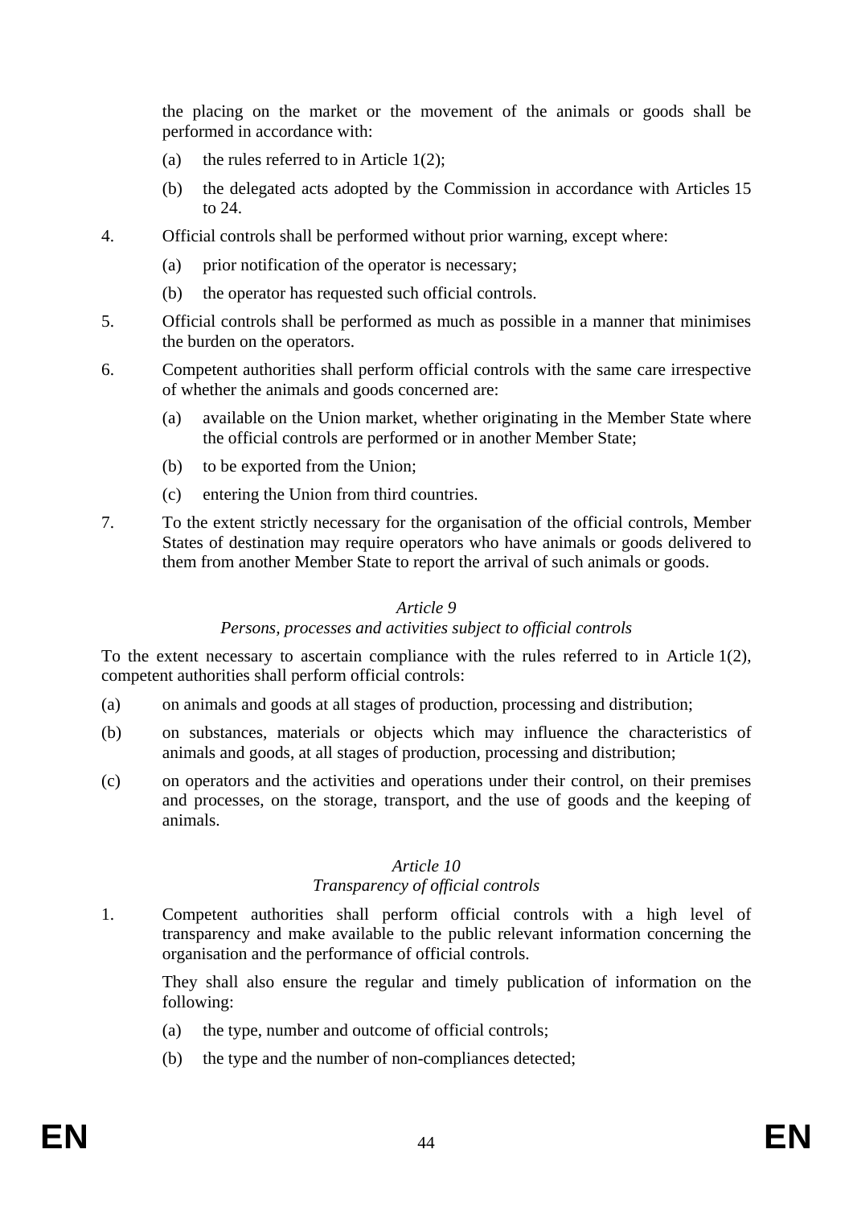the placing on the market or the movement of the animals or goods shall be performed in accordance with:

(a) the rules referred to in Article 1(2);

(b) the delegated acts adopted by the Commission in accordance with Articles 15 to 24.

4. Official controls shall be performed without prior warning, except where:

(a) prior notification of the operator is necessary;

(b) the operator has requested such official controls.

5. Official controls shall be performed as much as possible in a manner that minimises the burden on the operators.

6. Competent authorities shall perform official controls with the same care irrespective of whether the animals and goods concerned are:

(a) available on the Union market, whether originating in the Member State where the official controls are performed or in another Member State;

(b) to be exported from the Union;

(c) entering the Union from third countries.

7. To the extent strictly necessary for the organisation of the official controls, Member States of destination may require operators who have animals or goods delivered to them from another Member State to report the arrival of such animals or goods.

*Article 9*

*Persons, processes and activities subject to official controls*

To the extent necessary to ascertain compliance with the rules referred to in Article 1(2), competent authorities shall perform official controls:

(a) on animals and goods at all stages of production, processing and distribution;

(b) on substances, materials or objects which may influence the characteristics of animals and goods, at all stages of production, processing and distribution;

(c) on operators and the activities and operations under their control, on their premises and processes, on the storage, transport, and the use of goods and the keeping of animals.

*Article 10*

*Transparency of official controls*

1. Competent authorities shall perform official controls with a high level of transparency and make available to the public relevant information concerning the organisation and the performance of official controls.

They shall also ensure the regular and timely publication of information on the following:

(a) the type, number and outcome of official controls;

(b) the type and the number of non-compliances detected;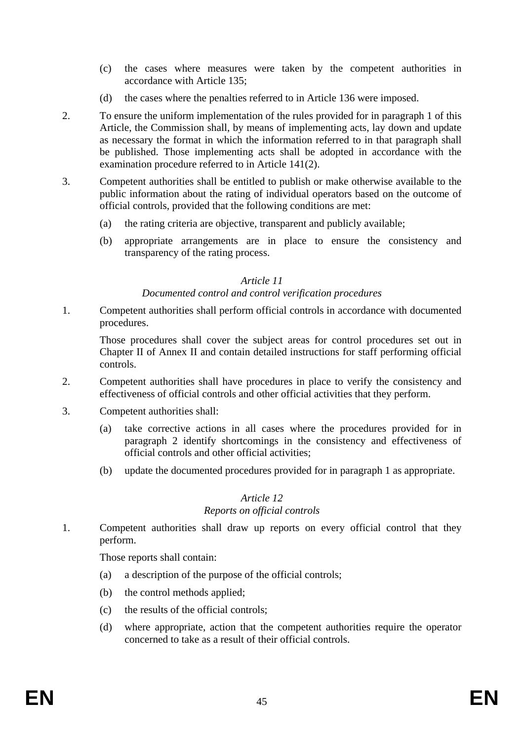(c) the cases where measures were taken by the competent authorities in accordance with Article 135;

(d) the cases where the penalties referred to in Article 136 were imposed.

2. To ensure the uniform implementation of the rules provided for in paragraph 1 of this Article, the Commission shall, by means of implementing acts, lay down and update as necessary the format in which the information referred to in that paragraph shall be published. Those implementing acts shall be adopted in accordance with the examination procedure referred to in Article 141(2).

3. Competent authorities shall be entitled to publish or make otherwise available to the public information about the rating of individual operators based on the outcome of official controls, provided that the following conditions are met:

(a) the rating criteria are objective, transparent and publicly available;

(b) appropriate arrangements are in place to ensure the consistency and transparency of the rating process.

*Article 11*
*Documented control and control verification procedures*

1. Competent authorities shall perform official controls in accordance with documented procedures.

Those procedures shall cover the subject areas for control procedures set out in Chapter II of Annex II and contain detailed instructions for staff performing official controls.

2. Competent authorities shall have procedures in place to verify the consistency and effectiveness of official controls and other official activities that they perform.

3. Competent authorities shall:

(a) take corrective actions in all cases where the procedures provided for in paragraph 2 identify shortcomings in the consistency and effectiveness of official controls and other official activities;

(b) update the documented procedures provided for in paragraph 1 as appropriate.

*Article 12*
*Reports on official controls*

1. Competent authorities shall draw up reports on every official control that they perform.

Those reports shall contain:

(a) a description of the purpose of the official controls;

(b) the control methods applied;

(c) the results of the official controls;

(d) where appropriate, action that the competent authorities require the operator concerned to take as a result of their official controls.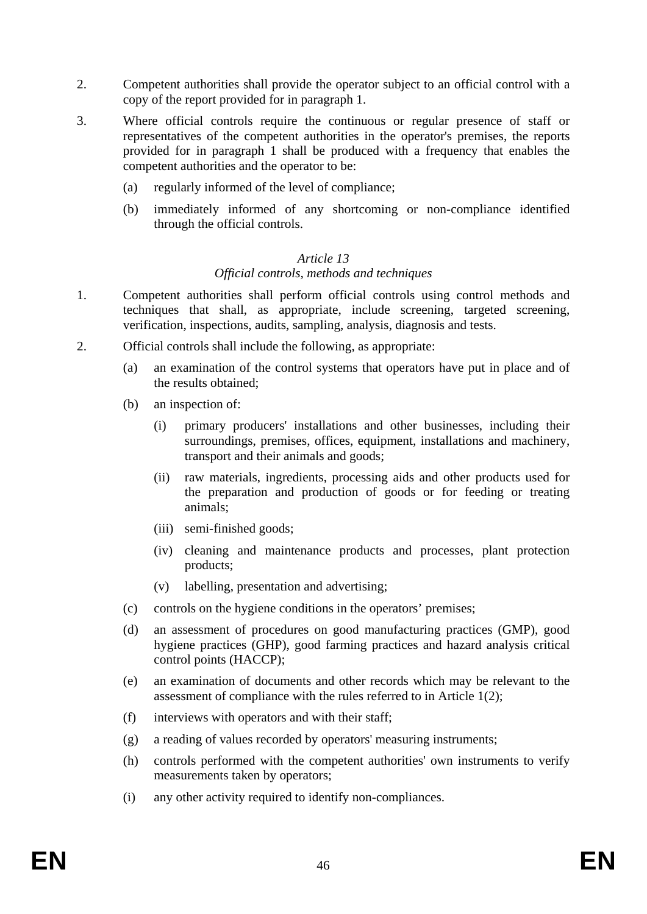2. Competent authorities shall provide the operator subject to an official control with a copy of the report provided for in paragraph 1.

3. Where official controls require the continuous or regular presence of staff or representatives of the competent authorities in the operator's premises, the reports provided for in paragraph 1 shall be produced with a frequency that enables the competent authorities and the operator to be:

   (a) regularly informed of the level of compliance;

   (b) immediately informed of any shortcoming or non-compliance identified through the official controls.

*Article 13*

*Official controls, methods and techniques*

1. Competent authorities shall perform official controls using control methods and techniques that shall, as appropriate, include screening, targeted screening, verification, inspections, audits, sampling, analysis, diagnosis and tests.

2. Official controls shall include the following, as appropriate:

   (a) an examination of the control systems that operators have put in place and of the results obtained;

   (b) an inspection of:

      (i) primary producers' installations and other businesses, including their surroundings, premises, offices, equipment, installations and machinery, transport and their animals and goods;

      (ii) raw materials, ingredients, processing aids and other products used for the preparation and production of goods or for feeding or treating animals;

      (iii) semi-finished goods;

      (iv) cleaning and maintenance products and processes, plant protection products;

      (v) labelling, presentation and advertising;

   (c) controls on the hygiene conditions in the operators' premises;

   (d) an assessment of procedures on good manufacturing practices (GMP), good hygiene practices (GHP), good farming practices and hazard analysis critical control points (HACCP);

   (e) an examination of documents and other records which may be relevant to the assessment of compliance with the rules referred to in Article 1(2);

   (f) interviews with operators and with their staff;

   (g) a reading of values recorded by operators' measuring instruments;

   (h) controls performed with the competent authorities' own instruments to verify measurements taken by operators;

   (i) any other activity required to identify non-compliances.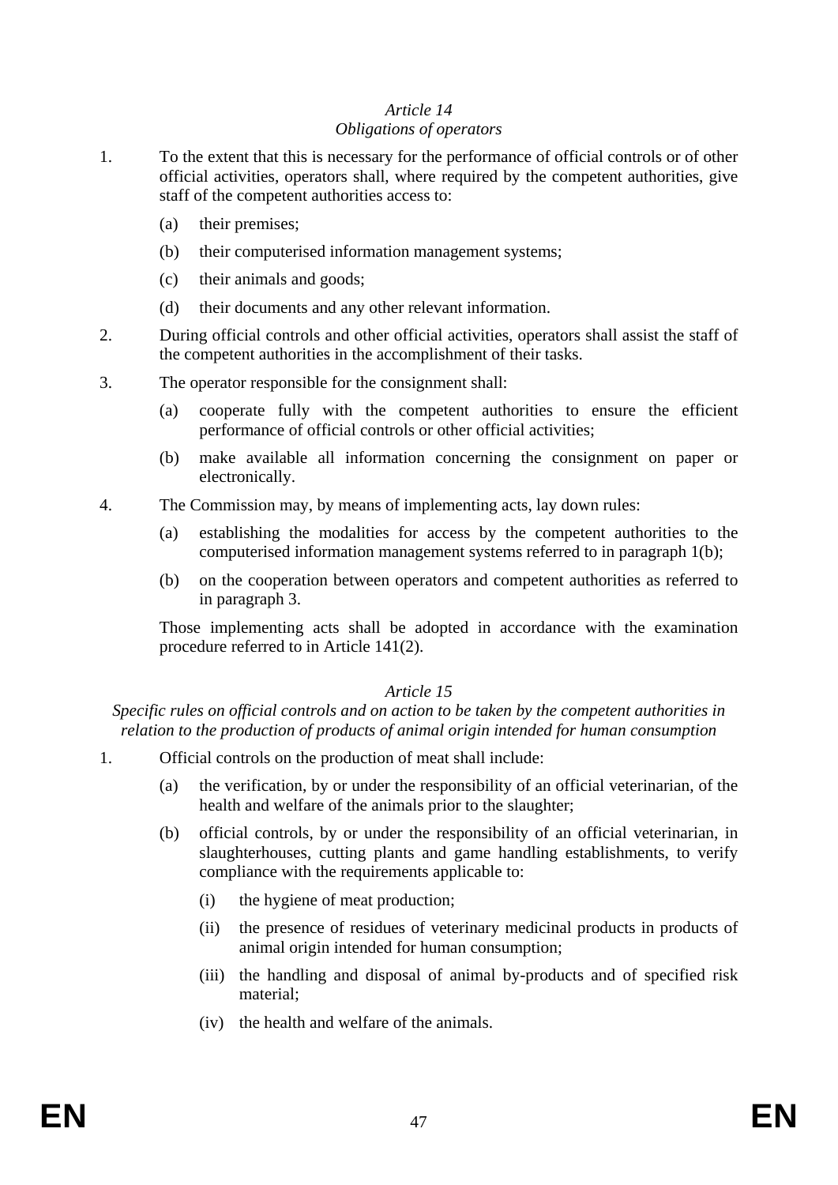*Article 14*
*Obligations of operators*

1. To the extent that this is necessary for the performance of official controls or of other official activities, operators shall, where required by the competent authorities, give staff of the competent authorities access to:

   (a) their premises;

   (b) their computerised information management systems;

   (c) their animals and goods;

   (d) their documents and any other relevant information.

2. During official controls and other official activities, operators shall assist the staff of the competent authorities in the accomplishment of their tasks.

3. The operator responsible for the consignment shall:

   (a) cooperate fully with the competent authorities to ensure the efficient performance of official controls or other official activities;

   (b) make available all information concerning the consignment on paper or electronically.

4. The Commission may, by means of implementing acts, lay down rules:

   (a) establishing the modalities for access by the competent authorities to the computerised information management systems referred to in paragraph 1(b);

   (b) on the cooperation between operators and competent authorities as referred to in paragraph 3.

   Those implementing acts shall be adopted in accordance with the examination procedure referred to in Article 141(2).

*Article 15*
*Specific rules on official controls and on action to be taken by the competent authorities in relation to the production of products of animal origin intended for human consumption*

1. Official controls on the production of meat shall include:

   (a) the verification, by or under the responsibility of an official veterinarian, of the health and welfare of the animals prior to the slaughter;

   (b) official controls, by or under the responsibility of an official veterinarian, in slaughterhouses, cutting plants and game handling establishments, to verify compliance with the requirements applicable to:

      (i) the hygiene of meat production;

      (ii) the presence of residues of veterinary medicinal products in products of animal origin intended for human consumption;

      (iii) the handling and disposal of animal by-products and of specified risk material;

      (iv) the health and welfare of the animals.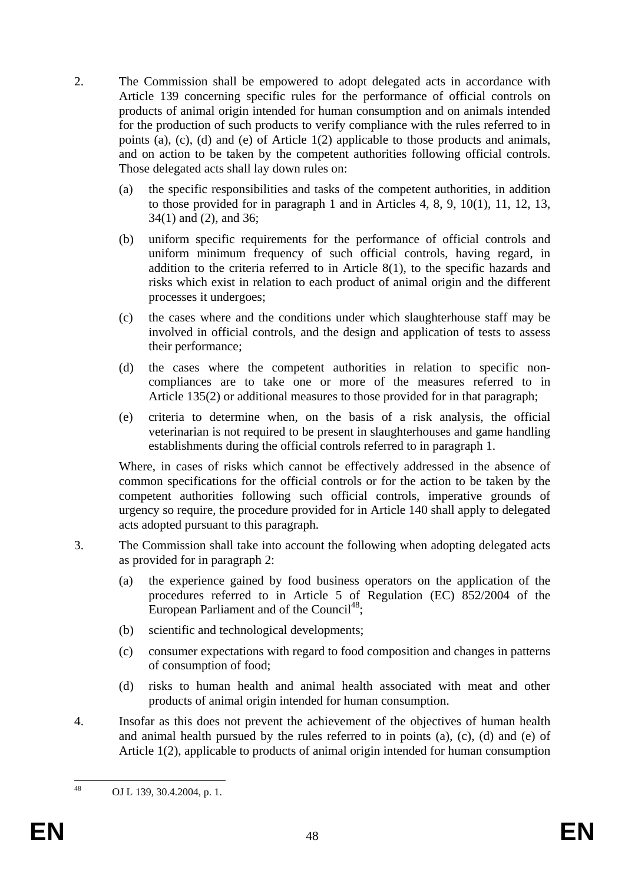2. The Commission shall be empowered to adopt delegated acts in accordance with Article 139 concerning specific rules for the performance of official controls on products of animal origin intended for human consumption and on animals intended for the production of such products to verify compliance with the rules referred to in points (a), (c), (d) and (e) of Article 1(2) applicable to those products and animals, and on action to be taken by the competent authorities following official controls. Those delegated acts shall lay down rules on:

   (a) the specific responsibilities and tasks of the competent authorities, in addition to those provided for in paragraph 1 and in Articles 4, 8, 9, 10(1), 11, 12, 13, 34(1) and (2), and 36;

   (b) uniform specific requirements for the performance of official controls and uniform minimum frequency of such official controls, having regard, in addition to the criteria referred to in Article 8(1), to the specific hazards and risks which exist in relation to each product of animal origin and the different processes it undergoes;

   (c) the cases where and the conditions under which slaughterhouse staff may be involved in official controls, and the design and application of tests to assess their performance;

   (d) the cases where the competent authorities in relation to specific non-compliances are to take one or more of the measures referred to in Article 135(2) or additional measures to those provided for in that paragraph;

   (e) criteria to determine when, on the basis of a risk analysis, the official veterinarian is not required to be present in slaughterhouses and game handling establishments during the official controls referred to in paragraph 1.

   Where, in cases of risks which cannot be effectively addressed in the absence of common specifications for the official controls or for the action to be taken by the competent authorities following such official controls, imperative grounds of urgency so require, the procedure provided for in Article 140 shall apply to delegated acts adopted pursuant to this paragraph.

3. The Commission shall take into account the following when adopting delegated acts as provided for in paragraph 2:

   (a) the experience gained by food business operators on the application of the procedures referred to in Article 5 of Regulation (EC) 852/2004 of the European Parliament and of the Council[48];

   (b) scientific and technological developments;

   (c) consumer expectations with regard to food composition and changes in patterns of consumption of food;

   (d) risks to human health and animal health associated with meat and other products of animal origin intended for human consumption.

4. Insofar as this does not prevent the achievement of the objectives of human health and animal health pursued by the rules referred to in points (a), (c), (d) and (e) of Article 1(2), applicable to products of animal origin intended for human consumption

[48] OJ L 139, 30.4.2004, p. 1.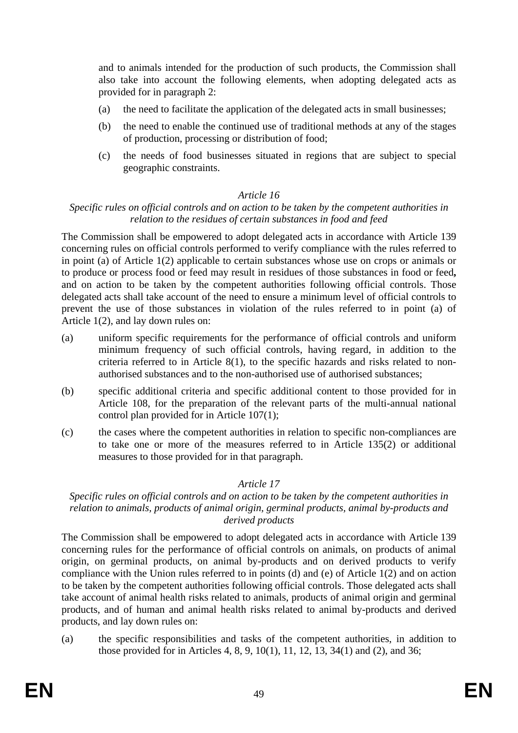and to animals intended for the production of such products, the Commission shall also take into account the following elements, when adopting delegated acts as provided for in paragraph 2:

(a) the need to facilitate the application of the delegated acts in small businesses;

(b) the need to enable the continued use of traditional methods at any of the stages of production, processing or distribution of food;

(c) the needs of food businesses situated in regions that are subject to special geographic constraints.

*Article 16*

*Specific rules on official controls and on action to be taken by the competent authorities in relation to the residues of certain substances in food and feed*

The Commission shall be empowered to adopt delegated acts in accordance with Article 139 concerning rules on official controls performed to verify compliance with the rules referred to in point (a) of Article 1(2) applicable to certain substances whose use on crops or animals or to produce or process food or feed may result in residues of those substances in food or feed**,** and on action to be taken by the competent authorities following official controls. Those delegated acts shall take account of the need to ensure a minimum level of official controls to prevent the use of those substances in violation of the rules referred to in point (a) of Article 1(2), and lay down rules on:

(a) uniform specific requirements for the performance of official controls and uniform minimum frequency of such official controls, having regard, in addition to the criteria referred to in Article 8(1), to the specific hazards and risks related to non-authorised substances and to the non-authorised use of authorised substances;

(b) specific additional criteria and specific additional content to those provided for in Article 108, for the preparation of the relevant parts of the multi-annual national control plan provided for in Article 107(1);

(c) the cases where the competent authorities in relation to specific non-compliances are to take one or more of the measures referred to in Article 135(2) or additional measures to those provided for in that paragraph.

*Article 17*

*Specific rules on official controls and on action to be taken by the competent authorities in relation to animals, products of animal origin, germinal products, animal by-products and derived products*

The Commission shall be empowered to adopt delegated acts in accordance with Article 139 concerning rules for the performance of official controls on animals, on products of animal origin, on germinal products, on animal by-products and on derived products to verify compliance with the Union rules referred to in points (d) and (e) of Article 1(2) and on action to be taken by the competent authorities following official controls. Those delegated acts shall take account of animal health risks related to animals, products of animal origin and germinal products, and of human and animal health risks related to animal by-products and derived products, and lay down rules on:

(a) the specific responsibilities and tasks of the competent authorities, in addition to those provided for in Articles 4, 8, 9, 10(1), 11, 12, 13, 34(1) and (2), and 36;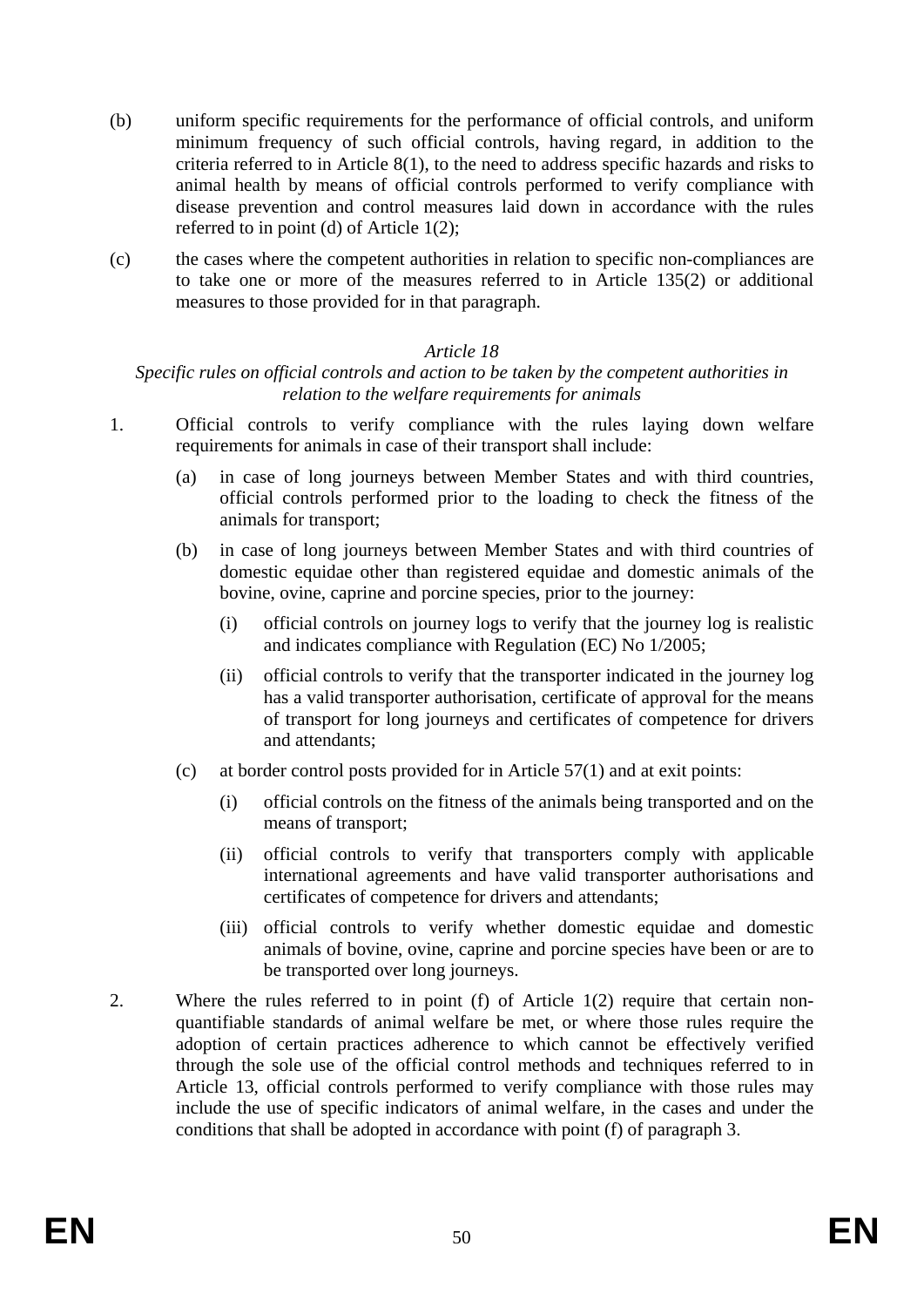(b) uniform specific requirements for the performance of official controls, and uniform minimum frequency of such official controls, having regard, in addition to the criteria referred to in Article 8(1), to the need to address specific hazards and risks to animal health by means of official controls performed to verify compliance with disease prevention and control measures laid down in accordance with the rules referred to in point (d) of Article 1(2);

(c) the cases where the competent authorities in relation to specific non-compliances are to take one or more of the measures referred to in Article 135(2) or additional measures to those provided for in that paragraph.

*Article 18*

*Specific rules on official controls and action to be taken by the competent authorities in relation to the welfare requirements for animals*

1. Official controls to verify compliance with the rules laying down welfare requirements for animals in case of their transport shall include:

   (a) in case of long journeys between Member States and with third countries, official controls performed prior to the loading to check the fitness of the animals for transport;

   (b) in case of long journeys between Member States and with third countries of domestic equidae other than registered equidae and domestic animals of the bovine, ovine, caprine and porcine species, prior to the journey:

      (i) official controls on journey logs to verify that the journey log is realistic and indicates compliance with Regulation (EC) No 1/2005;

      (ii) official controls to verify that the transporter indicated in the journey log has a valid transporter authorisation, certificate of approval for the means of transport for long journeys and certificates of competence for drivers and attendants;

   (c) at border control posts provided for in Article 57(1) and at exit points:

      (i) official controls on the fitness of the animals being transported and on the means of transport;

      (ii) official controls to verify that transporters comply with applicable international agreements and have valid transporter authorisations and certificates of competence for drivers and attendants;

      (iii) official controls to verify whether domestic equidae and domestic animals of bovine, ovine, caprine and porcine species have been or are to be transported over long journeys.

2. Where the rules referred to in point (f) of Article 1(2) require that certain non-quantifiable standards of animal welfare be met, or where those rules require the adoption of certain practices adherence to which cannot be effectively verified through the sole use of the official control methods and techniques referred to in Article 13, official controls performed to verify compliance with those rules may include the use of specific indicators of animal welfare, in the cases and under the conditions that shall be adopted in accordance with point (f) of paragraph 3.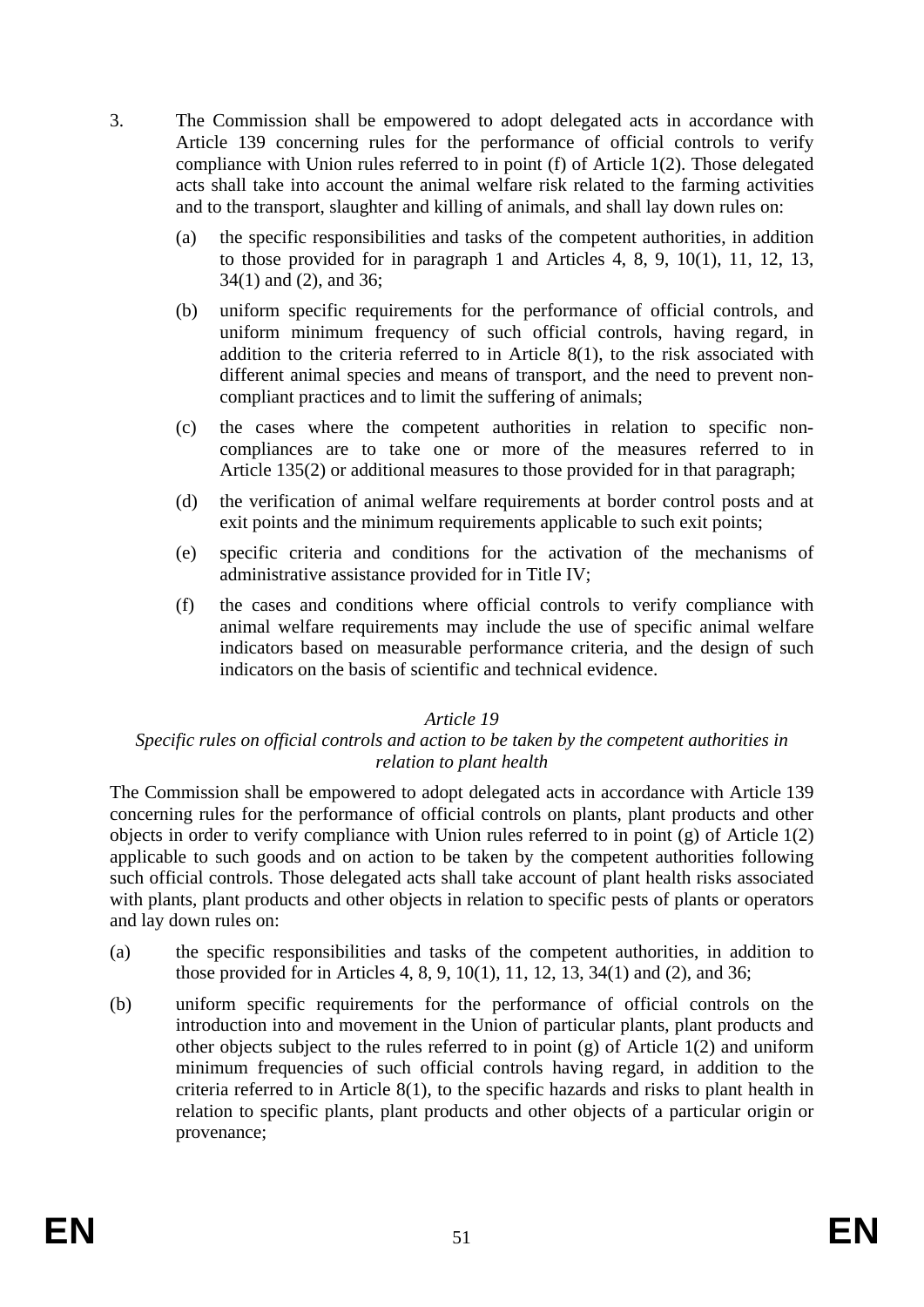3. The Commission shall be empowered to adopt delegated acts in accordance with Article 139 concerning rules for the performance of official controls to verify compliance with Union rules referred to in point (f) of Article 1(2). Those delegated acts shall take into account the animal welfare risk related to the farming activities and to the transport, slaughter and killing of animals, and shall lay down rules on:

   (a) the specific responsibilities and tasks of the competent authorities, in addition to those provided for in paragraph 1 and Articles 4, 8, 9, 10(1), 11, 12, 13, 34(1) and (2), and 36;

   (b) uniform specific requirements for the performance of official controls, and uniform minimum frequency of such official controls, having regard, in addition to the criteria referred to in Article 8(1), to the risk associated with different animal species and means of transport, and the need to prevent non-compliant practices and to limit the suffering of animals;

   (c) the cases where the competent authorities in relation to specific non-compliances are to take one or more of the measures referred to in Article 135(2) or additional measures to those provided for in that paragraph;

   (d) the verification of animal welfare requirements at border control posts and at exit points and the minimum requirements applicable to such exit points;

   (e) specific criteria and conditions for the activation of the mechanisms of administrative assistance provided for in Title IV;

   (f) the cases and conditions where official controls to verify compliance with animal welfare requirements may include the use of specific animal welfare indicators based on measurable performance criteria, and the design of such indicators on the basis of scientific and technical evidence.

*Article 19*

*Specific rules on official controls and action to be taken by the competent authorities in relation to plant health*

The Commission shall be empowered to adopt delegated acts in accordance with Article 139 concerning rules for the performance of official controls on plants, plant products and other objects in order to verify compliance with Union rules referred to in point (g) of Article 1(2) applicable to such goods and on action to be taken by the competent authorities following such official controls. Those delegated acts shall take account of plant health risks associated with plants, plant products and other objects in relation to specific pests of plants or operators and lay down rules on:

(a) the specific responsibilities and tasks of the competent authorities, in addition to those provided for in Articles 4, 8, 9, 10(1), 11, 12, 13, 34(1) and (2), and 36;

(b) uniform specific requirements for the performance of official controls on the introduction into and movement in the Union of particular plants, plant products and other objects subject to the rules referred to in point (g) of Article 1(2) and uniform minimum frequencies of such official controls having regard, in addition to the criteria referred to in Article 8(1), to the specific hazards and risks to plant health in relation to specific plants, plant products and other objects of a particular origin or provenance;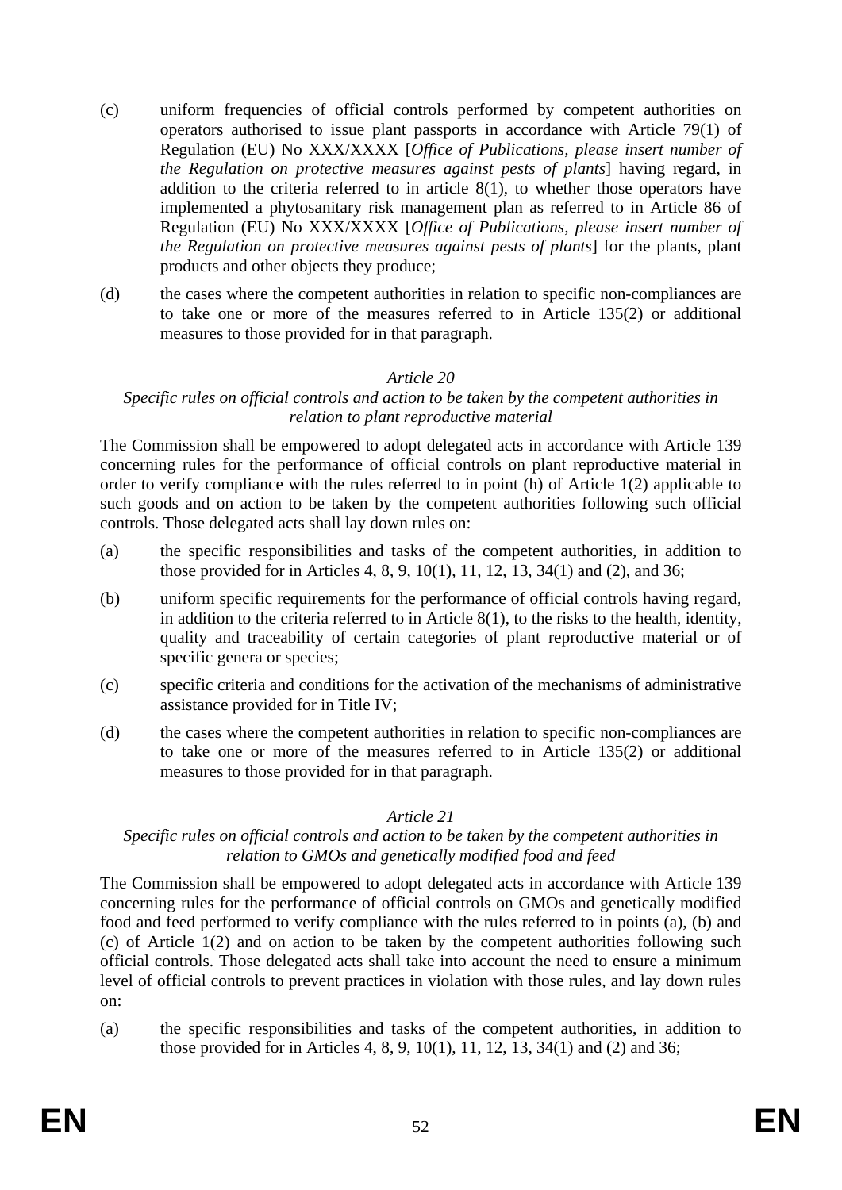(c) uniform frequencies of official controls performed by competent authorities on operators authorised to issue plant passports in accordance with Article 79(1) of Regulation (EU) No XXX/XXXX [*Office of Publications, please insert number of the Regulation on protective measures against pests of plants*] having regard, in addition to the criteria referred to in article 8(1), to whether those operators have implemented a phytosanitary risk management plan as referred to in Article 86 of Regulation (EU) No XXX/XXXX [*Office of Publications, please insert number of the Regulation on protective measures against pests of plants*] for the plants, plant products and other objects they produce;

(d) the cases where the competent authorities in relation to specific non-compliances are to take one or more of the measures referred to in Article 135(2) or additional measures to those provided for in that paragraph.

*Article 20*

*Specific rules on official controls and action to be taken by the competent authorities in relation to plant reproductive material*

The Commission shall be empowered to adopt delegated acts in accordance with Article 139 concerning rules for the performance of official controls on plant reproductive material in order to verify compliance with the rules referred to in point (h) of Article 1(2) applicable to such goods and on action to be taken by the competent authorities following such official controls. Those delegated acts shall lay down rules on:

(a) the specific responsibilities and tasks of the competent authorities, in addition to those provided for in Articles 4, 8, 9, 10(1), 11, 12, 13, 34(1) and (2), and 36;

(b) uniform specific requirements for the performance of official controls having regard, in addition to the criteria referred to in Article 8(1), to the risks to the health, identity, quality and traceability of certain categories of plant reproductive material or of specific genera or species;

(c) specific criteria and conditions for the activation of the mechanisms of administrative assistance provided for in Title IV;

(d) the cases where the competent authorities in relation to specific non-compliances are to take one or more of the measures referred to in Article 135(2) or additional measures to those provided for in that paragraph.

*Article 21*

*Specific rules on official controls and action to be taken by the competent authorities in relation to GMOs and genetically modified food and feed*

The Commission shall be empowered to adopt delegated acts in accordance with Article 139 concerning rules for the performance of official controls on GMOs and genetically modified food and feed performed to verify compliance with the rules referred to in points (a), (b) and (c) of Article 1(2) and on action to be taken by the competent authorities following such official controls. Those delegated acts shall take into account the need to ensure a minimum level of official controls to prevent practices in violation with those rules, and lay down rules on:

(a) the specific responsibilities and tasks of the competent authorities, in addition to those provided for in Articles 4, 8, 9, 10(1), 11, 12, 13, 34(1) and (2) and 36;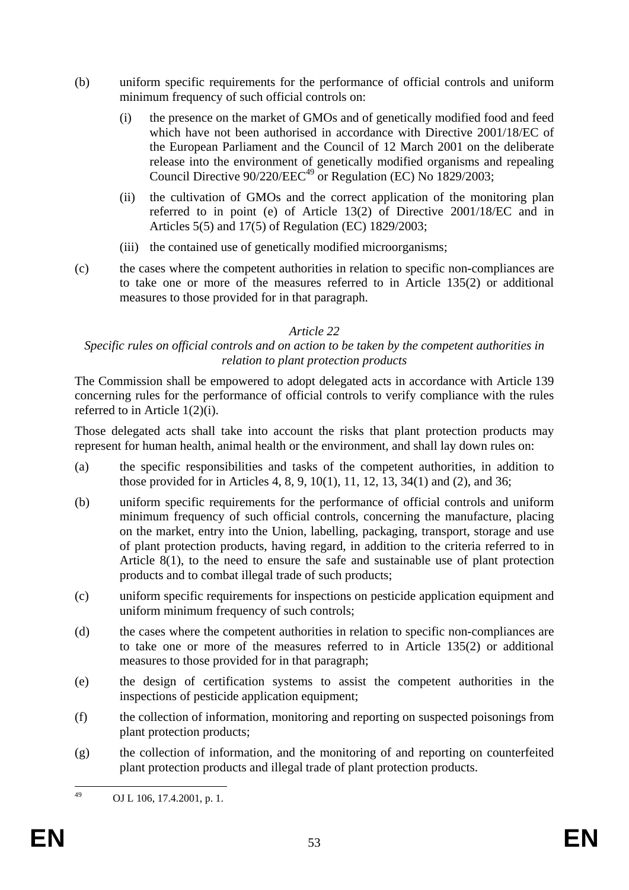(b) uniform specific requirements for the performance of official controls and uniform minimum frequency of such official controls on:

   (i) the presence on the market of GMOs and of genetically modified food and feed which have not been authorised in accordance with Directive 2001/18/EC of the European Parliament and the Council of 12 March 2001 on the deliberate release into the environment of genetically modified organisms and repealing Council Directive 90/220/EEC[49] or Regulation (EC) No 1829/2003;

   (ii) the cultivation of GMOs and the correct application of the monitoring plan referred to in point (e) of Article 13(2) of Directive 2001/18/EC and in Articles 5(5) and 17(5) of Regulation (EC) 1829/2003;

   (iii) the contained use of genetically modified microorganisms;

(c) the cases where the competent authorities in relation to specific non-compliances are to take one or more of the measures referred to in Article 135(2) or additional measures to those provided for in that paragraph.

*Article 22*

*Specific rules on official controls and on action to be taken by the competent authorities in relation to plant protection products*

The Commission shall be empowered to adopt delegated acts in accordance with Article 139 concerning rules for the performance of official controls to verify compliance with the rules referred to in Article 1(2)(i).

Those delegated acts shall take into account the risks that plant protection products may represent for human health, animal health or the environment, and shall lay down rules on:

(a) the specific responsibilities and tasks of the competent authorities, in addition to those provided for in Articles 4, 8, 9, 10(1), 11, 12, 13, 34(1) and (2), and 36;

(b) uniform specific requirements for the performance of official controls and uniform minimum frequency of such official controls, concerning the manufacture, placing on the market, entry into the Union, labelling, packaging, transport, storage and use of plant protection products, having regard, in addition to the criteria referred to in Article 8(1), to the need to ensure the safe and sustainable use of plant protection products and to combat illegal trade of such products;

(c) uniform specific requirements for inspections on pesticide application equipment and uniform minimum frequency of such controls;

(d) the cases where the competent authorities in relation to specific non-compliances are to take one or more of the measures referred to in Article 135(2) or additional measures to those provided for in that paragraph;

(e) the design of certification systems to assist the competent authorities in the inspections of pesticide application equipment;

(f) the collection of information, monitoring and reporting on suspected poisonings from plant protection products;

(g) the collection of information, and the monitoring of and reporting on counterfeited plant protection products and illegal trade of plant protection products.

---

[49] OJ L 106, 17.4.2001, p. 1.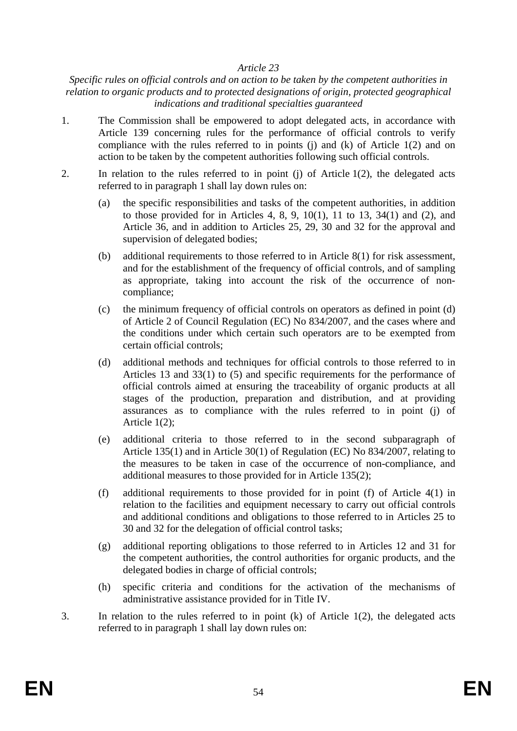*Article 23*

*Specific rules on official controls and on action to be taken by the competent authorities in relation to organic products and to protected designations of origin, protected geographical indications and traditional specialties guaranteed*

1. The Commission shall be empowered to adopt delegated acts, in accordance with Article 139 concerning rules for the performance of official controls to verify compliance with the rules referred to in points (j) and (k) of Article 1(2) and on action to be taken by the competent authorities following such official controls.

2. In relation to the rules referred to in point (j) of Article 1(2), the delegated acts referred to in paragraph 1 shall lay down rules on:

   (a) the specific responsibilities and tasks of the competent authorities, in addition to those provided for in Articles 4, 8, 9, 10(1), 11 to 13, 34(1) and (2), and Article 36, and in addition to Articles 25, 29, 30 and 32 for the approval and supervision of delegated bodies;

   (b) additional requirements to those referred to in Article 8(1) for risk assessment, and for the establishment of the frequency of official controls, and of sampling as appropriate, taking into account the risk of the occurrence of non-compliance;

   (c) the minimum frequency of official controls on operators as defined in point (d) of Article 2 of Council Regulation (EC) No 834/2007, and the cases where and the conditions under which certain such operators are to be exempted from certain official controls;

   (d) additional methods and techniques for official controls to those referred to in Articles 13 and 33(1) to (5) and specific requirements for the performance of official controls aimed at ensuring the traceability of organic products at all stages of the production, preparation and distribution, and at providing assurances as to compliance with the rules referred to in point (j) of Article 1(2);

   (e) additional criteria to those referred to in the second subparagraph of Article 135(1) and in Article 30(1) of Regulation (EC) No 834/2007, relating to the measures to be taken in case of the occurrence of non-compliance, and additional measures to those provided for in Article 135(2);

   (f) additional requirements to those provided for in point (f) of Article 4(1) in relation to the facilities and equipment necessary to carry out official controls and additional conditions and obligations to those referred to in Articles 25 to 30 and 32 for the delegation of official control tasks;

   (g) additional reporting obligations to those referred to in Articles 12 and 31 for the competent authorities, the control authorities for organic products, and the delegated bodies in charge of official controls;

   (h) specific criteria and conditions for the activation of the mechanisms of administrative assistance provided for in Title IV.

3. In relation to the rules referred to in point (k) of Article 1(2), the delegated acts referred to in paragraph 1 shall lay down rules on: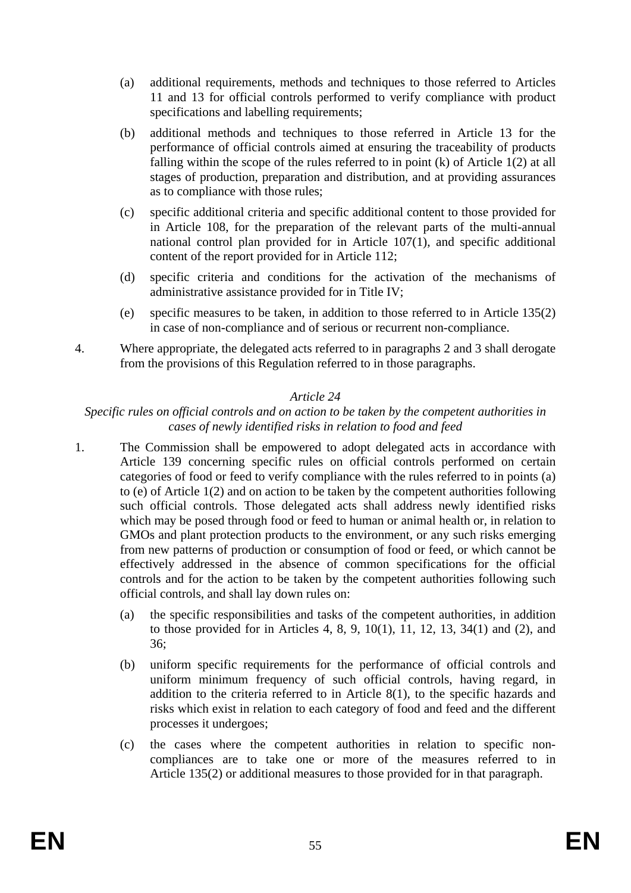(a) additional requirements, methods and techniques to those referred to Articles 11 and 13 for official controls performed to verify compliance with product specifications and labelling requirements;

(b) additional methods and techniques to those referred in Article 13 for the performance of official controls aimed at ensuring the traceability of products falling within the scope of the rules referred to in point (k) of Article 1(2) at all stages of production, preparation and distribution, and at providing assurances as to compliance with those rules;

(c) specific additional criteria and specific additional content to those provided for in Article 108, for the preparation of the relevant parts of the multi-annual national control plan provided for in Article 107(1), and specific additional content of the report provided for in Article 112;

(d) specific criteria and conditions for the activation of the mechanisms of administrative assistance provided for in Title IV;

(e) specific measures to be taken, in addition to those referred to in Article 135(2) in case of non-compliance and of serious or recurrent non-compliance.

4. Where appropriate, the delegated acts referred to in paragraphs 2 and 3 shall derogate from the provisions of this Regulation referred to in those paragraphs.

*Article 24*

*Specific rules on official controls and on action to be taken by the competent authorities in cases of newly identified risks in relation to food and feed*

1. The Commission shall be empowered to adopt delegated acts in accordance with Article 139 concerning specific rules on official controls performed on certain categories of food or feed to verify compliance with the rules referred to in points (a) to (e) of Article 1(2) and on action to be taken by the competent authorities following such official controls. Those delegated acts shall address newly identified risks which may be posed through food or feed to human or animal health or, in relation to GMOs and plant protection products to the environment, or any such risks emerging from new patterns of production or consumption of food or feed, or which cannot be effectively addressed in the absence of common specifications for the official controls and for the action to be taken by the competent authorities following such official controls, and shall lay down rules on:

   (a) the specific responsibilities and tasks of the competent authorities, in addition to those provided for in Articles 4, 8, 9, 10(1), 11, 12, 13, 34(1) and (2), and 36;

   (b) uniform specific requirements for the performance of official controls and uniform minimum frequency of such official controls, having regard, in addition to the criteria referred to in Article 8(1), to the specific hazards and risks which exist in relation to each category of food and feed and the different processes it undergoes;

   (c) the cases where the competent authorities in relation to specific non-compliances are to take one or more of the measures referred to in Article 135(2) or additional measures to those provided for in that paragraph.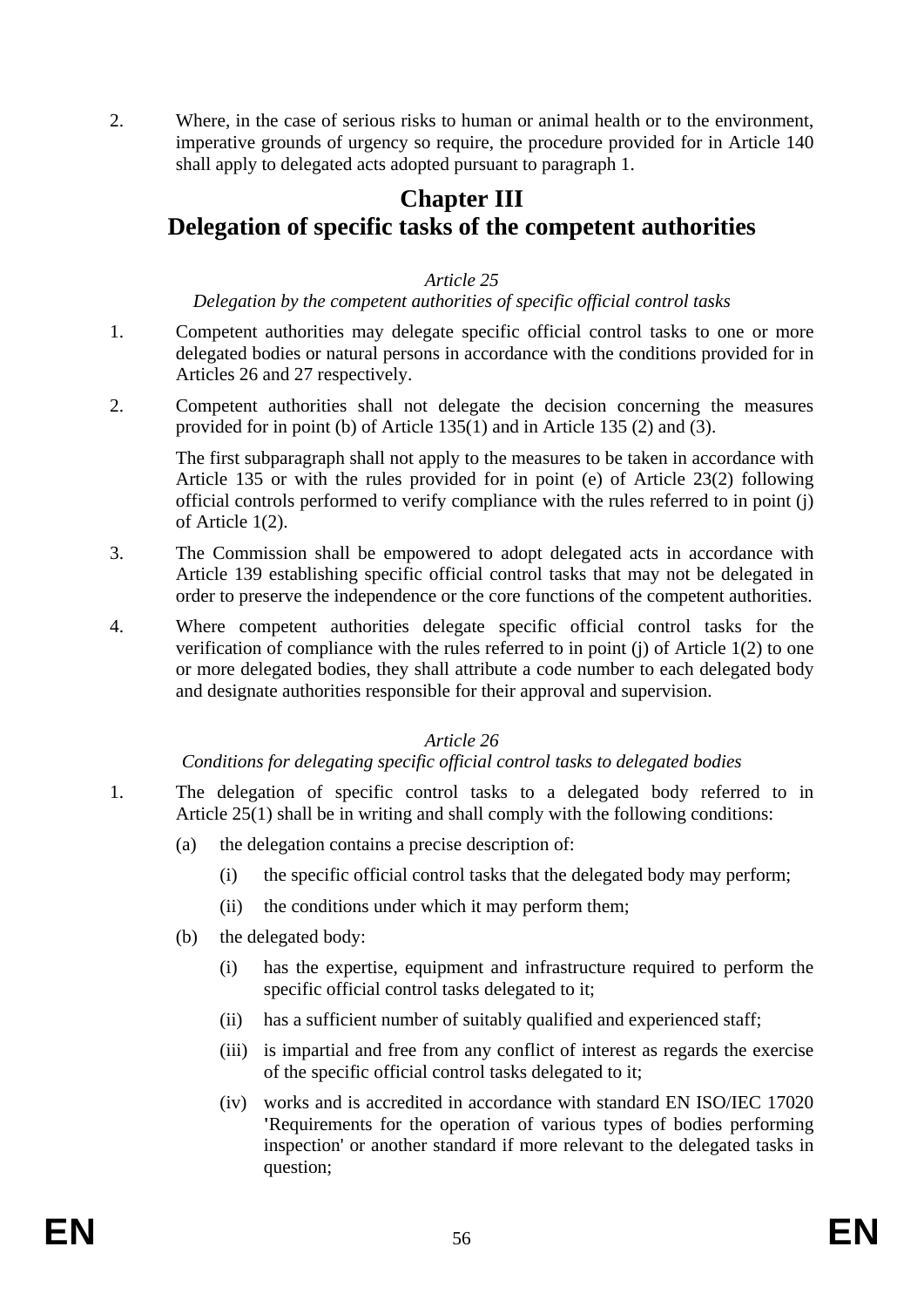2. Where, in the case of serious risks to human or animal health or to the environment, imperative grounds of urgency so require, the procedure provided for in Article 140 shall apply to delegated acts adopted pursuant to paragraph 1.

## Chapter III
## Delegation of specific tasks of the competent authorities

*Article 25*

*Delegation by the competent authorities of specific official control tasks*

1. Competent authorities may delegate specific official control tasks to one or more delegated bodies or natural persons in accordance with the conditions provided for in Articles 26 and 27 respectively.

2. Competent authorities shall not delegate the decision concerning the measures provided for in point (b) of Article 135(1) and in Article 135 (2) and (3).

   The first subparagraph shall not apply to the measures to be taken in accordance with Article 135 or with the rules provided for in point (e) of Article 23(2) following official controls performed to verify compliance with the rules referred to in point (j) of Article 1(2).

3. The Commission shall be empowered to adopt delegated acts in accordance with Article 139 establishing specific official control tasks that may not be delegated in order to preserve the independence or the core functions of the competent authorities.

4. Where competent authorities delegate specific official control tasks for the verification of compliance with the rules referred to in point (j) of Article 1(2) to one or more delegated bodies, they shall attribute a code number to each delegated body and designate authorities responsible for their approval and supervision.

*Article 26*

*Conditions for delegating specific official control tasks to delegated bodies*

1. The delegation of specific control tasks to a delegated body referred to in Article 25(1) shall be in writing and shall comply with the following conditions:

   (a) the delegation contains a precise description of:

      (i) the specific official control tasks that the delegated body may perform;

      (ii) the conditions under which it may perform them;

   (b) the delegated body:

      (i) has the expertise, equipment and infrastructure required to perform the specific official control tasks delegated to it;

      (ii) has a sufficient number of suitably qualified and experienced staff;

      (iii) is impartial and free from any conflict of interest as regards the exercise of the specific official control tasks delegated to it;

      (iv) works and is accredited in accordance with standard EN ISO/IEC 17020 'Requirements for the operation of various types of bodies performing inspection' or another standard if more relevant to the delegated tasks in question;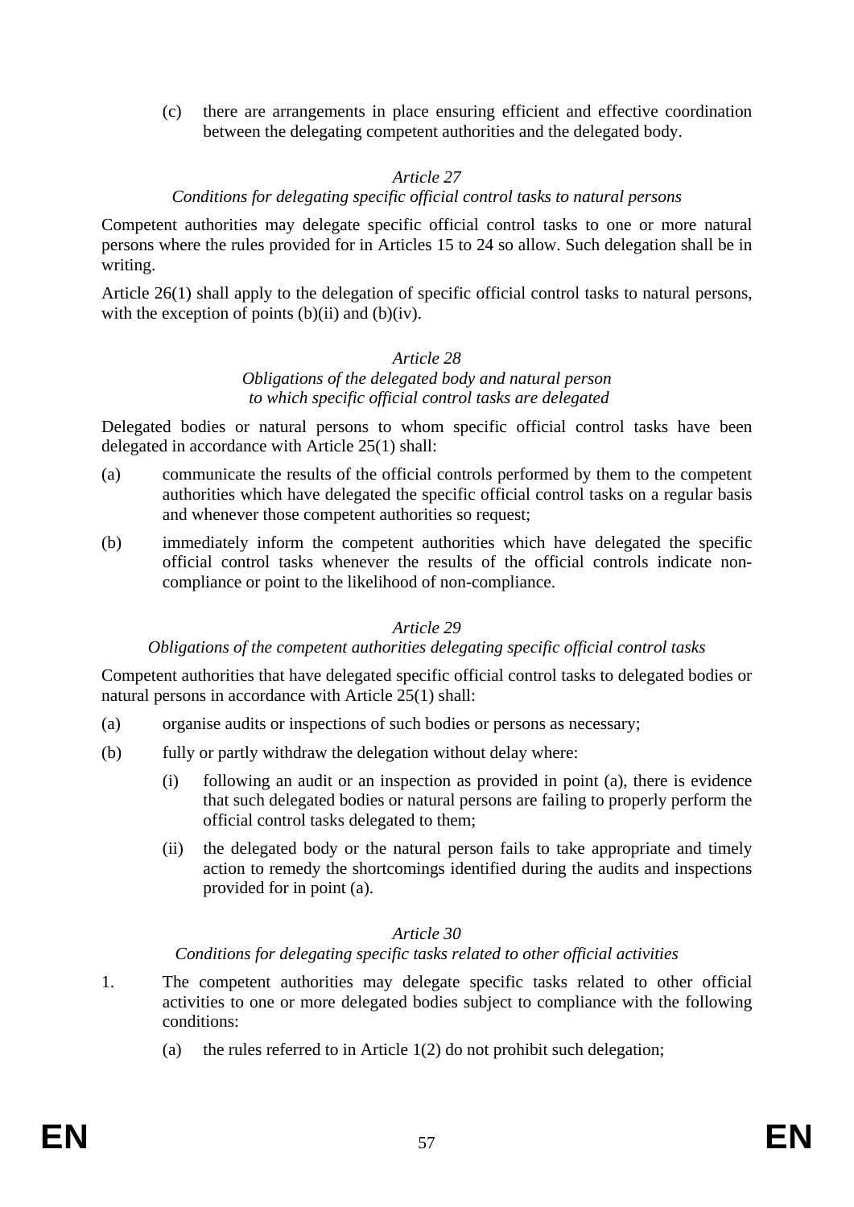(c) there are arrangements in place ensuring efficient and effective coordination between the delegating competent authorities and the delegated body.

*Article 27*

*Conditions for delegating specific official control tasks to natural persons*

Competent authorities may delegate specific official control tasks to one or more natural persons where the rules provided for in Articles 15 to 24 so allow. Such delegation shall be in writing.

Article 26(1) shall apply to the delegation of specific official control tasks to natural persons, with the exception of points (b)(ii) and (b)(iv).

*Article 28*

*Obligations of the delegated body and natural person to which specific official control tasks are delegated*

Delegated bodies or natural persons to whom specific official control tasks have been delegated in accordance with Article 25(1) shall:

(a) communicate the results of the official controls performed by them to the competent authorities which have delegated the specific official control tasks on a regular basis and whenever those competent authorities so request;

(b) immediately inform the competent authorities which have delegated the specific official control tasks whenever the results of the official controls indicate non-compliance or point to the likelihood of non-compliance.

*Article 29*

*Obligations of the competent authorities delegating specific official control tasks*

Competent authorities that have delegated specific official control tasks to delegated bodies or natural persons in accordance with Article 25(1) shall:

(a) organise audits or inspections of such bodies or persons as necessary;

(b) fully or partly withdraw the delegation without delay where:

  (i) following an audit or an inspection as provided in point (a), there is evidence that such delegated bodies or natural persons are failing to properly perform the official control tasks delegated to them;

  (ii) the delegated body or the natural person fails to take appropriate and timely action to remedy the shortcomings identified during the audits and inspections provided for in point (a).

*Article 30*

*Conditions for delegating specific tasks related to other official activities*

1. The competent authorities may delegate specific tasks related to other official activities to one or more delegated bodies subject to compliance with the following conditions:

   (a) the rules referred to in Article 1(2) do not prohibit such delegation;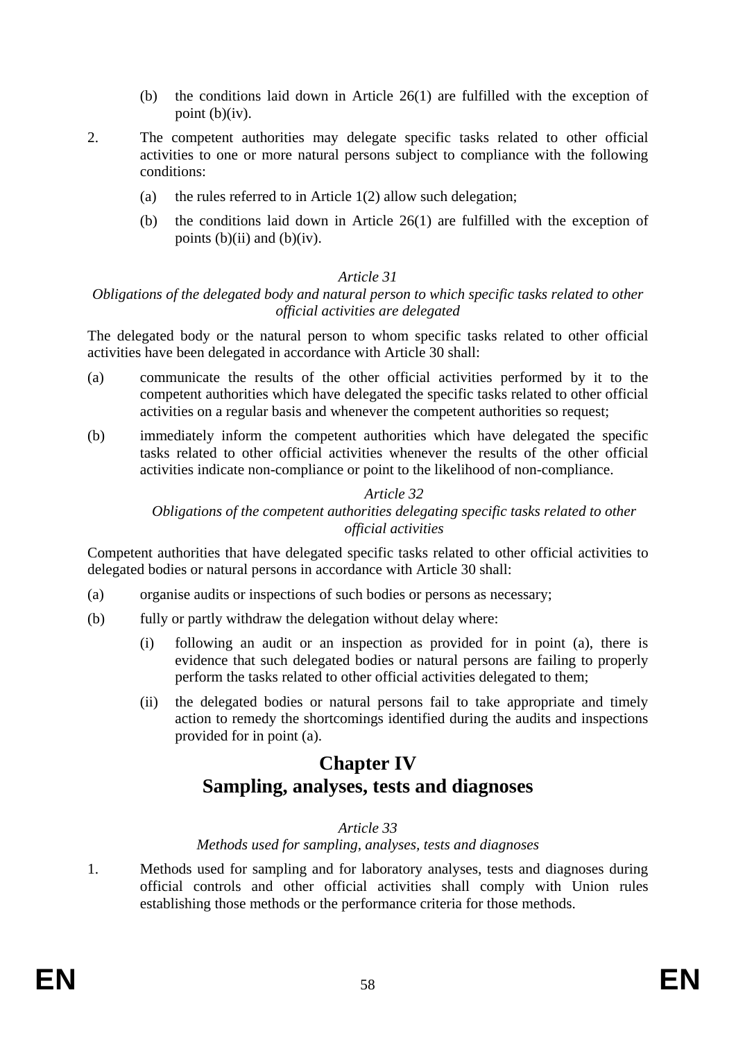(b) the conditions laid down in Article 26(1) are fulfilled with the exception of point (b)(iv).

2. The competent authorities may delegate specific tasks related to other official activities to one or more natural persons subject to compliance with the following conditions:

   (a) the rules referred to in Article 1(2) allow such delegation;

   (b) the conditions laid down in Article 26(1) are fulfilled with the exception of points (b)(ii) and (b)(iv).

*Article 31*

*Obligations of the delegated body and natural person to which specific tasks related to other official activities are delegated*

The delegated body or the natural person to whom specific tasks related to other official activities have been delegated in accordance with Article 30 shall:

(a) communicate the results of the other official activities performed by it to the competent authorities which have delegated the specific tasks related to other official activities on a regular basis and whenever the competent authorities so request;

(b) immediately inform the competent authorities which have delegated the specific tasks related to other official activities whenever the results of the other official activities indicate non-compliance or point to the likelihood of non-compliance.

*Article 32*

*Obligations of the competent authorities delegating specific tasks related to other official activities*

Competent authorities that have delegated specific tasks related to other official activities to delegated bodies or natural persons in accordance with Article 30 shall:

(a) organise audits or inspections of such bodies or persons as necessary;

(b) fully or partly withdraw the delegation without delay where:

   (i) following an audit or an inspection as provided for in point (a), there is evidence that such delegated bodies or natural persons are failing to properly perform the tasks related to other official activities delegated to them;

   (ii) the delegated bodies or natural persons fail to take appropriate and timely action to remedy the shortcomings identified during the audits and inspections provided for in point (a).

## Chapter IV
## Sampling, analyses, tests and diagnoses

*Article 33*

*Methods used for sampling, analyses, tests and diagnoses*

1. Methods used for sampling and for laboratory analyses, tests and diagnoses during official controls and other official activities shall comply with Union rules establishing those methods or the performance criteria for those methods.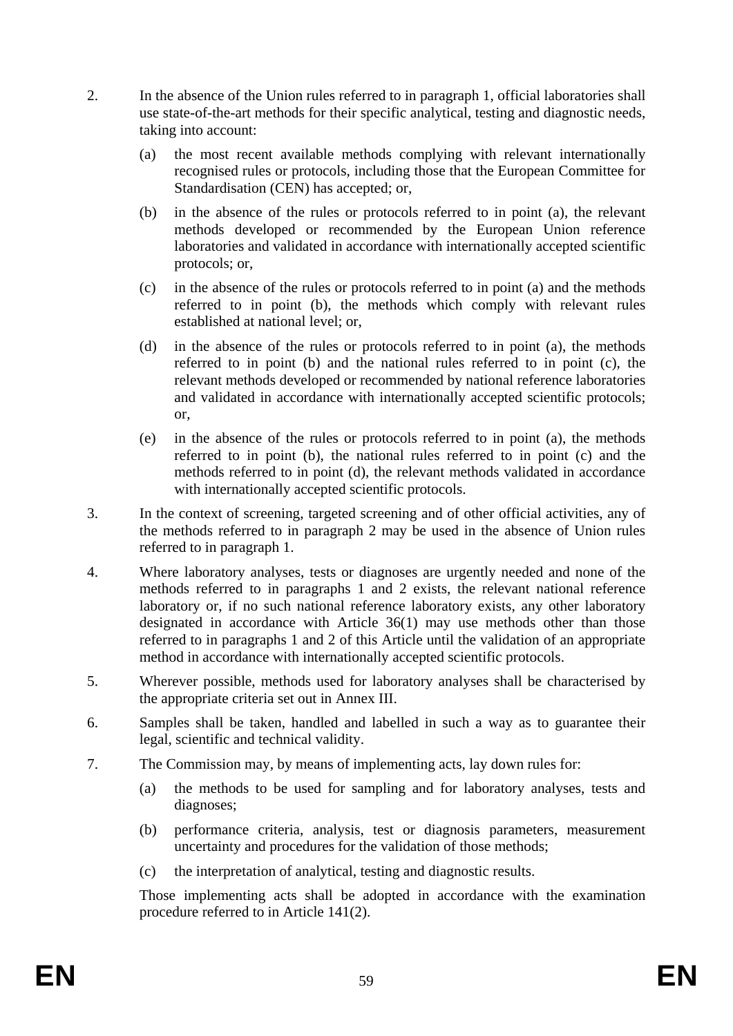2. In the absence of the Union rules referred to in paragraph 1, official laboratories shall use state-of-the-art methods for their specific analytical, testing and diagnostic needs, taking into account:

   (a) the most recent available methods complying with relevant internationally recognised rules or protocols, including those that the European Committee for Standardisation (CEN) has accepted; or,

   (b) in the absence of the rules or protocols referred to in point (a), the relevant methods developed or recommended by the European Union reference laboratories and validated in accordance with internationally accepted scientific protocols; or,

   (c) in the absence of the rules or protocols referred to in point (a) and the methods referred to in point (b), the methods which comply with relevant rules established at national level; or,

   (d) in the absence of the rules or protocols referred to in point (a), the methods referred to in point (b) and the national rules referred to in point (c), the relevant methods developed or recommended by national reference laboratories and validated in accordance with internationally accepted scientific protocols; or,

   (e) in the absence of the rules or protocols referred to in point (a), the methods referred to in point (b), the national rules referred to in point (c) and the methods referred to in point (d), the relevant methods validated in accordance with internationally accepted scientific protocols.

3. In the context of screening, targeted screening and of other official activities, any of the methods referred to in paragraph 2 may be used in the absence of Union rules referred to in paragraph 1.

4. Where laboratory analyses, tests or diagnoses are urgently needed and none of the methods referred to in paragraphs 1 and 2 exists, the relevant national reference laboratory or, if no such national reference laboratory exists, any other laboratory designated in accordance with Article 36(1) may use methods other than those referred to in paragraphs 1 and 2 of this Article until the validation of an appropriate method in accordance with internationally accepted scientific protocols.

5. Wherever possible, methods used for laboratory analyses shall be characterised by the appropriate criteria set out in Annex III.

6. Samples shall be taken, handled and labelled in such a way as to guarantee their legal, scientific and technical validity.

7. The Commission may, by means of implementing acts, lay down rules for:

   (a) the methods to be used for sampling and for laboratory analyses, tests and diagnoses;

   (b) performance criteria, analysis, test or diagnosis parameters, measurement uncertainty and procedures for the validation of those methods;

   (c) the interpretation of analytical, testing and diagnostic results.

   Those implementing acts shall be adopted in accordance with the examination procedure referred to in Article 141(2).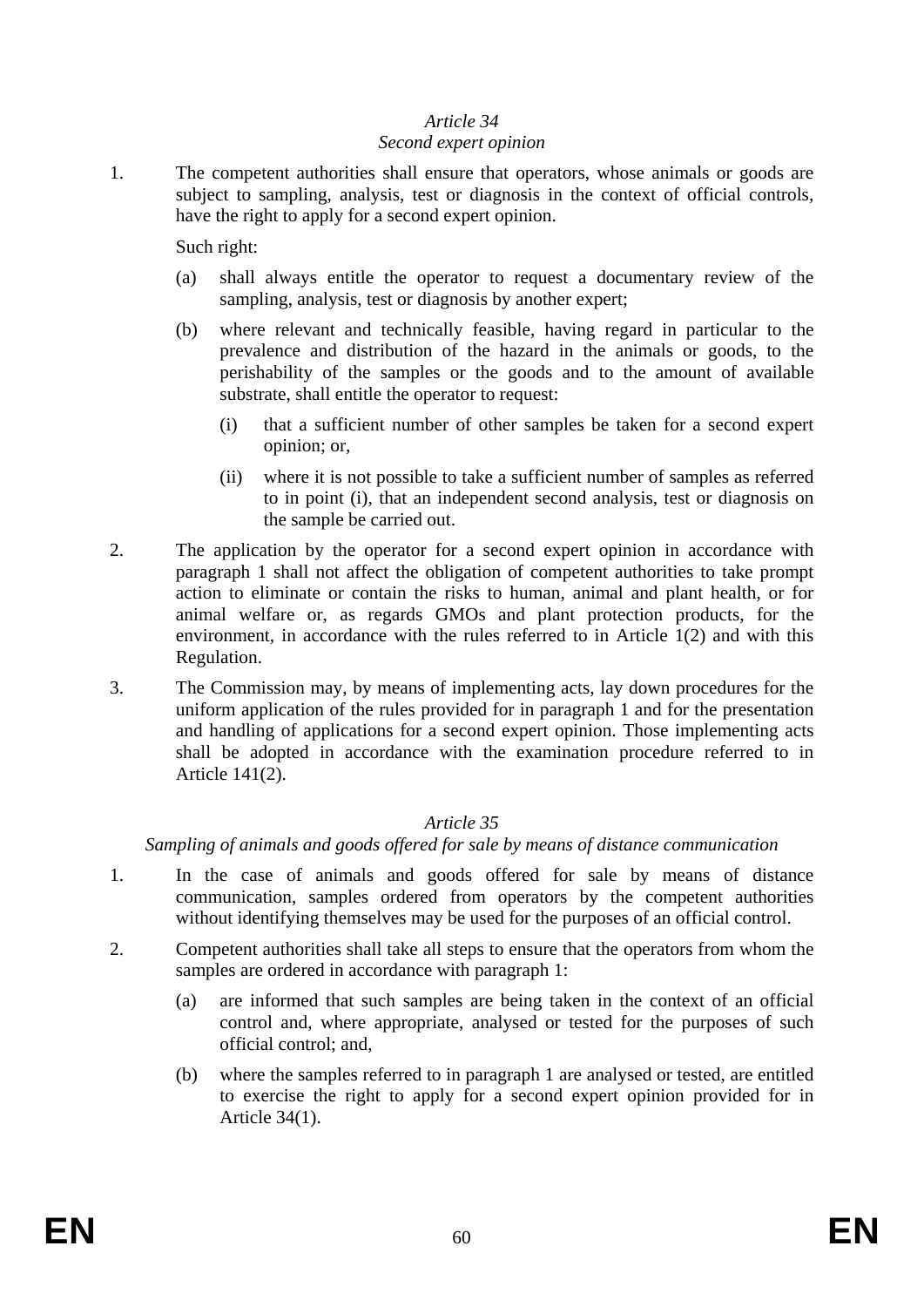*Article 34*
*Second expert opinion*

1. The competent authorities shall ensure that operators, whose animals or goods are subject to sampling, analysis, test or diagnosis in the context of official controls, have the right to apply for a second expert opinion.

   Such right:

   (a) shall always entitle the operator to request a documentary review of the sampling, analysis, test or diagnosis by another expert;

   (b) where relevant and technically feasible, having regard in particular to the prevalence and distribution of the hazard in the animals or goods, to the perishability of the samples or the goods and to the amount of available substrate, shall entitle the operator to request:

      (i) that a sufficient number of other samples be taken for a second expert opinion; or,

      (ii) where it is not possible to take a sufficient number of samples as referred to in point (i), that an independent second analysis, test or diagnosis on the sample be carried out.

2. The application by the operator for a second expert opinion in accordance with paragraph 1 shall not affect the obligation of competent authorities to take prompt action to eliminate or contain the risks to human, animal and plant health, or for animal welfare or, as regards GMOs and plant protection products, for the environment, in accordance with the rules referred to in Article 1(2) and with this Regulation.

3. The Commission may, by means of implementing acts, lay down procedures for the uniform application of the rules provided for in paragraph 1 and for the presentation and handling of applications for a second expert opinion. Those implementing acts shall be adopted in accordance with the examination procedure referred to in Article 141(2).

*Article 35*
*Sampling of animals and goods offered for sale by means of distance communication*

1. In the case of animals and goods offered for sale by means of distance communication, samples ordered from operators by the competent authorities without identifying themselves may be used for the purposes of an official control.

2. Competent authorities shall take all steps to ensure that the operators from whom the samples are ordered in accordance with paragraph 1:

   (a) are informed that such samples are being taken in the context of an official control and, where appropriate, analysed or tested for the purposes of such official control; and,

   (b) where the samples referred to in paragraph 1 are analysed or tested, are entitled to exercise the right to apply for a second expert opinion provided for in Article 34(1).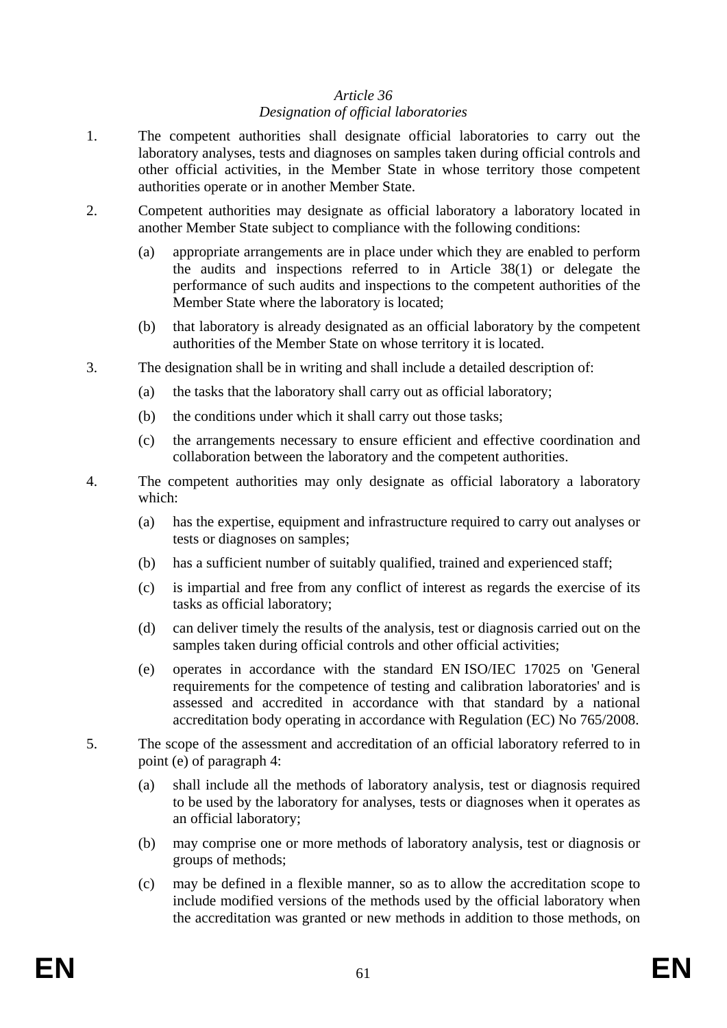*Article 36*
*Designation of official laboratories*

1. The competent authorities shall designate official laboratories to carry out the laboratory analyses, tests and diagnoses on samples taken during official controls and other official activities, in the Member State in whose territory those competent authorities operate or in another Member State.

2. Competent authorities may designate as official laboratory a laboratory located in another Member State subject to compliance with the following conditions:

   (a) appropriate arrangements are in place under which they are enabled to perform the audits and inspections referred to in Article 38(1) or delegate the performance of such audits and inspections to the competent authorities of the Member State where the laboratory is located;

   (b) that laboratory is already designated as an official laboratory by the competent authorities of the Member State on whose territory it is located.

3. The designation shall be in writing and shall include a detailed description of:

   (a) the tasks that the laboratory shall carry out as official laboratory;

   (b) the conditions under which it shall carry out those tasks;

   (c) the arrangements necessary to ensure efficient and effective coordination and collaboration between the laboratory and the competent authorities.

4. The competent authorities may only designate as official laboratory a laboratory which:

   (a) has the expertise, equipment and infrastructure required to carry out analyses or tests or diagnoses on samples;

   (b) has a sufficient number of suitably qualified, trained and experienced staff;

   (c) is impartial and free from any conflict of interest as regards the exercise of its tasks as official laboratory;

   (d) can deliver timely the results of the analysis, test or diagnosis carried out on the samples taken during official controls and other official activities;

   (e) operates in accordance with the standard EN ISO/IEC 17025 on 'General requirements for the competence of testing and calibration laboratories' and is assessed and accredited in accordance with that standard by a national accreditation body operating in accordance with Regulation (EC) No 765/2008.

5. The scope of the assessment and accreditation of an official laboratory referred to in point (e) of paragraph 4:

   (a) shall include all the methods of laboratory analysis, test or diagnosis required to be used by the laboratory for analyses, tests or diagnoses when it operates as an official laboratory;

   (b) may comprise one or more methods of laboratory analysis, test or diagnosis or groups of methods;

   (c) may be defined in a flexible manner, so as to allow the accreditation scope to include modified versions of the methods used by the official laboratory when the accreditation was granted or new methods in addition to those methods, on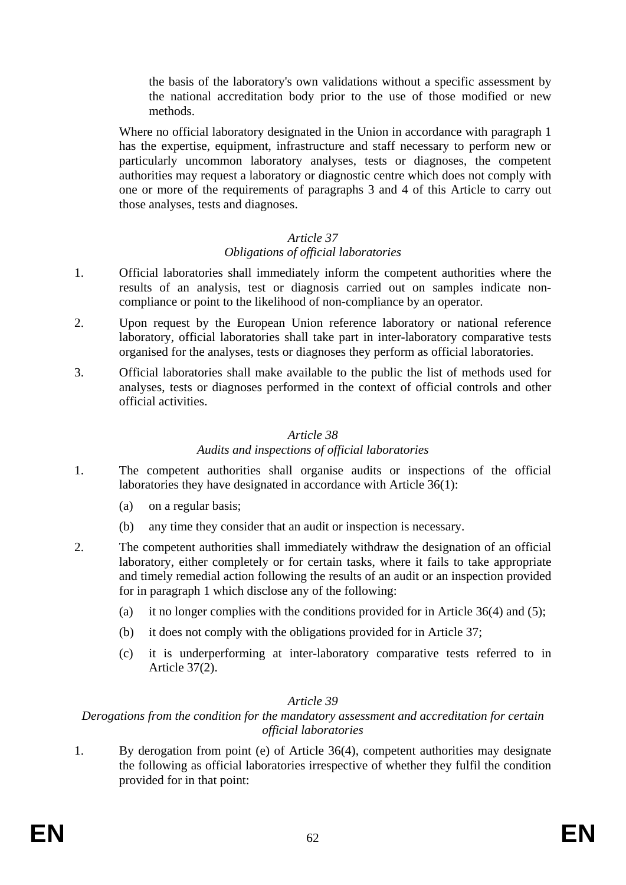the basis of the laboratory's own validations without a specific assessment by the national accreditation body prior to the use of those modified or new methods.

Where no official laboratory designated in the Union in accordance with paragraph 1 has the expertise, equipment, infrastructure and staff necessary to perform new or particularly uncommon laboratory analyses, tests or diagnoses, the competent authorities may request a laboratory or diagnostic centre which does not comply with one or more of the requirements of paragraphs 3 and 4 of this Article to carry out those analyses, tests and diagnoses.

*Article 37*

*Obligations of official laboratories*

1. Official laboratories shall immediately inform the competent authorities where the results of an analysis, test or diagnosis carried out on samples indicate non-compliance or point to the likelihood of non-compliance by an operator.

2. Upon request by the European Union reference laboratory or national reference laboratory, official laboratories shall take part in inter-laboratory comparative tests organised for the analyses, tests or diagnoses they perform as official laboratories.

3. Official laboratories shall make available to the public the list of methods used for analyses, tests or diagnoses performed in the context of official controls and other official activities.

*Article 38*

*Audits and inspections of official laboratories*

1. The competent authorities shall organise audits or inspections of the official laboratories they have designated in accordance with Article 36(1):

   (a) on a regular basis;

   (b) any time they consider that an audit or inspection is necessary.

2. The competent authorities shall immediately withdraw the designation of an official laboratory, either completely or for certain tasks, where it fails to take appropriate and timely remedial action following the results of an audit or an inspection provided for in paragraph 1 which disclose any of the following:

   (a) it no longer complies with the conditions provided for in Article 36(4) and (5);

   (b) it does not comply with the obligations provided for in Article 37;

   (c) it is underperforming at inter-laboratory comparative tests referred to in Article 37(2).

*Article 39*

*Derogations from the condition for the mandatory assessment and accreditation for certain official laboratories*

1. By derogation from point (e) of Article 36(4), competent authorities may designate the following as official laboratories irrespective of whether they fulfil the condition provided for in that point: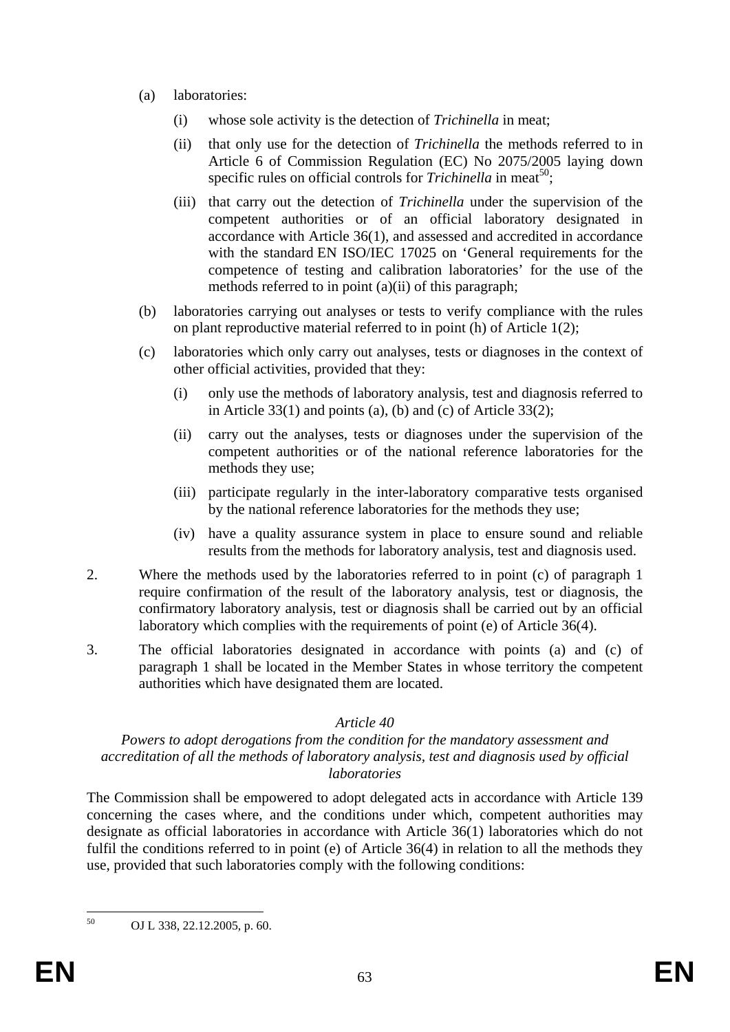(a) laboratories:

   (i) whose sole activity is the detection of *Trichinella* in meat;

   (ii) that only use for the detection of *Trichinella* the methods referred to in Article 6 of Commission Regulation (EC) No 2075/2005 laying down specific rules on official controls for *Trichinella* in meat[50];

   (iii) that carry out the detection of *Trichinella* under the supervision of the competent authorities or of an official laboratory designated in accordance with Article 36(1), and assessed and accredited in accordance with the standard EN ISO/IEC 17025 on 'General requirements for the competence of testing and calibration laboratories' for the use of the methods referred to in point (a)(ii) of this paragraph;

(b) laboratories carrying out analyses or tests to verify compliance with the rules on plant reproductive material referred to in point (h) of Article 1(2);

(c) laboratories which only carry out analyses, tests or diagnoses in the context of other official activities, provided that they:

   (i) only use the methods of laboratory analysis, test and diagnosis referred to in Article 33(1) and points (a), (b) and (c) of Article 33(2);

   (ii) carry out the analyses, tests or diagnoses under the supervision of the competent authorities or of the national reference laboratories for the methods they use;

   (iii) participate regularly in the inter-laboratory comparative tests organised by the national reference laboratories for the methods they use;

   (iv) have a quality assurance system in place to ensure sound and reliable results from the methods for laboratory analysis, test and diagnosis used.

2. Where the methods used by the laboratories referred to in point (c) of paragraph 1 require confirmation of the result of the laboratory analysis, test or diagnosis, the confirmatory laboratory analysis, test or diagnosis shall be carried out by an official laboratory which complies with the requirements of point (e) of Article 36(4).

3. The official laboratories designated in accordance with points (a) and (c) of paragraph 1 shall be located in the Member States in whose territory the competent authorities which have designated them are located.

*Article 40*

*Powers to adopt derogations from the condition for the mandatory assessment and accreditation of all the methods of laboratory analysis, test and diagnosis used by official laboratories*

The Commission shall be empowered to adopt delegated acts in accordance with Article 139 concerning the cases where, and the conditions under which, competent authorities may designate as official laboratories in accordance with Article 36(1) laboratories which do not fulfil the conditions referred to in point (e) of Article 36(4) in relation to all the methods they use, provided that such laboratories comply with the following conditions:

---

[50] OJ L 338, 22.12.2005, p. 60.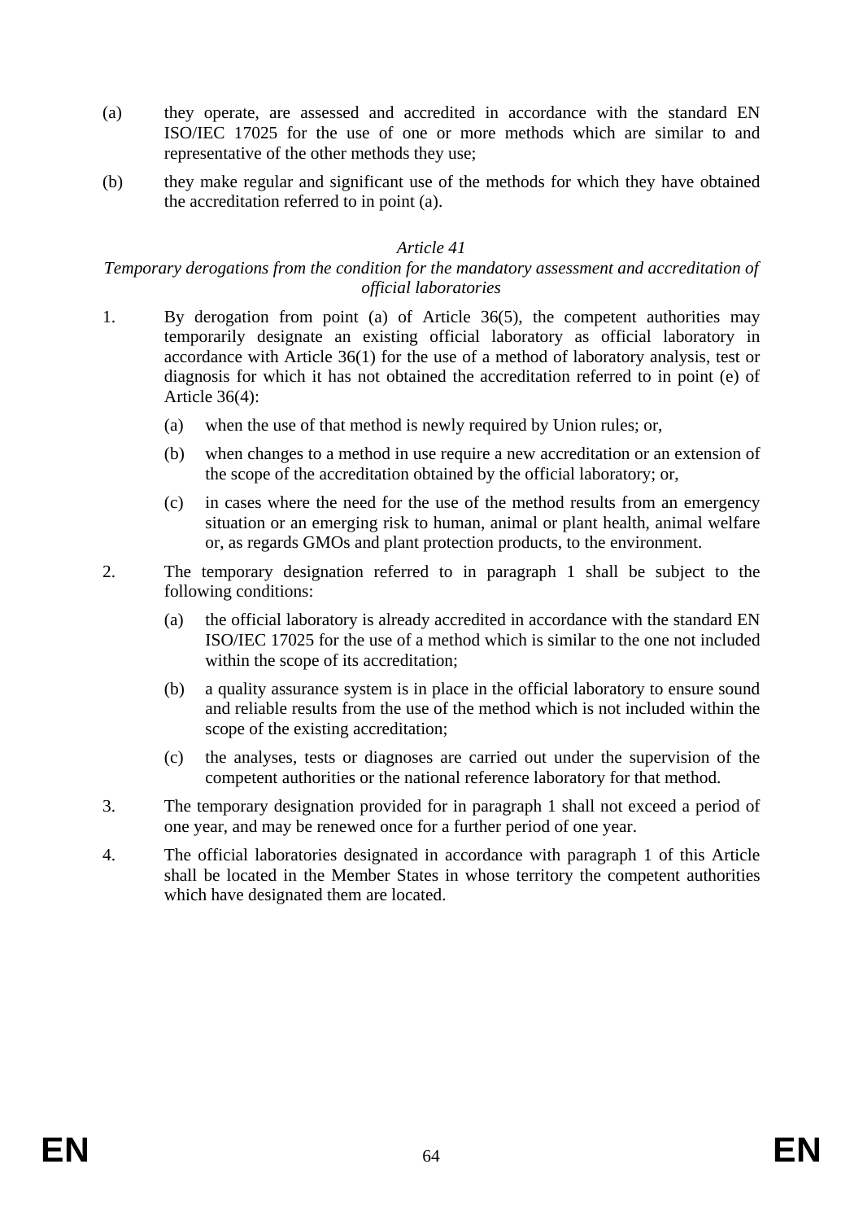(a) they operate, are assessed and accredited in accordance with the standard EN ISO/IEC 17025 for the use of one or more methods which are similar to and representative of the other methods they use;

(b) they make regular and significant use of the methods for which they have obtained the accreditation referred to in point (a).

*Article 41*

*Temporary derogations from the condition for the mandatory assessment and accreditation of official laboratories*

1. By derogation from point (a) of Article 36(5), the competent authorities may temporarily designate an existing official laboratory as official laboratory in accordance with Article 36(1) for the use of a method of laboratory analysis, test or diagnosis for which it has not obtained the accreditation referred to in point (e) of Article 36(4):

   (a) when the use of that method is newly required by Union rules; or,

   (b) when changes to a method in use require a new accreditation or an extension of the scope of the accreditation obtained by the official laboratory; or,

   (c) in cases where the need for the use of the method results from an emergency situation or an emerging risk to human, animal or plant health, animal welfare or, as regards GMOs and plant protection products, to the environment.

2. The temporary designation referred to in paragraph 1 shall be subject to the following conditions:

   (a) the official laboratory is already accredited in accordance with the standard EN ISO/IEC 17025 for the use of a method which is similar to the one not included within the scope of its accreditation;

   (b) a quality assurance system is in place in the official laboratory to ensure sound and reliable results from the use of the method which is not included within the scope of the existing accreditation;

   (c) the analyses, tests or diagnoses are carried out under the supervision of the competent authorities or the national reference laboratory for that method.

3. The temporary designation provided for in paragraph 1 shall not exceed a period of one year, and may be renewed once for a further period of one year.

4. The official laboratories designated in accordance with paragraph 1 of this Article shall be located in the Member States in whose territory the competent authorities which have designated them are located.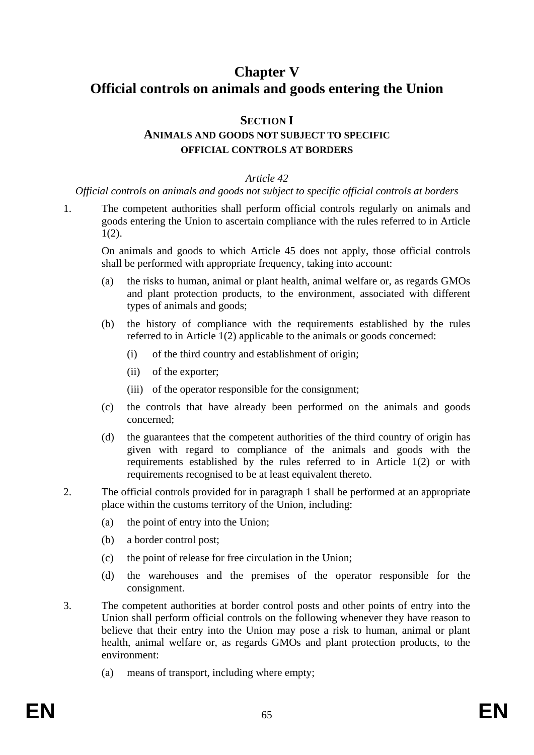# Chapter V
# Official controls on animals and goods entering the Union

## SECTION I
## ANIMALS AND GOODS NOT SUBJECT TO SPECIFIC OFFICIAL CONTROLS AT BORDERS

*Article 42*

*Official controls on animals and goods not subject to specific official controls at borders*

1. The competent authorities shall perform official controls regularly on animals and goods entering the Union to ascertain compliance with the rules referred to in Article 1(2).

   On animals and goods to which Article 45 does not apply, those official controls shall be performed with appropriate frequency, taking into account:

   (a) the risks to human, animal or plant health, animal welfare or, as regards GMOs and plant protection products, to the environment, associated with different types of animals and goods;

   (b) the history of compliance with the requirements established by the rules referred to in Article 1(2) applicable to the animals or goods concerned:

      (i) of the third country and establishment of origin;

      (ii) of the exporter;

      (iii) of the operator responsible for the consignment;

   (c) the controls that have already been performed on the animals and goods concerned;

   (d) the guarantees that the competent authorities of the third country of origin has given with regard to compliance of the animals and goods with the requirements established by the rules referred to in Article 1(2) or with requirements recognised to be at least equivalent thereto.

2. The official controls provided for in paragraph 1 shall be performed at an appropriate place within the customs territory of the Union, including:

   (a) the point of entry into the Union;

   (b) a border control post;

   (c) the point of release for free circulation in the Union;

   (d) the warehouses and the premises of the operator responsible for the consignment.

3. The competent authorities at border control posts and other points of entry into the Union shall perform official controls on the following whenever they have reason to believe that their entry into the Union may pose a risk to human, animal or plant health, animal welfare or, as regards GMOs and plant protection products, to the environment:

   (a) means of transport, including where empty;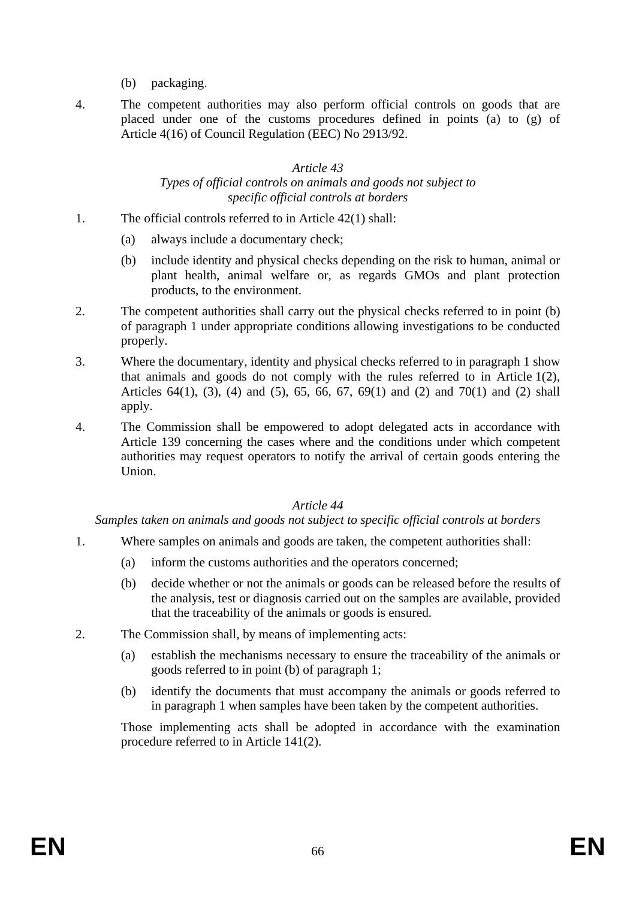(b) packaging.

4. The competent authorities may also perform official controls on goods that are placed under one of the customs procedures defined in points (a) to (g) of Article 4(16) of Council Regulation (EEC) No 2913/92.

### *Article 43*
### *Types of official controls on animals and goods not subject to specific official controls at borders*

1. The official controls referred to in Article 42(1) shall:

   (a) always include a documentary check;

   (b) include identity and physical checks depending on the risk to human, animal or plant health, animal welfare or, as regards GMOs and plant protection products, to the environment.

2. The competent authorities shall carry out the physical checks referred to in point (b) of paragraph 1 under appropriate conditions allowing investigations to be conducted properly.

3. Where the documentary, identity and physical checks referred to in paragraph 1 show that animals and goods do not comply with the rules referred to in Article 1(2), Articles 64(1), (3), (4) and (5), 65, 66, 67, 69(1) and (2) and 70(1) and (2) shall apply.

4. The Commission shall be empowered to adopt delegated acts in accordance with Article 139 concerning the cases where and the conditions under which competent authorities may request operators to notify the arrival of certain goods entering the Union.

### *Article 44*
### *Samples taken on animals and goods not subject to specific official controls at borders*

1. Where samples on animals and goods are taken, the competent authorities shall:

   (a) inform the customs authorities and the operators concerned;

   (b) decide whether or not the animals or goods can be released before the results of the analysis, test or diagnosis carried out on the samples are available, provided that the traceability of the animals or goods is ensured.

2. The Commission shall, by means of implementing acts:

   (a) establish the mechanisms necessary to ensure the traceability of the animals or goods referred to in point (b) of paragraph 1;

   (b) identify the documents that must accompany the animals or goods referred to in paragraph 1 when samples have been taken by the competent authorities.

   Those implementing acts shall be adopted in accordance with the examination procedure referred to in Article 141(2).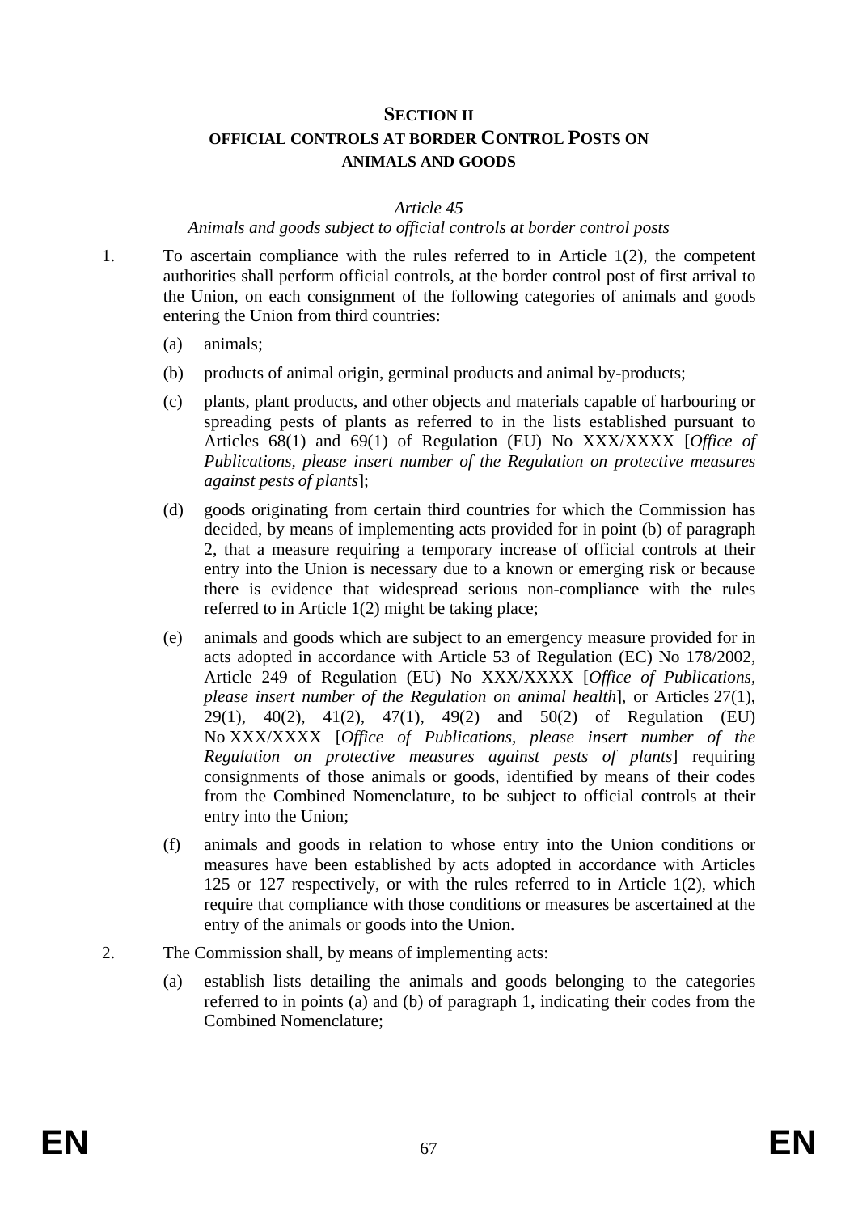## SECTION II
## OFFICIAL CONTROLS AT BORDER CONTROL POSTS ON ANIMALS AND GOODS

*Article 45*

*Animals and goods subject to official controls at border control posts*

1. To ascertain compliance with the rules referred to in Article 1(2), the competent authorities shall perform official controls, at the border control post of first arrival to the Union, on each consignment of the following categories of animals and goods entering the Union from third countries:

   (a) animals;

   (b) products of animal origin, germinal products and animal by-products;

   (c) plants, plant products, and other objects and materials capable of harbouring or spreading pests of plants as referred to in the lists established pursuant to Articles 68(1) and 69(1) of Regulation (EU) No XXX/XXXX [*Office of Publications, please insert number of the Regulation on protective measures against pests of plants*];

   (d) goods originating from certain third countries for which the Commission has decided, by means of implementing acts provided for in point (b) of paragraph 2, that a measure requiring a temporary increase of official controls at their entry into the Union is necessary due to a known or emerging risk or because there is evidence that widespread serious non-compliance with the rules referred to in Article 1(2) might be taking place;

   (e) animals and goods which are subject to an emergency measure provided for in acts adopted in accordance with Article 53 of Regulation (EC) No 178/2002, Article 249 of Regulation (EU) No XXX/XXXX [*Office of Publications, please insert number of the Regulation on animal health*], or Articles 27(1), 29(1), 40(2), 41(2), 47(1), 49(2) and 50(2) of Regulation (EU) No XXX/XXXX [*Office of Publications, please insert number of the Regulation on protective measures against pests of plants*] requiring consignments of those animals or goods, identified by means of their codes from the Combined Nomenclature, to be subject to official controls at their entry into the Union;

   (f) animals and goods in relation to whose entry into the Union conditions or measures have been established by acts adopted in accordance with Articles 125 or 127 respectively, or with the rules referred to in Article 1(2), which require that compliance with those conditions or measures be ascertained at the entry of the animals or goods into the Union.

2. The Commission shall, by means of implementing acts:

   (a) establish lists detailing the animals and goods belonging to the categories referred to in points (a) and (b) of paragraph 1, indicating their codes from the Combined Nomenclature;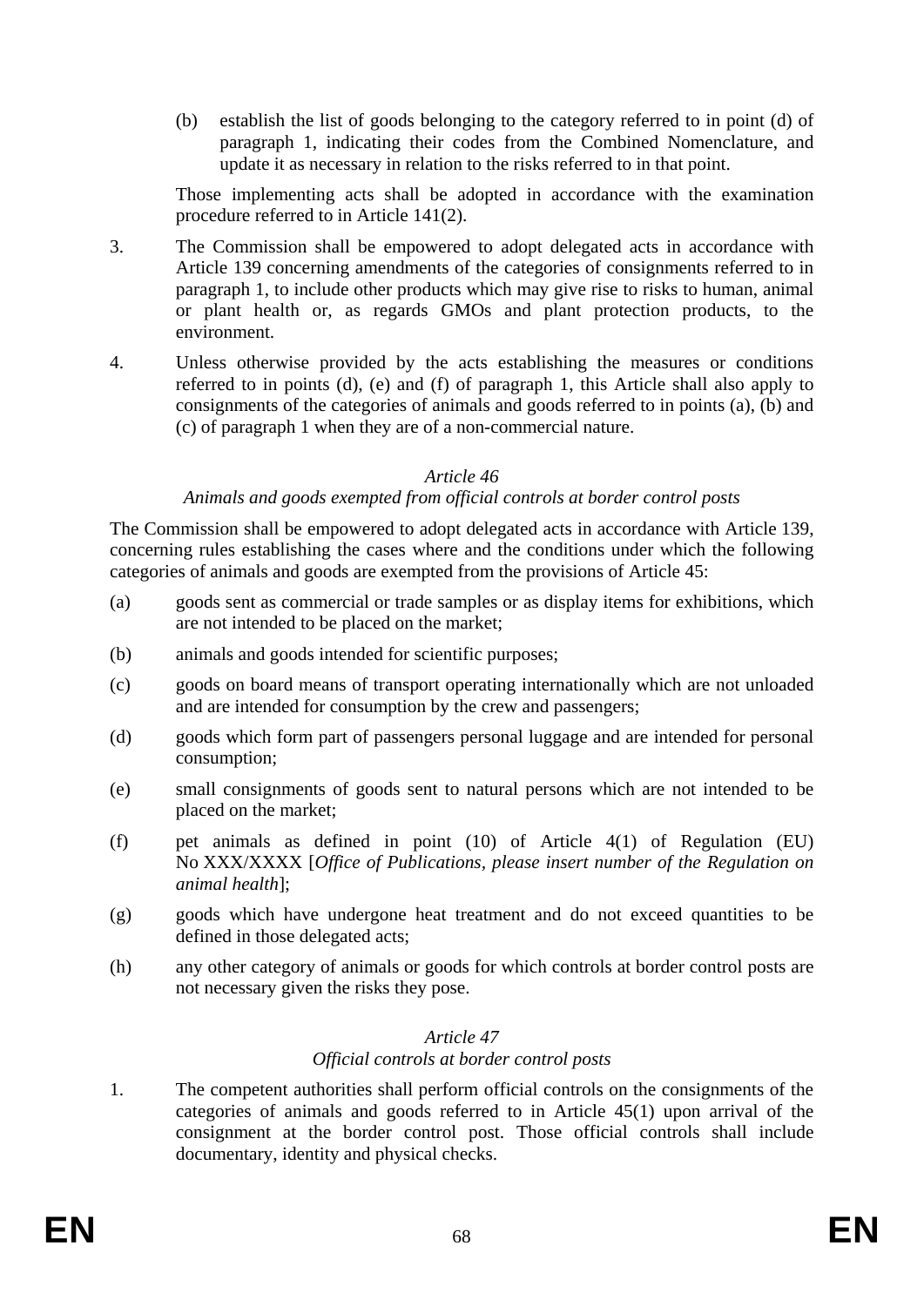(b) establish the list of goods belonging to the category referred to in point (d) of paragraph 1, indicating their codes from the Combined Nomenclature, and update it as necessary in relation to the risks referred to in that point.

Those implementing acts shall be adopted in accordance with the examination procedure referred to in Article 141(2).

3. The Commission shall be empowered to adopt delegated acts in accordance with Article 139 concerning amendments of the categories of consignments referred to in paragraph 1, to include other products which may give rise to risks to human, animal or plant health or, as regards GMOs and plant protection products, to the environment.

4. Unless otherwise provided by the acts establishing the measures or conditions referred to in points (d), (e) and (f) of paragraph 1, this Article shall also apply to consignments of the categories of animals and goods referred to in points (a), (b) and (c) of paragraph 1 when they are of a non-commercial nature.

*Article 46*

*Animals and goods exempted from official controls at border control posts*

The Commission shall be empowered to adopt delegated acts in accordance with Article 139, concerning rules establishing the cases where and the conditions under which the following categories of animals and goods are exempted from the provisions of Article 45:

(a) goods sent as commercial or trade samples or as display items for exhibitions, which are not intended to be placed on the market;

(b) animals and goods intended for scientific purposes;

(c) goods on board means of transport operating internationally which are not unloaded and are intended for consumption by the crew and passengers;

(d) goods which form part of passengers personal luggage and are intended for personal consumption;

(e) small consignments of goods sent to natural persons which are not intended to be placed on the market;

(f) pet animals as defined in point (10) of Article 4(1) of Regulation (EU) No XXX/XXXX [*Office of Publications, please insert number of the Regulation on animal health*];

(g) goods which have undergone heat treatment and do not exceed quantities to be defined in those delegated acts;

(h) any other category of animals or goods for which controls at border control posts are not necessary given the risks they pose.

*Article 47*

*Official controls at border control posts*

1. The competent authorities shall perform official controls on the consignments of the categories of animals and goods referred to in Article 45(1) upon arrival of the consignment at the border control post. Those official controls shall include documentary, identity and physical checks.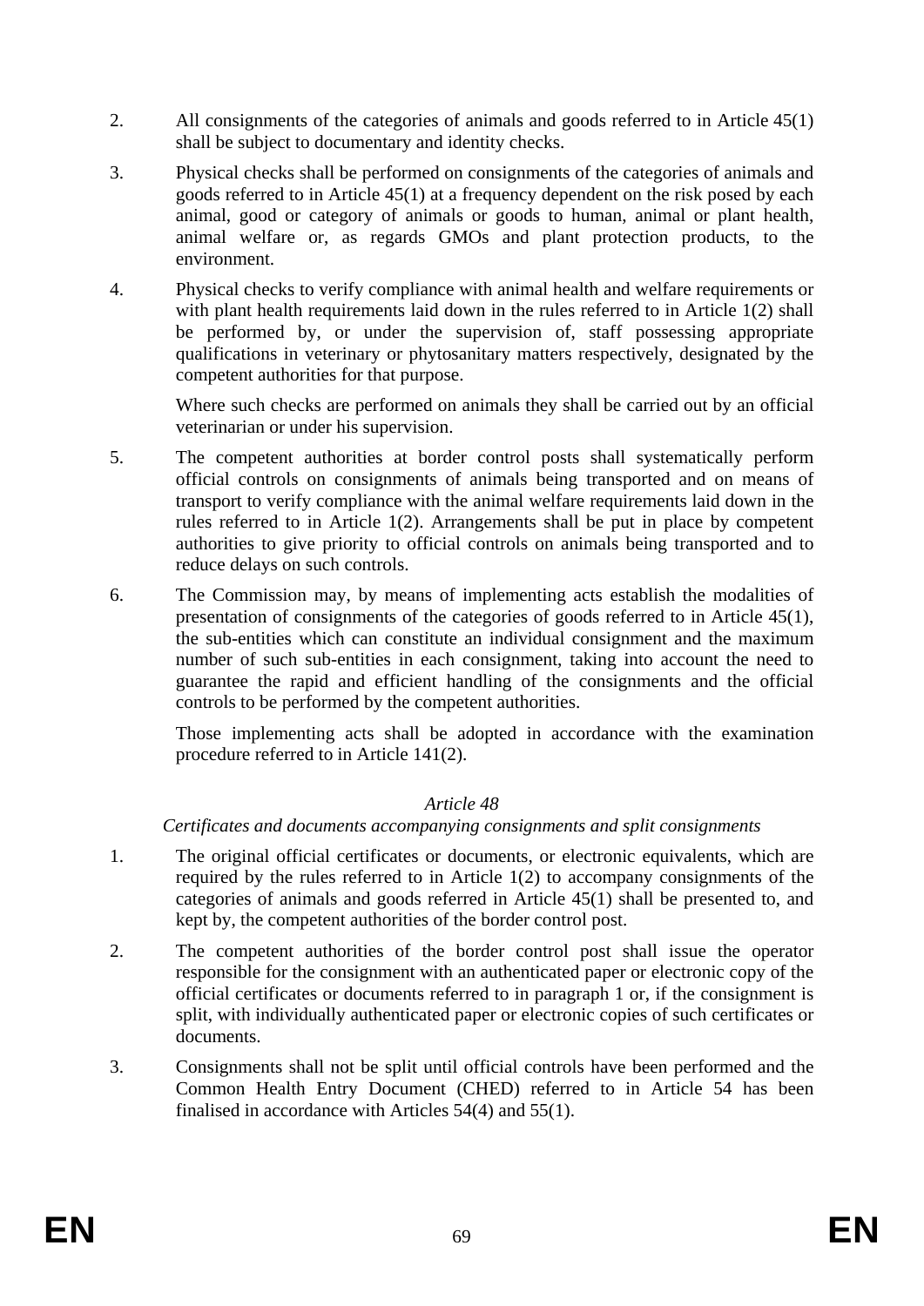2. All consignments of the categories of animals and goods referred to in Article 45(1) shall be subject to documentary and identity checks.

3. Physical checks shall be performed on consignments of the categories of animals and goods referred to in Article 45(1) at a frequency dependent on the risk posed by each animal, good or category of animals or goods to human, animal or plant health, animal welfare or, as regards GMOs and plant protection products, to the environment.

4. Physical checks to verify compliance with animal health and welfare requirements or with plant health requirements laid down in the rules referred to in Article 1(2) shall be performed by, or under the supervision of, staff possessing appropriate qualifications in veterinary or phytosanitary matters respectively, designated by the competent authorities for that purpose.

   Where such checks are performed on animals they shall be carried out by an official veterinarian or under his supervision.

5. The competent authorities at border control posts shall systematically perform official controls on consignments of animals being transported and on means of transport to verify compliance with the animal welfare requirements laid down in the rules referred to in Article 1(2). Arrangements shall be put in place by competent authorities to give priority to official controls on animals being transported and to reduce delays on such controls.

6. The Commission may, by means of implementing acts establish the modalities of presentation of consignments of the categories of goods referred to in Article 45(1), the sub-entities which can constitute an individual consignment and the maximum number of such sub-entities in each consignment, taking into account the need to guarantee the rapid and efficient handling of the consignments and the official controls to be performed by the competent authorities.

   Those implementing acts shall be adopted in accordance with the examination procedure referred to in Article 141(2).

*Article 48*

*Certificates and documents accompanying consignments and split consignments*

1. The original official certificates or documents, or electronic equivalents, which are required by the rules referred to in Article 1(2) to accompany consignments of the categories of animals and goods referred in Article 45(1) shall be presented to, and kept by, the competent authorities of the border control post.

2. The competent authorities of the border control post shall issue the operator responsible for the consignment with an authenticated paper or electronic copy of the official certificates or documents referred to in paragraph 1 or, if the consignment is split, with individually authenticated paper or electronic copies of such certificates or documents.

3. Consignments shall not be split until official controls have been performed and the Common Health Entry Document (CHED) referred to in Article 54 has been finalised in accordance with Articles 54(4) and 55(1).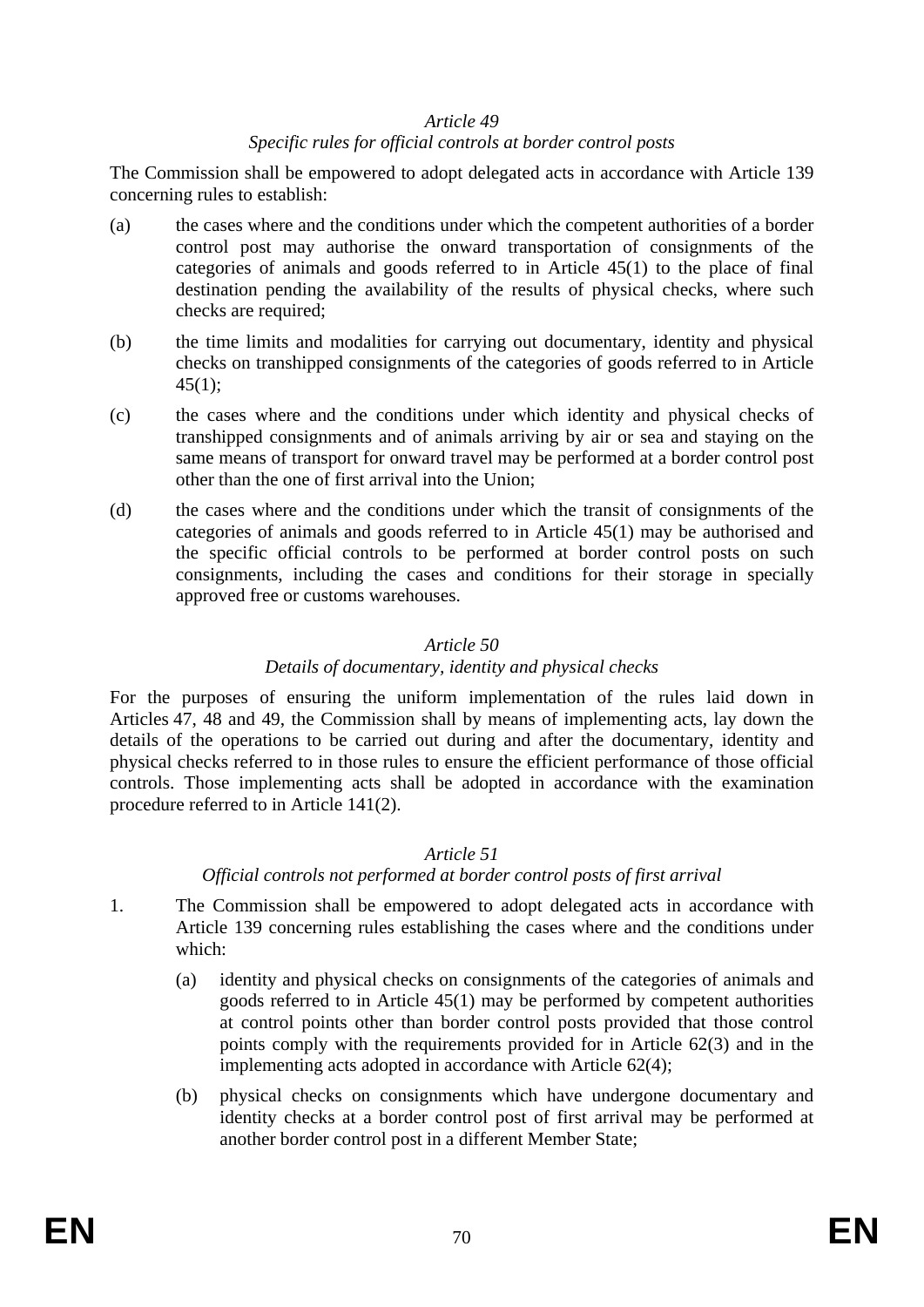*Article 49*

*Specific rules for official controls at border control posts*

The Commission shall be empowered to adopt delegated acts in accordance with Article 139 concerning rules to establish:

(a) the cases where and the conditions under which the competent authorities of a border control post may authorise the onward transportation of consignments of the categories of animals and goods referred to in Article 45(1) to the place of final destination pending the availability of the results of physical checks, where such checks are required;

(b) the time limits and modalities for carrying out documentary, identity and physical checks on transhipped consignments of the categories of goods referred to in Article 45(1);

(c) the cases where and the conditions under which identity and physical checks of transhipped consignments and of animals arriving by air or sea and staying on the same means of transport for onward travel may be performed at a border control post other than the one of first arrival into the Union;

(d) the cases where and the conditions under which the transit of consignments of the categories of animals and goods referred to in Article 45(1) may be authorised and the specific official controls to be performed at border control posts on such consignments, including the cases and conditions for their storage in specially approved free or customs warehouses.

*Article 50*

*Details of documentary, identity and physical checks*

For the purposes of ensuring the uniform implementation of the rules laid down in Articles 47, 48 and 49, the Commission shall by means of implementing acts, lay down the details of the operations to be carried out during and after the documentary, identity and physical checks referred to in those rules to ensure the efficient performance of those official controls. Those implementing acts shall be adopted in accordance with the examination procedure referred to in Article 141(2).

*Article 51*

*Official controls not performed at border control posts of first arrival*

1. The Commission shall be empowered to adopt delegated acts in accordance with Article 139 concerning rules establishing the cases where and the conditions under which:

   (a) identity and physical checks on consignments of the categories of animals and goods referred to in Article 45(1) may be performed by competent authorities at control points other than border control posts provided that those control points comply with the requirements provided for in Article 62(3) and in the implementing acts adopted in accordance with Article 62(4);

   (b) physical checks on consignments which have undergone documentary and identity checks at a border control post of first arrival may be performed at another border control post in a different Member State;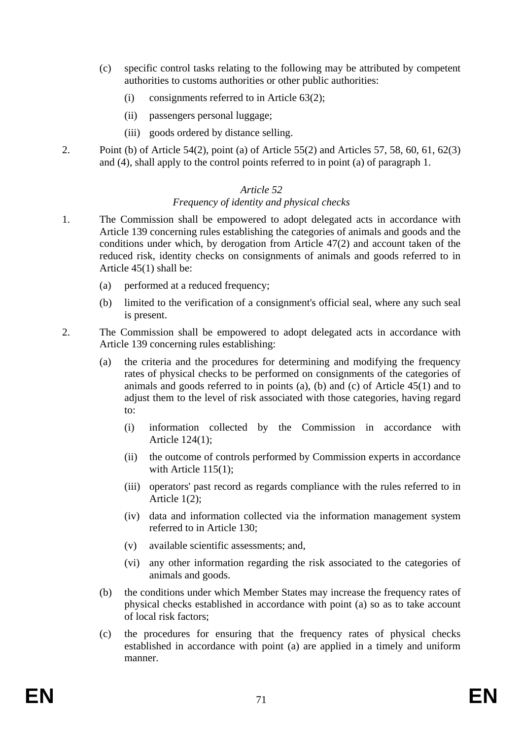(c) specific control tasks relating to the following may be attributed by competent authorities to customs authorities or other public authorities:

(i) consignments referred to in Article 63(2);

(ii) passengers personal luggage;

(iii) goods ordered by distance selling.

2. Point (b) of Article 54(2), point (a) of Article 55(2) and Articles 57, 58, 60, 61, 62(3) and (4), shall apply to the control points referred to in point (a) of paragraph 1.

*Article 52*

*Frequency of identity and physical checks*

1. The Commission shall be empowered to adopt delegated acts in accordance with Article 139 concerning rules establishing the categories of animals and goods and the conditions under which, by derogation from Article 47(2) and account taken of the reduced risk, identity checks on consignments of animals and goods referred to in Article 45(1) shall be:

(a) performed at a reduced frequency;

(b) limited to the verification of a consignment's official seal, where any such seal is present.

2. The Commission shall be empowered to adopt delegated acts in accordance with Article 139 concerning rules establishing:

(a) the criteria and the procedures for determining and modifying the frequency rates of physical checks to be performed on consignments of the categories of animals and goods referred to in points (a), (b) and (c) of Article 45(1) and to adjust them to the level of risk associated with those categories, having regard to:

(i) information collected by the Commission in accordance with Article 124(1);

(ii) the outcome of controls performed by Commission experts in accordance with Article 115(1);

(iii) operators' past record as regards compliance with the rules referred to in Article 1(2);

(iv) data and information collected via the information management system referred to in Article 130;

(v) available scientific assessments; and,

(vi) any other information regarding the risk associated to the categories of animals and goods.

(b) the conditions under which Member States may increase the frequency rates of physical checks established in accordance with point (a) so as to take account of local risk factors;

(c) the procedures for ensuring that the frequency rates of physical checks established in accordance with point (a) are applied in a timely and uniform manner.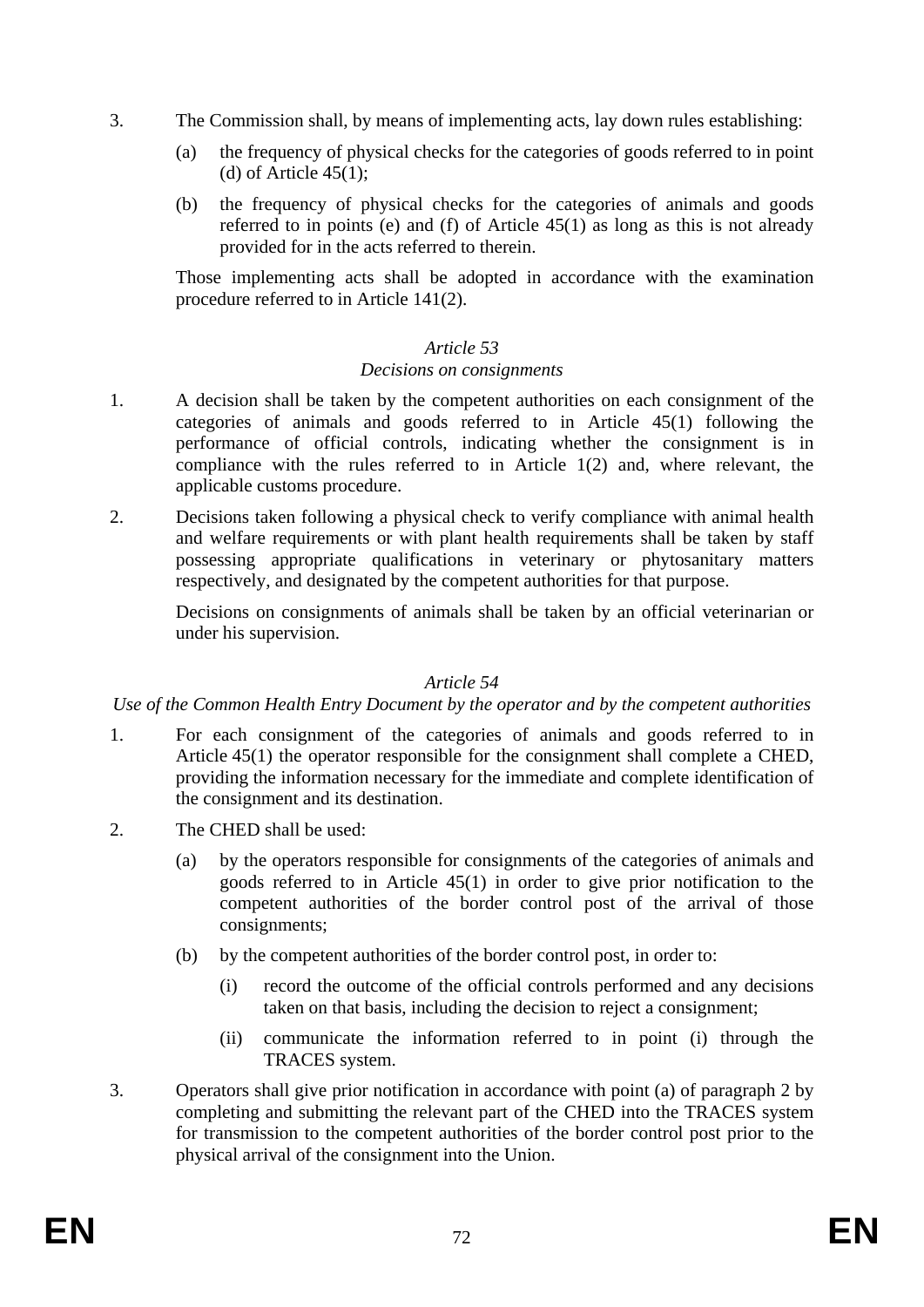3. The Commission shall, by means of implementing acts, lay down rules establishing:

   (a) the frequency of physical checks for the categories of goods referred to in point (d) of Article 45(1);

   (b) the frequency of physical checks for the categories of animals and goods referred to in points (e) and (f) of Article 45(1) as long as this is not already provided for in the acts referred to therein.

   Those implementing acts shall be adopted in accordance with the examination procedure referred to in Article 141(2).

*Article 53*

*Decisions on consignments*

1. A decision shall be taken by the competent authorities on each consignment of the categories of animals and goods referred to in Article 45(1) following the performance of official controls, indicating whether the consignment is in compliance with the rules referred to in Article 1(2) and, where relevant, the applicable customs procedure.

2. Decisions taken following a physical check to verify compliance with animal health and welfare requirements or with plant health requirements shall be taken by staff possessing appropriate qualifications in veterinary or phytosanitary matters respectively, and designated by the competent authorities for that purpose.

   Decisions on consignments of animals shall be taken by an official veterinarian or under his supervision.

*Article 54*

*Use of the Common Health Entry Document by the operator and by the competent authorities*

1. For each consignment of the categories of animals and goods referred to in Article 45(1) the operator responsible for the consignment shall complete a CHED, providing the information necessary for the immediate and complete identification of the consignment and its destination.

2. The CHED shall be used:

   (a) by the operators responsible for consignments of the categories of animals and goods referred to in Article 45(1) in order to give prior notification to the competent authorities of the border control post of the arrival of those consignments;

   (b) by the competent authorities of the border control post, in order to:

      (i) record the outcome of the official controls performed and any decisions taken on that basis, including the decision to reject a consignment;

      (ii) communicate the information referred to in point (i) through the TRACES system.

3. Operators shall give prior notification in accordance with point (a) of paragraph 2 by completing and submitting the relevant part of the CHED into the TRACES system for transmission to the competent authorities of the border control post prior to the physical arrival of the consignment into the Union.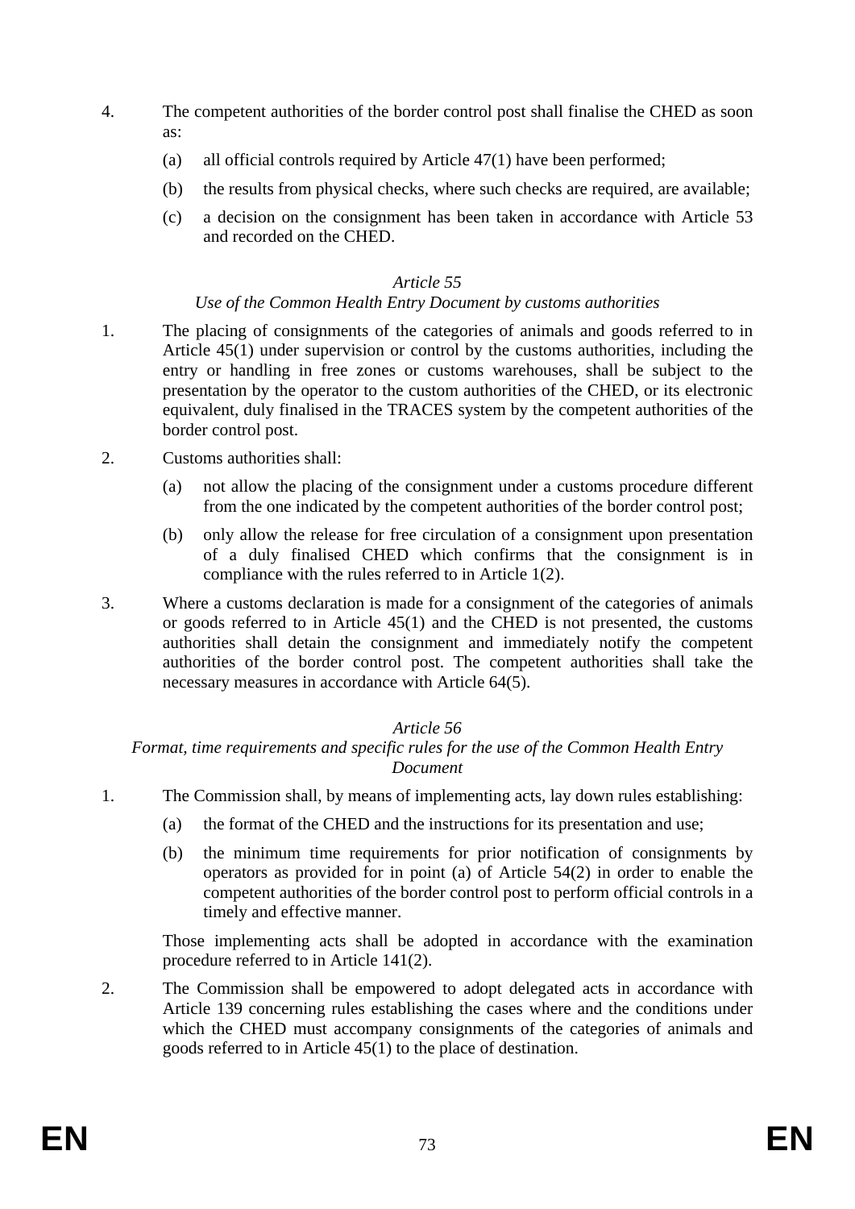4. The competent authorities of the border control post shall finalise the CHED as soon as:

    (a) all official controls required by Article 47(1) have been performed;

    (b) the results from physical checks, where such checks are required, are available;

    (c) a decision on the consignment has been taken in accordance with Article 53 and recorded on the CHED.

*Article 55*

*Use of the Common Health Entry Document by customs authorities*

1. The placing of consignments of the categories of animals and goods referred to in Article 45(1) under supervision or control by the customs authorities, including the entry or handling in free zones or customs warehouses, shall be subject to the presentation by the operator to the custom authorities of the CHED, or its electronic equivalent, duly finalised in the TRACES system by the competent authorities of the border control post.

2. Customs authorities shall:

    (a) not allow the placing of the consignment under a customs procedure different from the one indicated by the competent authorities of the border control post;

    (b) only allow the release for free circulation of a consignment upon presentation of a duly finalised CHED which confirms that the consignment is in compliance with the rules referred to in Article 1(2).

3. Where a customs declaration is made for a consignment of the categories of animals or goods referred to in Article 45(1) and the CHED is not presented, the customs authorities shall detain the consignment and immediately notify the competent authorities of the border control post. The competent authorities shall take the necessary measures in accordance with Article 64(5).

*Article 56*

*Format, time requirements and specific rules for the use of the Common Health Entry Document*

1. The Commission shall, by means of implementing acts, lay down rules establishing:

    (a) the format of the CHED and the instructions for its presentation and use;

    (b) the minimum time requirements for prior notification of consignments by operators as provided for in point (a) of Article 54(2) in order to enable the competent authorities of the border control post to perform official controls in a timely and effective manner.

    Those implementing acts shall be adopted in accordance with the examination procedure referred to in Article 141(2).

2. The Commission shall be empowered to adopt delegated acts in accordance with Article 139 concerning rules establishing the cases where and the conditions under which the CHED must accompany consignments of the categories of animals and goods referred to in Article 45(1) to the place of destination.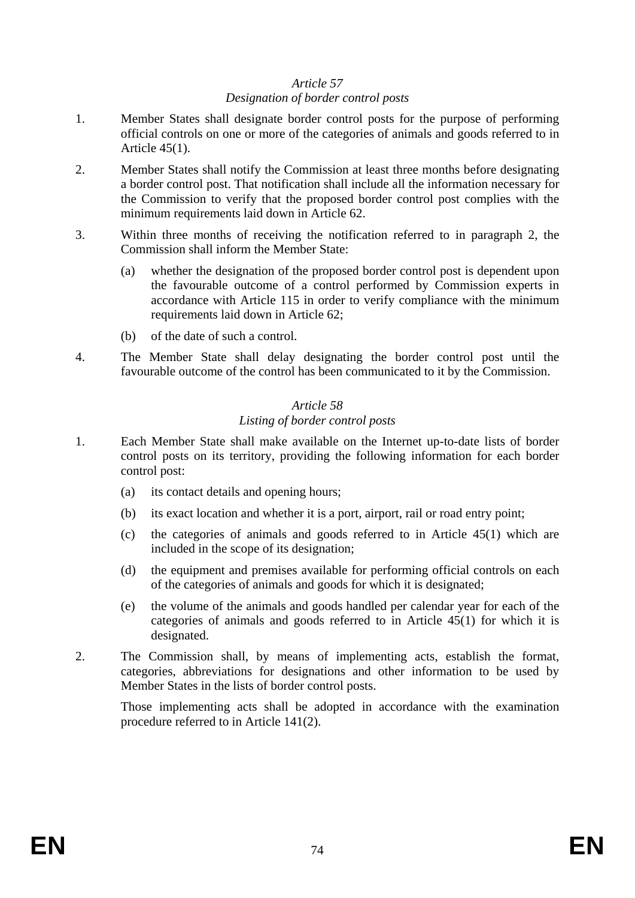*Article 57*
*Designation of border control posts*

1. Member States shall designate border control posts for the purpose of performing official controls on one or more of the categories of animals and goods referred to in Article 45(1).

2. Member States shall notify the Commission at least three months before designating a border control post. That notification shall include all the information necessary for the Commission to verify that the proposed border control post complies with the minimum requirements laid down in Article 62.

3. Within three months of receiving the notification referred to in paragraph 2, the Commission shall inform the Member State:

   (a) whether the designation of the proposed border control post is dependent upon the favourable outcome of a control performed by Commission experts in accordance with Article 115 in order to verify compliance with the minimum requirements laid down in Article 62;

   (b) of the date of such a control.

4. The Member State shall delay designating the border control post until the favourable outcome of the control has been communicated to it by the Commission.

*Article 58*
*Listing of border control posts*

1. Each Member State shall make available on the Internet up-to-date lists of border control posts on its territory, providing the following information for each border control post:

   (a) its contact details and opening hours;

   (b) its exact location and whether it is a port, airport, rail or road entry point;

   (c) the categories of animals and goods referred to in Article 45(1) which are included in the scope of its designation;

   (d) the equipment and premises available for performing official controls on each of the categories of animals and goods for which it is designated;

   (e) the volume of the animals and goods handled per calendar year for each of the categories of animals and goods referred to in Article 45(1) for which it is designated.

2. The Commission shall, by means of implementing acts, establish the format, categories, abbreviations for designations and other information to be used by Member States in the lists of border control posts.

   Those implementing acts shall be adopted in accordance with the examination procedure referred to in Article 141(2).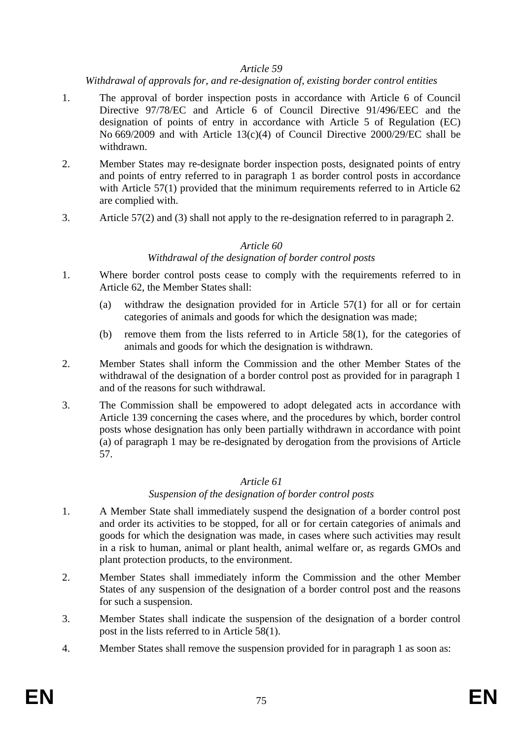*Article 59*

*Withdrawal of approvals for, and re-designation of, existing border control entities*

1. The approval of border inspection posts in accordance with Article 6 of Council Directive 97/78/EC and Article 6 of Council Directive 91/496/EEC and the designation of points of entry in accordance with Article 5 of Regulation (EC) No 669/2009 and with Article 13(c)(4) of Council Directive 2000/29/EC shall be withdrawn.

2. Member States may re-designate border inspection posts, designated points of entry and points of entry referred to in paragraph 1 as border control posts in accordance with Article 57(1) provided that the minimum requirements referred to in Article 62 are complied with.

3. Article 57(2) and (3) shall not apply to the re-designation referred to in paragraph 2.

*Article 60*

*Withdrawal of the designation of border control posts*

1. Where border control posts cease to comply with the requirements referred to in Article 62, the Member States shall:

   (a) withdraw the designation provided for in Article 57(1) for all or for certain categories of animals and goods for which the designation was made;

   (b) remove them from the lists referred to in Article 58(1), for the categories of animals and goods for which the designation is withdrawn.

2. Member States shall inform the Commission and the other Member States of the withdrawal of the designation of a border control post as provided for in paragraph 1 and of the reasons for such withdrawal.

3. The Commission shall be empowered to adopt delegated acts in accordance with Article 139 concerning the cases where, and the procedures by which, border control posts whose designation has only been partially withdrawn in accordance with point (a) of paragraph 1 may be re-designated by derogation from the provisions of Article 57.

*Article 61*

*Suspension of the designation of border control posts*

1. A Member State shall immediately suspend the designation of a border control post and order its activities to be stopped, for all or for certain categories of animals and goods for which the designation was made, in cases where such activities may result in a risk to human, animal or plant health, animal welfare or, as regards GMOs and plant protection products, to the environment.

2. Member States shall immediately inform the Commission and the other Member States of any suspension of the designation of a border control post and the reasons for such a suspension.

3. Member States shall indicate the suspension of the designation of a border control post in the lists referred to in Article 58(1).

4. Member States shall remove the suspension provided for in paragraph 1 as soon as: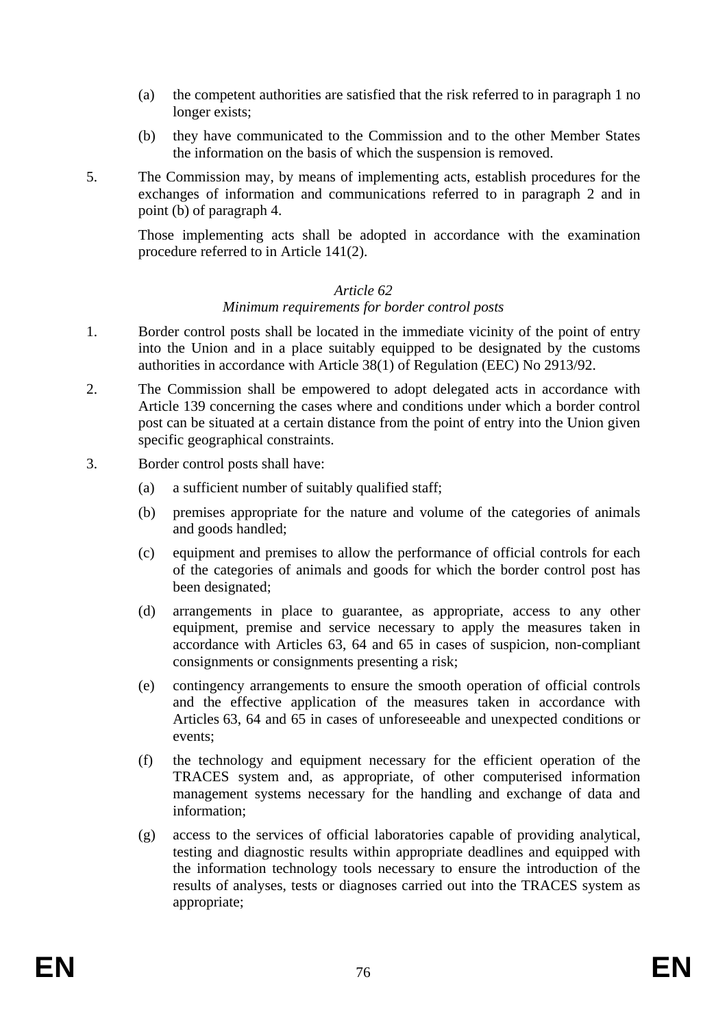(a) the competent authorities are satisfied that the risk referred to in paragraph 1 no longer exists;

(b) they have communicated to the Commission and to the other Member States the information on the basis of which the suspension is removed.

5. The Commission may, by means of implementing acts, establish procedures for the exchanges of information and communications referred to in paragraph 2 and in point (b) of paragraph 4.

   Those implementing acts shall be adopted in accordance with the examination procedure referred to in Article 141(2).

*Article 62*

*Minimum requirements for border control posts*

1. Border control posts shall be located in the immediate vicinity of the point of entry into the Union and in a place suitably equipped to be designated by the customs authorities in accordance with Article 38(1) of Regulation (EEC) No 2913/92.

2. The Commission shall be empowered to adopt delegated acts in accordance with Article 139 concerning the cases where and conditions under which a border control post can be situated at a certain distance from the point of entry into the Union given specific geographical constraints.

3. Border control posts shall have:

   (a) a sufficient number of suitably qualified staff;

   (b) premises appropriate for the nature and volume of the categories of animals and goods handled;

   (c) equipment and premises to allow the performance of official controls for each of the categories of animals and goods for which the border control post has been designated;

   (d) arrangements in place to guarantee, as appropriate, access to any other equipment, premise and service necessary to apply the measures taken in accordance with Articles 63, 64 and 65 in cases of suspicion, non-compliant consignments or consignments presenting a risk;

   (e) contingency arrangements to ensure the smooth operation of official controls and the effective application of the measures taken in accordance with Articles 63, 64 and 65 in cases of unforeseeable and unexpected conditions or events;

   (f) the technology and equipment necessary for the efficient operation of the TRACES system and, as appropriate, of other computerised information management systems necessary for the handling and exchange of data and information;

   (g) access to the services of official laboratories capable of providing analytical, testing and diagnostic results within appropriate deadlines and equipped with the information technology tools necessary to ensure the introduction of the results of analyses, tests or diagnoses carried out into the TRACES system as appropriate;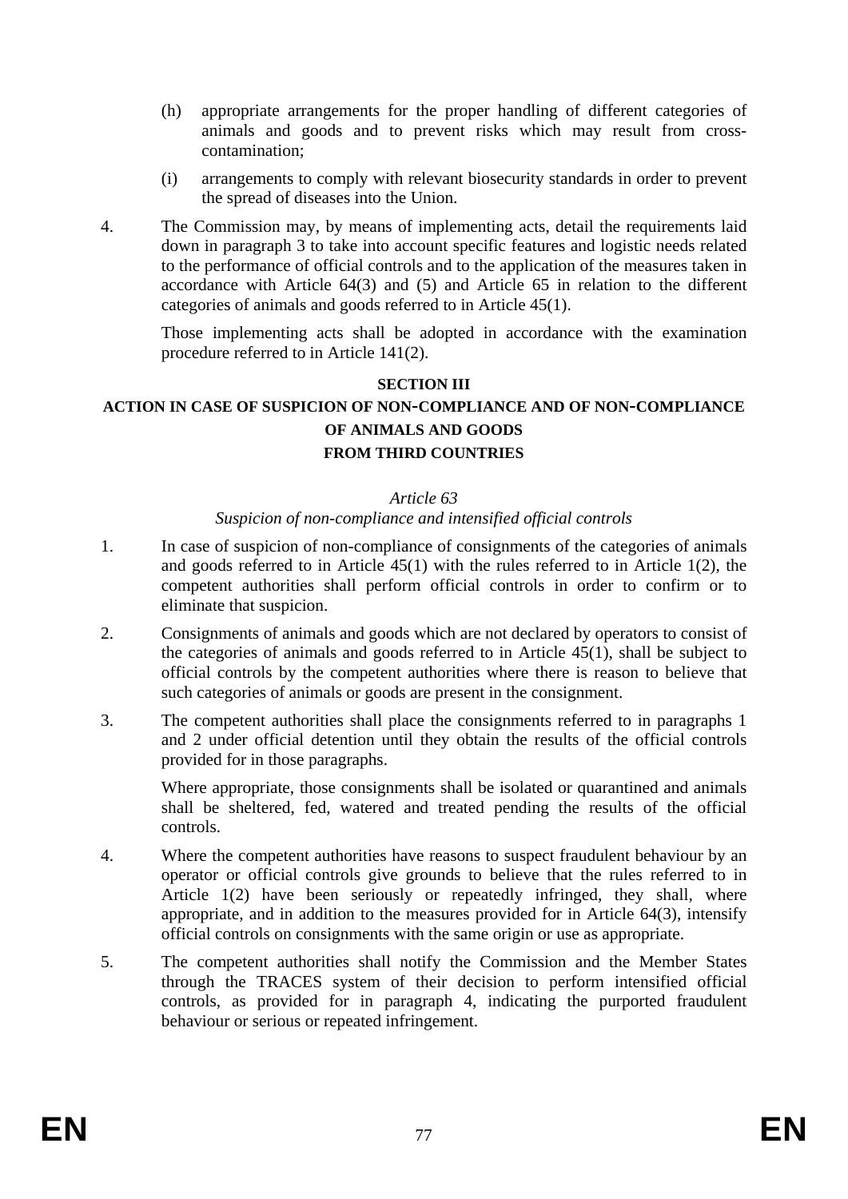(h) appropriate arrangements for the proper handling of different categories of animals and goods and to prevent risks which may result from cross-contamination;

(i) arrangements to comply with relevant biosecurity standards in order to prevent the spread of diseases into the Union.

4. The Commission may, by means of implementing acts, detail the requirements laid down in paragraph 3 to take into account specific features and logistic needs related to the performance of official controls and to the application of the measures taken in accordance with Article 64(3) and (5) and Article 65 in relation to the different categories of animals and goods referred to in Article 45(1).

   Those implementing acts shall be adopted in accordance with the examination procedure referred to in Article 141(2).

## SECTION III
## ACTION IN CASE OF SUSPICION OF NON-COMPLIANCE AND OF NON-COMPLIANCE OF ANIMALS AND GOODS FROM THIRD COUNTRIES

### *Article 63*
### *Suspicion of non-compliance and intensified official controls*

1. In case of suspicion of non-compliance of consignments of the categories of animals and goods referred to in Article 45(1) with the rules referred to in Article 1(2), the competent authorities shall perform official controls in order to confirm or to eliminate that suspicion.

2. Consignments of animals and goods which are not declared by operators to consist of the categories of animals and goods referred to in Article 45(1), shall be subject to official controls by the competent authorities where there is reason to believe that such categories of animals or goods are present in the consignment.

3. The competent authorities shall place the consignments referred to in paragraphs 1 and 2 under official detention until they obtain the results of the official controls provided for in those paragraphs.

   Where appropriate, those consignments shall be isolated or quarantined and animals shall be sheltered, fed, watered and treated pending the results of the official controls.

4. Where the competent authorities have reasons to suspect fraudulent behaviour by an operator or official controls give grounds to believe that the rules referred to in Article 1(2) have been seriously or repeatedly infringed, they shall, where appropriate, and in addition to the measures provided for in Article 64(3), intensify official controls on consignments with the same origin or use as appropriate.

5. The competent authorities shall notify the Commission and the Member States through the TRACES system of their decision to perform intensified official controls, as provided for in paragraph 4, indicating the purported fraudulent behaviour or serious or repeated infringement.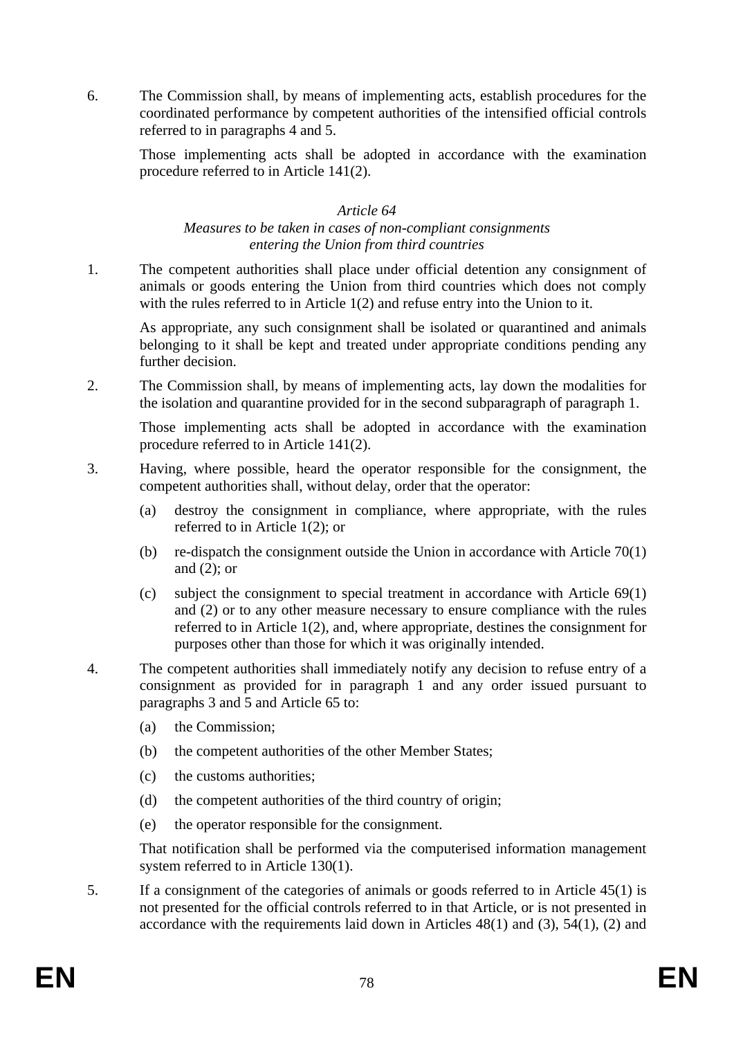6. The Commission shall, by means of implementing acts, establish procedures for the coordinated performance by competent authorities of the intensified official controls referred to in paragraphs 4 and 5.

   Those implementing acts shall be adopted in accordance with the examination procedure referred to in Article 141(2).

*Article 64*

*Measures to be taken in cases of non-compliant consignments entering the Union from third countries*

1. The competent authorities shall place under official detention any consignment of animals or goods entering the Union from third countries which does not comply with the rules referred to in Article 1(2) and refuse entry into the Union to it.

   As appropriate, any such consignment shall be isolated or quarantined and animals belonging to it shall be kept and treated under appropriate conditions pending any further decision.

2. The Commission shall, by means of implementing acts, lay down the modalities for the isolation and quarantine provided for in the second subparagraph of paragraph 1.

   Those implementing acts shall be adopted in accordance with the examination procedure referred to in Article 141(2).

3. Having, where possible, heard the operator responsible for the consignment, the competent authorities shall, without delay, order that the operator:

   (a) destroy the consignment in compliance, where appropriate, with the rules referred to in Article 1(2); or

   (b) re-dispatch the consignment outside the Union in accordance with Article 70(1) and (2); or

   (c) subject the consignment to special treatment in accordance with Article 69(1) and (2) or to any other measure necessary to ensure compliance with the rules referred to in Article 1(2), and, where appropriate, destines the consignment for purposes other than those for which it was originally intended.

4. The competent authorities shall immediately notify any decision to refuse entry of a consignment as provided for in paragraph 1 and any order issued pursuant to paragraphs 3 and 5 and Article 65 to:

   (a) the Commission;

   (b) the competent authorities of the other Member States;

   (c) the customs authorities;

   (d) the competent authorities of the third country of origin;

   (e) the operator responsible for the consignment.

   That notification shall be performed via the computerised information management system referred to in Article 130(1).

5. If a consignment of the categories of animals or goods referred to in Article 45(1) is not presented for the official controls referred to in that Article, or is not presented in accordance with the requirements laid down in Articles 48(1) and (3), 54(1), (2) and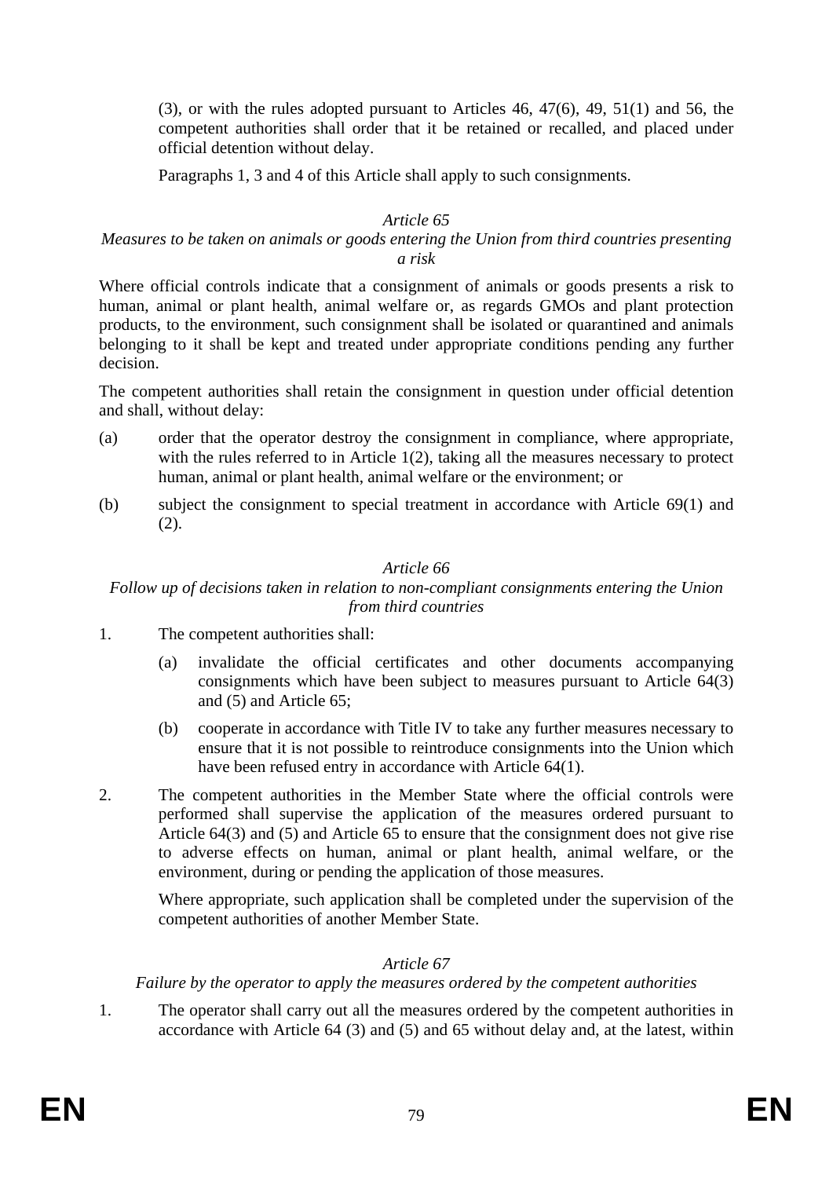(3), or with the rules adopted pursuant to Articles 46, 47(6), 49, 51(1) and 56, the competent authorities shall order that it be retained or recalled, and placed under official detention without delay.

Paragraphs 1, 3 and 4 of this Article shall apply to such consignments.

*Article 65*

*Measures to be taken on animals or goods entering the Union from third countries presenting a risk*

Where official controls indicate that a consignment of animals or goods presents a risk to human, animal or plant health, animal welfare or, as regards GMOs and plant protection products, to the environment, such consignment shall be isolated or quarantined and animals belonging to it shall be kept and treated under appropriate conditions pending any further decision.

The competent authorities shall retain the consignment in question under official detention and shall, without delay:

(a) order that the operator destroy the consignment in compliance, where appropriate, with the rules referred to in Article 1(2), taking all the measures necessary to protect human, animal or plant health, animal welfare or the environment; or

(b) subject the consignment to special treatment in accordance with Article 69(1) and (2).

*Article 66*

*Follow up of decisions taken in relation to non-compliant consignments entering the Union from third countries*

1. The competent authorities shall:

   (a) invalidate the official certificates and other documents accompanying consignments which have been subject to measures pursuant to Article 64(3) and (5) and Article 65;

   (b) cooperate in accordance with Title IV to take any further measures necessary to ensure that it is not possible to reintroduce consignments into the Union which have been refused entry in accordance with Article 64(1).

2. The competent authorities in the Member State where the official controls were performed shall supervise the application of the measures ordered pursuant to Article 64(3) and (5) and Article 65 to ensure that the consignment does not give rise to adverse effects on human, animal or plant health, animal welfare, or the environment, during or pending the application of those measures.

   Where appropriate, such application shall be completed under the supervision of the competent authorities of another Member State.

*Article 67*

*Failure by the operator to apply the measures ordered by the competent authorities*

1. The operator shall carry out all the measures ordered by the competent authorities in accordance with Article 64 (3) and (5) and 65 without delay and, at the latest, within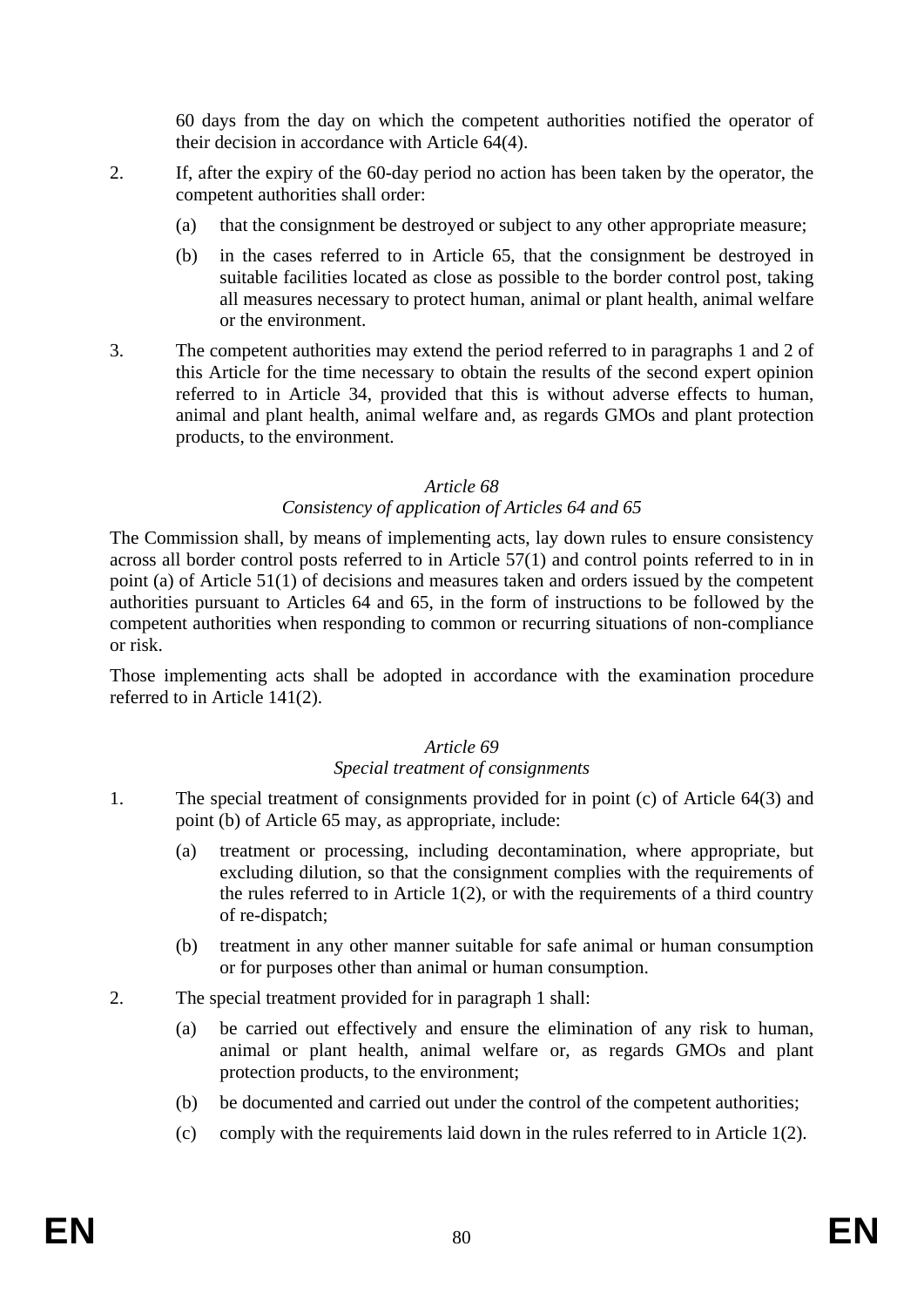60 days from the day on which the competent authorities notified the operator of their decision in accordance with Article 64(4).

2. If, after the expiry of the 60-day period no action has been taken by the operator, the competent authorities shall order:

   (a) that the consignment be destroyed or subject to any other appropriate measure;

   (b) in the cases referred to in Article 65, that the consignment be destroyed in suitable facilities located as close as possible to the border control post, taking all measures necessary to protect human, animal or plant health, animal welfare or the environment.

3. The competent authorities may extend the period referred to in paragraphs 1 and 2 of this Article for the time necessary to obtain the results of the second expert opinion referred to in Article 34, provided that this is without adverse effects to human, animal and plant health, animal welfare and, as regards GMOs and plant protection products, to the environment.

*Article 68*

*Consistency of application of Articles 64 and 65*

The Commission shall, by means of implementing acts, lay down rules to ensure consistency across all border control posts referred to in Article 57(1) and control points referred to in in point (a) of Article 51(1) of decisions and measures taken and orders issued by the competent authorities pursuant to Articles 64 and 65, in the form of instructions to be followed by the competent authorities when responding to common or recurring situations of non-compliance or risk.

Those implementing acts shall be adopted in accordance with the examination procedure referred to in Article 141(2).

*Article 69*

*Special treatment of consignments*

1. The special treatment of consignments provided for in point (c) of Article 64(3) and point (b) of Article 65 may, as appropriate, include:

   (a) treatment or processing, including decontamination, where appropriate, but excluding dilution, so that the consignment complies with the requirements of the rules referred to in Article 1(2), or with the requirements of a third country of re-dispatch;

   (b) treatment in any other manner suitable for safe animal or human consumption or for purposes other than animal or human consumption.

2. The special treatment provided for in paragraph 1 shall:

   (a) be carried out effectively and ensure the elimination of any risk to human, animal or plant health, animal welfare or, as regards GMOs and plant protection products, to the environment;

   (b) be documented and carried out under the control of the competent authorities;

   (c) comply with the requirements laid down in the rules referred to in Article 1(2).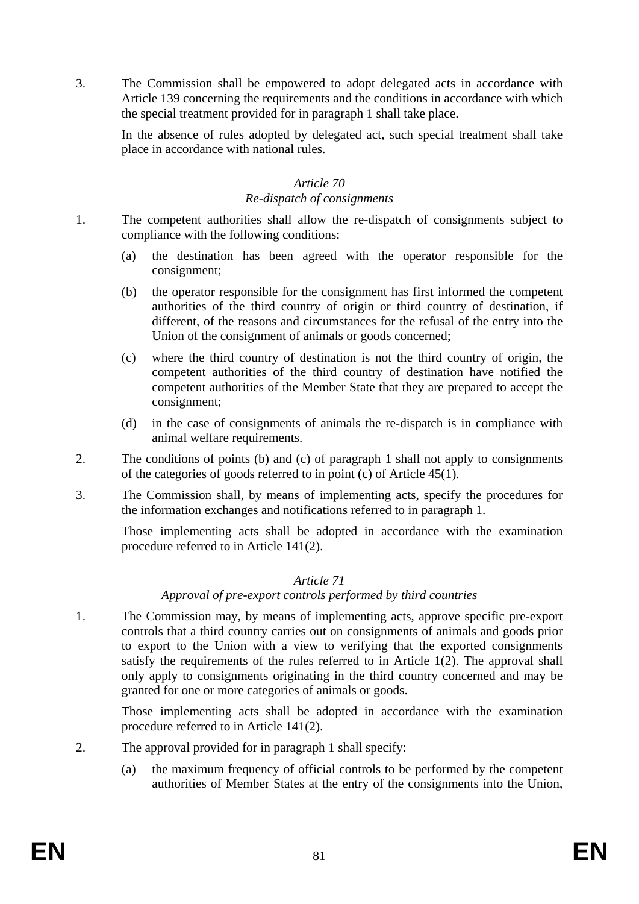3. The Commission shall be empowered to adopt delegated acts in accordance with Article 139 concerning the requirements and the conditions in accordance with which the special treatment provided for in paragraph 1 shall take place.

   In the absence of rules adopted by delegated act, such special treatment shall take place in accordance with national rules.

*Article 70*
*Re-dispatch of consignments*

1. The competent authorities shall allow the re-dispatch of consignments subject to compliance with the following conditions:

   (a) the destination has been agreed with the operator responsible for the consignment;

   (b) the operator responsible for the consignment has first informed the competent authorities of the third country of origin or third country of destination, if different, of the reasons and circumstances for the refusal of the entry into the Union of the consignment of animals or goods concerned;

   (c) where the third country of destination is not the third country of origin, the competent authorities of the third country of destination have notified the competent authorities of the Member State that they are prepared to accept the consignment;

   (d) in the case of consignments of animals the re-dispatch is in compliance with animal welfare requirements.

2. The conditions of points (b) and (c) of paragraph 1 shall not apply to consignments of the categories of goods referred to in point (c) of Article 45(1).

3. The Commission shall, by means of implementing acts, specify the procedures for the information exchanges and notifications referred to in paragraph 1.

   Those implementing acts shall be adopted in accordance with the examination procedure referred to in Article 141(2).

*Article 71*
*Approval of pre-export controls performed by third countries*

1. The Commission may, by means of implementing acts, approve specific pre-export controls that a third country carries out on consignments of animals and goods prior to export to the Union with a view to verifying that the exported consignments satisfy the requirements of the rules referred to in Article 1(2). The approval shall only apply to consignments originating in the third country concerned and may be granted for one or more categories of animals or goods.

   Those implementing acts shall be adopted in accordance with the examination procedure referred to in Article 141(2).

2. The approval provided for in paragraph 1 shall specify:

   (a) the maximum frequency of official controls to be performed by the competent authorities of Member States at the entry of the consignments into the Union,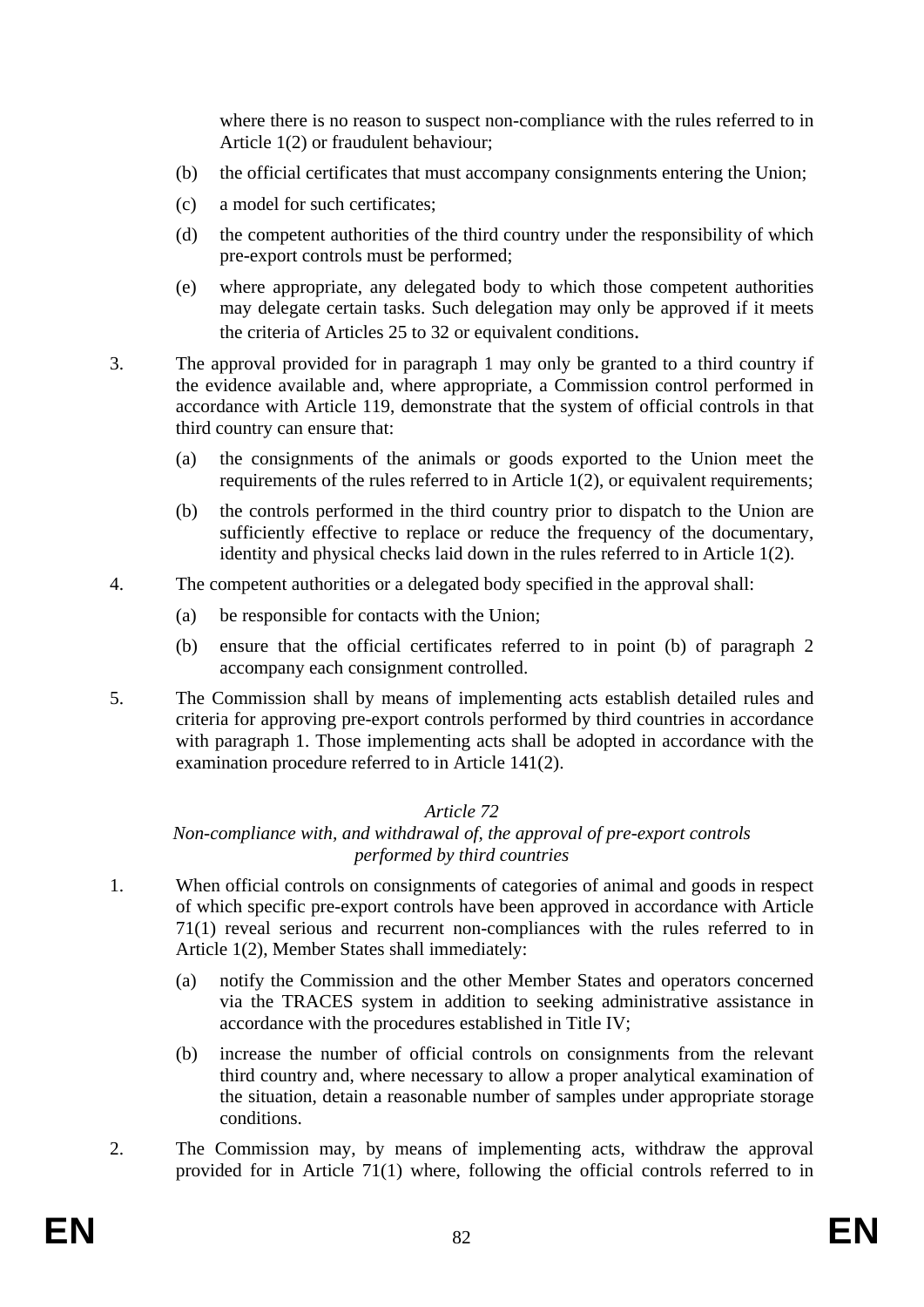where there is no reason to suspect non-compliance with the rules referred to in Article 1(2) or fraudulent behaviour;

(b) the official certificates that must accompany consignments entering the Union;

(c) a model for such certificates;

(d) the competent authorities of the third country under the responsibility of which pre-export controls must be performed;

(e) where appropriate, any delegated body to which those competent authorities may delegate certain tasks. Such delegation may only be approved if it meets the criteria of Articles 25 to 32 or equivalent conditions.

3. The approval provided for in paragraph 1 may only be granted to a third country if the evidence available and, where appropriate, a Commission control performed in accordance with Article 119, demonstrate that the system of official controls in that third country can ensure that:

(a) the consignments of the animals or goods exported to the Union meet the requirements of the rules referred to in Article 1(2), or equivalent requirements;

(b) the controls performed in the third country prior to dispatch to the Union are sufficiently effective to replace or reduce the frequency of the documentary, identity and physical checks laid down in the rules referred to in Article 1(2).

4. The competent authorities or a delegated body specified in the approval shall:

(a) be responsible for contacts with the Union;

(b) ensure that the official certificates referred to in point (b) of paragraph 2 accompany each consignment controlled.

5. The Commission shall by means of implementing acts establish detailed rules and criteria for approving pre-export controls performed by third countries in accordance with paragraph 1. Those implementing acts shall be adopted in accordance with the examination procedure referred to in Article 141(2).

*Article 72*

*Non-compliance with, and withdrawal of, the approval of pre-export controls performed by third countries*

1. When official controls on consignments of categories of animal and goods in respect of which specific pre-export controls have been approved in accordance with Article 71(1) reveal serious and recurrent non-compliances with the rules referred to in Article 1(2), Member States shall immediately:

(a) notify the Commission and the other Member States and operators concerned via the TRACES system in addition to seeking administrative assistance in accordance with the procedures established in Title IV;

(b) increase the number of official controls on consignments from the relevant third country and, where necessary to allow a proper analytical examination of the situation, detain a reasonable number of samples under appropriate storage conditions.

2. The Commission may, by means of implementing acts, withdraw the approval provided for in Article 71(1) where, following the official controls referred to in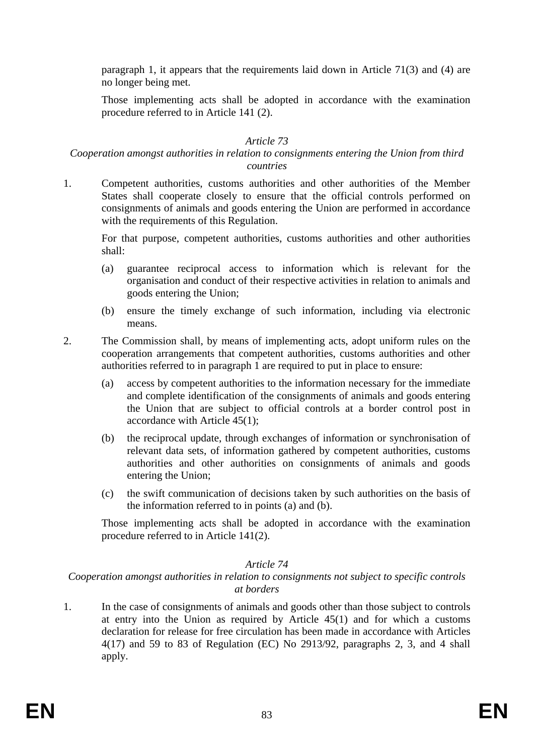paragraph 1, it appears that the requirements laid down in Article 71(3) and (4) are no longer being met.

Those implementing acts shall be adopted in accordance with the examination procedure referred to in Article 141 (2).

*Article 73*

*Cooperation amongst authorities in relation to consignments entering the Union from third countries*

1. Competent authorities, customs authorities and other authorities of the Member States shall cooperate closely to ensure that the official controls performed on consignments of animals and goods entering the Union are performed in accordance with the requirements of this Regulation.

   For that purpose, competent authorities, customs authorities and other authorities shall:

   (a) guarantee reciprocal access to information which is relevant for the organisation and conduct of their respective activities in relation to animals and goods entering the Union;

   (b) ensure the timely exchange of such information, including via electronic means.

2. The Commission shall, by means of implementing acts, adopt uniform rules on the cooperation arrangements that competent authorities, customs authorities and other authorities referred to in paragraph 1 are required to put in place to ensure:

   (a) access by competent authorities to the information necessary for the immediate and complete identification of the consignments of animals and goods entering the Union that are subject to official controls at a border control post in accordance with Article 45(1);

   (b) the reciprocal update, through exchanges of information or synchronisation of relevant data sets, of information gathered by competent authorities, customs authorities and other authorities on consignments of animals and goods entering the Union;

   (c) the swift communication of decisions taken by such authorities on the basis of the information referred to in points (a) and (b).

   Those implementing acts shall be adopted in accordance with the examination procedure referred to in Article 141(2).

*Article 74*

*Cooperation amongst authorities in relation to consignments not subject to specific controls at borders*

1. In the case of consignments of animals and goods other than those subject to controls at entry into the Union as required by Article 45(1) and for which a customs declaration for release for free circulation has been made in accordance with Articles 4(17) and 59 to 83 of Regulation (EC) No 2913/92, paragraphs 2, 3, and 4 shall apply.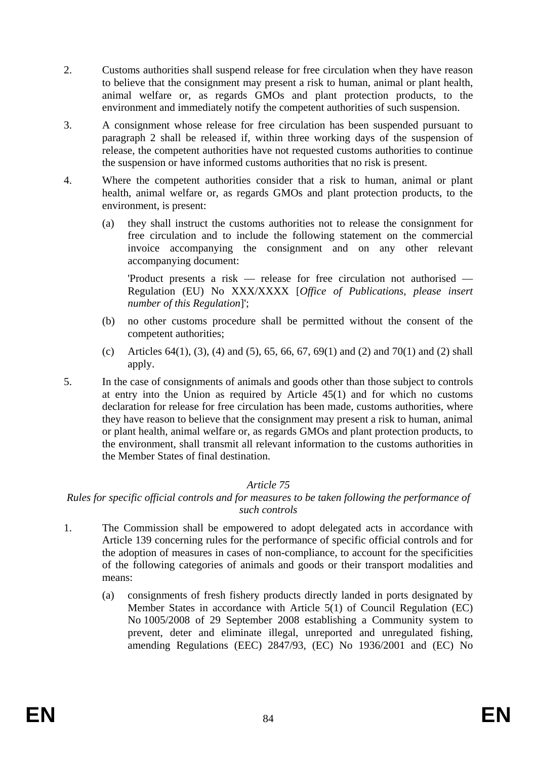2. Customs authorities shall suspend release for free circulation when they have reason to believe that the consignment may present a risk to human, animal or plant health, animal welfare or, as regards GMOs and plant protection products, to the environment and immediately notify the competent authorities of such suspension.

3. A consignment whose release for free circulation has been suspended pursuant to paragraph 2 shall be released if, within three working days of the suspension of release, the competent authorities have not requested customs authorities to continue the suspension or have informed customs authorities that no risk is present.

4. Where the competent authorities consider that a risk to human, animal or plant health, animal welfare or, as regards GMOs and plant protection products, to the environment, is present:

   (a) they shall instruct the customs authorities not to release the consignment for free circulation and to include the following statement on the commercial invoice accompanying the consignment and on any other relevant accompanying document:

   'Product presents a risk — release for free circulation not authorised — Regulation (EU) No XXX/XXXX [*Office of Publications, please insert number of this Regulation*]';

   (b) no other customs procedure shall be permitted without the consent of the competent authorities;

   (c) Articles 64(1), (3), (4) and (5), 65, 66, 67, 69(1) and (2) and 70(1) and (2) shall apply.

5. In the case of consignments of animals and goods other than those subject to controls at entry into the Union as required by Article 45(1) and for which no customs declaration for release for free circulation has been made, customs authorities, where they have reason to believe that the consignment may present a risk to human, animal or plant health, animal welfare or, as regards GMOs and plant protection products, to the environment, shall transmit all relevant information to the customs authorities in the Member States of final destination.

*Article 75*

*Rules for specific official controls and for measures to be taken following the performance of such controls*

1. The Commission shall be empowered to adopt delegated acts in accordance with Article 139 concerning rules for the performance of specific official controls and for the adoption of measures in cases of non-compliance, to account for the specificities of the following categories of animals and goods or their transport modalities and means:

   (a) consignments of fresh fishery products directly landed in ports designated by Member States in accordance with Article 5(1) of Council Regulation (EC) No 1005/2008 of 29 September 2008 establishing a Community system to prevent, deter and eliminate illegal, unreported and unregulated fishing, amending Regulations (EEC) 2847/93, (EC) No 1936/2001 and (EC) No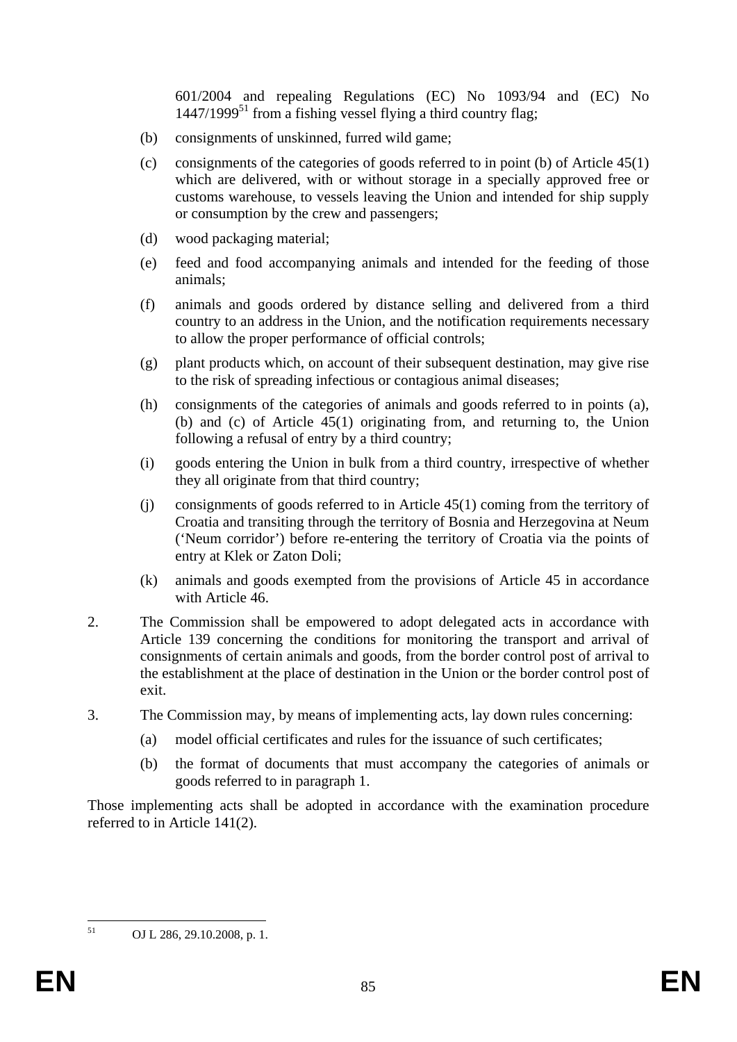601/2004 and repealing Regulations (EC) No 1093/94 and (EC) No 1447/1999[51] from a fishing vessel flying a third country flag;

(b) consignments of unskinned, furred wild game;

(c) consignments of the categories of goods referred to in point (b) of Article 45(1) which are delivered, with or without storage in a specially approved free or customs warehouse, to vessels leaving the Union and intended for ship supply or consumption by the crew and passengers;

(d) wood packaging material;

(e) feed and food accompanying animals and intended for the feeding of those animals;

(f) animals and goods ordered by distance selling and delivered from a third country to an address in the Union, and the notification requirements necessary to allow the proper performance of official controls;

(g) plant products which, on account of their subsequent destination, may give rise to the risk of spreading infectious or contagious animal diseases;

(h) consignments of the categories of animals and goods referred to in points (a), (b) and (c) of Article 45(1) originating from, and returning to, the Union following a refusal of entry by a third country;

(i) goods entering the Union in bulk from a third country, irrespective of whether they all originate from that third country;

(j) consignments of goods referred to in Article 45(1) coming from the territory of Croatia and transiting through the territory of Bosnia and Herzegovina at Neum ('Neum corridor') before re-entering the territory of Croatia via the points of entry at Klek or Zaton Doli;

(k) animals and goods exempted from the provisions of Article 45 in accordance with Article 46.

2. The Commission shall be empowered to adopt delegated acts in accordance with Article 139 concerning the conditions for monitoring the transport and arrival of consignments of certain animals and goods, from the border control post of arrival to the establishment at the place of destination in the Union or the border control post of exit.

3. The Commission may, by means of implementing acts, lay down rules concerning:

(a) model official certificates and rules for the issuance of such certificates;

(b) the format of documents that must accompany the categories of animals or goods referred to in paragraph 1.

Those implementing acts shall be adopted in accordance with the examination procedure referred to in Article 141(2).

---

[51] OJ L 286, 29.10.2008, p. 1.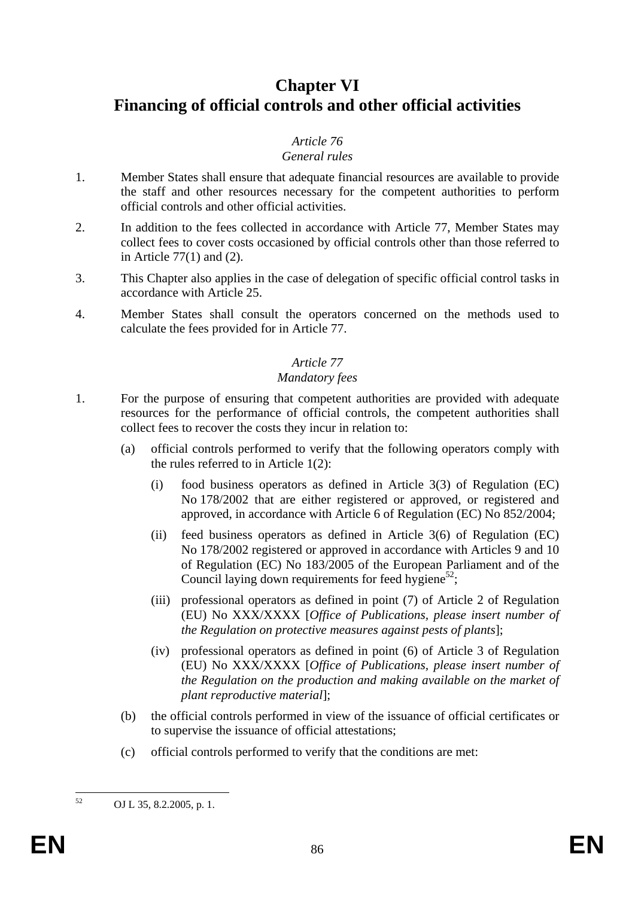# Chapter VI
# Financing of official controls and other official activities

*Article 76*
*General rules*

1. Member States shall ensure that adequate financial resources are available to provide the staff and other resources necessary for the competent authorities to perform official controls and other official activities.

2. In addition to the fees collected in accordance with Article 77, Member States may collect fees to cover costs occasioned by official controls other than those referred to in Article 77(1) and (2).

3. This Chapter also applies in the case of delegation of specific official control tasks in accordance with Article 25.

4. Member States shall consult the operators concerned on the methods used to calculate the fees provided for in Article 77.

*Article 77*
*Mandatory fees*

1. For the purpose of ensuring that competent authorities are provided with adequate resources for the performance of official controls, the competent authorities shall collect fees to recover the costs they incur in relation to:

   (a) official controls performed to verify that the following operators comply with the rules referred to in Article 1(2):

      (i) food business operators as defined in Article 3(3) of Regulation (EC) No 178/2002 that are either registered or approved, or registered and approved, in accordance with Article 6 of Regulation (EC) No 852/2004;

      (ii) feed business operators as defined in Article 3(6) of Regulation (EC) No 178/2002 registered or approved in accordance with Articles 9 and 10 of Regulation (EC) No 183/2005 of the European Parliament and of the Council laying down requirements for feed hygiene[52];

      (iii) professional operators as defined in point (7) of Article 2 of Regulation (EU) No XXX/XXXX [*Office of Publications, please insert number of the Regulation on protective measures against pests of plants*];

      (iv) professional operators as defined in point (6) of Article 3 of Regulation (EU) No XXX/XXXX [*Office of Publications, please insert number of the Regulation on the production and making available on the market of plant reproductive material*];

   (b) the official controls performed in view of the issuance of official certificates or to supervise the issuance of official attestations;

   (c) official controls performed to verify that the conditions are met:

---

[52] OJ L 35, 8.2.2005, p. 1.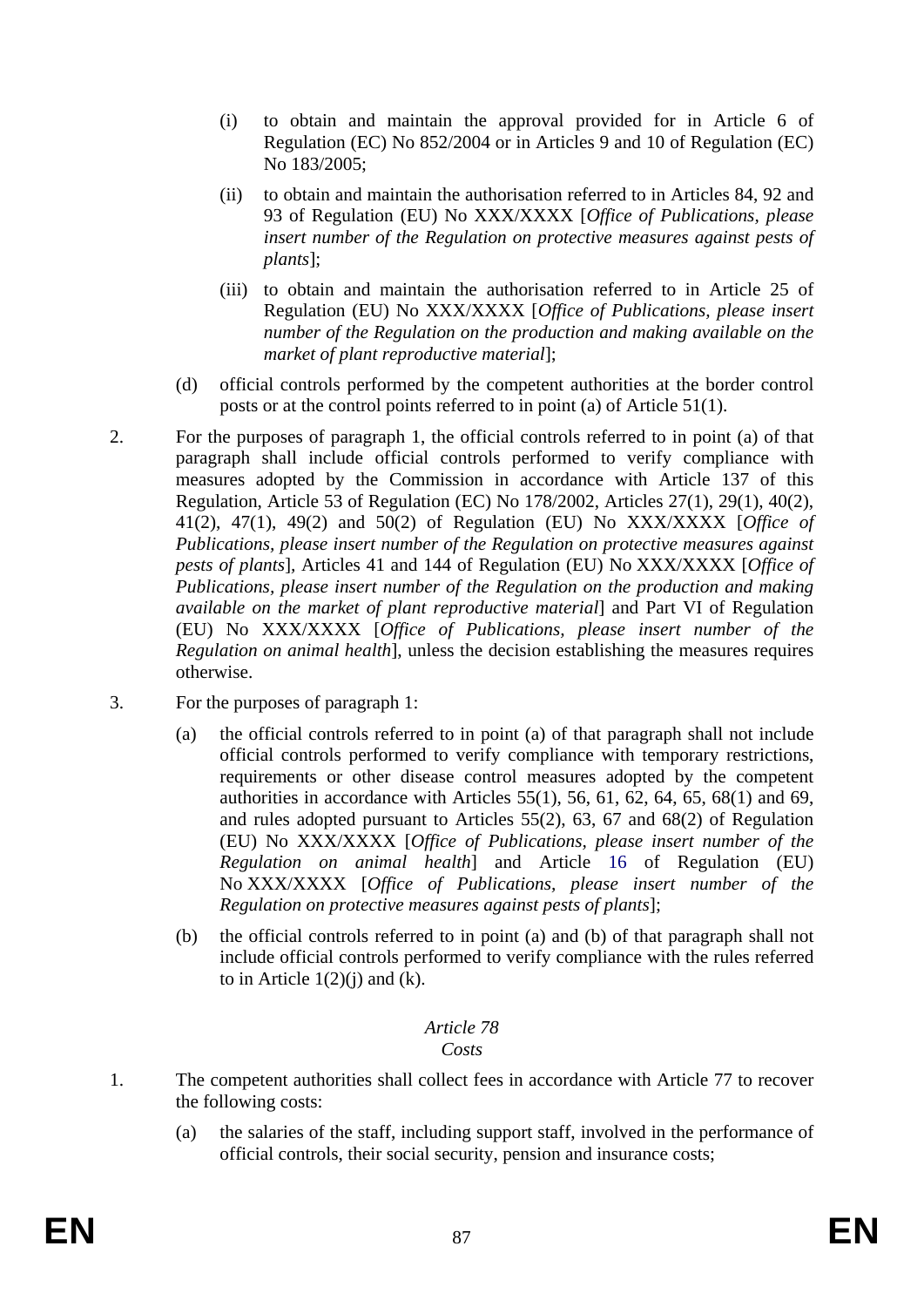(i) to obtain and maintain the approval provided for in Article 6 of Regulation (EC) No 852/2004 or in Articles 9 and 10 of Regulation (EC) No 183/2005;

(ii) to obtain and maintain the authorisation referred to in Articles 84, 92 and 93 of Regulation (EU) No XXX/XXXX [*Office of Publications, please insert number of the Regulation on protective measures against pests of plants*];

(iii) to obtain and maintain the authorisation referred to in Article 25 of Regulation (EU) No XXX/XXXX [*Office of Publications, please insert number of the Regulation on the production and making available on the market of plant reproductive material*];

(d) official controls performed by the competent authorities at the border control posts or at the control points referred to in point (a) of Article 51(1).

2. For the purposes of paragraph 1, the official controls referred to in point (a) of that paragraph shall include official controls performed to verify compliance with measures adopted by the Commission in accordance with Article 137 of this Regulation, Article 53 of Regulation (EC) No 178/2002, Articles 27(1), 29(1), 40(2), 41(2), 47(1), 49(2) and 50(2) of Regulation (EU) No XXX/XXXX [*Office of Publications, please insert number of the Regulation on protective measures against pests of plants*], Articles 41 and 144 of Regulation (EU) No XXX/XXXX [*Office of Publications, please insert number of the Regulation on the production and making available on the market of plant reproductive material*] and Part VI of Regulation (EU) No XXX/XXXX [*Office of Publications, please insert number of the Regulation on animal health*], unless the decision establishing the measures requires otherwise.

3. For the purposes of paragraph 1:

(a) the official controls referred to in point (a) of that paragraph shall not include official controls performed to verify compliance with temporary restrictions, requirements or other disease control measures adopted by the competent authorities in accordance with Articles 55(1), 56, 61, 62, 64, 65, 68(1) and 69, and rules adopted pursuant to Articles 55(2), 63, 67 and 68(2) of Regulation (EU) No XXX/XXXX [*Office of Publications, please insert number of the Regulation on animal health*] and Article 16 of Regulation (EU) No XXX/XXXX [*Office of Publications, please insert number of the Regulation on protective measures against pests of plants*];

(b) the official controls referred to in point (a) and (b) of that paragraph shall not include official controls performed to verify compliance with the rules referred to in Article 1(2)(j) and (k).

*Article 78*
*Costs*

1. The competent authorities shall collect fees in accordance with Article 77 to recover the following costs:

(a) the salaries of the staff, including support staff, involved in the performance of official controls, their social security, pension and insurance costs;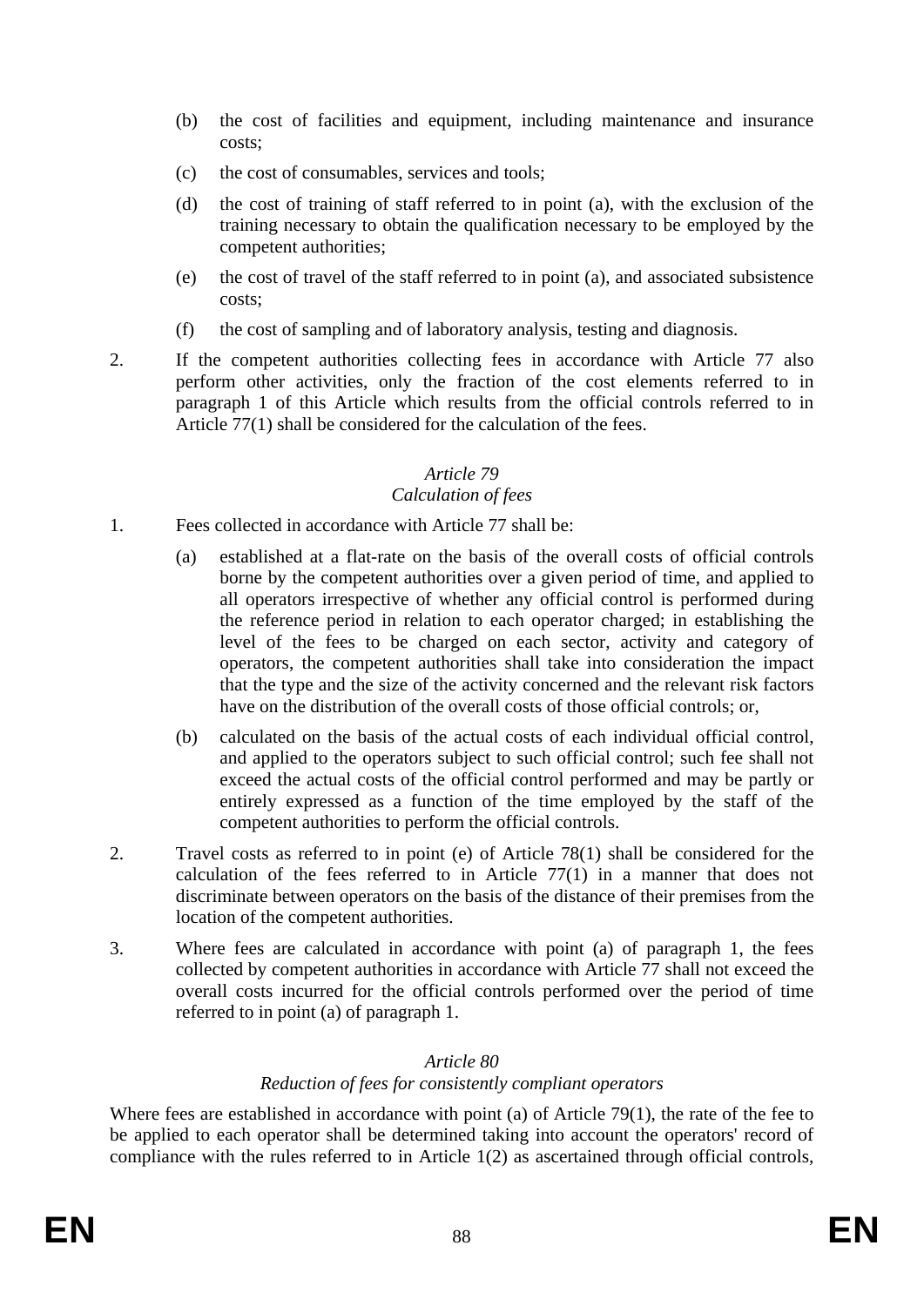(b) the cost of facilities and equipment, including maintenance and insurance costs;

(c) the cost of consumables, services and tools;

(d) the cost of training of staff referred to in point (a), with the exclusion of the training necessary to obtain the qualification necessary to be employed by the competent authorities;

(e) the cost of travel of the staff referred to in point (a), and associated subsistence costs;

(f) the cost of sampling and of laboratory analysis, testing and diagnosis.

2. If the competent authorities collecting fees in accordance with Article 77 also perform other activities, only the fraction of the cost elements referred to in paragraph 1 of this Article which results from the official controls referred to in Article 77(1) shall be considered for the calculation of the fees.

*Article 79*
*Calculation of fees*

1. Fees collected in accordance with Article 77 shall be:

(a) established at a flat-rate on the basis of the overall costs of official controls borne by the competent authorities over a given period of time, and applied to all operators irrespective of whether any official control is performed during the reference period in relation to each operator charged; in establishing the level of the fees to be charged on each sector, activity and category of operators, the competent authorities shall take into consideration the impact that the type and the size of the activity concerned and the relevant risk factors have on the distribution of the overall costs of those official controls; or,

(b) calculated on the basis of the actual costs of each individual official control, and applied to the operators subject to such official control; such fee shall not exceed the actual costs of the official control performed and may be partly or entirely expressed as a function of the time employed by the staff of the competent authorities to perform the official controls.

2. Travel costs as referred to in point (e) of Article 78(1) shall be considered for the calculation of the fees referred to in Article 77(1) in a manner that does not discriminate between operators on the basis of the distance of their premises from the location of the competent authorities.

3. Where fees are calculated in accordance with point (a) of paragraph 1, the fees collected by competent authorities in accordance with Article 77 shall not exceed the overall costs incurred for the official controls performed over the period of time referred to in point (a) of paragraph 1.

*Article 80*
*Reduction of fees for consistently compliant operators*

Where fees are established in accordance with point (a) of Article 79(1), the rate of the fee to be applied to each operator shall be determined taking into account the operators' record of compliance with the rules referred to in Article 1(2) as ascertained through official controls,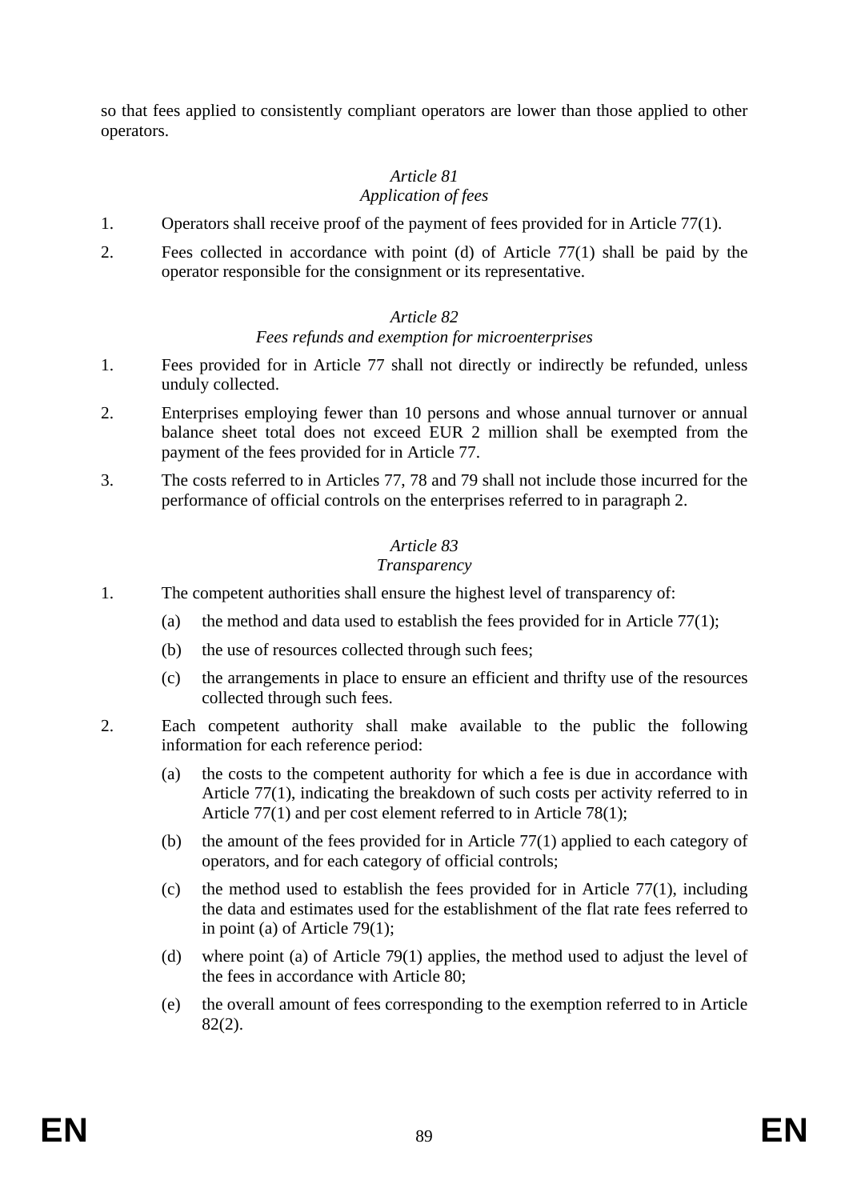so that fees applied to consistently compliant operators are lower than those applied to other operators.

*Article 81*
*Application of fees*

1. Operators shall receive proof of the payment of fees provided for in Article 77(1).

2. Fees collected in accordance with point (d) of Article 77(1) shall be paid by the operator responsible for the consignment or its representative.

*Article 82*
*Fees refunds and exemption for microenterprises*

1. Fees provided for in Article 77 shall not directly or indirectly be refunded, unless unduly collected.

2. Enterprises employing fewer than 10 persons and whose annual turnover or annual balance sheet total does not exceed EUR 2 million shall be exempted from the payment of the fees provided for in Article 77.

3. The costs referred to in Articles 77, 78 and 79 shall not include those incurred for the performance of official controls on the enterprises referred to in paragraph 2.

*Article 83*
*Transparency*

1. The competent authorities shall ensure the highest level of transparency of:

   (a) the method and data used to establish the fees provided for in Article 77(1);

   (b) the use of resources collected through such fees;

   (c) the arrangements in place to ensure an efficient and thrifty use of the resources collected through such fees.

2. Each competent authority shall make available to the public the following information for each reference period:

   (a) the costs to the competent authority for which a fee is due in accordance with Article 77(1), indicating the breakdown of such costs per activity referred to in Article 77(1) and per cost element referred to in Article 78(1);

   (b) the amount of the fees provided for in Article 77(1) applied to each category of operators, and for each category of official controls;

   (c) the method used to establish the fees provided for in Article 77(1), including the data and estimates used for the establishment of the flat rate fees referred to in point (a) of Article 79(1);

   (d) where point (a) of Article 79(1) applies, the method used to adjust the level of the fees in accordance with Article 80;

   (e) the overall amount of fees corresponding to the exemption referred to in Article 82(2).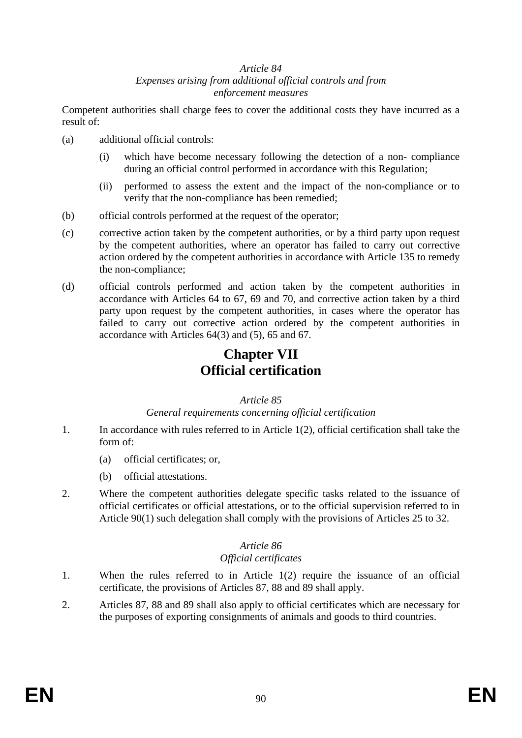*Article 84*
*Expenses arising from additional official controls and from enforcement measures*

Competent authorities shall charge fees to cover the additional costs they have incurred as a result of:

(a) additional official controls:

   (i) which have become necessary following the detection of a non- compliance during an official control performed in accordance with this Regulation;

   (ii) performed to assess the extent and the impact of the non-compliance or to verify that the non-compliance has been remedied;

(b) official controls performed at the request of the operator;

(c) corrective action taken by the competent authorities, or by a third party upon request by the competent authorities, where an operator has failed to carry out corrective action ordered by the competent authorities in accordance with Article 135 to remedy the non-compliance;

(d) official controls performed and action taken by the competent authorities in accordance with Articles 64 to 67, 69 and 70, and corrective action taken by a third party upon request by the competent authorities, in cases where the operator has failed to carry out corrective action ordered by the competent authorities in accordance with Articles 64(3) and (5), 65 and 67.

# Chapter VII
# Official certification

*Article 85*
*General requirements concerning official certification*

1. In accordance with rules referred to in Article 1(2), official certification shall take the form of:

   (a) official certificates; or,

   (b) official attestations.

2. Where the competent authorities delegate specific tasks related to the issuance of official certificates or official attestations, or to the official supervision referred to in Article 90(1) such delegation shall comply with the provisions of Articles 25 to 32.

*Article 86*
*Official certificates*

1. When the rules referred to in Article 1(2) require the issuance of an official certificate, the provisions of Articles 87, 88 and 89 shall apply.

2. Articles 87, 88 and 89 shall also apply to official certificates which are necessary for the purposes of exporting consignments of animals and goods to third countries.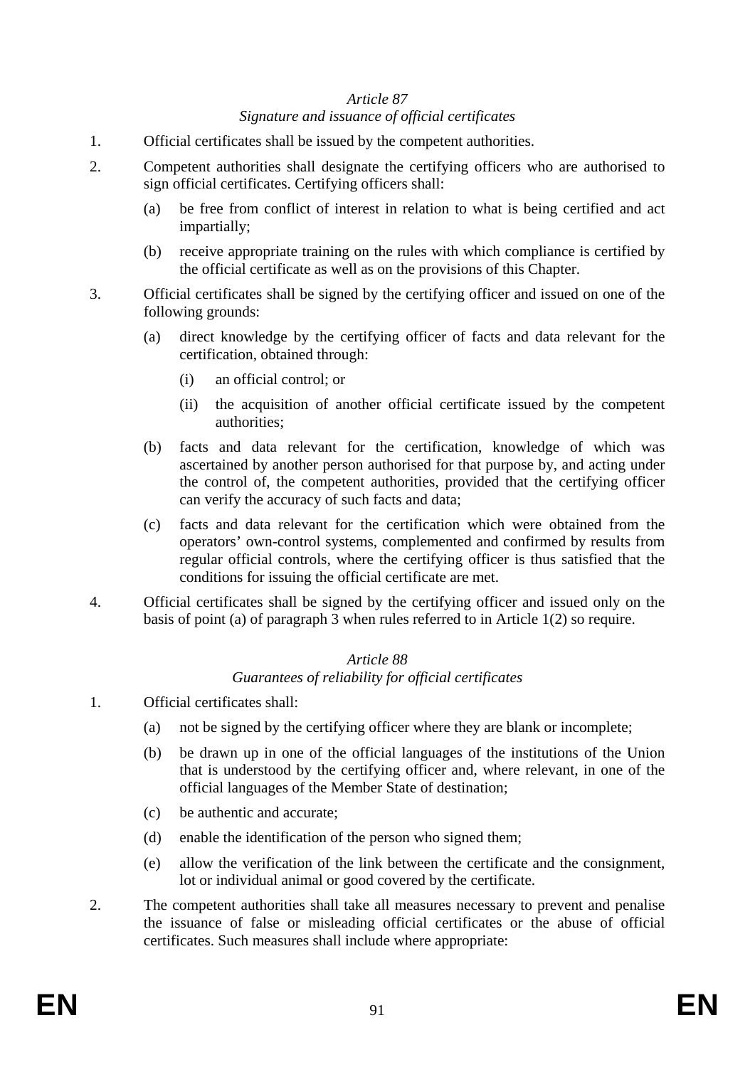*Article 87*

*Signature and issuance of official certificates*

1. Official certificates shall be issued by the competent authorities.

2. Competent authorities shall designate the certifying officers who are authorised to sign official certificates. Certifying officers shall:

   (a) be free from conflict of interest in relation to what is being certified and act impartially;

   (b) receive appropriate training on the rules with which compliance is certified by the official certificate as well as on the provisions of this Chapter.

3. Official certificates shall be signed by the certifying officer and issued on one of the following grounds:

   (a) direct knowledge by the certifying officer of facts and data relevant for the certification, obtained through:

      (i) an official control; or

      (ii) the acquisition of another official certificate issued by the competent authorities;

   (b) facts and data relevant for the certification, knowledge of which was ascertained by another person authorised for that purpose by, and acting under the control of, the competent authorities, provided that the certifying officer can verify the accuracy of such facts and data;

   (c) facts and data relevant for the certification which were obtained from the operators' own-control systems, complemented and confirmed by results from regular official controls, where the certifying officer is thus satisfied that the conditions for issuing the official certificate are met.

4. Official certificates shall be signed by the certifying officer and issued only on the basis of point (a) of paragraph 3 when rules referred to in Article 1(2) so require.

*Article 88*

*Guarantees of reliability for official certificates*

1. Official certificates shall:

   (a) not be signed by the certifying officer where they are blank or incomplete;

   (b) be drawn up in one of the official languages of the institutions of the Union that is understood by the certifying officer and, where relevant, in one of the official languages of the Member State of destination;

   (c) be authentic and accurate;

   (d) enable the identification of the person who signed them;

   (e) allow the verification of the link between the certificate and the consignment, lot or individual animal or good covered by the certificate.

2. The competent authorities shall take all measures necessary to prevent and penalise the issuance of false or misleading official certificates or the abuse of official certificates. Such measures shall include where appropriate: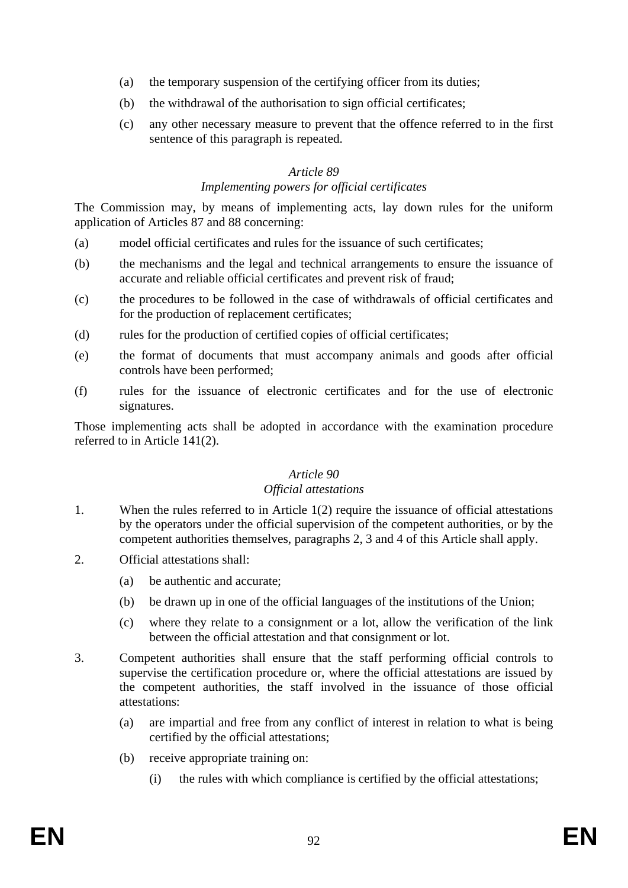(a) the temporary suspension of the certifying officer from its duties;

(b) the withdrawal of the authorisation to sign official certificates;

(c) any other necessary measure to prevent that the offence referred to in the first sentence of this paragraph is repeated.

*Article 89*

*Implementing powers for official certificates*

The Commission may, by means of implementing acts, lay down rules for the uniform application of Articles 87 and 88 concerning:

(a) model official certificates and rules for the issuance of such certificates;

(b) the mechanisms and the legal and technical arrangements to ensure the issuance of accurate and reliable official certificates and prevent risk of fraud;

(c) the procedures to be followed in the case of withdrawals of official certificates and for the production of replacement certificates;

(d) rules for the production of certified copies of official certificates;

(e) the format of documents that must accompany animals and goods after official controls have been performed;

(f) rules for the issuance of electronic certificates and for the use of electronic signatures.

Those implementing acts shall be adopted in accordance with the examination procedure referred to in Article 141(2).

*Article 90*

*Official attestations*

1. When the rules referred to in Article 1(2) require the issuance of official attestations by the operators under the official supervision of the competent authorities, or by the competent authorities themselves, paragraphs 2, 3 and 4 of this Article shall apply.

2. Official attestations shall:

   (a) be authentic and accurate;

   (b) be drawn up in one of the official languages of the institutions of the Union;

   (c) where they relate to a consignment or a lot, allow the verification of the link between the official attestation and that consignment or lot.

3. Competent authorities shall ensure that the staff performing official controls to supervise the certification procedure or, where the official attestations are issued by the competent authorities, the staff involved in the issuance of those official attestations:

   (a) are impartial and free from any conflict of interest in relation to what is being certified by the official attestations;

   (b) receive appropriate training on:

      (i) the rules with which compliance is certified by the official attestations;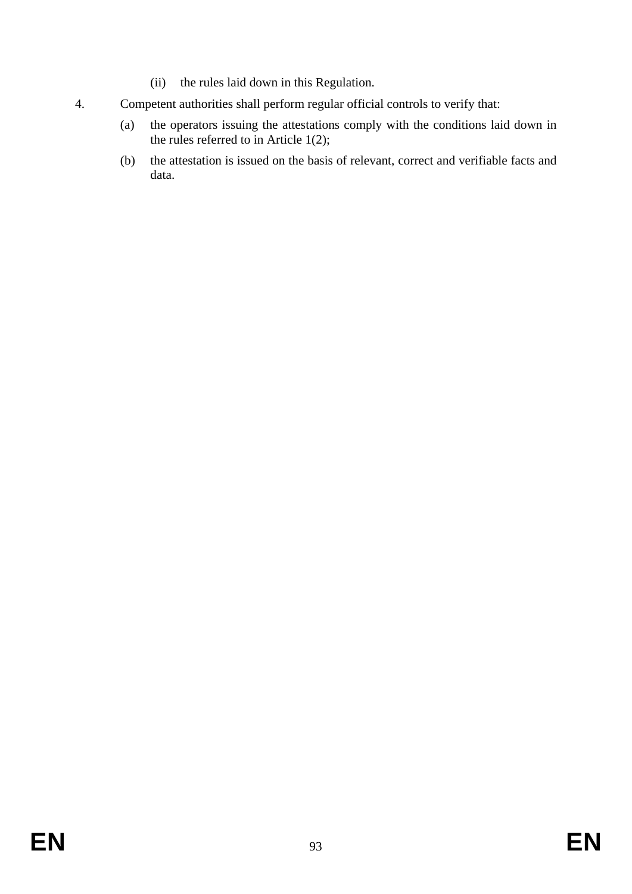(ii) the rules laid down in this Regulation.

4. Competent authorities shall perform regular official controls to verify that:

   (a) the operators issuing the attestations comply with the conditions laid down in the rules referred to in Article 1(2);

   (b) the attestation is issued on the basis of relevant, correct and verifiable facts and data.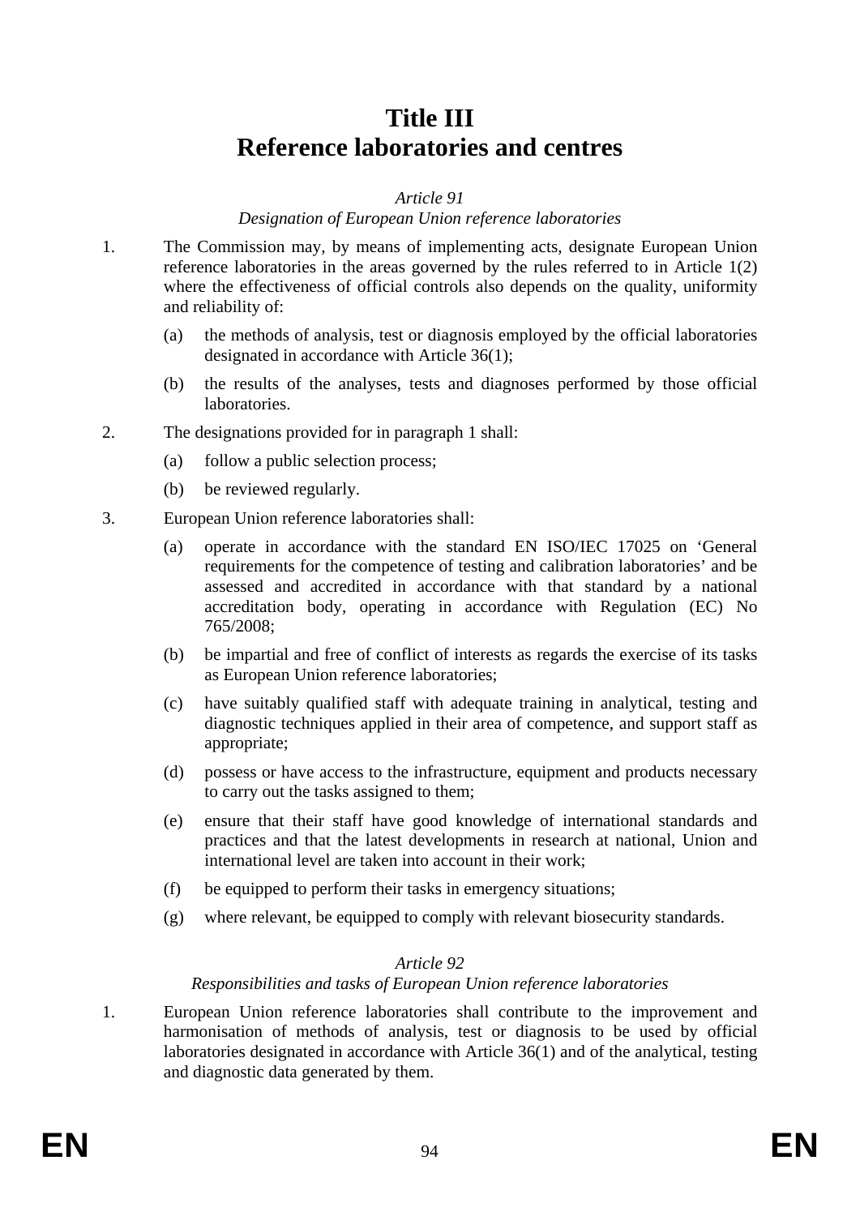# Title III
# Reference laboratories and centres

*Article 91*
*Designation of European Union reference laboratories*

1. The Commission may, by means of implementing acts, designate European Union reference laboratories in the areas governed by the rules referred to in Article 1(2) where the effectiveness of official controls also depends on the quality, uniformity and reliability of:

   (a) the methods of analysis, test or diagnosis employed by the official laboratories designated in accordance with Article 36(1);

   (b) the results of the analyses, tests and diagnoses performed by those official laboratories.

2. The designations provided for in paragraph 1 shall:

   (a) follow a public selection process;

   (b) be reviewed regularly.

3. European Union reference laboratories shall:

   (a) operate in accordance with the standard EN ISO/IEC 17025 on 'General requirements for the competence of testing and calibration laboratories' and be assessed and accredited in accordance with that standard by a national accreditation body, operating in accordance with Regulation (EC) No 765/2008;

   (b) be impartial and free of conflict of interests as regards the exercise of its tasks as European Union reference laboratories;

   (c) have suitably qualified staff with adequate training in analytical, testing and diagnostic techniques applied in their area of competence, and support staff as appropriate;

   (d) possess or have access to the infrastructure, equipment and products necessary to carry out the tasks assigned to them;

   (e) ensure that their staff have good knowledge of international standards and practices and that the latest developments in research at national, Union and international level are taken into account in their work;

   (f) be equipped to perform their tasks in emergency situations;

   (g) where relevant, be equipped to comply with relevant biosecurity standards.

*Article 92*
*Responsibilities and tasks of European Union reference laboratories*

1. European Union reference laboratories shall contribute to the improvement and harmonisation of methods of analysis, test or diagnosis to be used by official laboratories designated in accordance with Article 36(1) and of the analytical, testing and diagnostic data generated by them.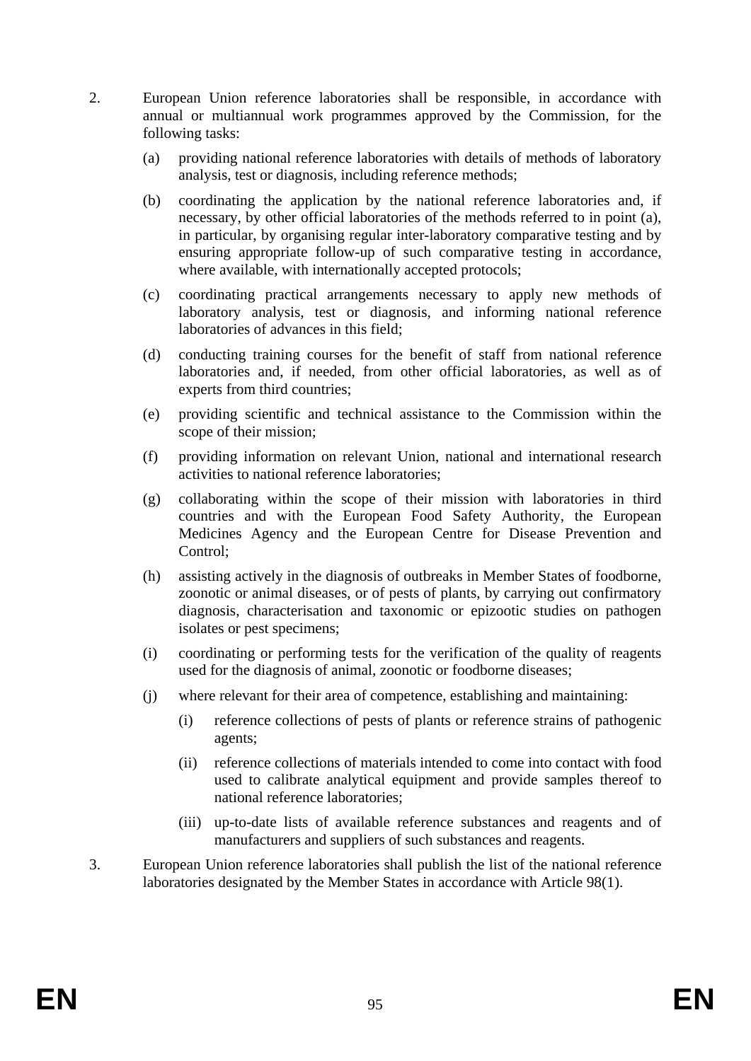2. European Union reference laboratories shall be responsible, in accordance with annual or multiannual work programmes approved by the Commission, for the following tasks:

   (a) providing national reference laboratories with details of methods of laboratory analysis, test or diagnosis, including reference methods;

   (b) coordinating the application by the national reference laboratories and, if necessary, by other official laboratories of the methods referred to in point (a), in particular, by organising regular inter-laboratory comparative testing and by ensuring appropriate follow-up of such comparative testing in accordance, where available, with internationally accepted protocols;

   (c) coordinating practical arrangements necessary to apply new methods of laboratory analysis, test or diagnosis, and informing national reference laboratories of advances in this field;

   (d) conducting training courses for the benefit of staff from national reference laboratories and, if needed, from other official laboratories, as well as of experts from third countries;

   (e) providing scientific and technical assistance to the Commission within the scope of their mission;

   (f) providing information on relevant Union, national and international research activities to national reference laboratories;

   (g) collaborating within the scope of their mission with laboratories in third countries and with the European Food Safety Authority, the European Medicines Agency and the European Centre for Disease Prevention and Control;

   (h) assisting actively in the diagnosis of outbreaks in Member States of foodborne, zoonotic or animal diseases, or of pests of plants, by carrying out confirmatory diagnosis, characterisation and taxonomic or epizootic studies on pathogen isolates or pest specimens;

   (i) coordinating or performing tests for the verification of the quality of reagents used for the diagnosis of animal, zoonotic or foodborne diseases;

   (j) where relevant for their area of competence, establishing and maintaining:

      (i) reference collections of pests of plants or reference strains of pathogenic agents;

      (ii) reference collections of materials intended to come into contact with food used to calibrate analytical equipment and provide samples thereof to national reference laboratories;

      (iii) up-to-date lists of available reference substances and reagents and of manufacturers and suppliers of such substances and reagents.

3. European Union reference laboratories shall publish the list of the national reference laboratories designated by the Member States in accordance with Article 98(1).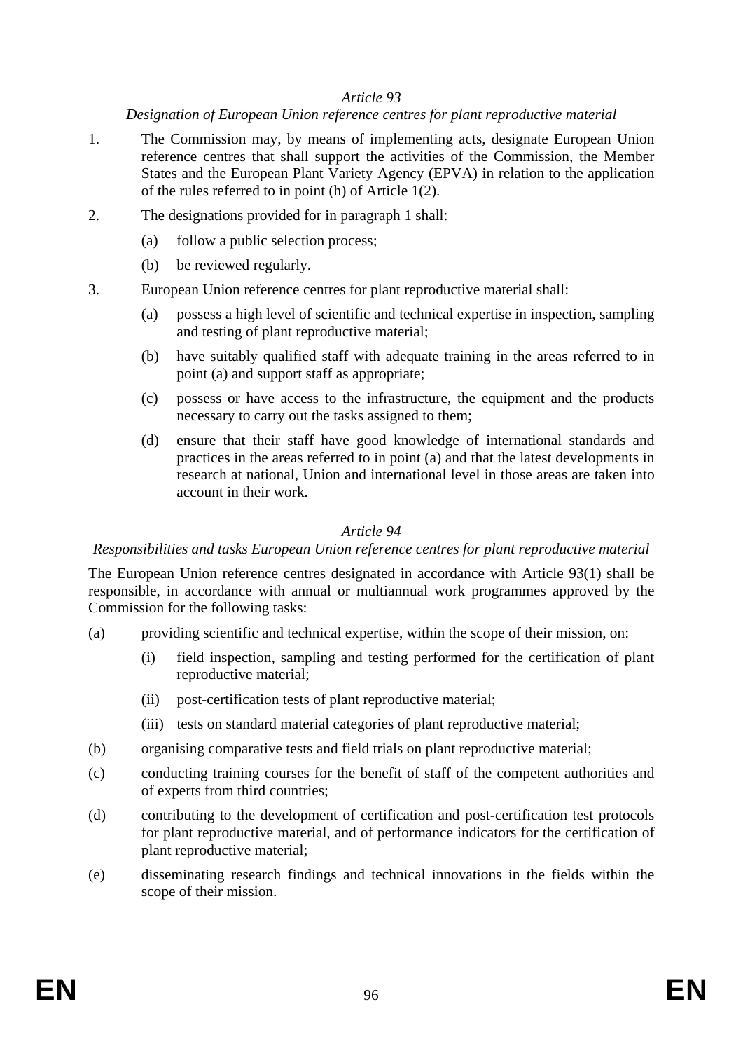*Article 93*

*Designation of European Union reference centres for plant reproductive material*

1. The Commission may, by means of implementing acts, designate European Union reference centres that shall support the activities of the Commission, the Member States and the European Plant Variety Agency (EPVA) in relation to the application of the rules referred to in point (h) of Article 1(2).

2. The designations provided for in paragraph 1 shall:

   (a) follow a public selection process;

   (b) be reviewed regularly.

3. European Union reference centres for plant reproductive material shall:

   (a) possess a high level of scientific and technical expertise in inspection, sampling and testing of plant reproductive material;

   (b) have suitably qualified staff with adequate training in the areas referred to in point (a) and support staff as appropriate;

   (c) possess or have access to the infrastructure, the equipment and the products necessary to carry out the tasks assigned to them;

   (d) ensure that their staff have good knowledge of international standards and practices in the areas referred to in point (a) and that the latest developments in research at national, Union and international level in those areas are taken into account in their work.

*Article 94*

*Responsibilities and tasks European Union reference centres for plant reproductive material*

The European Union reference centres designated in accordance with Article 93(1) shall be responsible, in accordance with annual or multiannual work programmes approved by the Commission for the following tasks:

(a) providing scientific and technical expertise, within the scope of their mission, on:

   (i) field inspection, sampling and testing performed for the certification of plant reproductive material;

   (ii) post-certification tests of plant reproductive material;

   (iii) tests on standard material categories of plant reproductive material;

(b) organising comparative tests and field trials on plant reproductive material;

(c) conducting training courses for the benefit of staff of the competent authorities and of experts from third countries;

(d) contributing to the development of certification and post-certification test protocols for plant reproductive material, and of performance indicators for the certification of plant reproductive material;

(e) disseminating research findings and technical innovations in the fields within the scope of their mission.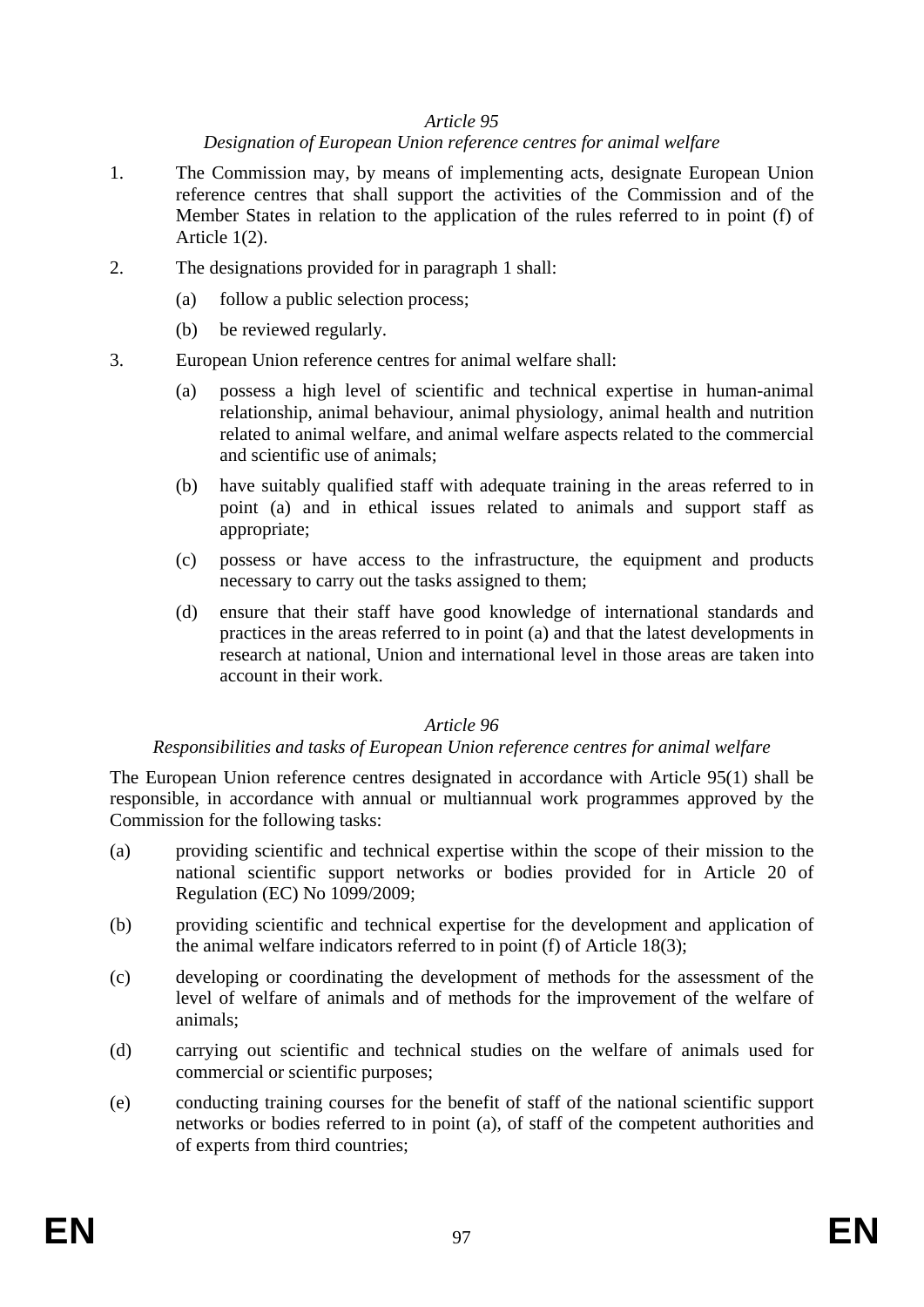*Article 95*

*Designation of European Union reference centres for animal welfare*

1. The Commission may, by means of implementing acts, designate European Union reference centres that shall support the activities of the Commission and of the Member States in relation to the application of the rules referred to in point (f) of Article 1(2).

2. The designations provided for in paragraph 1 shall:

   (a) follow a public selection process;

   (b) be reviewed regularly.

3. European Union reference centres for animal welfare shall:

   (a) possess a high level of scientific and technical expertise in human-animal relationship, animal behaviour, animal physiology, animal health and nutrition related to animal welfare, and animal welfare aspects related to the commercial and scientific use of animals;

   (b) have suitably qualified staff with adequate training in the areas referred to in point (a) and in ethical issues related to animals and support staff as appropriate;

   (c) possess or have access to the infrastructure, the equipment and products necessary to carry out the tasks assigned to them;

   (d) ensure that their staff have good knowledge of international standards and practices in the areas referred to in point (a) and that the latest developments in research at national, Union and international level in those areas are taken into account in their work.

*Article 96*

*Responsibilities and tasks of European Union reference centres for animal welfare*

The European Union reference centres designated in accordance with Article 95(1) shall be responsible, in accordance with annual or multiannual work programmes approved by the Commission for the following tasks:

(a) providing scientific and technical expertise within the scope of their mission to the national scientific support networks or bodies provided for in Article 20 of Regulation (EC) No 1099/2009;

(b) providing scientific and technical expertise for the development and application of the animal welfare indicators referred to in point (f) of Article 18(3);

(c) developing or coordinating the development of methods for the assessment of the level of welfare of animals and of methods for the improvement of the welfare of animals;

(d) carrying out scientific and technical studies on the welfare of animals used for commercial or scientific purposes;

(e) conducting training courses for the benefit of staff of the national scientific support networks or bodies referred to in point (a), of staff of the competent authorities and of experts from third countries;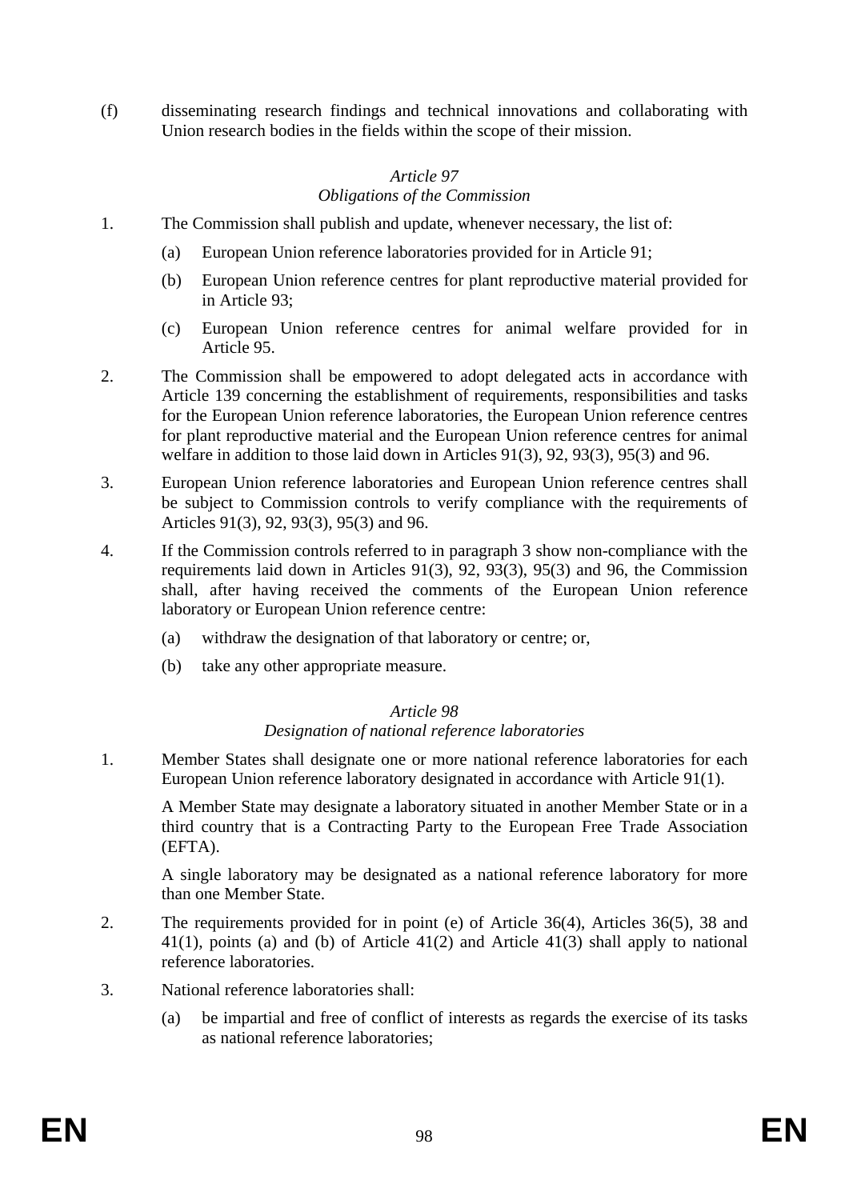(f) disseminating research findings and technical innovations and collaborating with Union research bodies in the fields within the scope of their mission.

*Article 97*
*Obligations of the Commission*

1. The Commission shall publish and update, whenever necessary, the list of:

   (a) European Union reference laboratories provided for in Article 91;

   (b) European Union reference centres for plant reproductive material provided for in Article 93;

   (c) European Union reference centres for animal welfare provided for in Article 95.

2. The Commission shall be empowered to adopt delegated acts in accordance with Article 139 concerning the establishment of requirements, responsibilities and tasks for the European Union reference laboratories, the European Union reference centres for plant reproductive material and the European Union reference centres for animal welfare in addition to those laid down in Articles 91(3), 92, 93(3), 95(3) and 96.

3. European Union reference laboratories and European Union reference centres shall be subject to Commission controls to verify compliance with the requirements of Articles 91(3), 92, 93(3), 95(3) and 96.

4. If the Commission controls referred to in paragraph 3 show non-compliance with the requirements laid down in Articles 91(3), 92, 93(3), 95(3) and 96, the Commission shall, after having received the comments of the European Union reference laboratory or European Union reference centre:

   (a) withdraw the designation of that laboratory or centre; or,

   (b) take any other appropriate measure.

*Article 98*
*Designation of national reference laboratories*

1. Member States shall designate one or more national reference laboratories for each European Union reference laboratory designated in accordance with Article 91(1).

   A Member State may designate a laboratory situated in another Member State or in a third country that is a Contracting Party to the European Free Trade Association (EFTA).

   A single laboratory may be designated as a national reference laboratory for more than one Member State.

2. The requirements provided for in point (e) of Article 36(4), Articles 36(5), 38 and 41(1), points (a) and (b) of Article 41(2) and Article 41(3) shall apply to national reference laboratories.

3. National reference laboratories shall:

   (a) be impartial and free of conflict of interests as regards the exercise of its tasks as national reference laboratories;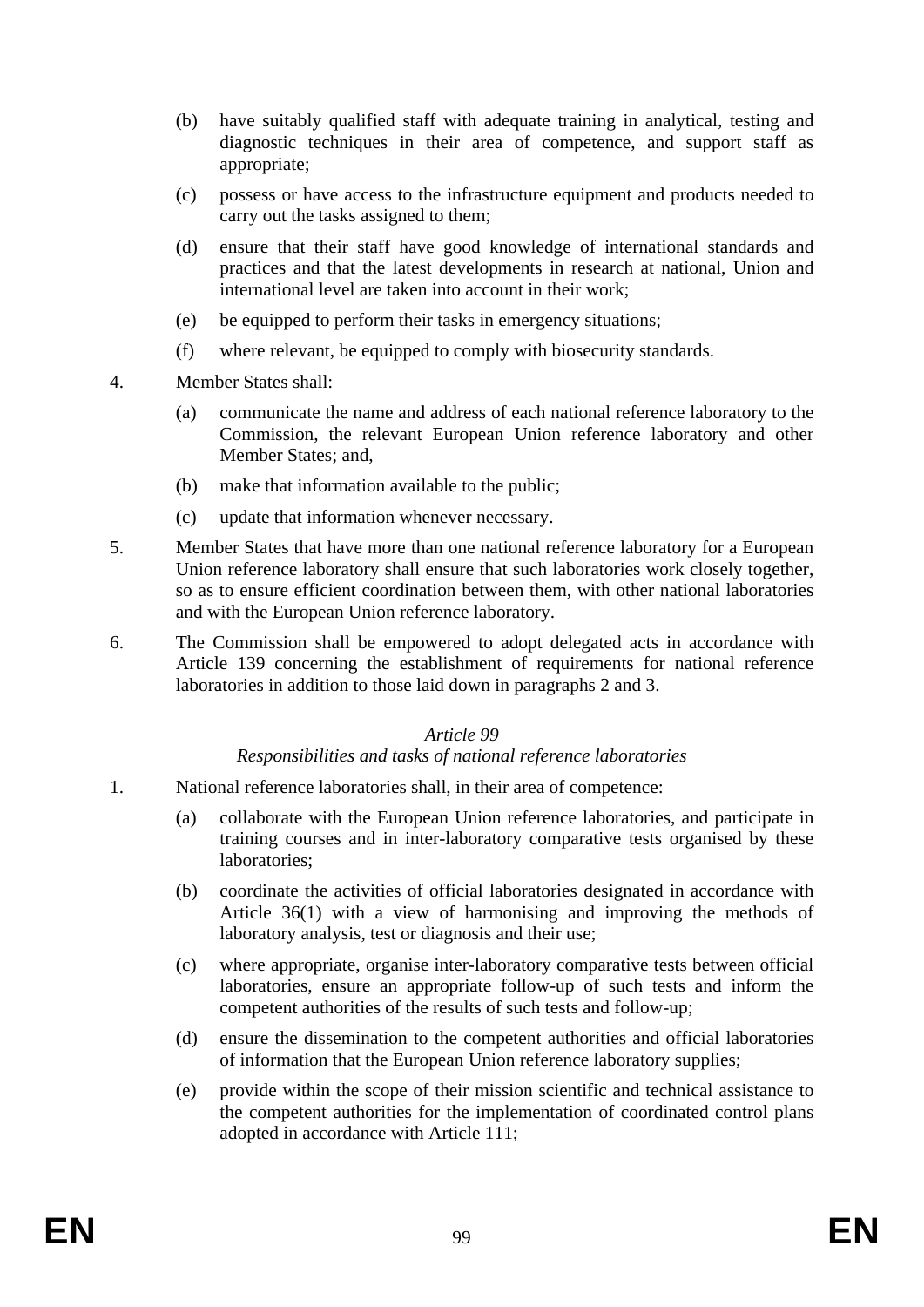(b) have suitably qualified staff with adequate training in analytical, testing and diagnostic techniques in their area of competence, and support staff as appropriate;

(c) possess or have access to the infrastructure equipment and products needed to carry out the tasks assigned to them;

(d) ensure that their staff have good knowledge of international standards and practices and that the latest developments in research at national, Union and international level are taken into account in their work;

(e) be equipped to perform their tasks in emergency situations;

(f) where relevant, be equipped to comply with biosecurity standards.

4. Member States shall:

(a) communicate the name and address of each national reference laboratory to the Commission, the relevant European Union reference laboratory and other Member States; and,

(b) make that information available to the public;

(c) update that information whenever necessary.

5. Member States that have more than one national reference laboratory for a European Union reference laboratory shall ensure that such laboratories work closely together, so as to ensure efficient coordination between them, with other national laboratories and with the European Union reference laboratory.

6. The Commission shall be empowered to adopt delegated acts in accordance with Article 139 concerning the establishment of requirements for national reference laboratories in addition to those laid down in paragraphs 2 and 3.

*Article 99*

*Responsibilities and tasks of national reference laboratories*

1. National reference laboratories shall, in their area of competence:

(a) collaborate with the European Union reference laboratories, and participate in training courses and in inter-laboratory comparative tests organised by these laboratories;

(b) coordinate the activities of official laboratories designated in accordance with Article 36(1) with a view of harmonising and improving the methods of laboratory analysis, test or diagnosis and their use;

(c) where appropriate, organise inter-laboratory comparative tests between official laboratories, ensure an appropriate follow-up of such tests and inform the competent authorities of the results of such tests and follow-up;

(d) ensure the dissemination to the competent authorities and official laboratories of information that the European Union reference laboratory supplies;

(e) provide within the scope of their mission scientific and technical assistance to the competent authorities for the implementation of coordinated control plans adopted in accordance with Article 111;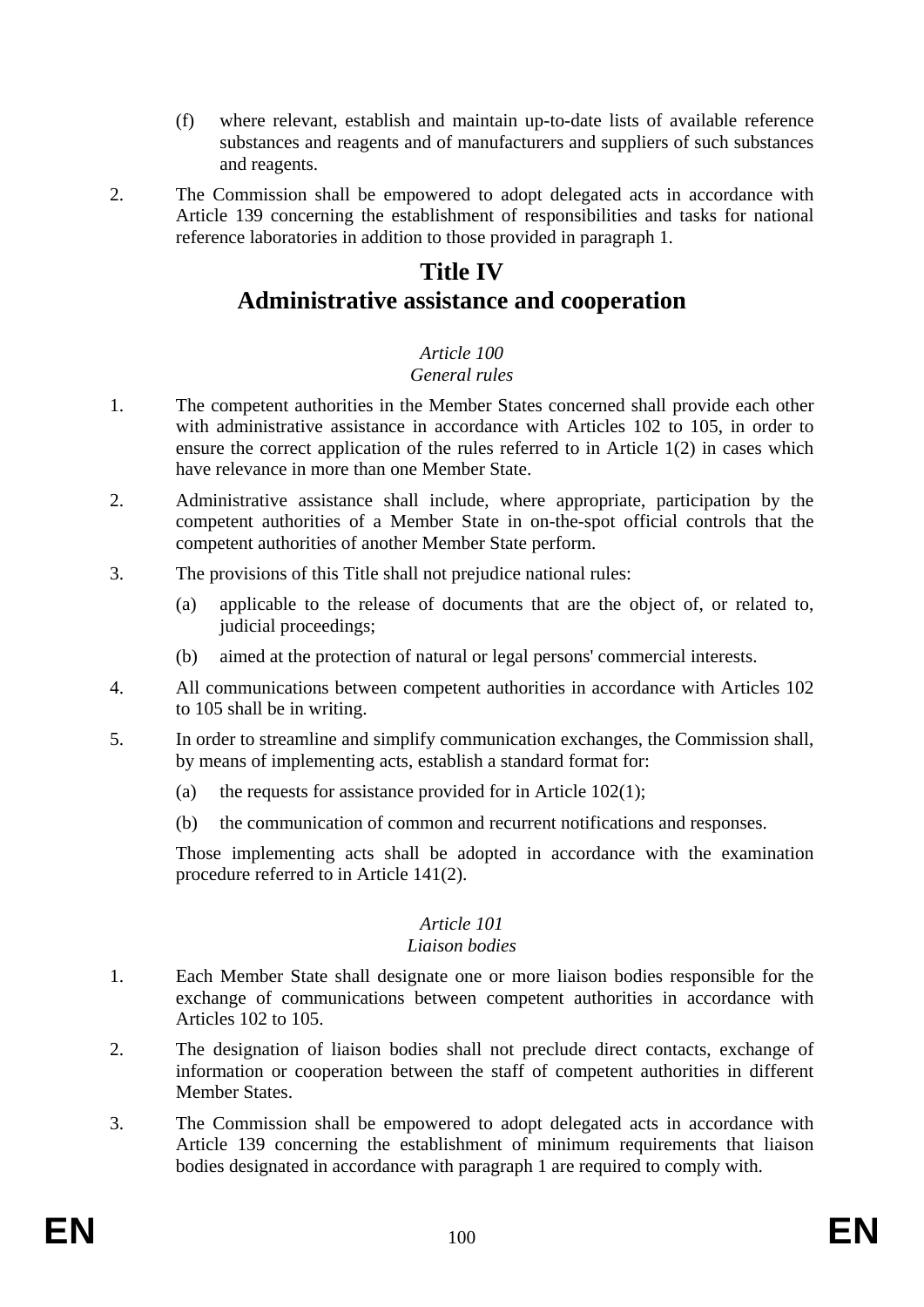(f) where relevant, establish and maintain up-to-date lists of available reference substances and reagents and of manufacturers and suppliers of such substances and reagents.

2. The Commission shall be empowered to adopt delegated acts in accordance with Article 139 concerning the establishment of responsibilities and tasks for national reference laboratories in addition to those provided in paragraph 1.

# Title IV
# Administrative assistance and cooperation

*Article 100*
*General rules*

1. The competent authorities in the Member States concerned shall provide each other with administrative assistance in accordance with Articles 102 to 105, in order to ensure the correct application of the rules referred to in Article 1(2) in cases which have relevance in more than one Member State.

2. Administrative assistance shall include, where appropriate, participation by the competent authorities of a Member State in on-the-spot official controls that the competent authorities of another Member State perform.

3. The provisions of this Title shall not prejudice national rules:

   (a) applicable to the release of documents that are the object of, or related to, judicial proceedings;

   (b) aimed at the protection of natural or legal persons' commercial interests.

4. All communications between competent authorities in accordance with Articles 102 to 105 shall be in writing.

5. In order to streamline and simplify communication exchanges, the Commission shall, by means of implementing acts, establish a standard format for:

   (a) the requests for assistance provided for in Article 102(1);

   (b) the communication of common and recurrent notifications and responses.

   Those implementing acts shall be adopted in accordance with the examination procedure referred to in Article 141(2).

*Article 101*
*Liaison bodies*

1. Each Member State shall designate one or more liaison bodies responsible for the exchange of communications between competent authorities in accordance with Articles 102 to 105.

2. The designation of liaison bodies shall not preclude direct contacts, exchange of information or cooperation between the staff of competent authorities in different Member States.

3. The Commission shall be empowered to adopt delegated acts in accordance with Article 139 concerning the establishment of minimum requirements that liaison bodies designated in accordance with paragraph 1 are required to comply with.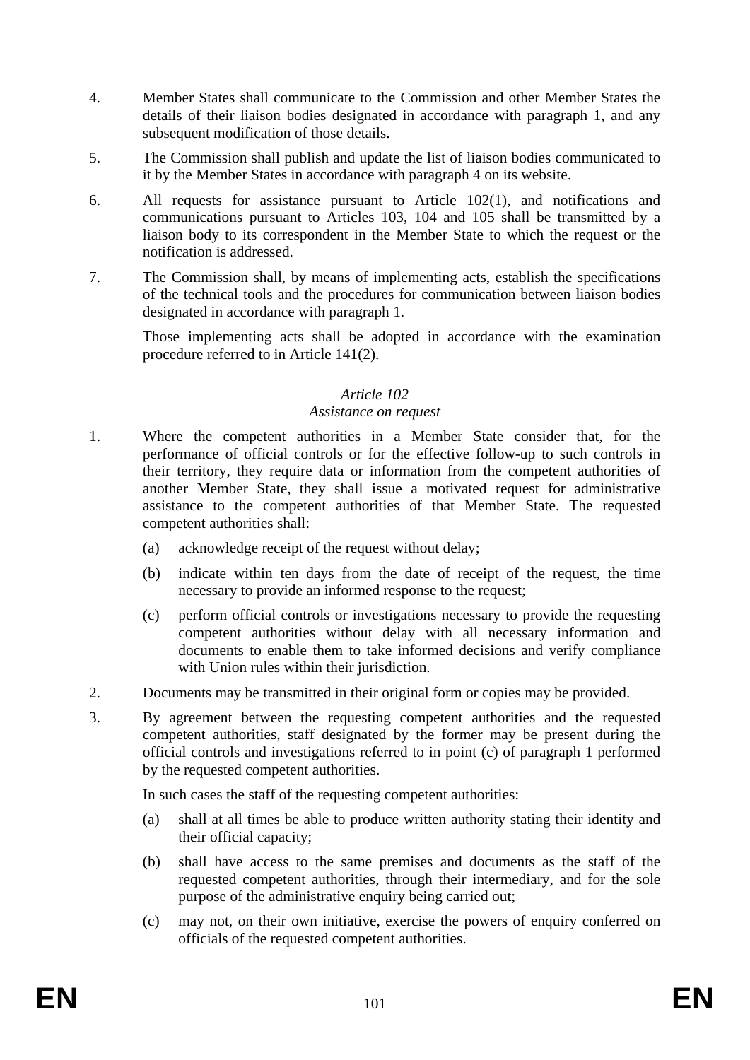4. Member States shall communicate to the Commission and other Member States the details of their liaison bodies designated in accordance with paragraph 1, and any subsequent modification of those details.

5. The Commission shall publish and update the list of liaison bodies communicated to it by the Member States in accordance with paragraph 4 on its website.

6. All requests for assistance pursuant to Article 102(1), and notifications and communications pursuant to Articles 103, 104 and 105 shall be transmitted by a liaison body to its correspondent in the Member State to which the request or the notification is addressed.

7. The Commission shall, by means of implementing acts, establish the specifications of the technical tools and the procedures for communication between liaison bodies designated in accordance with paragraph 1.

   Those implementing acts shall be adopted in accordance with the examination procedure referred to in Article 141(2).

### *Article 102*
### *Assistance on request*

1. Where the competent authorities in a Member State consider that, for the performance of official controls or for the effective follow-up to such controls in their territory, they require data or information from the competent authorities of another Member State, they shall issue a motivated request for administrative assistance to the competent authorities of that Member State. The requested competent authorities shall:

   (a) acknowledge receipt of the request without delay;

   (b) indicate within ten days from the date of receipt of the request, the time necessary to provide an informed response to the request;

   (c) perform official controls or investigations necessary to provide the requesting competent authorities without delay with all necessary information and documents to enable them to take informed decisions and verify compliance with Union rules within their jurisdiction.

2. Documents may be transmitted in their original form or copies may be provided.

3. By agreement between the requesting competent authorities and the requested competent authorities, staff designated by the former may be present during the official controls and investigations referred to in point (c) of paragraph 1 performed by the requested competent authorities.

   In such cases the staff of the requesting competent authorities:

   (a) shall at all times be able to produce written authority stating their identity and their official capacity;

   (b) shall have access to the same premises and documents as the staff of the requested competent authorities, through their intermediary, and for the sole purpose of the administrative enquiry being carried out;

   (c) may not, on their own initiative, exercise the powers of enquiry conferred on officials of the requested competent authorities.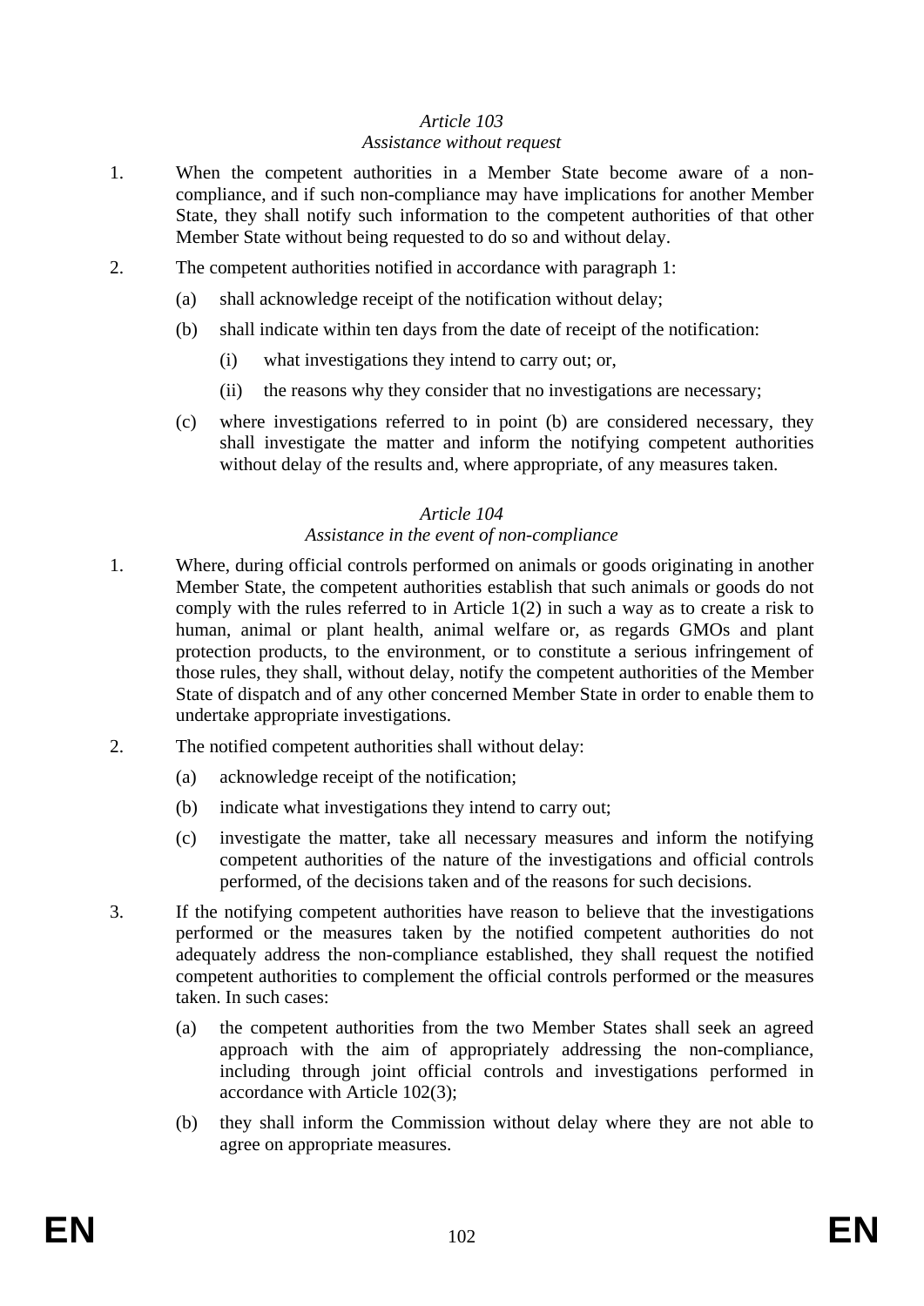*Article 103*
*Assistance without request*

1. When the competent authorities in a Member State become aware of a non-compliance, and if such non-compliance may have implications for another Member State, they shall notify such information to the competent authorities of that other Member State without being requested to do so and without delay.

2. The competent authorities notified in accordance with paragraph 1:

   (a) shall acknowledge receipt of the notification without delay;

   (b) shall indicate within ten days from the date of receipt of the notification:

      (i) what investigations they intend to carry out; or,

      (ii) the reasons why they consider that no investigations are necessary;

   (c) where investigations referred to in point (b) are considered necessary, they shall investigate the matter and inform the notifying competent authorities without delay of the results and, where appropriate, of any measures taken.

*Article 104*
*Assistance in the event of non-compliance*

1. Where, during official controls performed on animals or goods originating in another Member State, the competent authorities establish that such animals or goods do not comply with the rules referred to in Article 1(2) in such a way as to create a risk to human, animal or plant health, animal welfare or, as regards GMOs and plant protection products, to the environment, or to constitute a serious infringement of those rules, they shall, without delay, notify the competent authorities of the Member State of dispatch and of any other concerned Member State in order to enable them to undertake appropriate investigations.

2. The notified competent authorities shall without delay:

   (a) acknowledge receipt of the notification;

   (b) indicate what investigations they intend to carry out;

   (c) investigate the matter, take all necessary measures and inform the notifying competent authorities of the nature of the investigations and official controls performed, of the decisions taken and of the reasons for such decisions.

3. If the notifying competent authorities have reason to believe that the investigations performed or the measures taken by the notified competent authorities do not adequately address the non-compliance established, they shall request the notified competent authorities to complement the official controls performed or the measures taken. In such cases:

   (a) the competent authorities from the two Member States shall seek an agreed approach with the aim of appropriately addressing the non-compliance, including through joint official controls and investigations performed in accordance with Article 102(3);

   (b) they shall inform the Commission without delay where they are not able to agree on appropriate measures.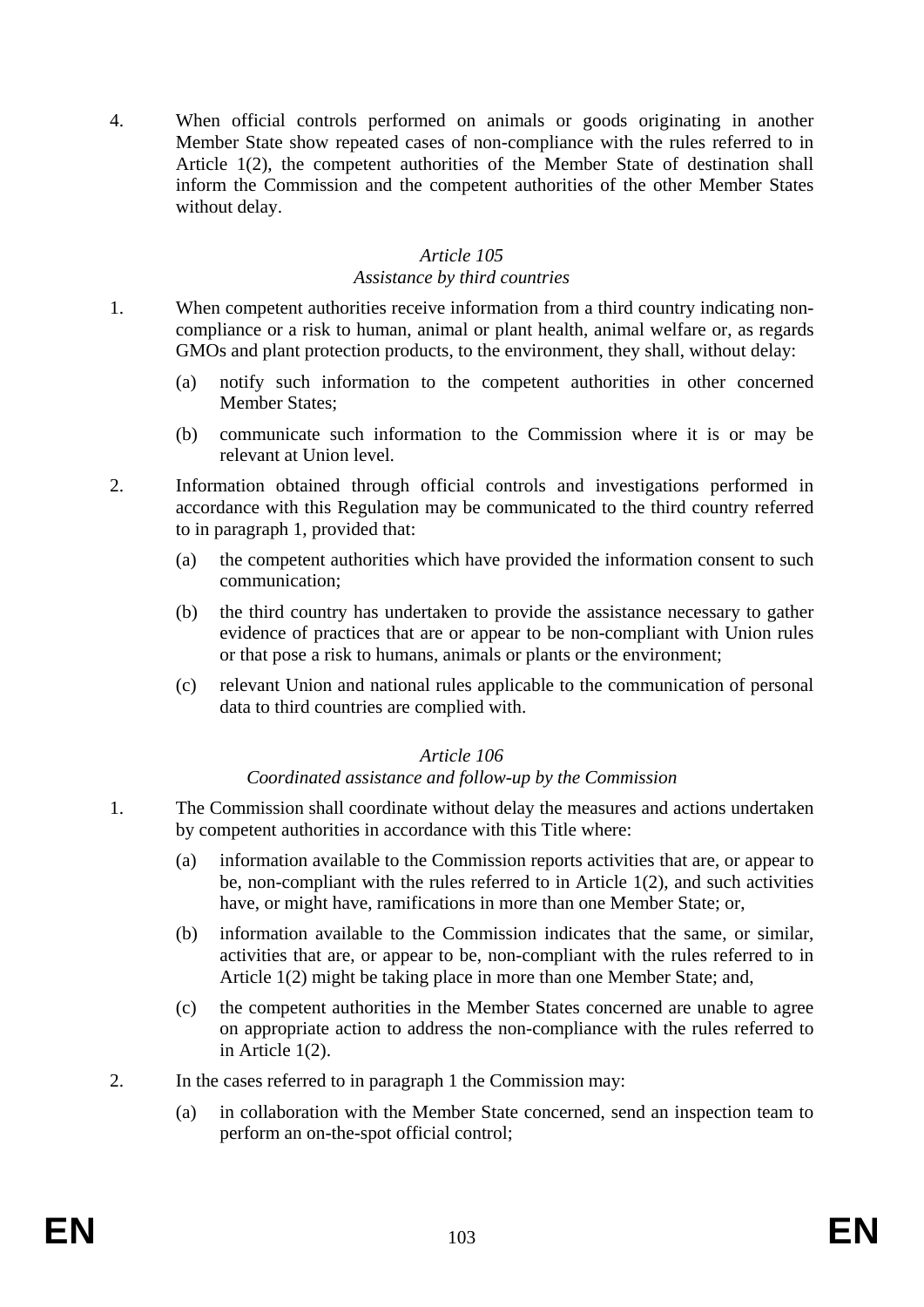4. When official controls performed on animals or goods originating in another Member State show repeated cases of non-compliance with the rules referred to in Article 1(2), the competent authorities of the Member State of destination shall inform the Commission and the competent authorities of the other Member States without delay.

*Article 105*
*Assistance by third countries*

1. When competent authorities receive information from a third country indicating non-compliance or a risk to human, animal or plant health, animal welfare or, as regards GMOs and plant protection products, to the environment, they shall, without delay:

   (a) notify such information to the competent authorities in other concerned Member States;

   (b) communicate such information to the Commission where it is or may be relevant at Union level.

2. Information obtained through official controls and investigations performed in accordance with this Regulation may be communicated to the third country referred to in paragraph 1, provided that:

   (a) the competent authorities which have provided the information consent to such communication;

   (b) the third country has undertaken to provide the assistance necessary to gather evidence of practices that are or appear to be non-compliant with Union rules or that pose a risk to humans, animals or plants or the environment;

   (c) relevant Union and national rules applicable to the communication of personal data to third countries are complied with.

*Article 106*
*Coordinated assistance and follow-up by the Commission*

1. The Commission shall coordinate without delay the measures and actions undertaken by competent authorities in accordance with this Title where:

   (a) information available to the Commission reports activities that are, or appear to be, non-compliant with the rules referred to in Article 1(2), and such activities have, or might have, ramifications in more than one Member State; or,

   (b) information available to the Commission indicates that the same, or similar, activities that are, or appear to be, non-compliant with the rules referred to in Article 1(2) might be taking place in more than one Member State; and,

   (c) the competent authorities in the Member States concerned are unable to agree on appropriate action to address the non-compliance with the rules referred to in Article 1(2).

2. In the cases referred to in paragraph 1 the Commission may:

   (a) in collaboration with the Member State concerned, send an inspection team to perform an on-the-spot official control;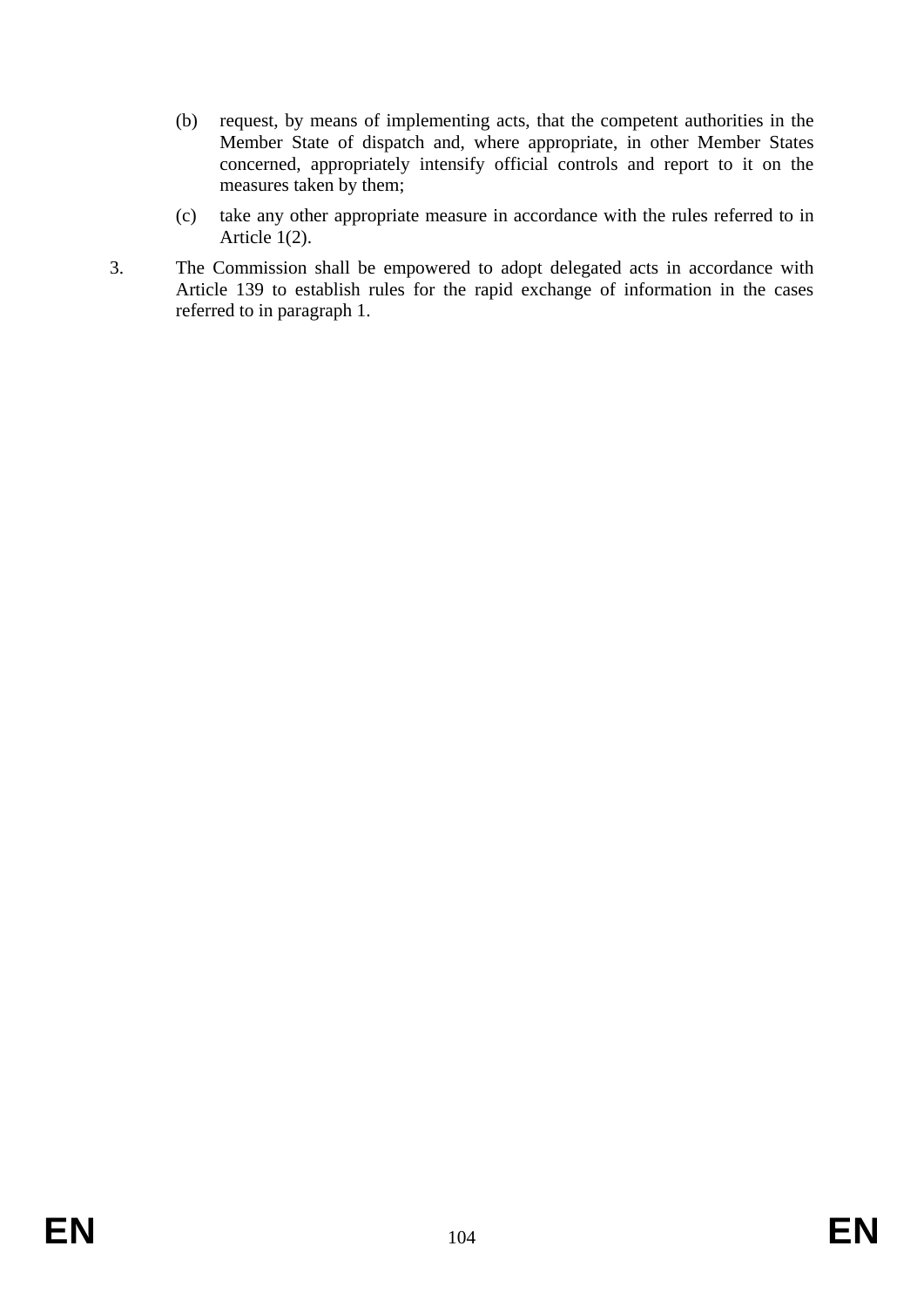(b) request, by means of implementing acts, that the competent authorities in the Member State of dispatch and, where appropriate, in other Member States concerned, appropriately intensify official controls and report to it on the measures taken by them;

(c) take any other appropriate measure in accordance with the rules referred to in Article 1(2).

3. The Commission shall be empowered to adopt delegated acts in accordance with Article 139 to establish rules for the rapid exchange of information in the cases referred to in paragraph 1.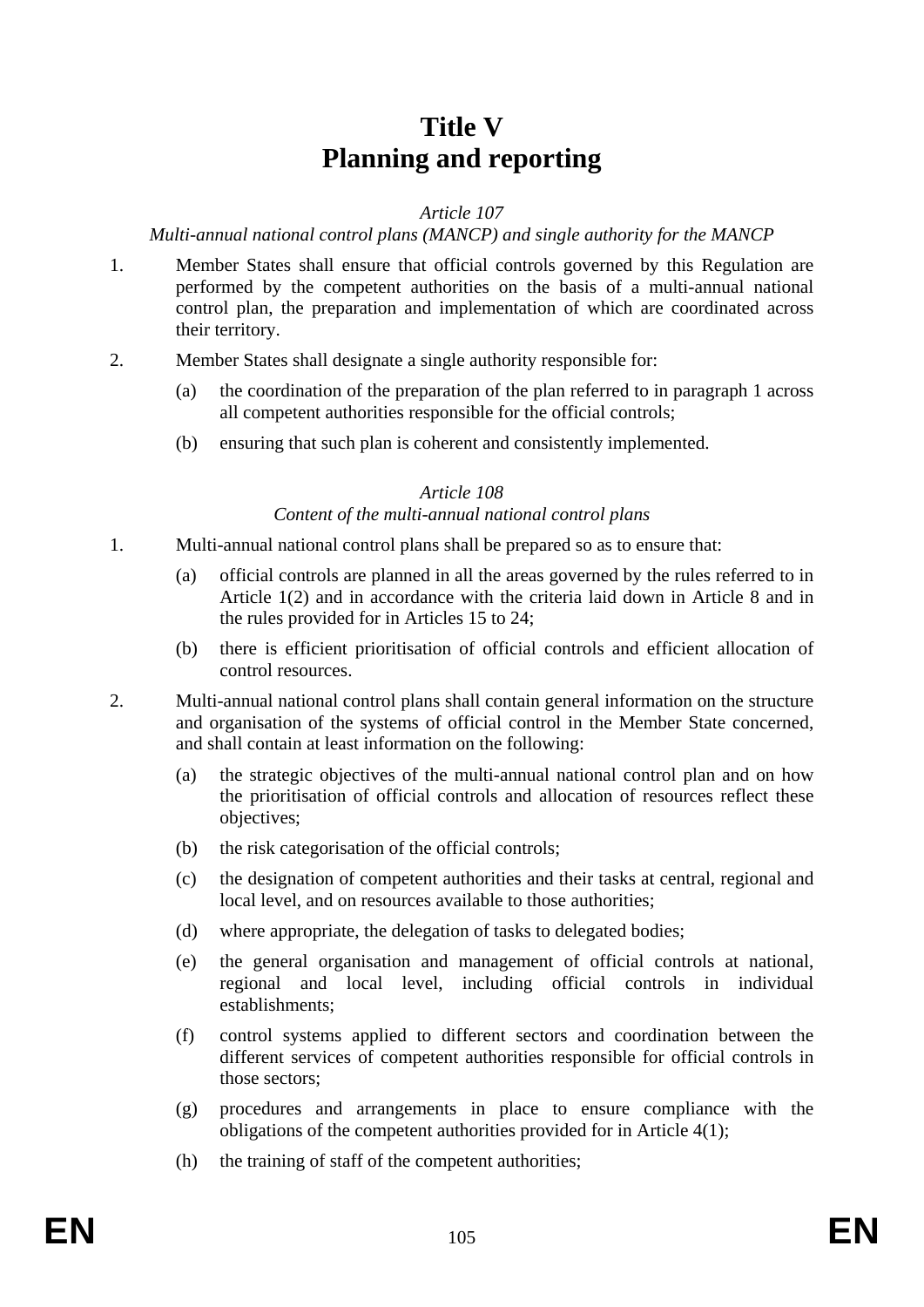# Title V
# Planning and reporting

*Article 107*

*Multi-annual national control plans (MANCP) and single authority for the MANCP*

1. Member States shall ensure that official controls governed by this Regulation are performed by the competent authorities on the basis of a multi-annual national control plan, the preparation and implementation of which are coordinated across their territory.

2. Member States shall designate a single authority responsible for:

   (a) the coordination of the preparation of the plan referred to in paragraph 1 across all competent authorities responsible for the official controls;

   (b) ensuring that such plan is coherent and consistently implemented.

*Article 108*

*Content of the multi-annual national control plans*

1. Multi-annual national control plans shall be prepared so as to ensure that:

   (a) official controls are planned in all the areas governed by the rules referred to in Article 1(2) and in accordance with the criteria laid down in Article 8 and in the rules provided for in Articles 15 to 24;

   (b) there is efficient prioritisation of official controls and efficient allocation of control resources.

2. Multi-annual national control plans shall contain general information on the structure and organisation of the systems of official control in the Member State concerned, and shall contain at least information on the following:

   (a) the strategic objectives of the multi-annual national control plan and on how the prioritisation of official controls and allocation of resources reflect these objectives;

   (b) the risk categorisation of the official controls;

   (c) the designation of competent authorities and their tasks at central, regional and local level, and on resources available to those authorities;

   (d) where appropriate, the delegation of tasks to delegated bodies;

   (e) the general organisation and management of official controls at national, regional and local level, including official controls in individual establishments;

   (f) control systems applied to different sectors and coordination between the different services of competent authorities responsible for official controls in those sectors;

   (g) procedures and arrangements in place to ensure compliance with the obligations of the competent authorities provided for in Article 4(1);

   (h) the training of staff of the competent authorities;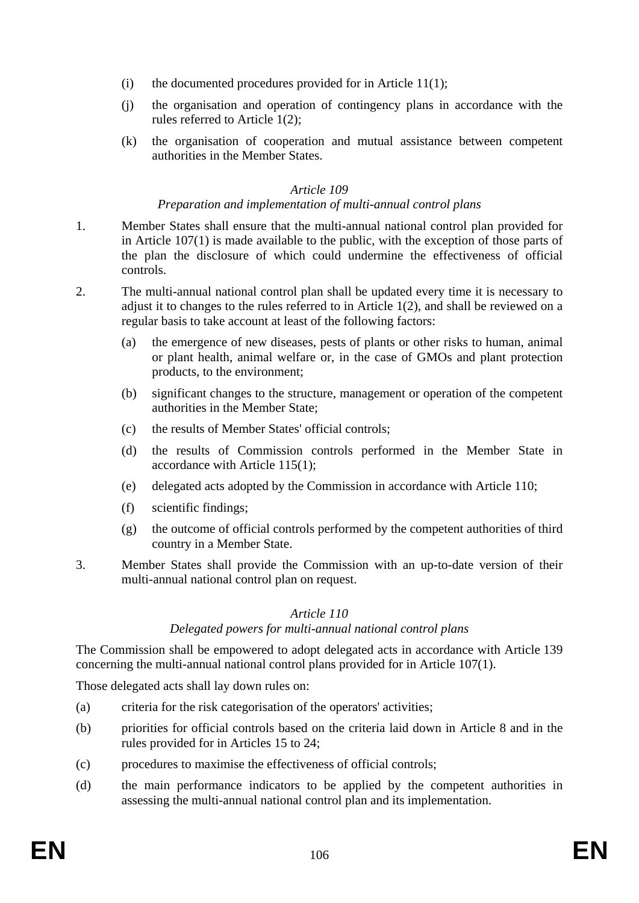(i) the documented procedures provided for in Article 11(1);

(j) the organisation and operation of contingency plans in accordance with the rules referred to Article 1(2);

(k) the organisation of cooperation and mutual assistance between competent authorities in the Member States.

*Article 109*

*Preparation and implementation of multi-annual control plans*

1. Member States shall ensure that the multi-annual national control plan provided for in Article 107(1) is made available to the public, with the exception of those parts of the plan the disclosure of which could undermine the effectiveness of official controls.

2. The multi-annual national control plan shall be updated every time it is necessary to adjust it to changes to the rules referred to in Article 1(2), and shall be reviewed on a regular basis to take account at least of the following factors:

   (a) the emergence of new diseases, pests of plants or other risks to human, animal or plant health, animal welfare or, in the case of GMOs and plant protection products, to the environment;

   (b) significant changes to the structure, management or operation of the competent authorities in the Member State;

   (c) the results of Member States' official controls;

   (d) the results of Commission controls performed in the Member State in accordance with Article 115(1);

   (e) delegated acts adopted by the Commission in accordance with Article 110;

   (f) scientific findings;

   (g) the outcome of official controls performed by the competent authorities of third country in a Member State.

3. Member States shall provide the Commission with an up-to-date version of their multi-annual national control plan on request.

*Article 110*

*Delegated powers for multi-annual national control plans*

The Commission shall be empowered to adopt delegated acts in accordance with Article 139 concerning the multi-annual national control plans provided for in Article 107(1).

Those delegated acts shall lay down rules on:

(a) criteria for the risk categorisation of the operators' activities;

(b) priorities for official controls based on the criteria laid down in Article 8 and in the rules provided for in Articles 15 to 24;

(c) procedures to maximise the effectiveness of official controls;

(d) the main performance indicators to be applied by the competent authorities in assessing the multi-annual national control plan and its implementation.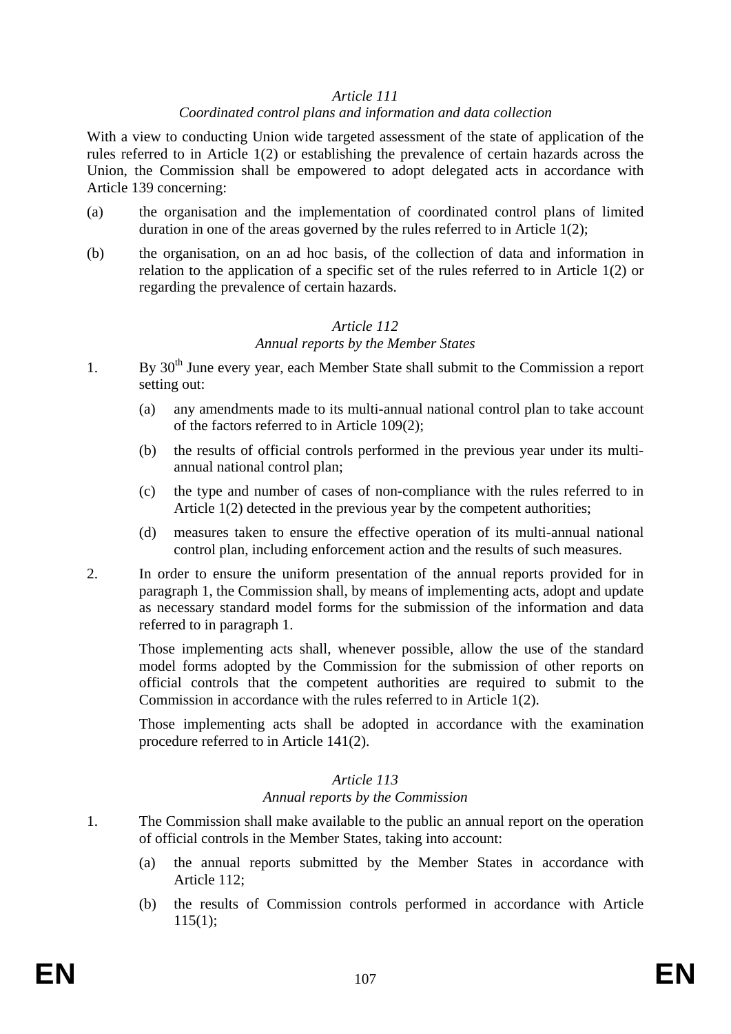*Article 111*
*Coordinated control plans and information and data collection*

With a view to conducting Union wide targeted assessment of the state of application of the rules referred to in Article 1(2) or establishing the prevalence of certain hazards across the Union, the Commission shall be empowered to adopt delegated acts in accordance with Article 139 concerning:

(a) the organisation and the implementation of coordinated control plans of limited duration in one of the areas governed by the rules referred to in Article 1(2);

(b) the organisation, on an ad hoc basis, of the collection of data and information in relation to the application of a specific set of the rules referred to in Article 1(2) or regarding the prevalence of certain hazards.

*Article 112*
*Annual reports by the Member States*

1. By 30th June every year, each Member State shall submit to the Commission a report setting out:

   (a) any amendments made to its multi-annual national control plan to take account of the factors referred to in Article 109(2);

   (b) the results of official controls performed in the previous year under its multi-annual national control plan;

   (c) the type and number of cases of non-compliance with the rules referred to in Article 1(2) detected in the previous year by the competent authorities;

   (d) measures taken to ensure the effective operation of its multi-annual national control plan, including enforcement action and the results of such measures.

2. In order to ensure the uniform presentation of the annual reports provided for in paragraph 1, the Commission shall, by means of implementing acts, adopt and update as necessary standard model forms for the submission of the information and data referred to in paragraph 1.

   Those implementing acts shall, whenever possible, allow the use of the standard model forms adopted by the Commission for the submission of other reports on official controls that the competent authorities are required to submit to the Commission in accordance with the rules referred to in Article 1(2).

   Those implementing acts shall be adopted in accordance with the examination procedure referred to in Article 141(2).

*Article 113*
*Annual reports by the Commission*

1. The Commission shall make available to the public an annual report on the operation of official controls in the Member States, taking into account:

   (a) the annual reports submitted by the Member States in accordance with Article 112;

   (b) the results of Commission controls performed in accordance with Article 115(1);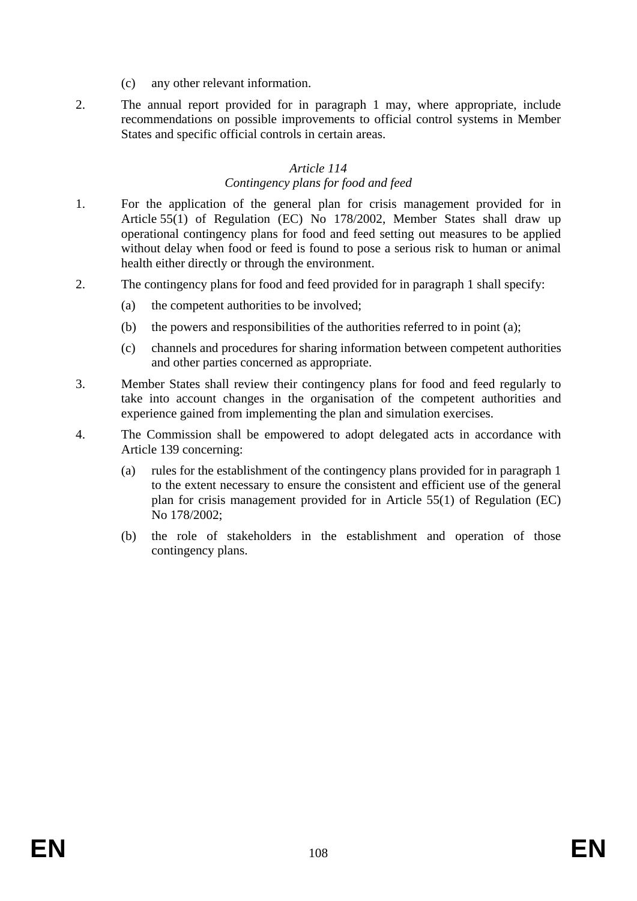(c) any other relevant information.

2. The annual report provided for in paragraph 1 may, where appropriate, include recommendations on possible improvements to official control systems in Member States and specific official controls in certain areas.

*Article 114*
*Contingency plans for food and feed*

1. For the application of the general plan for crisis management provided for in Article 55(1) of Regulation (EC) No 178/2002, Member States shall draw up operational contingency plans for food and feed setting out measures to be applied without delay when food or feed is found to pose a serious risk to human or animal health either directly or through the environment.

2. The contingency plans for food and feed provided for in paragraph 1 shall specify:

   (a) the competent authorities to be involved;

   (b) the powers and responsibilities of the authorities referred to in point (a);

   (c) channels and procedures for sharing information between competent authorities and other parties concerned as appropriate.

3. Member States shall review their contingency plans for food and feed regularly to take into account changes in the organisation of the competent authorities and experience gained from implementing the plan and simulation exercises.

4. The Commission shall be empowered to adopt delegated acts in accordance with Article 139 concerning:

   (a) rules for the establishment of the contingency plans provided for in paragraph 1 to the extent necessary to ensure the consistent and efficient use of the general plan for crisis management provided for in Article 55(1) of Regulation (EC) No 178/2002;

   (b) the role of stakeholders in the establishment and operation of those contingency plans.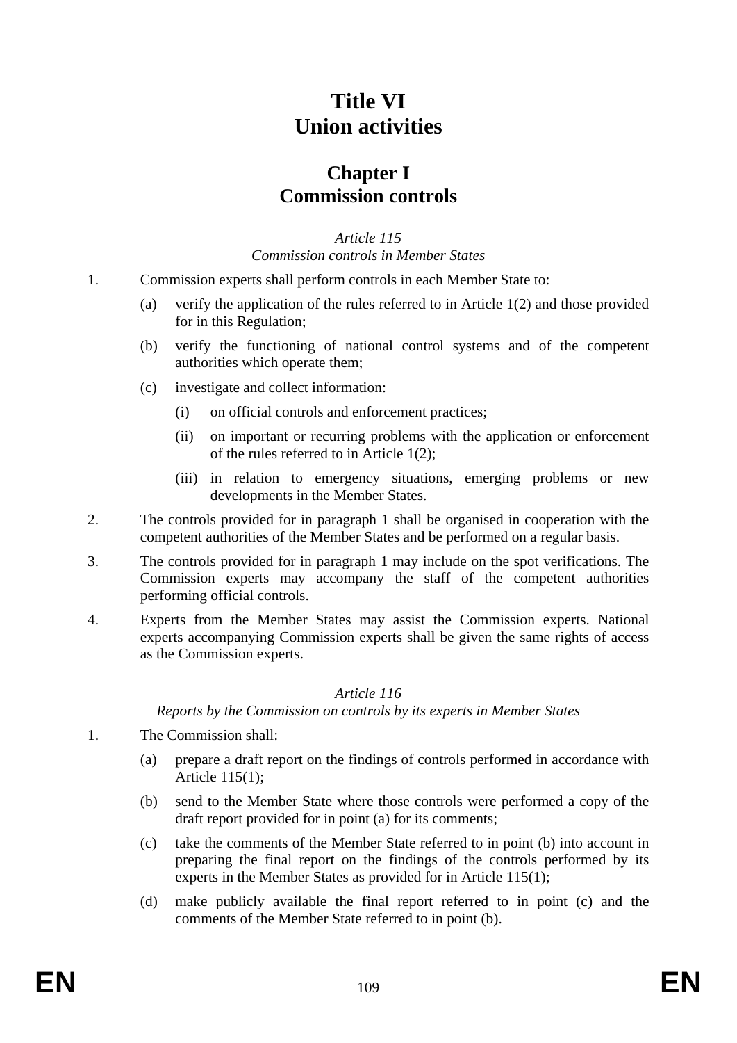# Title VI
# Union activities

## Chapter I
## Commission controls

*Article 115*
*Commission controls in Member States*

1. Commission experts shall perform controls in each Member State to:

   (a) verify the application of the rules referred to in Article 1(2) and those provided for in this Regulation;

   (b) verify the functioning of national control systems and of the competent authorities which operate them;

   (c) investigate and collect information:

      (i) on official controls and enforcement practices;

      (ii) on important or recurring problems with the application or enforcement of the rules referred to in Article 1(2);

      (iii) in relation to emergency situations, emerging problems or new developments in the Member States.

2. The controls provided for in paragraph 1 shall be organised in cooperation with the competent authorities of the Member States and be performed on a regular basis.

3. The controls provided for in paragraph 1 may include on the spot verifications. The Commission experts may accompany the staff of the competent authorities performing official controls.

4. Experts from the Member States may assist the Commission experts. National experts accompanying Commission experts shall be given the same rights of access as the Commission experts.

*Article 116*
*Reports by the Commission on controls by its experts in Member States*

1. The Commission shall:

   (a) prepare a draft report on the findings of controls performed in accordance with Article 115(1);

   (b) send to the Member State where those controls were performed a copy of the draft report provided for in point (a) for its comments;

   (c) take the comments of the Member State referred to in point (b) into account in preparing the final report on the findings of the controls performed by its experts in the Member States as provided for in Article 115(1);

   (d) make publicly available the final report referred to in point (c) and the comments of the Member State referred to in point (b).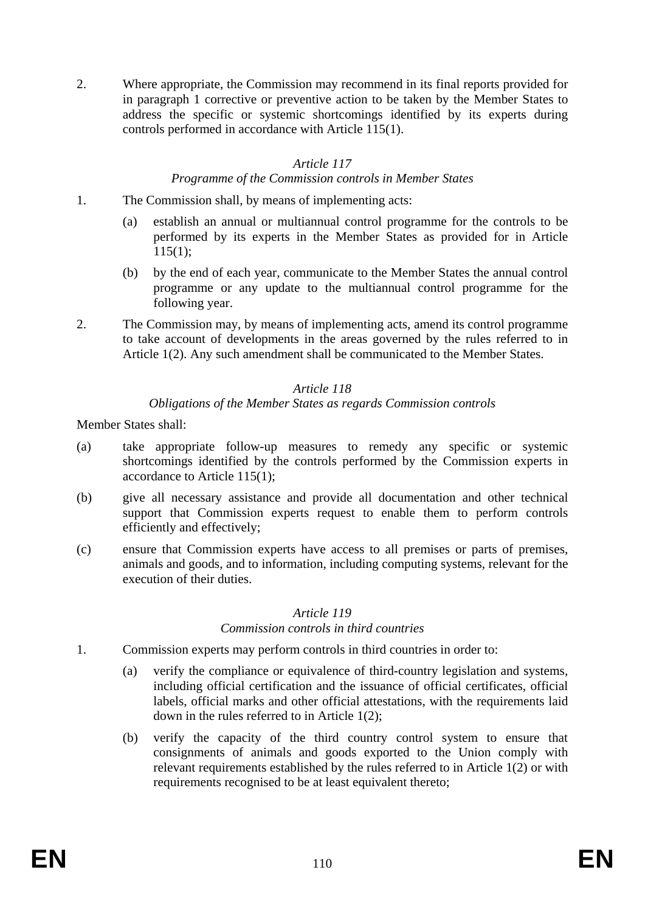2. Where appropriate, the Commission may recommend in its final reports provided for in paragraph 1 corrective or preventive action to be taken by the Member States to address the specific or systemic shortcomings identified by its experts during controls performed in accordance with Article 115(1).

*Article 117*

*Programme of the Commission controls in Member States*

1. The Commission shall, by means of implementing acts:

   (a) establish an annual or multiannual control programme for the controls to be performed by its experts in the Member States as provided for in Article 115(1);

   (b) by the end of each year, communicate to the Member States the annual control programme or any update to the multiannual control programme for the following year.

2. The Commission may, by means of implementing acts, amend its control programme to take account of developments in the areas governed by the rules referred to in Article 1(2). Any such amendment shall be communicated to the Member States.

*Article 118*

*Obligations of the Member States as regards Commission controls*

Member States shall:

(a) take appropriate follow-up measures to remedy any specific or systemic shortcomings identified by the controls performed by the Commission experts in accordance to Article 115(1);

(b) give all necessary assistance and provide all documentation and other technical support that Commission experts request to enable them to perform controls efficiently and effectively;

(c) ensure that Commission experts have access to all premises or parts of premises, animals and goods, and to information, including computing systems, relevant for the execution of their duties.

*Article 119*

*Commission controls in third countries*

1. Commission experts may perform controls in third countries in order to:

   (a) verify the compliance or equivalence of third-country legislation and systems, including official certification and the issuance of official certificates, official labels, official marks and other official attestations, with the requirements laid down in the rules referred to in Article 1(2);

   (b) verify the capacity of the third country control system to ensure that consignments of animals and goods exported to the Union comply with relevant requirements established by the rules referred to in Article 1(2) or with requirements recognised to be at least equivalent thereto;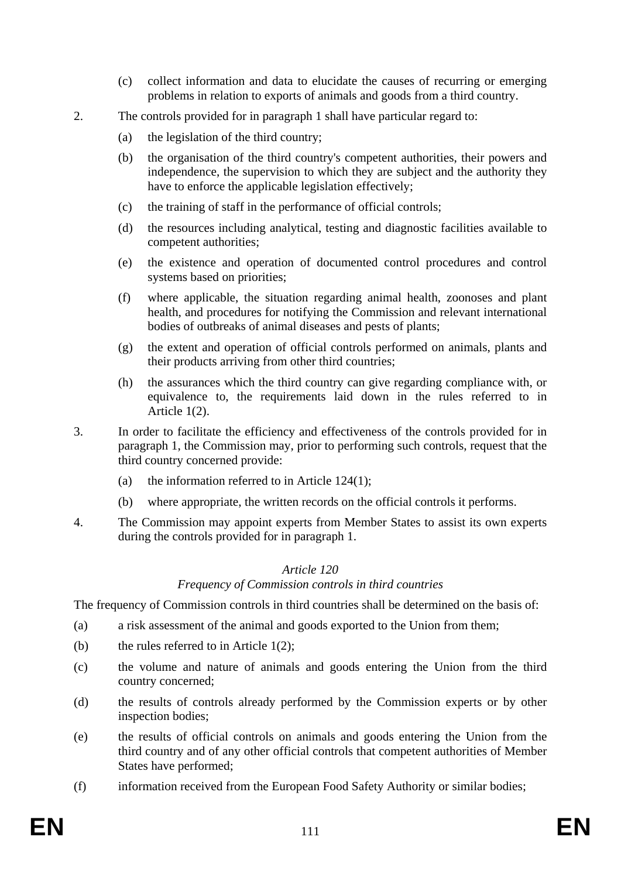(c) collect information and data to elucidate the causes of recurring or emerging problems in relation to exports of animals and goods from a third country.

2. The controls provided for in paragraph 1 shall have particular regard to:

   (a) the legislation of the third country;

   (b) the organisation of the third country's competent authorities, their powers and independence, the supervision to which they are subject and the authority they have to enforce the applicable legislation effectively;

   (c) the training of staff in the performance of official controls;

   (d) the resources including analytical, testing and diagnostic facilities available to competent authorities;

   (e) the existence and operation of documented control procedures and control systems based on priorities;

   (f) where applicable, the situation regarding animal health, zoonoses and plant health, and procedures for notifying the Commission and relevant international bodies of outbreaks of animal diseases and pests of plants;

   (g) the extent and operation of official controls performed on animals, plants and their products arriving from other third countries;

   (h) the assurances which the third country can give regarding compliance with, or equivalence to, the requirements laid down in the rules referred to in Article 1(2).

3. In order to facilitate the efficiency and effectiveness of the controls provided for in paragraph 1, the Commission may, prior to performing such controls, request that the third country concerned provide:

   (a) the information referred to in Article 124(1);

   (b) where appropriate, the written records on the official controls it performs.

4. The Commission may appoint experts from Member States to assist its own experts during the controls provided for in paragraph 1.

*Article 120*

*Frequency of Commission controls in third countries*

The frequency of Commission controls in third countries shall be determined on the basis of:

(a) a risk assessment of the animal and goods exported to the Union from them;

(b) the rules referred to in Article 1(2);

(c) the volume and nature of animals and goods entering the Union from the third country concerned;

(d) the results of controls already performed by the Commission experts or by other inspection bodies;

(e) the results of official controls on animals and goods entering the Union from the third country and of any other official controls that competent authorities of Member States have performed;

(f) information received from the European Food Safety Authority or similar bodies;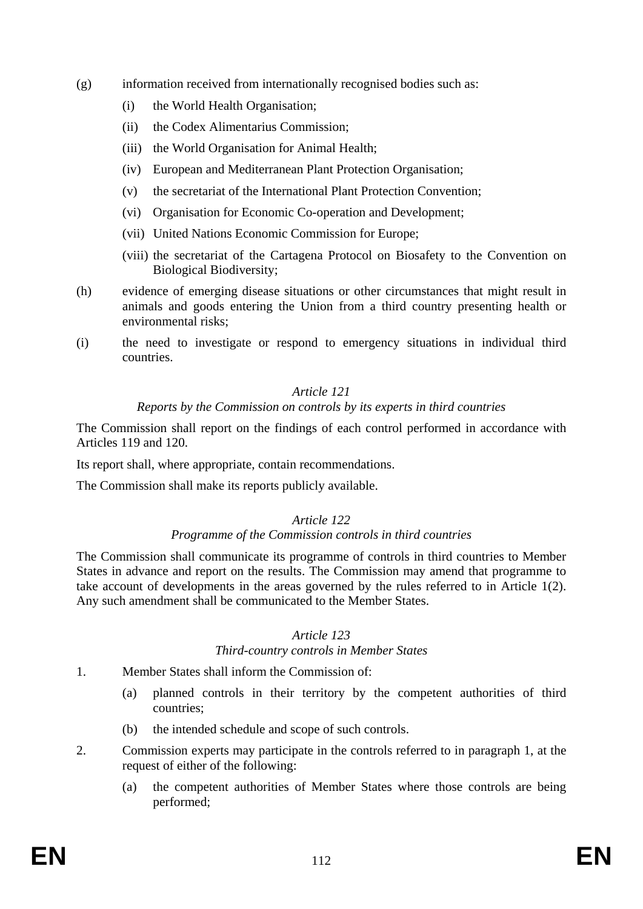(g) information received from internationally recognised bodies such as:

  (i) the World Health Organisation;

  (ii) the Codex Alimentarius Commission;

  (iii) the World Organisation for Animal Health;

  (iv) European and Mediterranean Plant Protection Organisation;

  (v) the secretariat of the International Plant Protection Convention;

  (vi) Organisation for Economic Co-operation and Development;

  (vii) United Nations Economic Commission for Europe;

  (viii) the secretariat of the Cartagena Protocol on Biosafety to the Convention on Biological Biodiversity;

(h) evidence of emerging disease situations or other circumstances that might result in animals and goods entering the Union from a third country presenting health or environmental risks;

(i) the need to investigate or respond to emergency situations in individual third countries.

*Article 121*

*Reports by the Commission on controls by its experts in third countries*

The Commission shall report on the findings of each control performed in accordance with Articles 119 and 120.

Its report shall, where appropriate, contain recommendations.

The Commission shall make its reports publicly available.

*Article 122*

*Programme of the Commission controls in third countries*

The Commission shall communicate its programme of controls in third countries to Member States in advance and report on the results. The Commission may amend that programme to take account of developments in the areas governed by the rules referred to in Article 1(2). Any such amendment shall be communicated to the Member States.

*Article 123*

*Third-country controls in Member States*

1. Member States shall inform the Commission of:

  (a) planned controls in their territory by the competent authorities of third countries;

  (b) the intended schedule and scope of such controls.

2. Commission experts may participate in the controls referred to in paragraph 1, at the request of either of the following:

  (a) the competent authorities of Member States where those controls are being performed;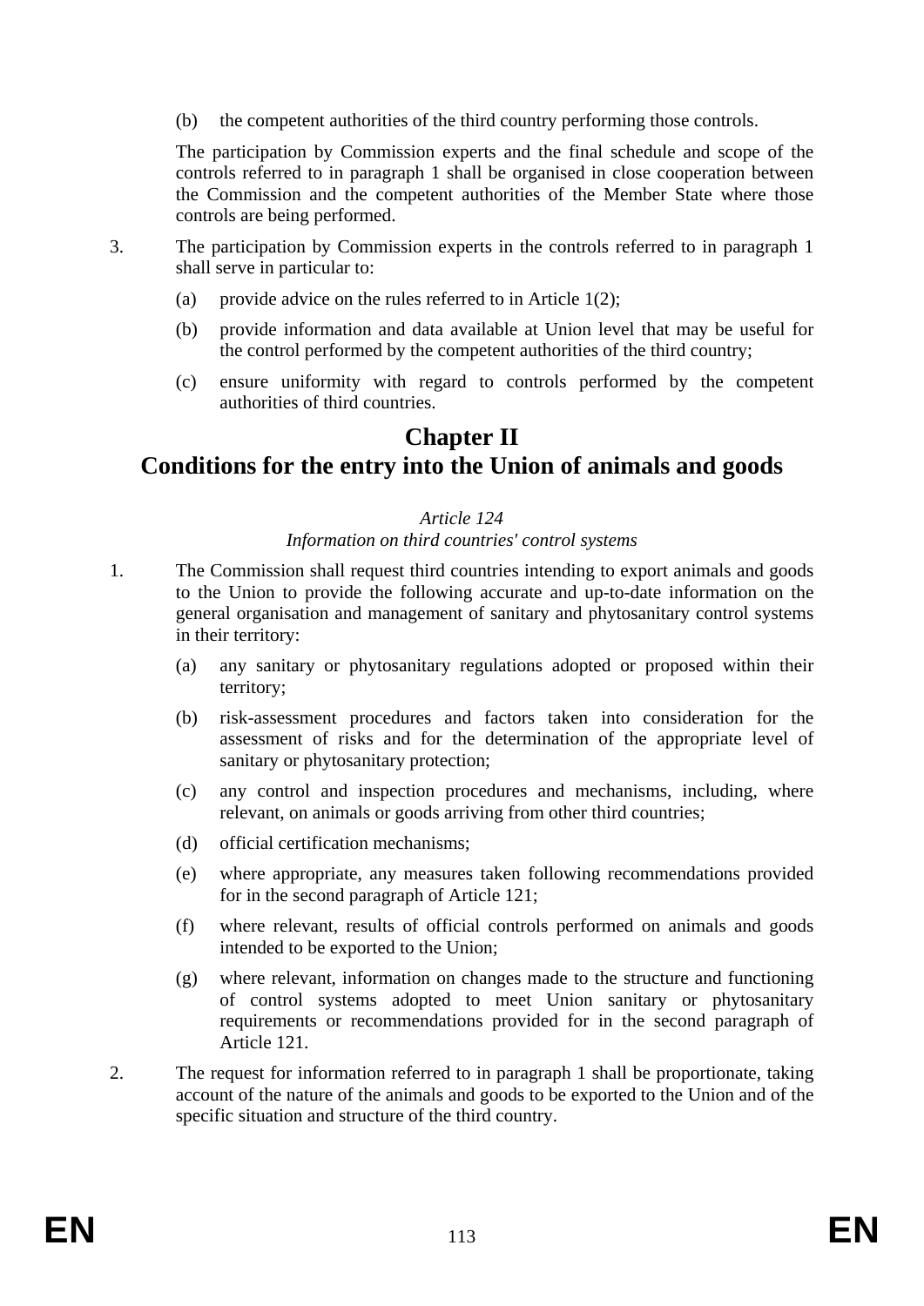(b) the competent authorities of the third country performing those controls.

The participation by Commission experts and the final schedule and scope of the controls referred to in paragraph 1 shall be organised in close cooperation between the Commission and the competent authorities of the Member State where those controls are being performed.

3. The participation by Commission experts in the controls referred to in paragraph 1 shall serve in particular to:

   (a) provide advice on the rules referred to in Article 1(2);

   (b) provide information and data available at Union level that may be useful for the control performed by the competent authorities of the third country;

   (c) ensure uniformity with regard to controls performed by the competent authorities of third countries.

## Chapter II
## Conditions for the entry into the Union of animals and goods

*Article 124*
*Information on third countries' control systems*

1. The Commission shall request third countries intending to export animals and goods to the Union to provide the following accurate and up-to-date information on the general organisation and management of sanitary and phytosanitary control systems in their territory:

   (a) any sanitary or phytosanitary regulations adopted or proposed within their territory;

   (b) risk-assessment procedures and factors taken into consideration for the assessment of risks and for the determination of the appropriate level of sanitary or phytosanitary protection;

   (c) any control and inspection procedures and mechanisms, including, where relevant, on animals or goods arriving from other third countries;

   (d) official certification mechanisms;

   (e) where appropriate, any measures taken following recommendations provided for in the second paragraph of Article 121;

   (f) where relevant, results of official controls performed on animals and goods intended to be exported to the Union;

   (g) where relevant, information on changes made to the structure and functioning of control systems adopted to meet Union sanitary or phytosanitary requirements or recommendations provided for in the second paragraph of Article 121.

2. The request for information referred to in paragraph 1 shall be proportionate, taking account of the nature of the animals and goods to be exported to the Union and of the specific situation and structure of the third country.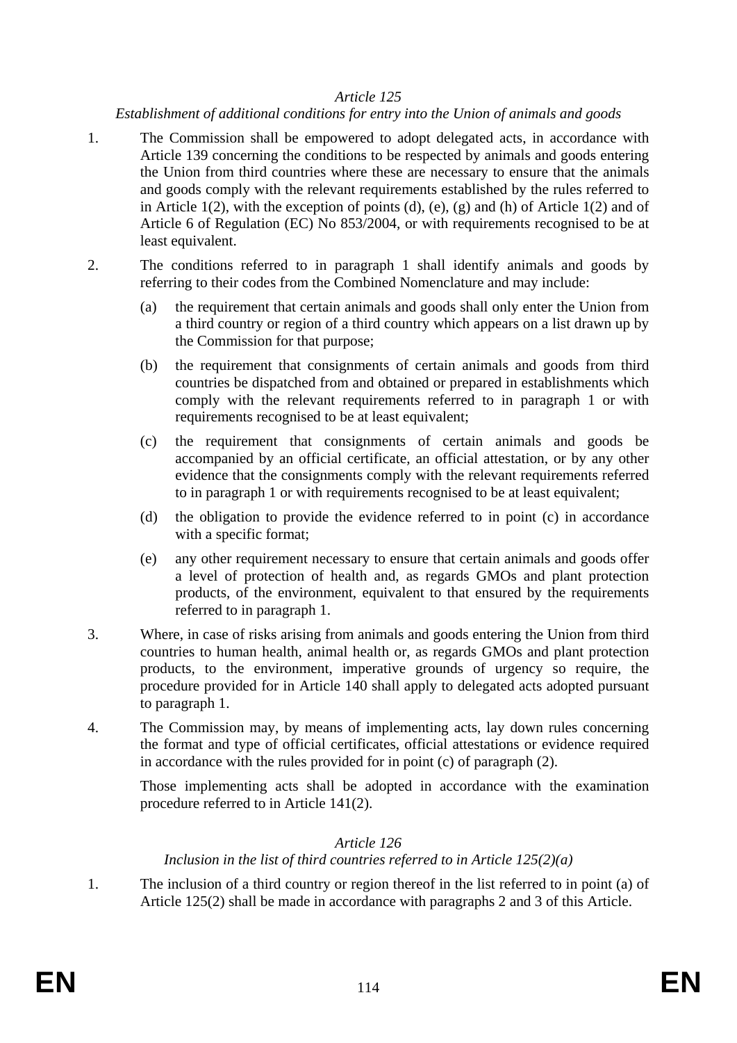*Article 125*

*Establishment of additional conditions for entry into the Union of animals and goods*

1. The Commission shall be empowered to adopt delegated acts, in accordance with Article 139 concerning the conditions to be respected by animals and goods entering the Union from third countries where these are necessary to ensure that the animals and goods comply with the relevant requirements established by the rules referred to in Article 1(2), with the exception of points (d), (e), (g) and (h) of Article 1(2) and of Article 6 of Regulation (EC) No 853/2004, or with requirements recognised to be at least equivalent.

2. The conditions referred to in paragraph 1 shall identify animals and goods by referring to their codes from the Combined Nomenclature and may include:

   (a) the requirement that certain animals and goods shall only enter the Union from a third country or region of a third country which appears on a list drawn up by the Commission for that purpose;

   (b) the requirement that consignments of certain animals and goods from third countries be dispatched from and obtained or prepared in establishments which comply with the relevant requirements referred to in paragraph 1 or with requirements recognised to be at least equivalent;

   (c) the requirement that consignments of certain animals and goods be accompanied by an official certificate, an official attestation, or by any other evidence that the consignments comply with the relevant requirements referred to in paragraph 1 or with requirements recognised to be at least equivalent;

   (d) the obligation to provide the evidence referred to in point (c) in accordance with a specific format;

   (e) any other requirement necessary to ensure that certain animals and goods offer a level of protection of health and, as regards GMOs and plant protection products, of the environment, equivalent to that ensured by the requirements referred to in paragraph 1.

3. Where, in case of risks arising from animals and goods entering the Union from third countries to human health, animal health or, as regards GMOs and plant protection products, to the environment, imperative grounds of urgency so require, the procedure provided for in Article 140 shall apply to delegated acts adopted pursuant to paragraph 1.

4. The Commission may, by means of implementing acts, lay down rules concerning the format and type of official certificates, official attestations or evidence required in accordance with the rules provided for in point (c) of paragraph (2).

   Those implementing acts shall be adopted in accordance with the examination procedure referred to in Article 141(2).

*Article 126*

*Inclusion in the list of third countries referred to in Article 125(2)(a)*

1. The inclusion of a third country or region thereof in the list referred to in point (a) of Article 125(2) shall be made in accordance with paragraphs 2 and 3 of this Article.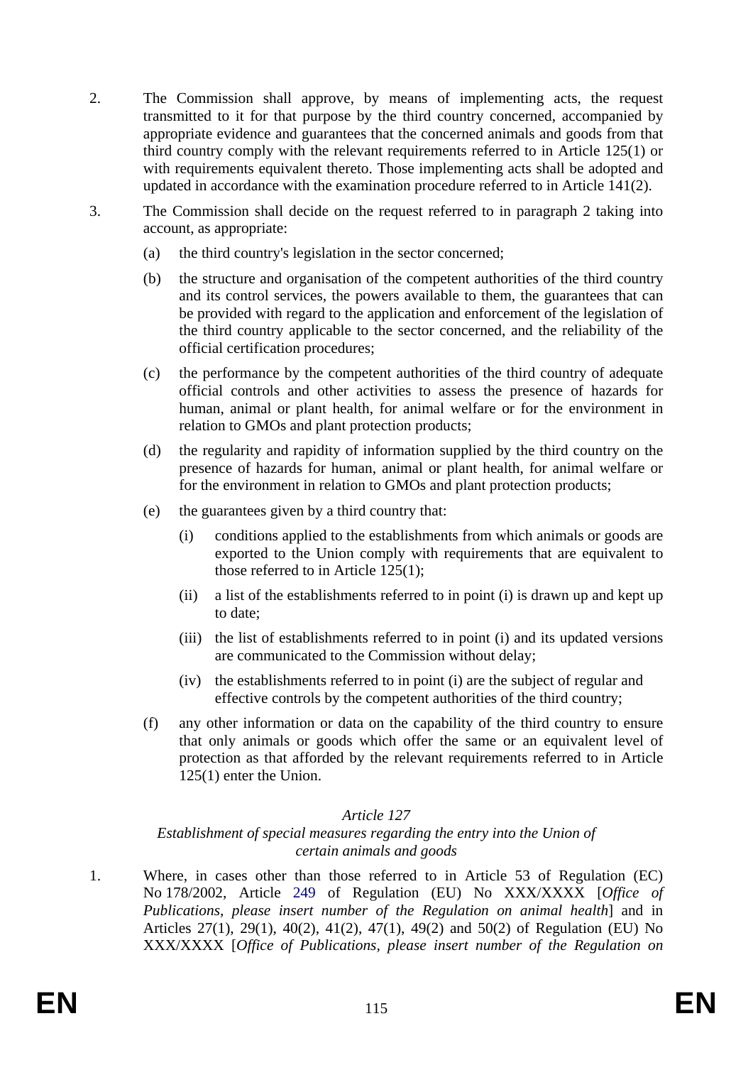2. The Commission shall approve, by means of implementing acts, the request transmitted to it for that purpose by the third country concerned, accompanied by appropriate evidence and guarantees that the concerned animals and goods from that third country comply with the relevant requirements referred to in Article 125(1) or with requirements equivalent thereto. Those implementing acts shall be adopted and updated in accordance with the examination procedure referred to in Article 141(2).

3. The Commission shall decide on the request referred to in paragraph 2 taking into account, as appropriate:

   (a) the third country's legislation in the sector concerned;

   (b) the structure and organisation of the competent authorities of the third country and its control services, the powers available to them, the guarantees that can be provided with regard to the application and enforcement of the legislation of the third country applicable to the sector concerned, and the reliability of the official certification procedures;

   (c) the performance by the competent authorities of the third country of adequate official controls and other activities to assess the presence of hazards for human, animal or plant health, for animal welfare or for the environment in relation to GMOs and plant protection products;

   (d) the regularity and rapidity of information supplied by the third country on the presence of hazards for human, animal or plant health, for animal welfare or for the environment in relation to GMOs and plant protection products;

   (e) the guarantees given by a third country that:

      (i) conditions applied to the establishments from which animals or goods are exported to the Union comply with requirements that are equivalent to those referred to in Article 125(1);

      (ii) a list of the establishments referred to in point (i) is drawn up and kept up to date;

      (iii) the list of establishments referred to in point (i) and its updated versions are communicated to the Commission without delay;

      (iv) the establishments referred to in point (i) are the subject of regular and effective controls by the competent authorities of the third country;

   (f) any other information or data on the capability of the third country to ensure that only animals or goods which offer the same or an equivalent level of protection as that afforded by the relevant requirements referred to in Article 125(1) enter the Union.

*Article 127*

*Establishment of special measures regarding the entry into the Union of certain animals and goods*

1. Where, in cases other than those referred to in Article 53 of Regulation (EC) No 178/2002, Article 249 of Regulation (EU) No XXX/XXXX [*Office of Publications, please insert number of the Regulation on animal health*] and in Articles 27(1), 29(1), 40(2), 41(2), 47(1), 49(2) and 50(2) of Regulation (EU) No XXX/XXXX [*Office of Publications, please insert number of the Regulation on*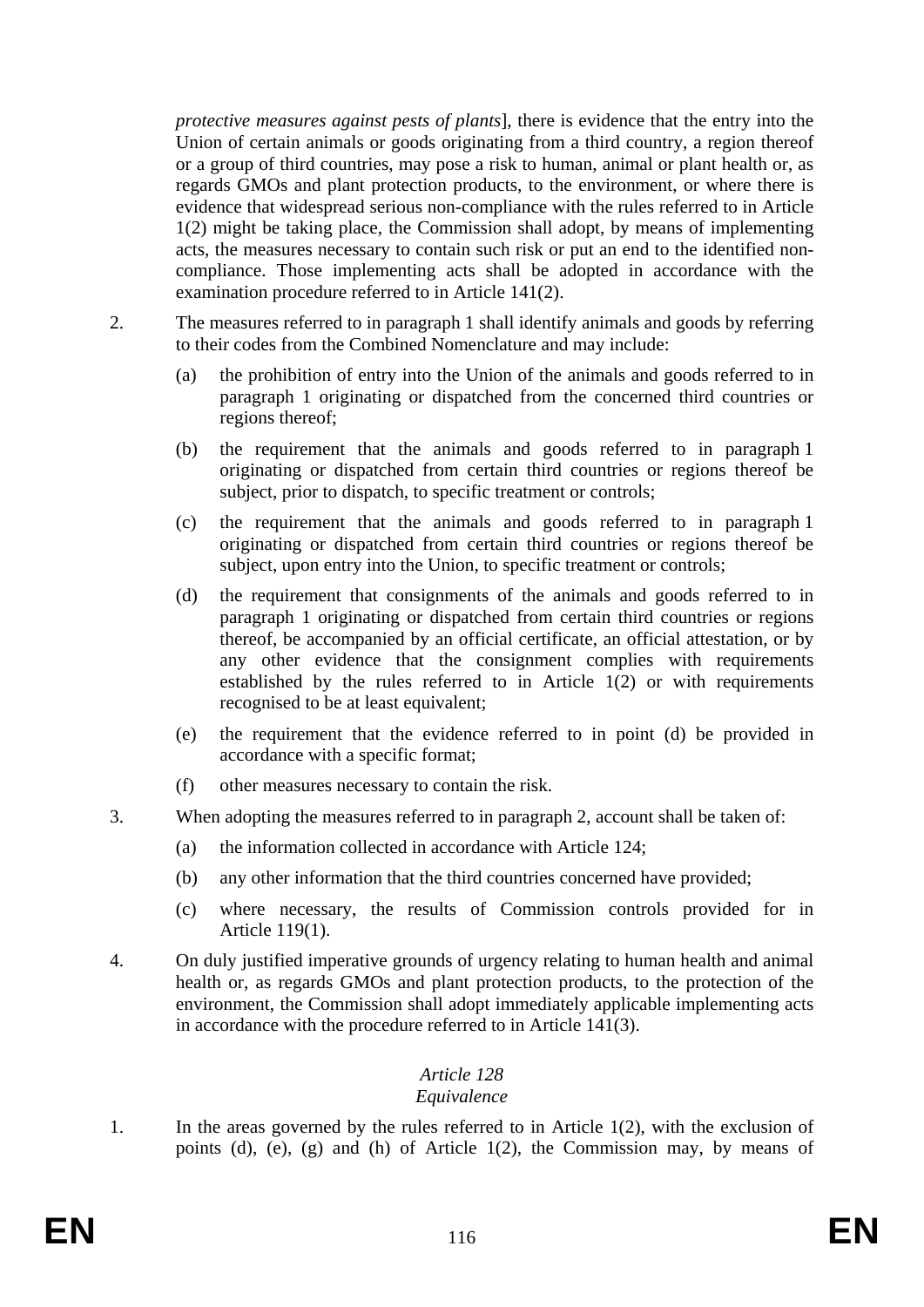*protective measures against pests of plants*], there is evidence that the entry into the Union of certain animals or goods originating from a third country, a region thereof or a group of third countries, may pose a risk to human, animal or plant health or, as regards GMOs and plant protection products, to the environment, or where there is evidence that widespread serious non-compliance with the rules referred to in Article 1(2) might be taking place, the Commission shall adopt, by means of implementing acts, the measures necessary to contain such risk or put an end to the identified non-compliance. Those implementing acts shall be adopted in accordance with the examination procedure referred to in Article 141(2).

2. The measures referred to in paragraph 1 shall identify animals and goods by referring to their codes from the Combined Nomenclature and may include:

   (a) the prohibition of entry into the Union of the animals and goods referred to in paragraph 1 originating or dispatched from the concerned third countries or regions thereof;

   (b) the requirement that the animals and goods referred to in paragraph 1 originating or dispatched from certain third countries or regions thereof be subject, prior to dispatch, to specific treatment or controls;

   (c) the requirement that the animals and goods referred to in paragraph 1 originating or dispatched from certain third countries or regions thereof be subject, upon entry into the Union, to specific treatment or controls;

   (d) the requirement that consignments of the animals and goods referred to in paragraph 1 originating or dispatched from certain third countries or regions thereof, be accompanied by an official certificate, an official attestation, or by any other evidence that the consignment complies with requirements established by the rules referred to in Article 1(2) or with requirements recognised to be at least equivalent;

   (e) the requirement that the evidence referred to in point (d) be provided in accordance with a specific format;

   (f) other measures necessary to contain the risk.

3. When adopting the measures referred to in paragraph 2, account shall be taken of:

   (a) the information collected in accordance with Article 124;

   (b) any other information that the third countries concerned have provided;

   (c) where necessary, the results of Commission controls provided for in Article 119(1).

4. On duly justified imperative grounds of urgency relating to human health and animal health or, as regards GMOs and plant protection products, to the protection of the environment, the Commission shall adopt immediately applicable implementing acts in accordance with the procedure referred to in Article 141(3).

*Article 128*
*Equivalence*

1. In the areas governed by the rules referred to in Article 1(2), with the exclusion of points (d), (e), (g) and (h) of Article 1(2), the Commission may, by means of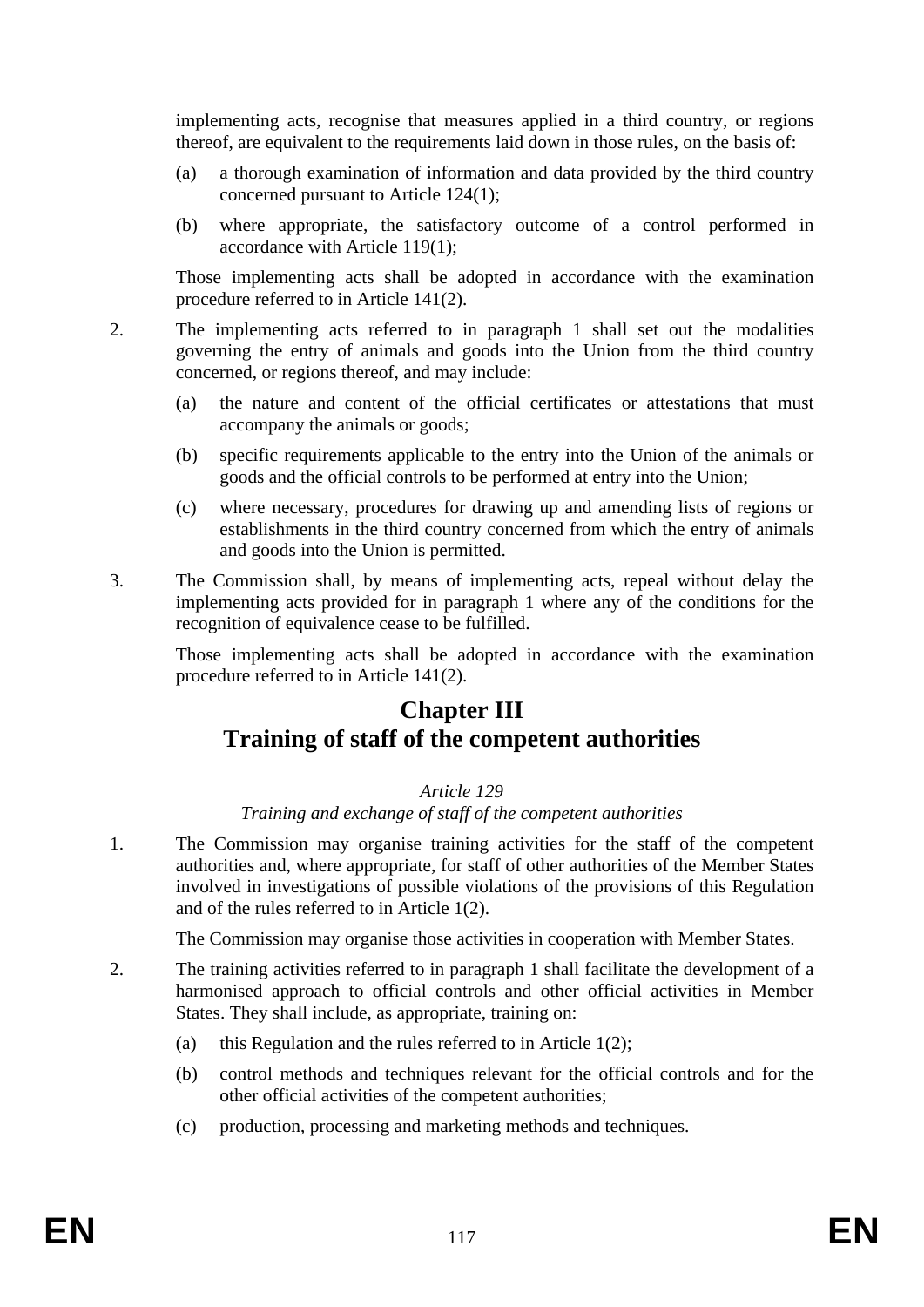implementing acts, recognise that measures applied in a third country, or regions thereof, are equivalent to the requirements laid down in those rules, on the basis of:

(a) a thorough examination of information and data provided by the third country concerned pursuant to Article 124(1);

(b) where appropriate, the satisfactory outcome of a control performed in accordance with Article 119(1);

Those implementing acts shall be adopted in accordance with the examination procedure referred to in Article 141(2).

2. The implementing acts referred to in paragraph 1 shall set out the modalities governing the entry of animals and goods into the Union from the third country concerned, or regions thereof, and may include:

(a) the nature and content of the official certificates or attestations that must accompany the animals or goods;

(b) specific requirements applicable to the entry into the Union of the animals or goods and the official controls to be performed at entry into the Union;

(c) where necessary, procedures for drawing up and amending lists of regions or establishments in the third country concerned from which the entry of animals and goods into the Union is permitted.

3. The Commission shall, by means of implementing acts, repeal without delay the implementing acts provided for in paragraph 1 where any of the conditions for the recognition of equivalence cease to be fulfilled.

Those implementing acts shall be adopted in accordance with the examination procedure referred to in Article 141(2).

## Chapter III
## Training of staff of the competent authorities

*Article 129*

*Training and exchange of staff of the competent authorities*

1. The Commission may organise training activities for the staff of the competent authorities and, where appropriate, for staff of other authorities of the Member States involved in investigations of possible violations of the provisions of this Regulation and of the rules referred to in Article 1(2).

The Commission may organise those activities in cooperation with Member States.

2. The training activities referred to in paragraph 1 shall facilitate the development of a harmonised approach to official controls and other official activities in Member States. They shall include, as appropriate, training on:

(a) this Regulation and the rules referred to in Article 1(2);

(b) control methods and techniques relevant for the official controls and for the other official activities of the competent authorities;

(c) production, processing and marketing methods and techniques.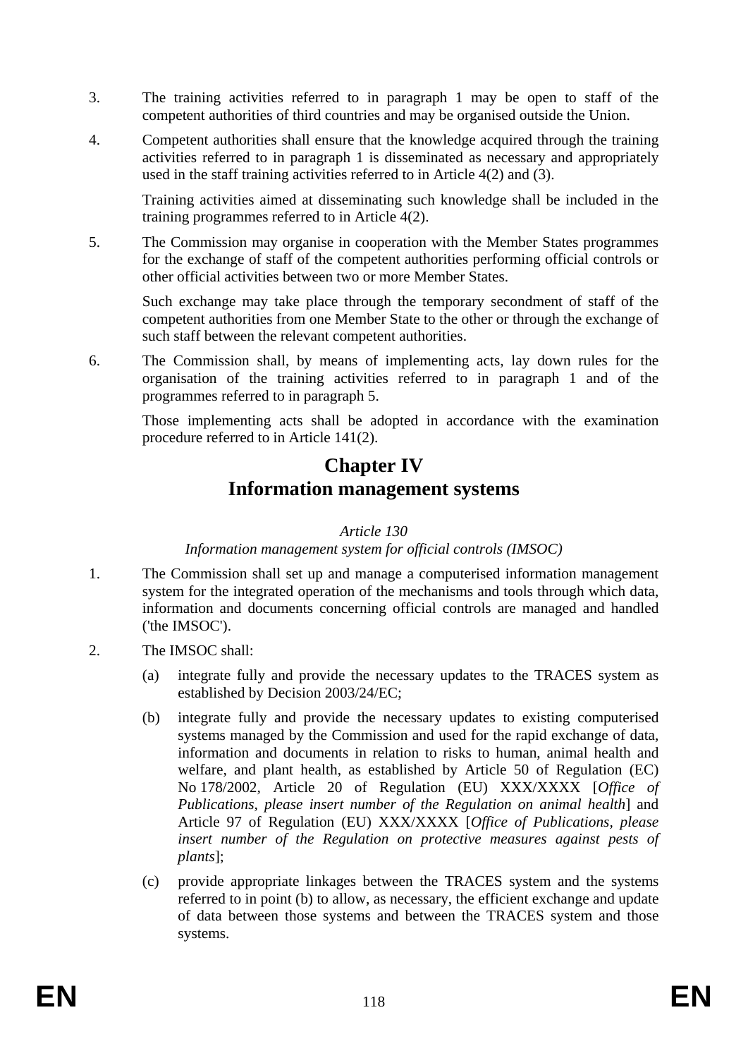3. The training activities referred to in paragraph 1 may be open to staff of the competent authorities of third countries and may be organised outside the Union.

4. Competent authorities shall ensure that the knowledge acquired through the training activities referred to in paragraph 1 is disseminated as necessary and appropriately used in the staff training activities referred to in Article 4(2) and (3).

   Training activities aimed at disseminating such knowledge shall be included in the training programmes referred to in Article 4(2).

5. The Commission may organise in cooperation with the Member States programmes for the exchange of staff of the competent authorities performing official controls or other official activities between two or more Member States.

   Such exchange may take place through the temporary secondment of staff of the competent authorities from one Member State to the other or through the exchange of such staff between the relevant competent authorities.

6. The Commission shall, by means of implementing acts, lay down rules for the organisation of the training activities referred to in paragraph 1 and of the programmes referred to in paragraph 5.

   Those implementing acts shall be adopted in accordance with the examination procedure referred to in Article 141(2).

# Chapter IV
# Information management systems

*Article 130*

*Information management system for official controls (IMSOC)*

1. The Commission shall set up and manage a computerised information management system for the integrated operation of the mechanisms and tools through which data, information and documents concerning official controls are managed and handled ('the IMSOC').

2. The IMSOC shall:

   (a) integrate fully and provide the necessary updates to the TRACES system as established by Decision 2003/24/EC;

   (b) integrate fully and provide the necessary updates to existing computerised systems managed by the Commission and used for the rapid exchange of data, information and documents in relation to risks to human, animal health and welfare, and plant health, as established by Article 50 of Regulation (EC) No 178/2002, Article 20 of Regulation (EU) XXX/XXXX [*Office of Publications, please insert number of the Regulation on animal health*] and Article 97 of Regulation (EU) XXX/XXXX [*Office of Publications, please insert number of the Regulation on protective measures against pests of plants*];

   (c) provide appropriate linkages between the TRACES system and the systems referred to in point (b) to allow, as necessary, the efficient exchange and update of data between those systems and between the TRACES system and those systems.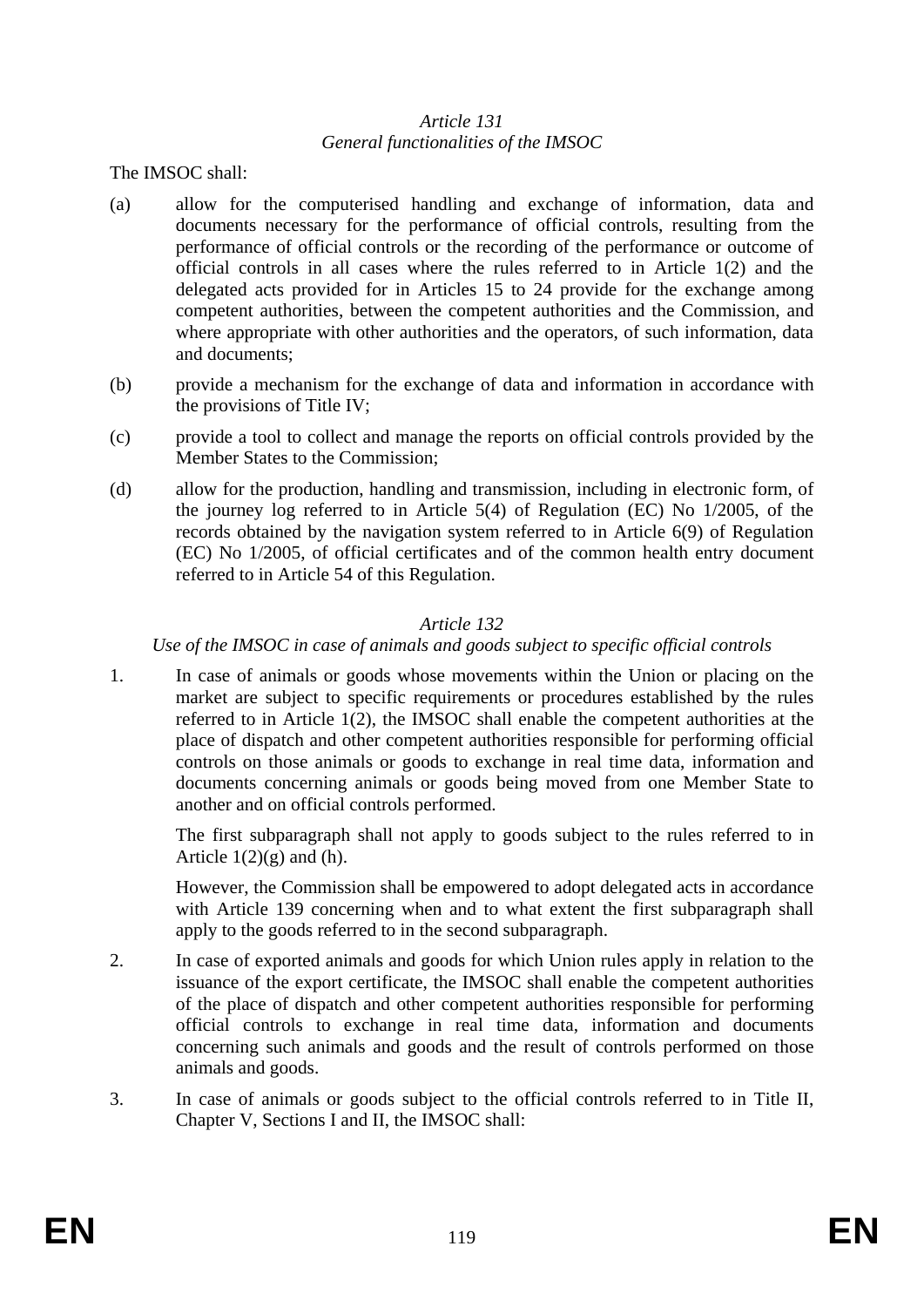*Article 131*
*General functionalities of the IMSOC*

The IMSOC shall:

(a) allow for the computerised handling and exchange of information, data and documents necessary for the performance of official controls, resulting from the performance of official controls or the recording of the performance or outcome of official controls in all cases where the rules referred to in Article 1(2) and the delegated acts provided for in Articles 15 to 24 provide for the exchange among competent authorities, between the competent authorities and the Commission, and where appropriate with other authorities and the operators, of such information, data and documents;

(b) provide a mechanism for the exchange of data and information in accordance with the provisions of Title IV;

(c) provide a tool to collect and manage the reports on official controls provided by the Member States to the Commission;

(d) allow for the production, handling and transmission, including in electronic form, of the journey log referred to in Article 5(4) of Regulation (EC) No 1/2005, of the records obtained by the navigation system referred to in Article 6(9) of Regulation (EC) No 1/2005, of official certificates and of the common health entry document referred to in Article 54 of this Regulation.

*Article 132*
*Use of the IMSOC in case of animals and goods subject to specific official controls*

1. In case of animals or goods whose movements within the Union or placing on the market are subject to specific requirements or procedures established by the rules referred to in Article 1(2), the IMSOC shall enable the competent authorities at the place of dispatch and other competent authorities responsible for performing official controls on those animals or goods to exchange in real time data, information and documents concerning animals or goods being moved from one Member State to another and on official controls performed.

   The first subparagraph shall not apply to goods subject to the rules referred to in Article 1(2)(g) and (h).

   However, the Commission shall be empowered to adopt delegated acts in accordance with Article 139 concerning when and to what extent the first subparagraph shall apply to the goods referred to in the second subparagraph.

2. In case of exported animals and goods for which Union rules apply in relation to the issuance of the export certificate, the IMSOC shall enable the competent authorities of the place of dispatch and other competent authorities responsible for performing official controls to exchange in real time data, information and documents concerning such animals and goods and the result of controls performed on those animals and goods.

3. In case of animals or goods subject to the official controls referred to in Title II, Chapter V, Sections I and II, the IMSOC shall: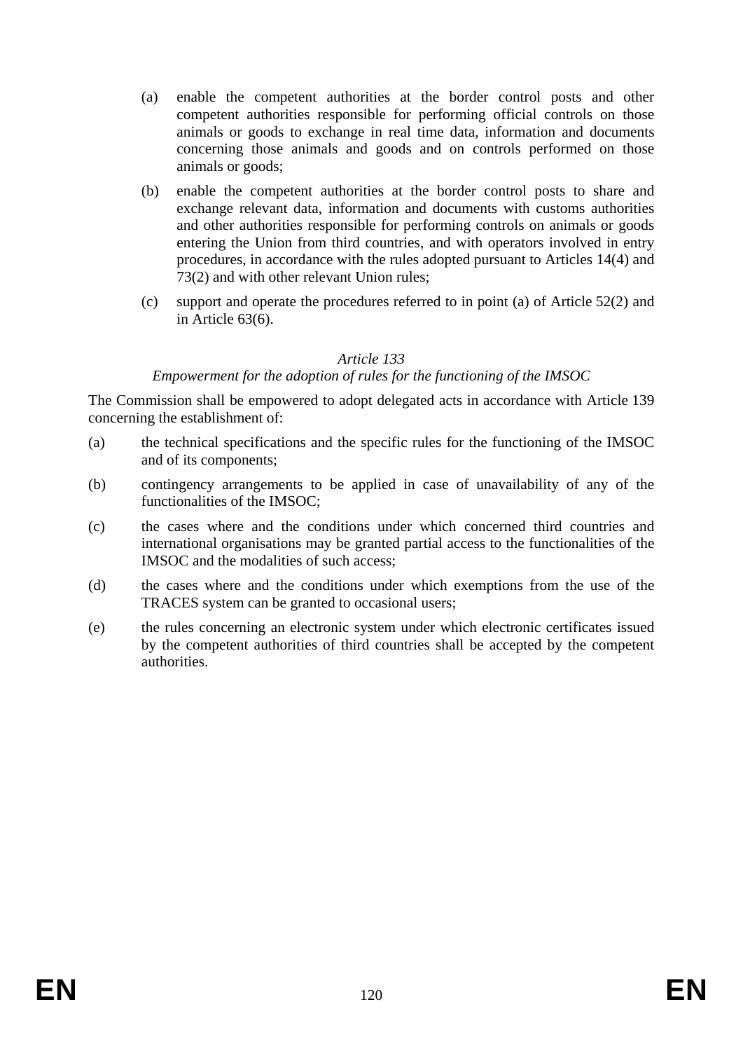(a) enable the competent authorities at the border control posts and other competent authorities responsible for performing official controls on those animals or goods to exchange in real time data, information and documents concerning those animals and goods and on controls performed on those animals or goods;

(b) enable the competent authorities at the border control posts to share and exchange relevant data, information and documents with customs authorities and other authorities responsible for performing controls on animals or goods entering the Union from third countries, and with operators involved in entry procedures, in accordance with the rules adopted pursuant to Articles 14(4) and 73(2) and with other relevant Union rules;

(c) support and operate the procedures referred to in point (a) of Article 52(2) and in Article 63(6).

*Article 133*

*Empowerment for the adoption of rules for the functioning of the IMSOC*

The Commission shall be empowered to adopt delegated acts in accordance with Article 139 concerning the establishment of:

(a) the technical specifications and the specific rules for the functioning of the IMSOC and of its components;

(b) contingency arrangements to be applied in case of unavailability of any of the functionalities of the IMSOC;

(c) the cases where and the conditions under which concerned third countries and international organisations may be granted partial access to the functionalities of the IMSOC and the modalities of such access;

(d) the cases where and the conditions under which exemptions from the use of the TRACES system can be granted to occasional users;

(e) the rules concerning an electronic system under which electronic certificates issued by the competent authorities of third countries shall be accepted by the competent authorities.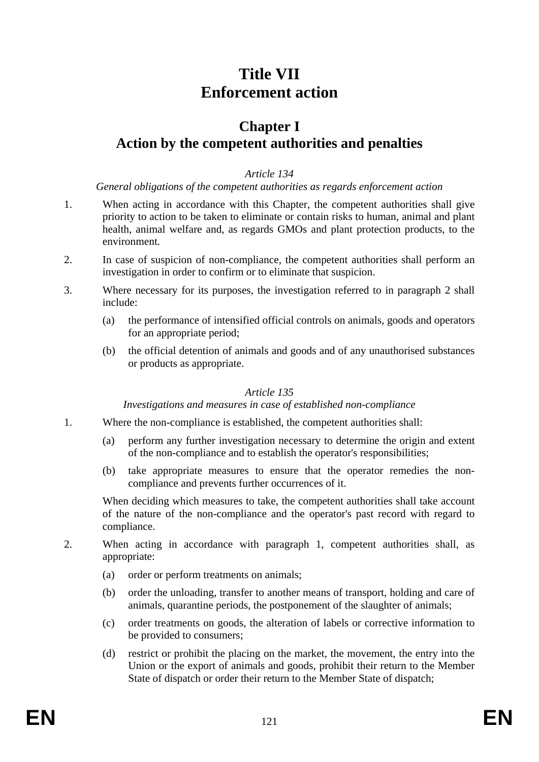# Title VII
# Enforcement action

## Chapter I
## Action by the competent authorities and penalties

*Article 134*

*General obligations of the competent authorities as regards enforcement action*

1. When acting in accordance with this Chapter, the competent authorities shall give priority to action to be taken to eliminate or contain risks to human, animal and plant health, animal welfare and, as regards GMOs and plant protection products, to the environment.

2. In case of suspicion of non-compliance, the competent authorities shall perform an investigation in order to confirm or to eliminate that suspicion.

3. Where necessary for its purposes, the investigation referred to in paragraph 2 shall include:

   (a) the performance of intensified official controls on animals, goods and operators for an appropriate period;

   (b) the official detention of animals and goods and of any unauthorised substances or products as appropriate.

*Article 135*

*Investigations and measures in case of established non-compliance*

1. Where the non-compliance is established, the competent authorities shall:

   (a) perform any further investigation necessary to determine the origin and extent of the non-compliance and to establish the operator's responsibilities;

   (b) take appropriate measures to ensure that the operator remedies the non-compliance and prevents further occurrences of it.

   When deciding which measures to take, the competent authorities shall take account of the nature of the non-compliance and the operator's past record with regard to compliance.

2. When acting in accordance with paragraph 1, competent authorities shall, as appropriate:

   (a) order or perform treatments on animals;

   (b) order the unloading, transfer to another means of transport, holding and care of animals, quarantine periods, the postponement of the slaughter of animals;

   (c) order treatments on goods, the alteration of labels or corrective information to be provided to consumers;

   (d) restrict or prohibit the placing on the market, the movement, the entry into the Union or the export of animals and goods, prohibit their return to the Member State of dispatch or order their return to the Member State of dispatch;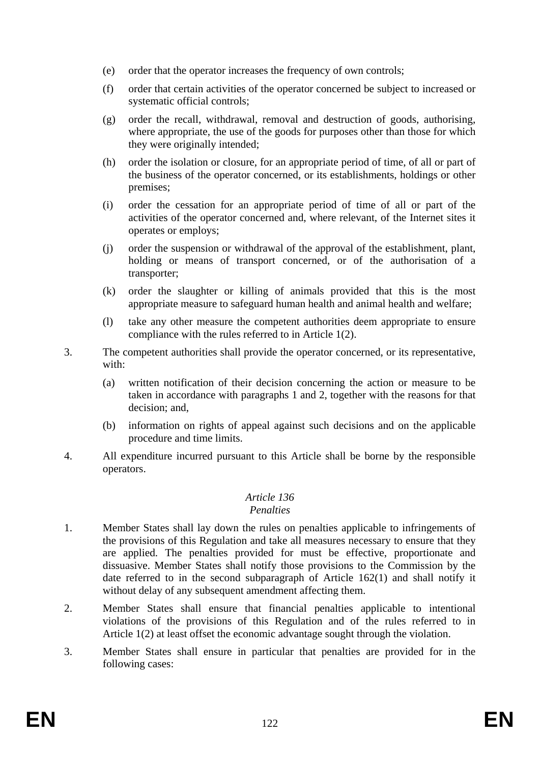(e) order that the operator increases the frequency of own controls;

(f) order that certain activities of the operator concerned be subject to increased or systematic official controls;

(g) order the recall, withdrawal, removal and destruction of goods, authorising, where appropriate, the use of the goods for purposes other than those for which they were originally intended;

(h) order the isolation or closure, for an appropriate period of time, of all or part of the business of the operator concerned, or its establishments, holdings or other premises;

(i) order the cessation for an appropriate period of time of all or part of the activities of the operator concerned and, where relevant, of the Internet sites it operates or employs;

(j) order the suspension or withdrawal of the approval of the establishment, plant, holding or means of transport concerned, or of the authorisation of a transporter;

(k) order the slaughter or killing of animals provided that this is the most appropriate measure to safeguard human health and animal health and welfare;

(l) take any other measure the competent authorities deem appropriate to ensure compliance with the rules referred to in Article 1(2).

3. The competent authorities shall provide the operator concerned, or its representative, with:

   (a) written notification of their decision concerning the action or measure to be taken in accordance with paragraphs 1 and 2, together with the reasons for that decision; and,

   (b) information on rights of appeal against such decisions and on the applicable procedure and time limits.

4. All expenditure incurred pursuant to this Article shall be borne by the responsible operators.

*Article 136*

*Penalties*

1. Member States shall lay down the rules on penalties applicable to infringements of the provisions of this Regulation and take all measures necessary to ensure that they are applied. The penalties provided for must be effective, proportionate and dissuasive. Member States shall notify those provisions to the Commission by the date referred to in the second subparagraph of Article 162(1) and shall notify it without delay of any subsequent amendment affecting them.

2. Member States shall ensure that financial penalties applicable to intentional violations of the provisions of this Regulation and of the rules referred to in Article 1(2) at least offset the economic advantage sought through the violation.

3. Member States shall ensure in particular that penalties are provided for in the following cases: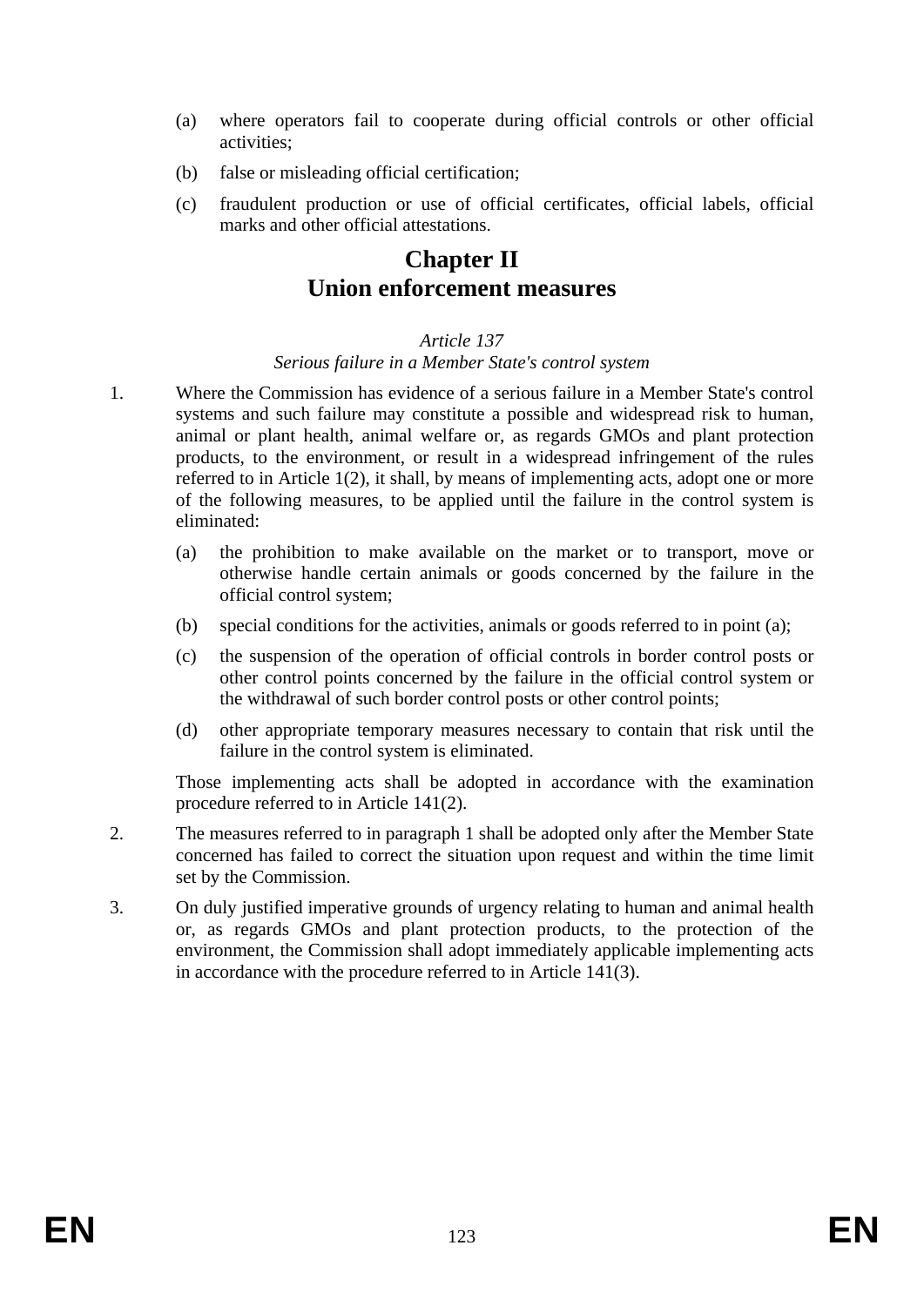(a) where operators fail to cooperate during official controls or other official activities;

(b) false or misleading official certification;

(c) fraudulent production or use of official certificates, official labels, official marks and other official attestations.

# Chapter II
# Union enforcement measures

*Article 137*

*Serious failure in a Member State's control system*

1. Where the Commission has evidence of a serious failure in a Member State's control systems and such failure may constitute a possible and widespread risk to human, animal or plant health, animal welfare or, as regards GMOs and plant protection products, to the environment, or result in a widespread infringement of the rules referred to in Article 1(2), it shall, by means of implementing acts, adopt one or more of the following measures, to be applied until the failure in the control system is eliminated:

   (a) the prohibition to make available on the market or to transport, move or otherwise handle certain animals or goods concerned by the failure in the official control system;

   (b) special conditions for the activities, animals or goods referred to in point (a);

   (c) the suspension of the operation of official controls in border control posts or other control points concerned by the failure in the official control system or the withdrawal of such border control posts or other control points;

   (d) other appropriate temporary measures necessary to contain that risk until the failure in the control system is eliminated.

   Those implementing acts shall be adopted in accordance with the examination procedure referred to in Article 141(2).

2. The measures referred to in paragraph 1 shall be adopted only after the Member State concerned has failed to correct the situation upon request and within the time limit set by the Commission.

3. On duly justified imperative grounds of urgency relating to human and animal health or, as regards GMOs and plant protection products, to the protection of the environment, the Commission shall adopt immediately applicable implementing acts in accordance with the procedure referred to in Article 141(3).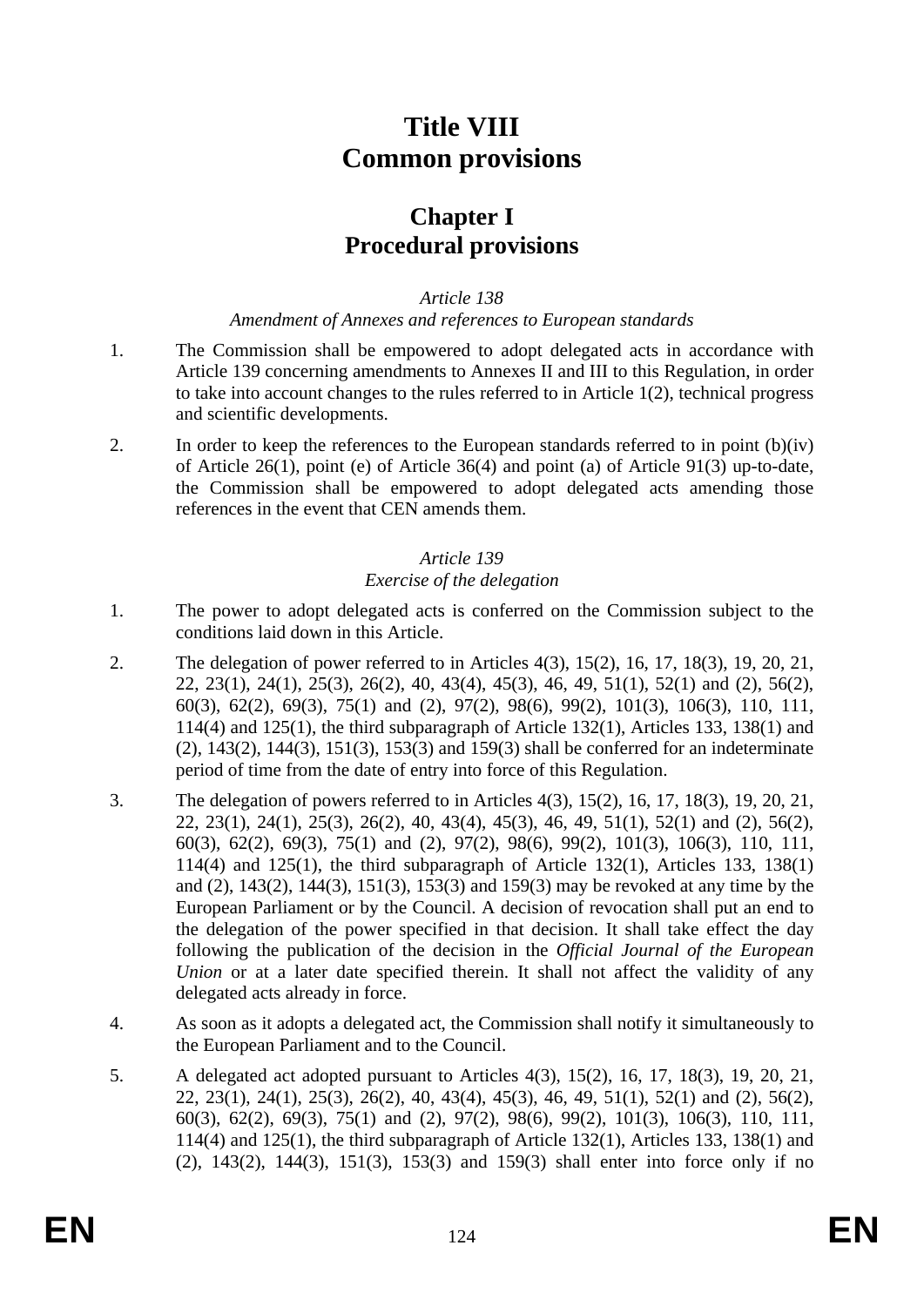# Title VIII
# Common provisions

## Chapter I
## Procedural provisions

*Article 138*

*Amendment of Annexes and references to European standards*

1. The Commission shall be empowered to adopt delegated acts in accordance with Article 139 concerning amendments to Annexes II and III to this Regulation, in order to take into account changes to the rules referred to in Article 1(2), technical progress and scientific developments.

2. In order to keep the references to the European standards referred to in point (b)(iv) of Article 26(1), point (e) of Article 36(4) and point (a) of Article 91(3) up-to-date, the Commission shall be empowered to adopt delegated acts amending those references in the event that CEN amends them.

*Article 139*

*Exercise of the delegation*

1. The power to adopt delegated acts is conferred on the Commission subject to the conditions laid down in this Article.

2. The delegation of power referred to in Articles 4(3), 15(2), 16, 17, 18(3), 19, 20, 21, 22, 23(1), 24(1), 25(3), 26(2), 40, 43(4), 45(3), 46, 49, 51(1), 52(1) and (2), 56(2), 60(3), 62(2), 69(3), 75(1) and (2), 97(2), 98(6), 99(2), 101(3), 106(3), 110, 111, 114(4) and 125(1), the third subparagraph of Article 132(1), Articles 133, 138(1) and (2), 143(2), 144(3), 151(3), 153(3) and 159(3) shall be conferred for an indeterminate period of time from the date of entry into force of this Regulation.

3. The delegation of powers referred to in Articles 4(3), 15(2), 16, 17, 18(3), 19, 20, 21, 22, 23(1), 24(1), 25(3), 26(2), 40, 43(4), 45(3), 46, 49, 51(1), 52(1) and (2), 56(2), 60(3), 62(2), 69(3), 75(1) and (2), 97(2), 98(6), 99(2), 101(3), 106(3), 110, 111, 114(4) and 125(1), the third subparagraph of Article 132(1), Articles 133, 138(1) and (2), 143(2), 144(3), 151(3), 153(3) and 159(3) may be revoked at any time by the European Parliament or by the Council. A decision of revocation shall put an end to the delegation of the power specified in that decision. It shall take effect the day following the publication of the decision in the *Official Journal of the European Union* or at a later date specified therein. It shall not affect the validity of any delegated acts already in force.

4. As soon as it adopts a delegated act, the Commission shall notify it simultaneously to the European Parliament and to the Council.

5. A delegated act adopted pursuant to Articles 4(3), 15(2), 16, 17, 18(3), 19, 20, 21, 22, 23(1), 24(1), 25(3), 26(2), 40, 43(4), 45(3), 46, 49, 51(1), 52(1) and (2), 56(2), 60(3), 62(2), 69(3), 75(1) and (2), 97(2), 98(6), 99(2), 101(3), 106(3), 110, 111, 114(4) and 125(1), the third subparagraph of Article 132(1), Articles 133, 138(1) and (2), 143(2), 144(3), 151(3), 153(3) and 159(3) shall enter into force only if no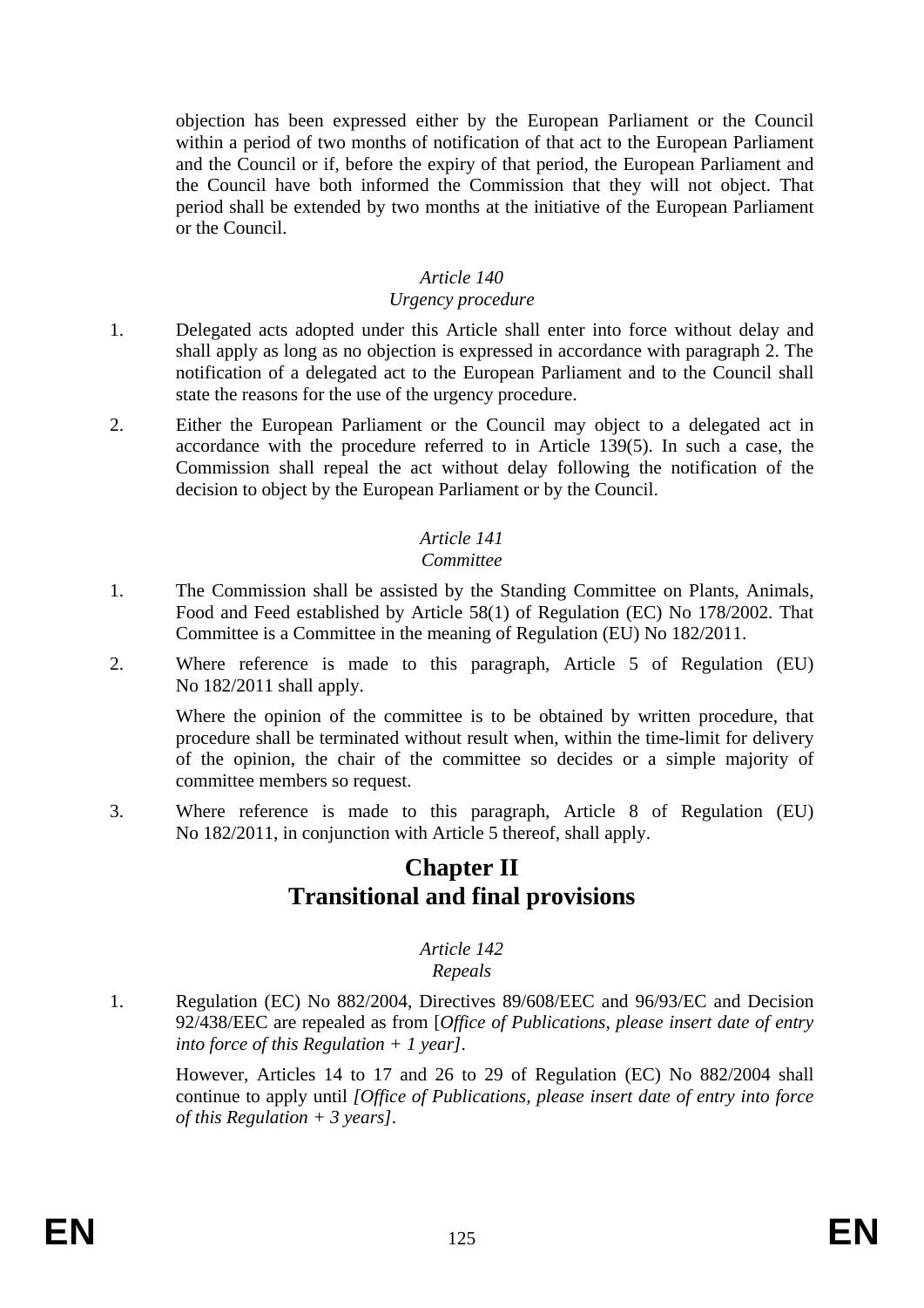objection has been expressed either by the European Parliament or the Council within a period of two months of notification of that act to the European Parliament and the Council or if, before the expiry of that period, the European Parliament and the Council have both informed the Commission that they will not object. That period shall be extended by two months at the initiative of the European Parliament or the Council.

*Article 140*

*Urgency procedure*

1. Delegated acts adopted under this Article shall enter into force without delay and shall apply as long as no objection is expressed in accordance with paragraph 2. The notification of a delegated act to the European Parliament and to the Council shall state the reasons for the use of the urgency procedure.

2. Either the European Parliament or the Council may object to a delegated act in accordance with the procedure referred to in Article 139(5). In such a case, the Commission shall repeal the act without delay following the notification of the decision to object by the European Parliament or by the Council.

*Article 141*

*Committee*

1. The Commission shall be assisted by the Standing Committee on Plants, Animals, Food and Feed established by Article 58(1) of Regulation (EC) No 178/2002. That Committee is a Committee in the meaning of Regulation (EU) No 182/2011.

2. Where reference is made to this paragraph, Article 5 of Regulation (EU) No 182/2011 shall apply.

   Where the opinion of the committee is to be obtained by written procedure, that procedure shall be terminated without result when, within the time-limit for delivery of the opinion, the chair of the committee so decides or a simple majority of committee members so request.

3. Where reference is made to this paragraph, Article 8 of Regulation (EU) No 182/2011, in conjunction with Article 5 thereof, shall apply.

# Chapter II
# Transitional and final provisions

*Article 142*

*Repeals*

1. Regulation (EC) No 882/2004, Directives 89/608/EEC and 96/93/EC and Decision 92/438/EEC are repealed as from [*Office of Publications, please insert date of entry into force of this Regulation + 1 year]*.

   However, Articles 14 to 17 and 26 to 29 of Regulation (EC) No 882/2004 shall continue to apply until *[Office of Publications, please insert date of entry into force of this Regulation + 3 years]*.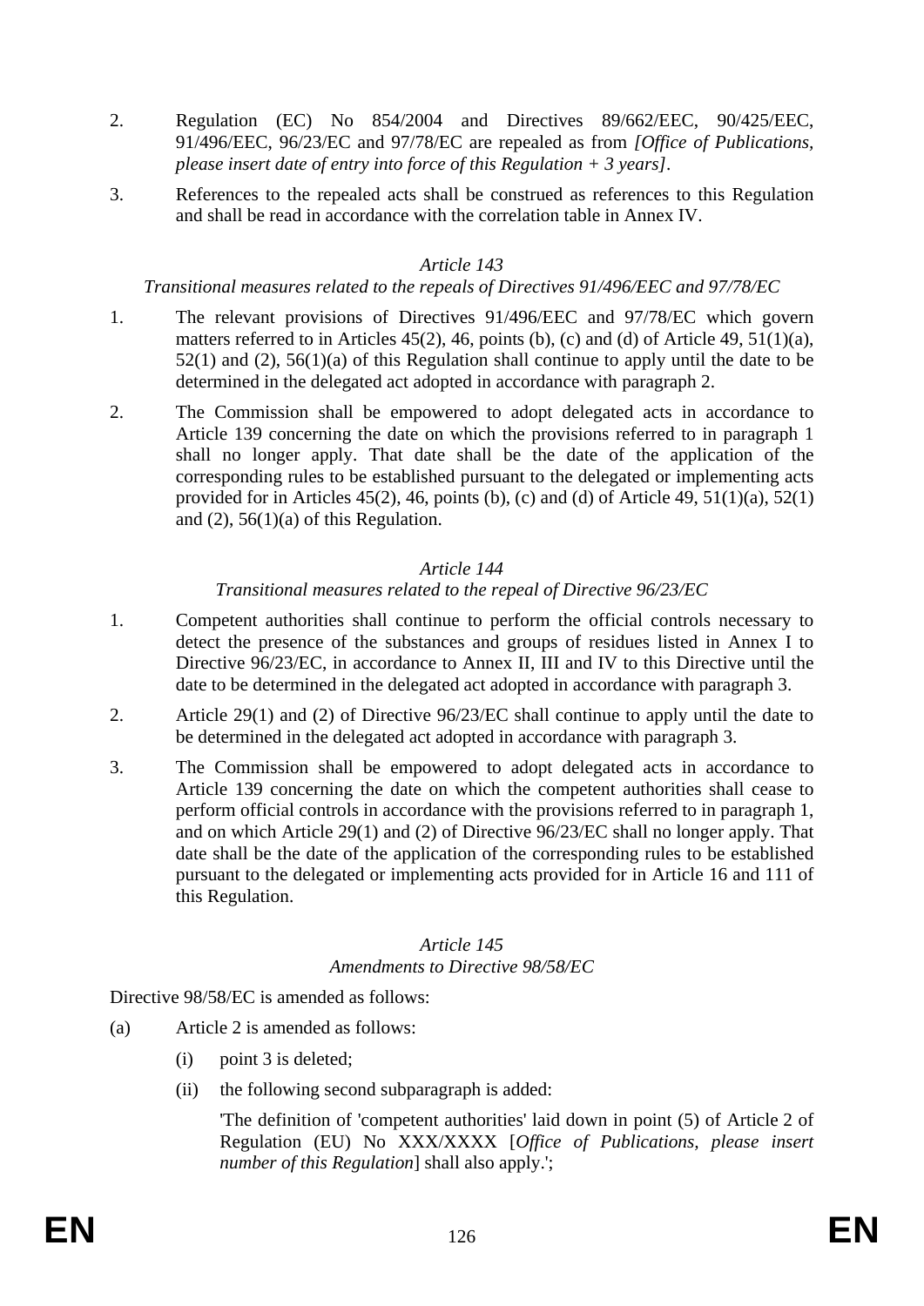2. Regulation (EC) No 854/2004 and Directives 89/662/EEC, 90/425/EEC, 91/496/EEC, 96/23/EC and 97/78/EC are repealed as from *[Office of Publications, please insert date of entry into force of this Regulation + 3 years]*.

3. References to the repealed acts shall be construed as references to this Regulation and shall be read in accordance with the correlation table in Annex IV.

*Article 143*

*Transitional measures related to the repeals of Directives 91/496/EEC and 97/78/EC*

1. The relevant provisions of Directives 91/496/EEC and 97/78/EC which govern matters referred to in Articles 45(2), 46, points (b), (c) and (d) of Article 49, 51(1)(a), 52(1) and (2), 56(1)(a) of this Regulation shall continue to apply until the date to be determined in the delegated act adopted in accordance with paragraph 2.

2. The Commission shall be empowered to adopt delegated acts in accordance to Article 139 concerning the date on which the provisions referred to in paragraph 1 shall no longer apply. That date shall be the date of the application of the corresponding rules to be established pursuant to the delegated or implementing acts provided for in Articles 45(2), 46, points (b), (c) and (d) of Article 49, 51(1)(a), 52(1) and (2), 56(1)(a) of this Regulation.

*Article 144*

*Transitional measures related to the repeal of Directive 96/23/EC*

1. Competent authorities shall continue to perform the official controls necessary to detect the presence of the substances and groups of residues listed in Annex I to Directive 96/23/EC, in accordance to Annex II, III and IV to this Directive until the date to be determined in the delegated act adopted in accordance with paragraph 3.

2. Article 29(1) and (2) of Directive 96/23/EC shall continue to apply until the date to be determined in the delegated act adopted in accordance with paragraph 3.

3. The Commission shall be empowered to adopt delegated acts in accordance to Article 139 concerning the date on which the competent authorities shall cease to perform official controls in accordance with the provisions referred to in paragraph 1, and on which Article 29(1) and (2) of Directive 96/23/EC shall no longer apply. That date shall be the date of the application of the corresponding rules to be established pursuant to the delegated or implementing acts provided for in Article 16 and 111 of this Regulation.

*Article 145*

*Amendments to Directive 98/58/EC*

Directive 98/58/EC is amended as follows:

(a) Article 2 is amended as follows:

  (i) point 3 is deleted;

  (ii) the following second subparagraph is added:

  'The definition of 'competent authorities' laid down in point (5) of Article 2 of Regulation (EU) No XXX/XXXX [*Office of Publications, please insert number of this Regulation*] shall also apply.';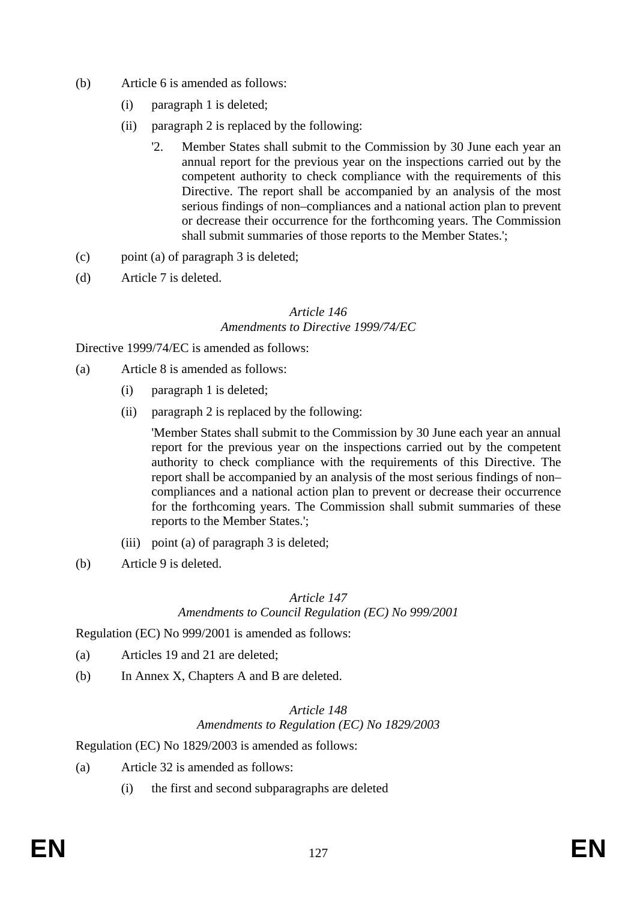(b) Article 6 is amended as follows:

(i) paragraph 1 is deleted;

(ii) paragraph 2 is replaced by the following:

'2. Member States shall submit to the Commission by 30 June each year an annual report for the previous year on the inspections carried out by the competent authority to check compliance with the requirements of this Directive. The report shall be accompanied by an analysis of the most serious findings of non–compliances and a national action plan to prevent or decrease their occurrence for the forthcoming years. The Commission shall submit summaries of those reports to the Member States.';

(c) point (a) of paragraph 3 is deleted;

(d) Article 7 is deleted.

*Article 146*
*Amendments to Directive 1999/74/EC*

Directive 1999/74/EC is amended as follows:

(a) Article 8 is amended as follows:

(i) paragraph 1 is deleted;

(ii) paragraph 2 is replaced by the following:

'Member States shall submit to the Commission by 30 June each year an annual report for the previous year on the inspections carried out by the competent authority to check compliance with the requirements of this Directive. The report shall be accompanied by an analysis of the most serious findings of non–compliances and a national action plan to prevent or decrease their occurrence for the forthcoming years. The Commission shall submit summaries of these reports to the Member States.';

(iii) point (a) of paragraph 3 is deleted;

(b) Article 9 is deleted.

*Article 147*
*Amendments to Council Regulation (EC) No 999/2001*

Regulation (EC) No 999/2001 is amended as follows:

(a) Articles 19 and 21 are deleted;

(b) In Annex X, Chapters A and B are deleted.

*Article 148*
*Amendments to Regulation (EC) No 1829/2003*

Regulation (EC) No 1829/2003 is amended as follows:

(a) Article 32 is amended as follows:

(i) the first and second subparagraphs are deleted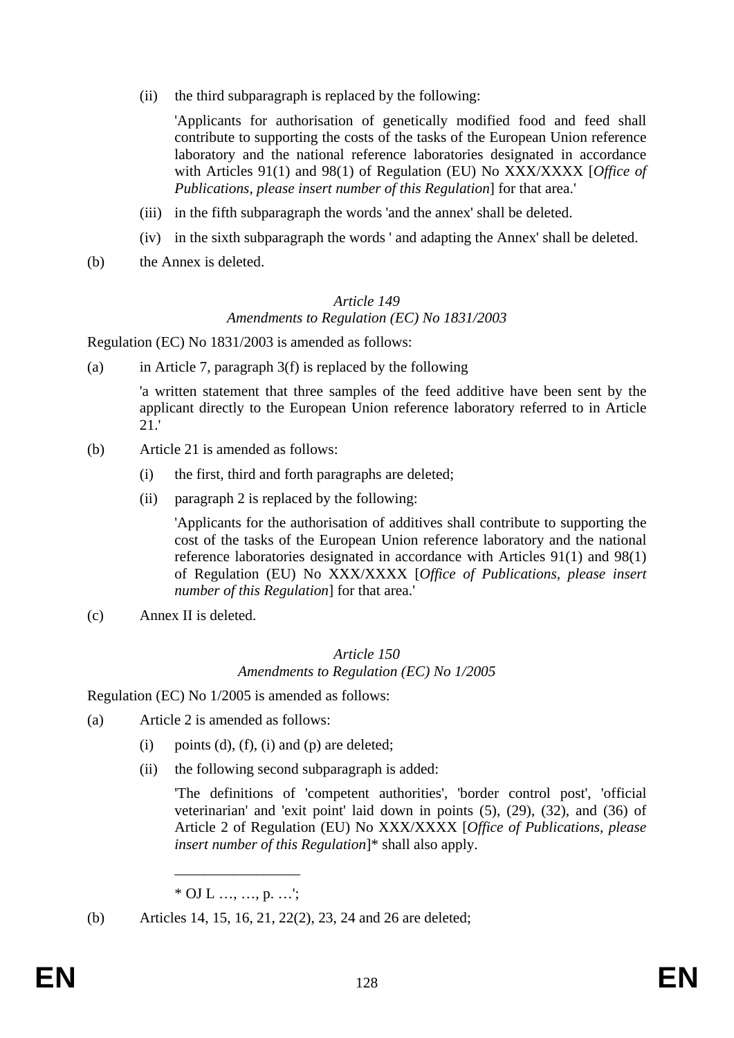(ii) the third subparagraph is replaced by the following:

'Applicants for authorisation of genetically modified food and feed shall contribute to supporting the costs of the tasks of the European Union reference laboratory and the national reference laboratories designated in accordance with Articles 91(1) and 98(1) of Regulation (EU) No XXX/XXXX [*Office of Publications, please insert number of this Regulation*] for that area.'

(iii) in the fifth subparagraph the words 'and the annex' shall be deleted.

(iv) in the sixth subparagraph the words ' and adapting the Annex' shall be deleted.

(b) the Annex is deleted.

*Article 149*
*Amendments to Regulation (EC) No 1831/2003*

Regulation (EC) No 1831/2003 is amended as follows:

(a) in Article 7, paragraph 3(f) is replaced by the following

'a written statement that three samples of the feed additive have been sent by the applicant directly to the European Union reference laboratory referred to in Article 21.'

(b) Article 21 is amended as follows:

(i) the first, third and forth paragraphs are deleted;

(ii) paragraph 2 is replaced by the following:

'Applicants for the authorisation of additives shall contribute to supporting the cost of the tasks of the European Union reference laboratory and the national reference laboratories designated in accordance with Articles 91(1) and 98(1) of Regulation (EU) No XXX/XXXX [*Office of Publications, please insert number of this Regulation*] for that area.'

(c) Annex II is deleted.

*Article 150*
*Amendments to Regulation (EC) No 1/2005*

Regulation (EC) No 1/2005 is amended as follows:

(a) Article 2 is amended as follows:

(i) points (d), (f), (i) and (p) are deleted;

(ii) the following second subparagraph is added:

'The definitions of 'competent authorities', 'border control post', 'official veterinarian' and 'exit point' laid down in points (5), (29), (32), and (36) of Article 2 of Regulation (EU) No XXX/XXXX [*Office of Publications, please insert number of this Regulation*]* shall also apply.

\_\_\_\_\_\_\_\_\_\_\_\_\_\_\_\_

* OJ L …, …, p. …';

(b) Articles 14, 15, 16, 21, 22(2), 23, 24 and 26 are deleted;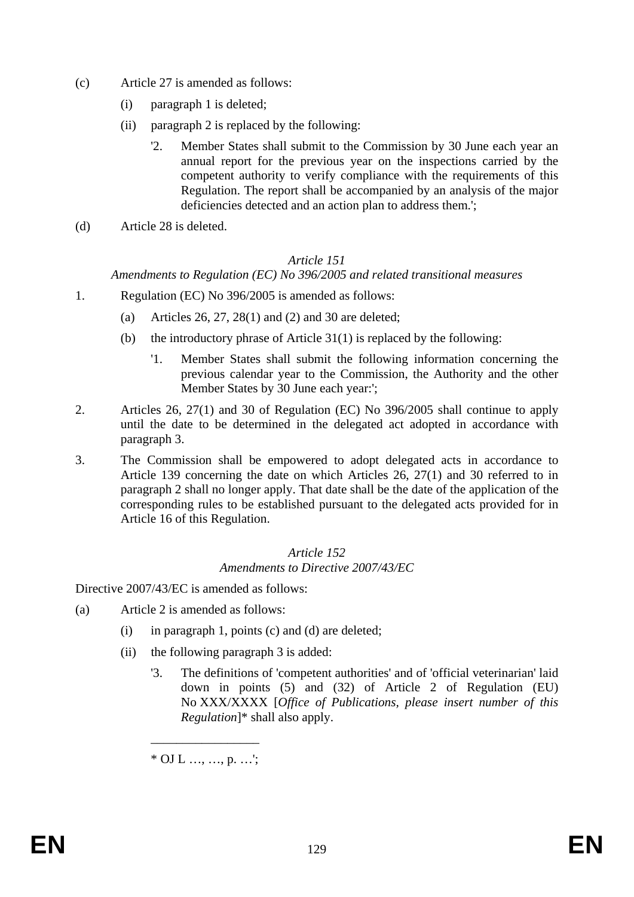(c) Article 27 is amended as follows:

   (i) paragraph 1 is deleted;

   (ii) paragraph 2 is replaced by the following:

      '2. Member States shall submit to the Commission by 30 June each year an annual report for the previous year on the inspections carried by the competent authority to verify compliance with the requirements of this Regulation. The report shall be accompanied by an analysis of the major deficiencies detected and an action plan to address them.';

(d) Article 28 is deleted.

*Article 151*

*Amendments to Regulation (EC) No 396/2005 and related transitional measures*

1. Regulation (EC) No 396/2005 is amended as follows:

   (a) Articles 26, 27, 28(1) and (2) and 30 are deleted;

   (b) the introductory phrase of Article 31(1) is replaced by the following:

      '1. Member States shall submit the following information concerning the previous calendar year to the Commission, the Authority and the other Member States by 30 June each year:';

2. Articles 26, 27(1) and 30 of Regulation (EC) No 396/2005 shall continue to apply until the date to be determined in the delegated act adopted in accordance with paragraph 3.

3. The Commission shall be empowered to adopt delegated acts in accordance to Article 139 concerning the date on which Articles 26, 27(1) and 30 referred to in paragraph 2 shall no longer apply. That date shall be the date of the application of the corresponding rules to be established pursuant to the delegated acts provided for in Article 16 of this Regulation.

*Article 152*

*Amendments to Directive 2007/43/EC*

Directive 2007/43/EC is amended as follows:

(a) Article 2 is amended as follows:

   (i) in paragraph 1, points (c) and (d) are deleted;

   (ii) the following paragraph 3 is added:

      '3. The definitions of 'competent authorities' and of 'official veterinarian' laid down in points (5) and (32) of Article 2 of Regulation (EU) No XXX/XXXX [*Office of Publications, please insert number of this Regulation*]* shall also apply.

      ________________

      * OJ L …, …, p. …';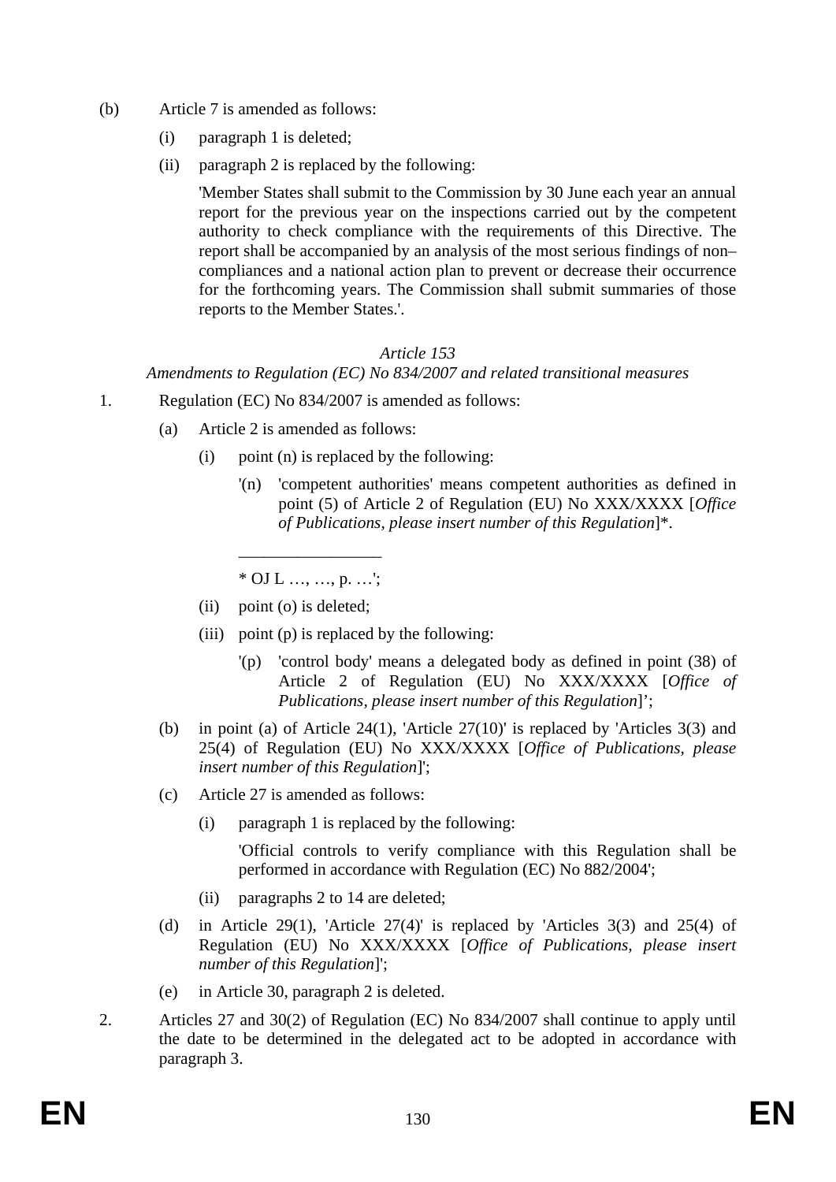(b) Article 7 is amended as follows:

   (i) paragraph 1 is deleted;

   (ii) paragraph 2 is replaced by the following:

   'Member States shall submit to the Commission by 30 June each year an annual report for the previous year on the inspections carried out by the competent authority to check compliance with the requirements of this Directive. The report shall be accompanied by an analysis of the most serious findings of non–compliances and a national action plan to prevent or decrease their occurrence for the forthcoming years. The Commission shall submit summaries of those reports to the Member States.'.

*Article 153*

*Amendments to Regulation (EC) No 834/2007 and related transitional measures*

1. Regulation (EC) No 834/2007 is amended as follows:

   (a) Article 2 is amended as follows:

      (i) point (n) is replaced by the following:

         '(n) 'competent authorities' means competent authorities as defined in point (5) of Article 2 of Regulation (EU) No XXX/XXXX [*Office of Publications, please insert number of this Regulation*]*.

         \_\_\_\_\_\_\_\_\_\_\_\_\_\_\_\_\_

         * OJ L …, …, p. …';

      (ii) point (o) is deleted;

      (iii) point (p) is replaced by the following:

         '(p) 'control body' means a delegated body as defined in point (38) of Article 2 of Regulation (EU) No XXX/XXXX [*Office of Publications, please insert number of this Regulation*]';

   (b) in point (a) of Article 24(1), 'Article 27(10)' is replaced by 'Articles 3(3) and 25(4) of Regulation (EU) No XXX/XXXX [*Office of Publications, please insert number of this Regulation*]';

   (c) Article 27 is amended as follows:

      (i) paragraph 1 is replaced by the following:

         'Official controls to verify compliance with this Regulation shall be performed in accordance with Regulation (EC) No 882/2004';

      (ii) paragraphs 2 to 14 are deleted;

   (d) in Article 29(1), 'Article 27(4)' is replaced by 'Articles 3(3) and 25(4) of Regulation (EU) No XXX/XXXX [*Office of Publications, please insert number of this Regulation*]';

   (e) in Article 30, paragraph 2 is deleted.

2. Articles 27 and 30(2) of Regulation (EC) No 834/2007 shall continue to apply until the date to be determined in the delegated act to be adopted in accordance with paragraph 3.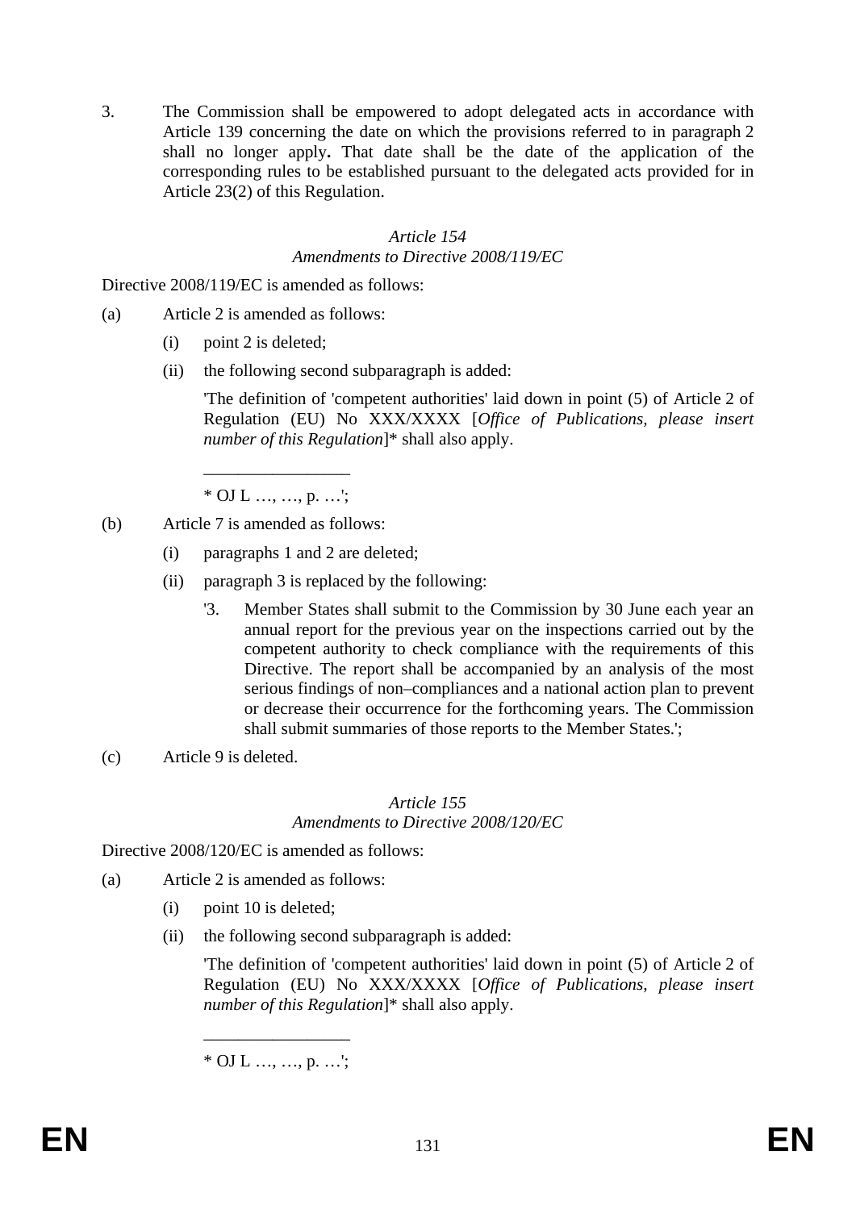3. The Commission shall be empowered to adopt delegated acts in accordance with Article 139 concerning the date on which the provisions referred to in paragraph 2 shall no longer apply**.** That date shall be the date of the application of the corresponding rules to be established pursuant to the delegated acts provided for in Article 23(2) of this Regulation.

*Article 154*
*Amendments to Directive 2008/119/EC*

Directive 2008/119/EC is amended as follows:

(a) Article 2 is amended as follows:

 (i) point 2 is deleted;

 (ii) the following second subparagraph is added:

 'The definition of 'competent authorities' laid down in point (5) of Article 2 of Regulation (EU) No XXX/XXXX [*Office of Publications, please insert number of this Regulation*]* shall also apply.

 \_\_\_\_\_\_\_\_\_\_\_\_\_\_\_\_\_

 * OJ L …, …, p. …';

(b) Article 7 is amended as follows:

 (i) paragraphs 1 and 2 are deleted;

 (ii) paragraph 3 is replaced by the following:

 '3. Member States shall submit to the Commission by 30 June each year an annual report for the previous year on the inspections carried out by the competent authority to check compliance with the requirements of this Directive. The report shall be accompanied by an analysis of the most serious findings of non–compliances and a national action plan to prevent or decrease their occurrence for the forthcoming years. The Commission shall submit summaries of those reports to the Member States.';

(c) Article 9 is deleted.

*Article 155*
*Amendments to Directive 2008/120/EC*

Directive 2008/120/EC is amended as follows:

(a) Article 2 is amended as follows:

 (i) point 10 is deleted;

 (ii) the following second subparagraph is added:

 'The definition of 'competent authorities' laid down in point (5) of Article 2 of Regulation (EU) No XXX/XXXX [*Office of Publications, please insert number of this Regulation*]* shall also apply.

 \_\_\_\_\_\_\_\_\_\_\_\_\_\_\_\_\_

 * OJ L …, …, p. …';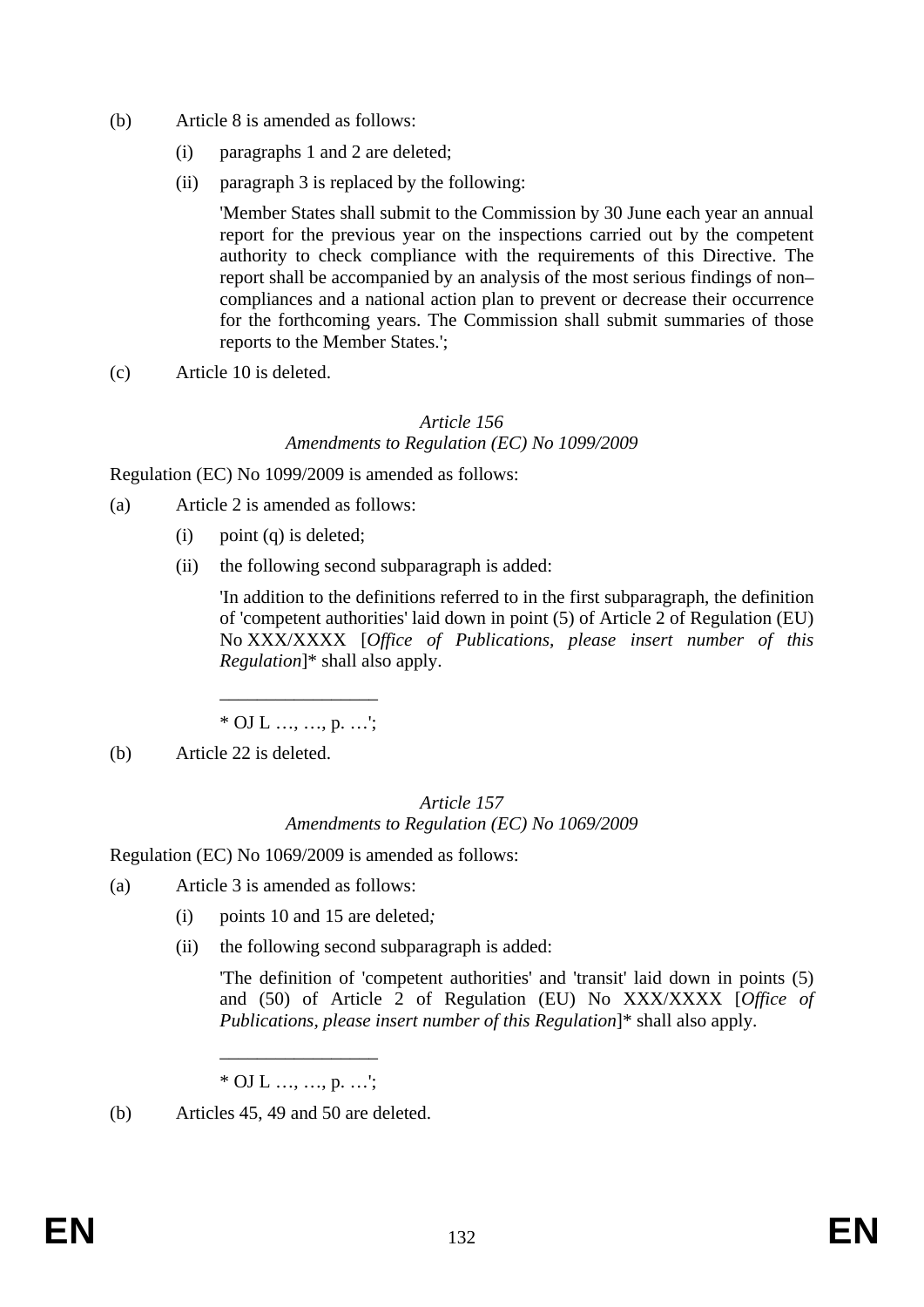(b) Article 8 is amended as follows:

(i) paragraphs 1 and 2 are deleted;

(ii) paragraph 3 is replaced by the following:

'Member States shall submit to the Commission by 30 June each year an annual report for the previous year on the inspections carried out by the competent authority to check compliance with the requirements of this Directive. The report shall be accompanied by an analysis of the most serious findings of non–compliances and a national action plan to prevent or decrease their occurrence for the forthcoming years. The Commission shall submit summaries of those reports to the Member States.';

(c) Article 10 is deleted.

*Article 156*
*Amendments to Regulation (EC) No 1099/2009*

Regulation (EC) No 1099/2009 is amended as follows:

(a) Article 2 is amended as follows:

(i) point (q) is deleted;

(ii) the following second subparagraph is added:

'In addition to the definitions referred to in the first subparagraph, the definition of 'competent authorities' laid down in point (5) of Article 2 of Regulation (EU) No XXX/XXXX [*Office of Publications, please insert number of this Regulation*]* shall also apply.

________________

* OJ L …, …, p. …';

(b) Article 22 is deleted.

*Article 157*
*Amendments to Regulation (EC) No 1069/2009*

Regulation (EC) No 1069/2009 is amended as follows:

(a) Article 3 is amended as follows:

(i) points 10 and 15 are deleted*;*

(ii) the following second subparagraph is added:

'The definition of 'competent authorities' and 'transit' laid down in points (5) and (50) of Article 2 of Regulation (EU) No XXX/XXXX [*Office of Publications, please insert number of this Regulation*]* shall also apply.

________________

* OJ L …, …, p. …';

(b) Articles 45, 49 and 50 are deleted.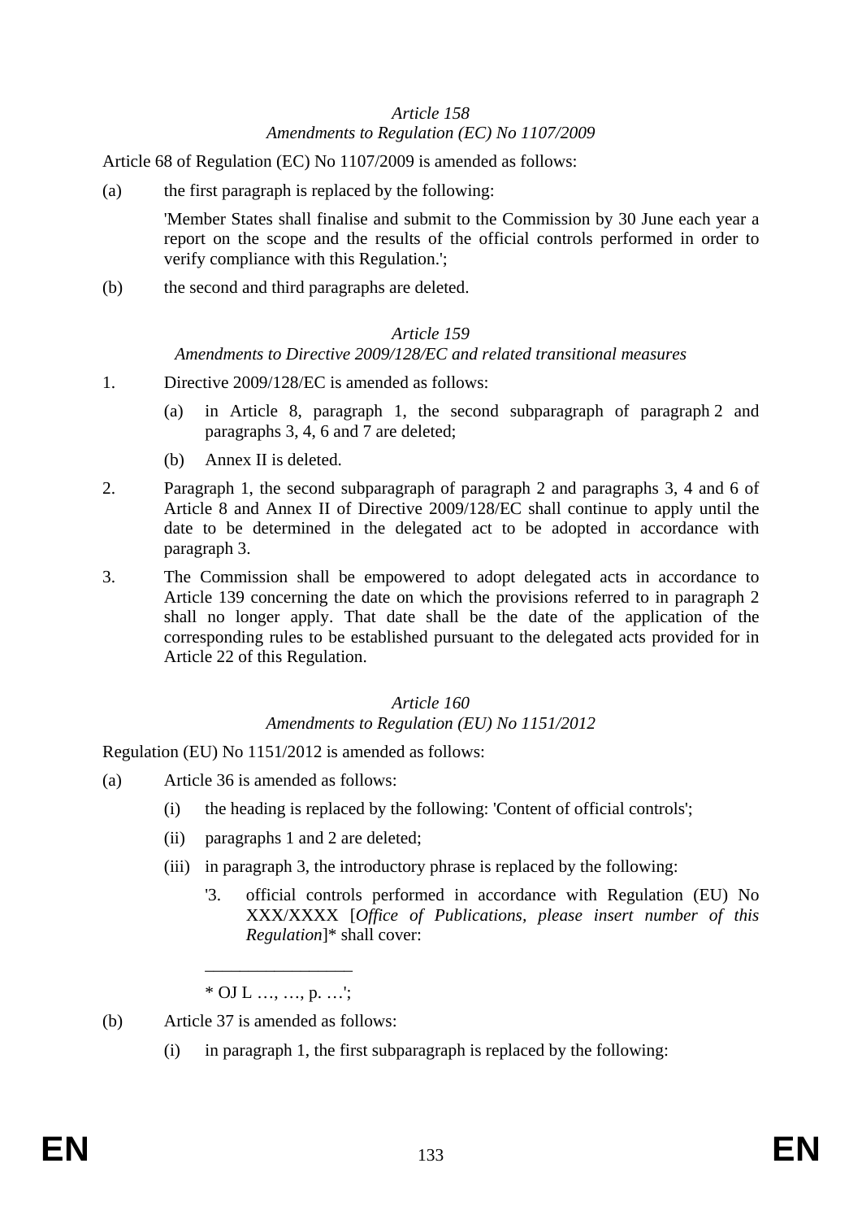*Article 158*
*Amendments to Regulation (EC) No 1107/2009*

Article 68 of Regulation (EC) No 1107/2009 is amended as follows:

(a) the first paragraph is replaced by the following:

'Member States shall finalise and submit to the Commission by 30 June each year a report on the scope and the results of the official controls performed in order to verify compliance with this Regulation.';

(b) the second and third paragraphs are deleted.

*Article 159*
*Amendments to Directive 2009/128/EC and related transitional measures*

1. Directive 2009/128/EC is amended as follows:

   (a) in Article 8, paragraph 1, the second subparagraph of paragraph 2 and paragraphs 3, 4, 6 and 7 are deleted;

   (b) Annex II is deleted.

2. Paragraph 1, the second subparagraph of paragraph 2 and paragraphs 3, 4 and 6 of Article 8 and Annex II of Directive 2009/128/EC shall continue to apply until the date to be determined in the delegated act to be adopted in accordance with paragraph 3.

3. The Commission shall be empowered to adopt delegated acts in accordance to Article 139 concerning the date on which the provisions referred to in paragraph 2 shall no longer apply. That date shall be the date of the application of the corresponding rules to be established pursuant to the delegated acts provided for in Article 22 of this Regulation.

*Article 160*
*Amendments to Regulation (EU) No 1151/2012*

Regulation (EU) No 1151/2012 is amended as follows:

(a) Article 36 is amended as follows:

   (i) the heading is replaced by the following: 'Content of official controls';

   (ii) paragraphs 1 and 2 are deleted;

   (iii) in paragraph 3, the introductory phrase is replaced by the following:

   '3. official controls performed in accordance with Regulation (EU) No XXX/XXXX [*Office of Publications, please insert number of this Regulation*]* shall cover:

   ________________

   * OJ L …, …, p. …';

(b) Article 37 is amended as follows:

   (i) in paragraph 1, the first subparagraph is replaced by the following: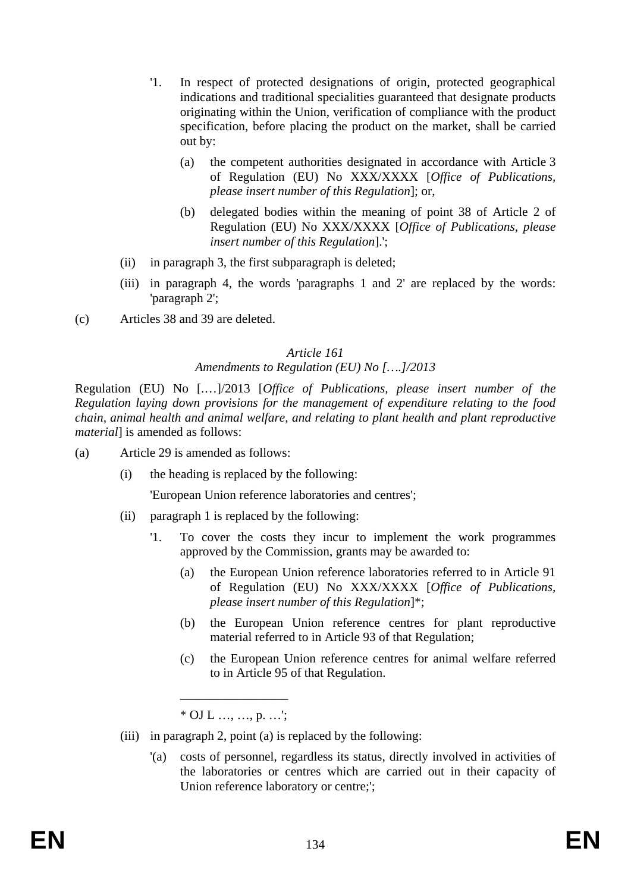'1. In respect of protected designations of origin, protected geographical indications and traditional specialities guaranteed that designate products originating within the Union, verification of compliance with the product specification, before placing the product on the market, shall be carried out by:

(a) the competent authorities designated in accordance with Article 3 of Regulation (EU) No XXX/XXXX [*Office of Publications, please insert number of this Regulation*]; or,

(b) delegated bodies within the meaning of point 38 of Article 2 of Regulation (EU) No XXX/XXXX [*Office of Publications, please insert number of this Regulation*].';

(ii) in paragraph 3, the first subparagraph is deleted;

(iii) in paragraph 4, the words 'paragraphs 1 and 2' are replaced by the words: 'paragraph 2';

(c) Articles 38 and 39 are deleted.

*Article 161*
*Amendments to Regulation (EU) No […]/2013*

Regulation (EU) No [.…]/2013 [*Office of Publications, please insert number of the Regulation laying down provisions for the management of expenditure relating to the food chain, animal health and animal welfare, and relating to plant health and plant reproductive material*] is amended as follows:

(a) Article 29 is amended as follows:

(i) the heading is replaced by the following:

'European Union reference laboratories and centres';

(ii) paragraph 1 is replaced by the following:

'1. To cover the costs they incur to implement the work programmes approved by the Commission, grants may be awarded to:

(a) the European Union reference laboratories referred to in Article 91 of Regulation (EU) No XXX/XXXX [*Office of Publications, please insert number of this Regulation*]*;

(b) the European Union reference centres for plant reproductive material referred to in Article 93 of that Regulation;

(c) the European Union reference centres for animal welfare referred to in Article 95 of that Regulation.

\_\_\_\_\_\_\_\_\_\_\_\_\_\_\_\_\_

* OJ L …, …, p. …';

(iii) in paragraph 2, point (a) is replaced by the following:

'(a) costs of personnel, regardless its status, directly involved in activities of the laboratories or centres which are carried out in their capacity of Union reference laboratory or centre;';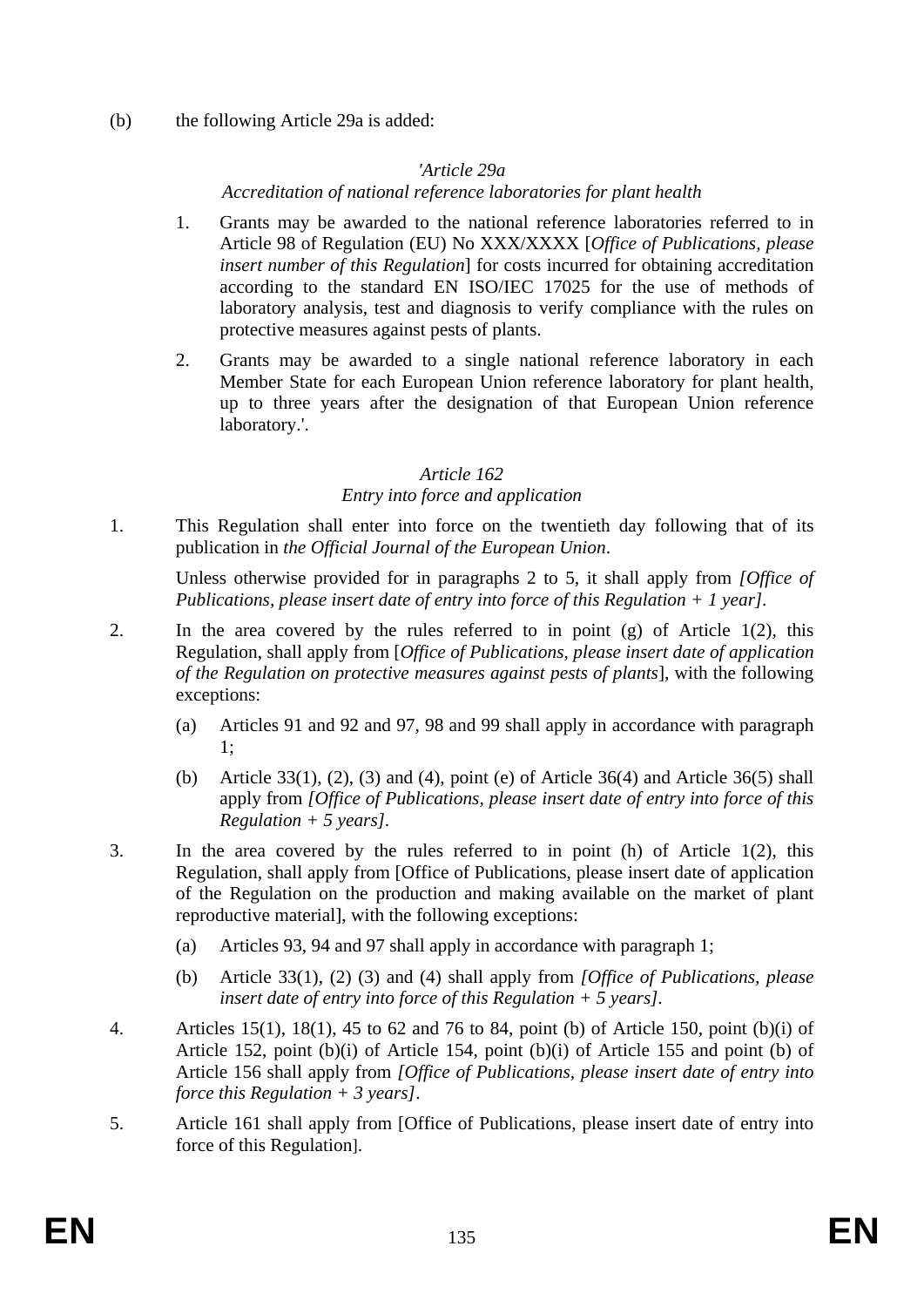(b) the following Article 29a is added:

*'Article 29a*

*Accreditation of national reference laboratories for plant health*

1. Grants may be awarded to the national reference laboratories referred to in Article 98 of Regulation (EU) No XXX/XXXX [*Office of Publications, please insert number of this Regulation*] for costs incurred for obtaining accreditation according to the standard EN ISO/IEC 17025 for the use of methods of laboratory analysis, test and diagnosis to verify compliance with the rules on protective measures against pests of plants.

2. Grants may be awarded to a single national reference laboratory in each Member State for each European Union reference laboratory for plant health, up to three years after the designation of that European Union reference laboratory.'.

*Article 162*

*Entry into force and application*

1. This Regulation shall enter into force on the twentieth day following that of its publication in *the Official Journal of the European Union*.

   Unless otherwise provided for in paragraphs 2 to 5, it shall apply from *[Office of Publications, please insert date of entry into force of this Regulation + 1 year]*.

2. In the area covered by the rules referred to in point (g) of Article 1(2), this Regulation, shall apply from [*Office of Publications, please insert date of application of the Regulation on protective measures against pests of plants*], with the following exceptions:

   (a) Articles 91 and 92 and 97, 98 and 99 shall apply in accordance with paragraph 1;

   (b) Article 33(1), (2), (3) and (4), point (e) of Article 36(4) and Article 36(5) shall apply from *[Office of Publications, please insert date of entry into force of this Regulation + 5 years]*.

3. In the area covered by the rules referred to in point (h) of Article 1(2), this Regulation, shall apply from [Office of Publications, please insert date of application of the Regulation on the production and making available on the market of plant reproductive material], with the following exceptions:

   (a) Articles 93, 94 and 97 shall apply in accordance with paragraph 1;

   (b) Article 33(1), (2) (3) and (4) shall apply from *[Office of Publications, please insert date of entry into force of this Regulation + 5 years]*.

4. Articles 15(1), 18(1), 45 to 62 and 76 to 84, point (b) of Article 150, point (b)(i) of Article 152, point (b)(i) of Article 154, point (b)(i) of Article 155 and point (b) of Article 156 shall apply from *[Office of Publications, please insert date of entry into force this Regulation + 3 years]*.

5. Article 161 shall apply from [Office of Publications, please insert date of entry into force of this Regulation].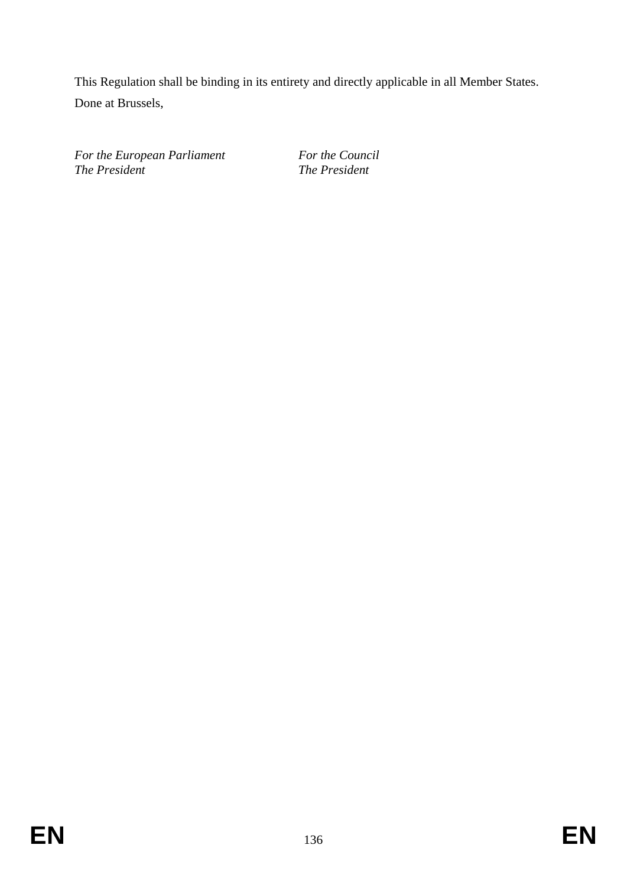This Regulation shall be binding in its entirety and directly applicable in all Member States.

Done at Brussels,

| *For the European Parliament* | *For the Council* |
|---|---|
| *The President* | *The President* |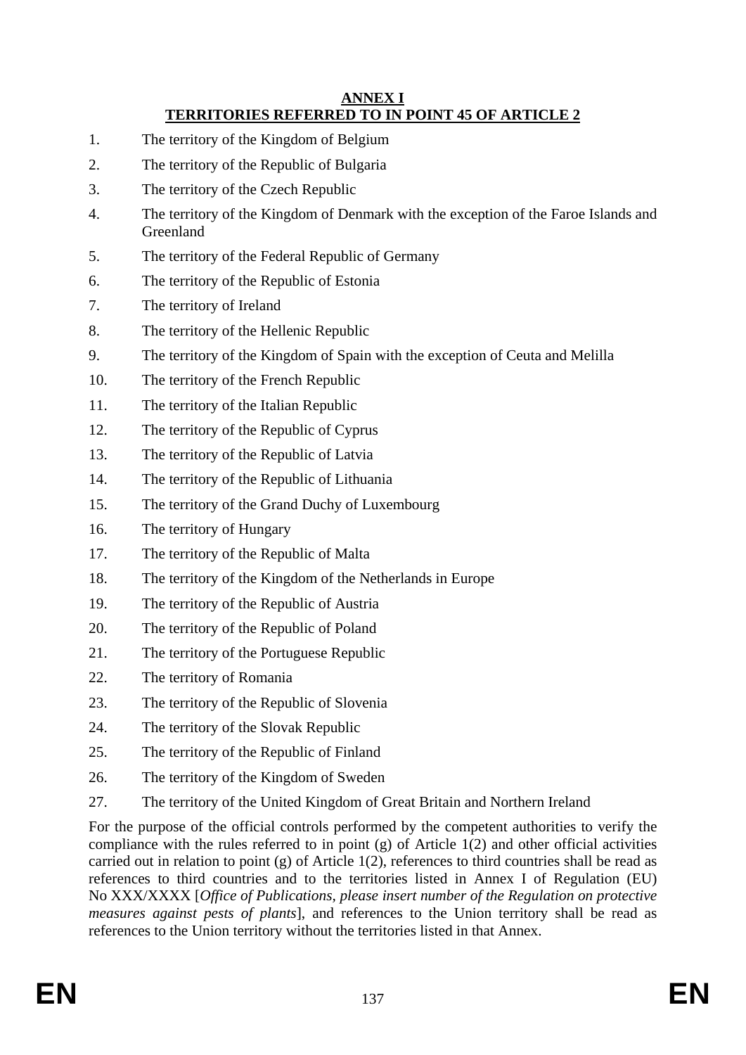## ANNEX I
## TERRITORIES REFERRED TO IN POINT 45 OF ARTICLE 2

1. The territory of the Kingdom of Belgium
2. The territory of the Republic of Bulgaria
3. The territory of the Czech Republic
4. The territory of the Kingdom of Denmark with the exception of the Faroe Islands and Greenland
5. The territory of the Federal Republic of Germany
6. The territory of the Republic of Estonia
7. The territory of Ireland
8. The territory of the Hellenic Republic
9. The territory of the Kingdom of Spain with the exception of Ceuta and Melilla
10. The territory of the French Republic
11. The territory of the Italian Republic
12. The territory of the Republic of Cyprus
13. The territory of the Republic of Latvia
14. The territory of the Republic of Lithuania
15. The territory of the Grand Duchy of Luxembourg
16. The territory of Hungary
17. The territory of the Republic of Malta
18. The territory of the Kingdom of the Netherlands in Europe
19. The territory of the Republic of Austria
20. The territory of the Republic of Poland
21. The territory of the Portuguese Republic
22. The territory of Romania
23. The territory of the Republic of Slovenia
24. The territory of the Slovak Republic
25. The territory of the Republic of Finland
26. The territory of the Kingdom of Sweden
27. The territory of the United Kingdom of Great Britain and Northern Ireland

For the purpose of the official controls performed by the competent authorities to verify the compliance with the rules referred to in point (g) of Article 1(2) and other official activities carried out in relation to point (g) of Article 1(2), references to third countries shall be read as references to third countries and to the territories listed in Annex I of Regulation (EU) No XXX/XXXX [*Office of Publications, please insert number of the Regulation on protective measures against pests of plants*], and references to the Union territory shall be read as references to the Union territory without the territories listed in that Annex.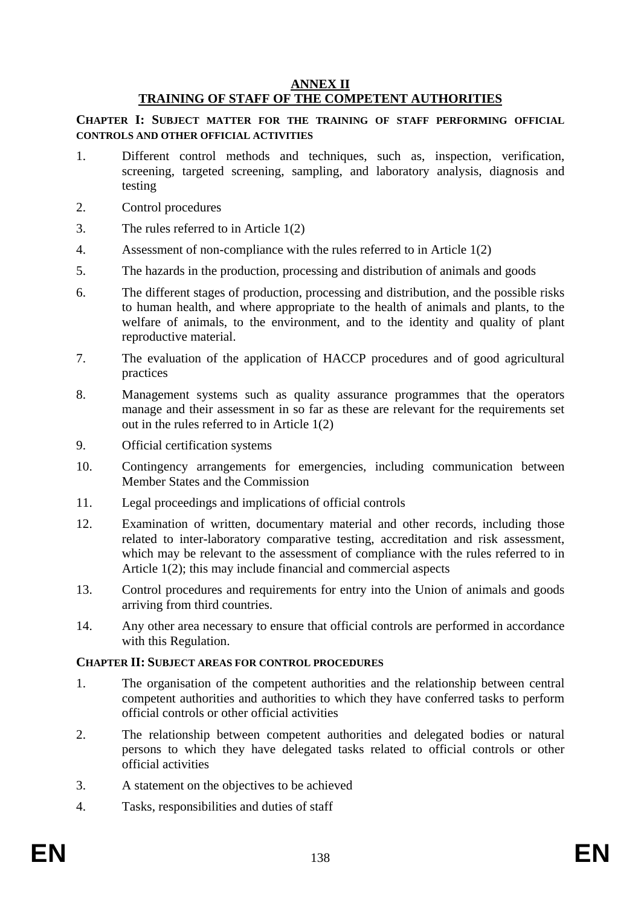# ANNEX II
# TRAINING OF STAFF OF THE COMPETENT AUTHORITIES

## CHAPTER I: SUBJECT MATTER FOR THE TRAINING OF STAFF PERFORMING OFFICIAL CONTROLS AND OTHER OFFICIAL ACTIVITIES

1. Different control methods and techniques, such as, inspection, verification, screening, targeted screening, sampling, and laboratory analysis, diagnosis and testing
2. Control procedures
3. The rules referred to in Article 1(2)
4. Assessment of non-compliance with the rules referred to in Article 1(2)
5. The hazards in the production, processing and distribution of animals and goods
6. The different stages of production, processing and distribution, and the possible risks to human health, and where appropriate to the health of animals and plants, to the welfare of animals, to the environment, and to the identity and quality of plant reproductive material.
7. The evaluation of the application of HACCP procedures and of good agricultural practices
8. Management systems such as quality assurance programmes that the operators manage and their assessment in so far as these are relevant for the requirements set out in the rules referred to in Article 1(2)
9. Official certification systems
10. Contingency arrangements for emergencies, including communication between Member States and the Commission
11. Legal proceedings and implications of official controls
12. Examination of written, documentary material and other records, including those related to inter-laboratory comparative testing, accreditation and risk assessment, which may be relevant to the assessment of compliance with the rules referred to in Article 1(2); this may include financial and commercial aspects
13. Control procedures and requirements for entry into the Union of animals and goods arriving from third countries.
14. Any other area necessary to ensure that official controls are performed in accordance with this Regulation.

## CHAPTER II: SUBJECT AREAS FOR CONTROL PROCEDURES

1. The organisation of the competent authorities and the relationship between central competent authorities and authorities to which they have conferred tasks to perform official controls or other official activities
2. The relationship between competent authorities and delegated bodies or natural persons to which they have delegated tasks related to official controls or other official activities
3. A statement on the objectives to be achieved
4. Tasks, responsibilities and duties of staff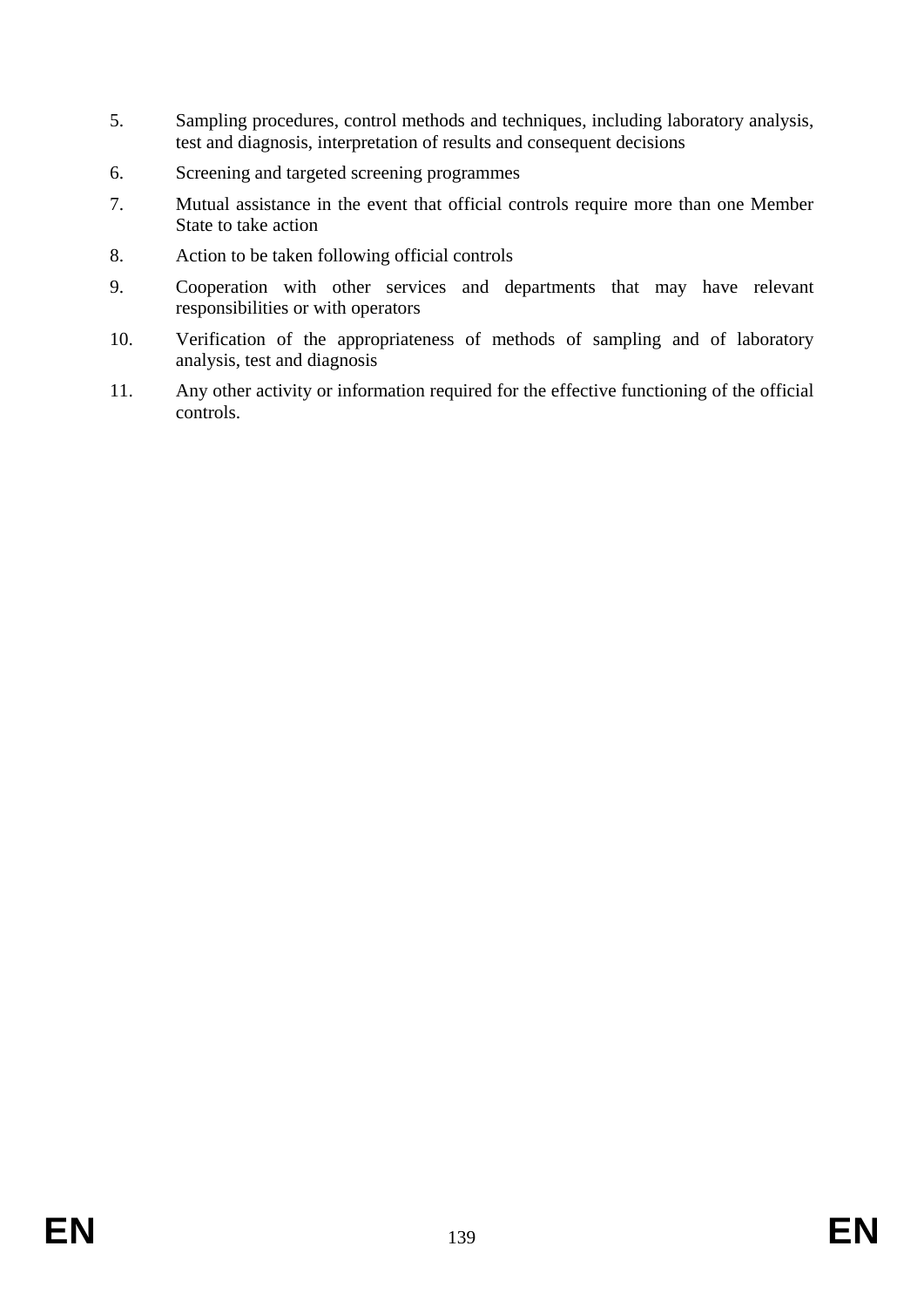5. Sampling procedures, control methods and techniques, including laboratory analysis, test and diagnosis, interpretation of results and consequent decisions
6. Screening and targeted screening programmes
7. Mutual assistance in the event that official controls require more than one Member State to take action
8. Action to be taken following official controls
9. Cooperation with other services and departments that may have relevant responsibilities or with operators
10. Verification of the appropriateness of methods of sampling and of laboratory analysis, test and diagnosis
11. Any other activity or information required for the effective functioning of the official controls.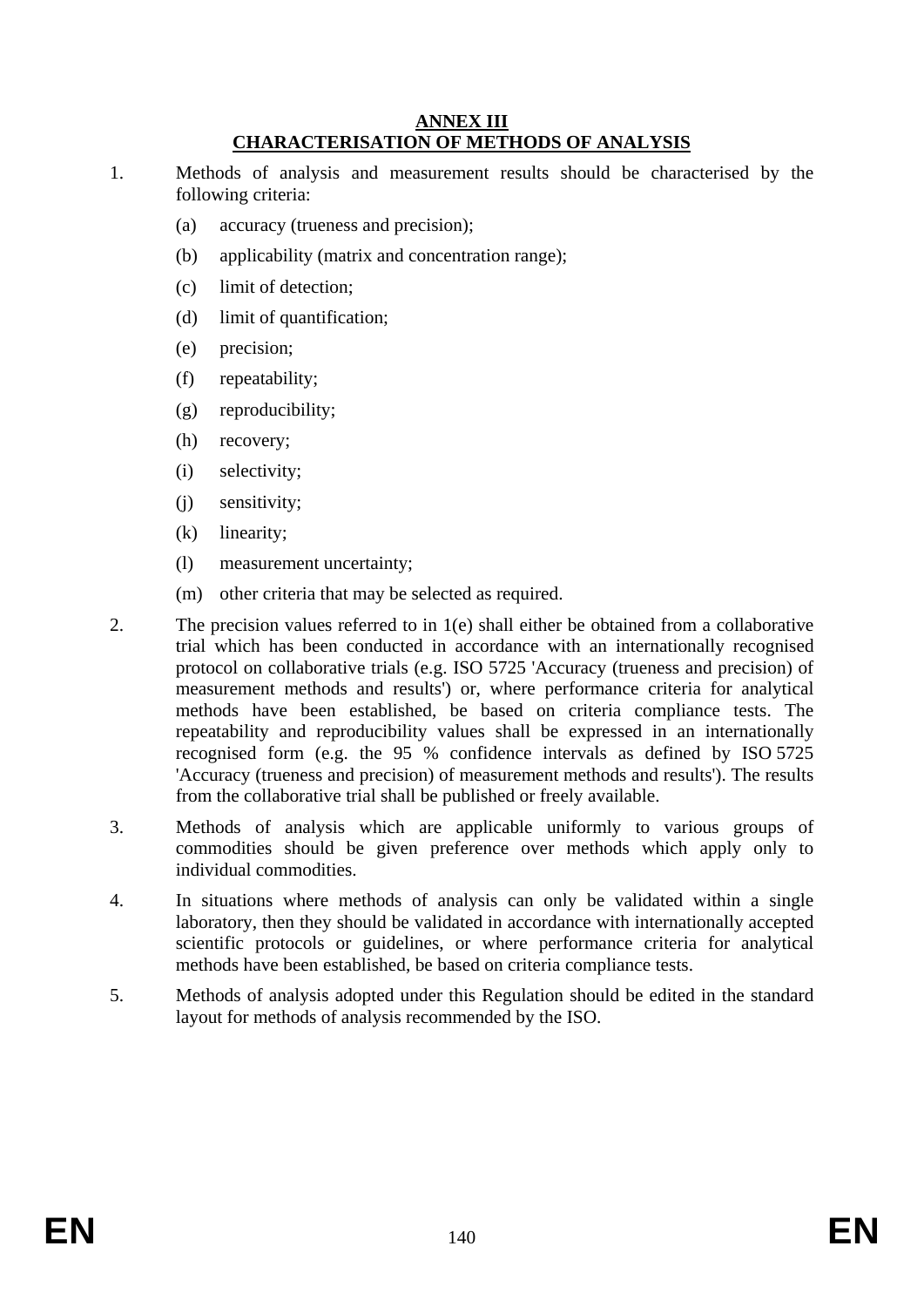## ANNEX III
## CHARACTERISATION OF METHODS OF ANALYSIS

1. Methods of analysis and measurement results should be characterised by the following criteria:

   (a) accuracy (trueness and precision);

   (b) applicability (matrix and concentration range);

   (c) limit of detection;

   (d) limit of quantification;

   (e) precision;

   (f) repeatability;

   (g) reproducibility;

   (h) recovery;

   (i) selectivity;

   (j) sensitivity;

   (k) linearity;

   (l) measurement uncertainty;

   (m) other criteria that may be selected as required.

2. The precision values referred to in 1(e) shall either be obtained from a collaborative trial which has been conducted in accordance with an internationally recognised protocol on collaborative trials (e.g. ISO 5725 'Accuracy (trueness and precision) of measurement methods and results') or, where performance criteria for analytical methods have been established, be based on criteria compliance tests. The repeatability and reproducibility values shall be expressed in an internationally recognised form (e.g. the 95 % confidence intervals as defined by ISO 5725 'Accuracy (trueness and precision) of measurement methods and results'). The results from the collaborative trial shall be published or freely available.

3. Methods of analysis which are applicable uniformly to various groups of commodities should be given preference over methods which apply only to individual commodities.

4. In situations where methods of analysis can only be validated within a single laboratory, then they should be validated in accordance with internationally accepted scientific protocols or guidelines, or where performance criteria for analytical methods have been established, be based on criteria compliance tests.

5. Methods of analysis adopted under this Regulation should be edited in the standard layout for methods of analysis recommended by the ISO.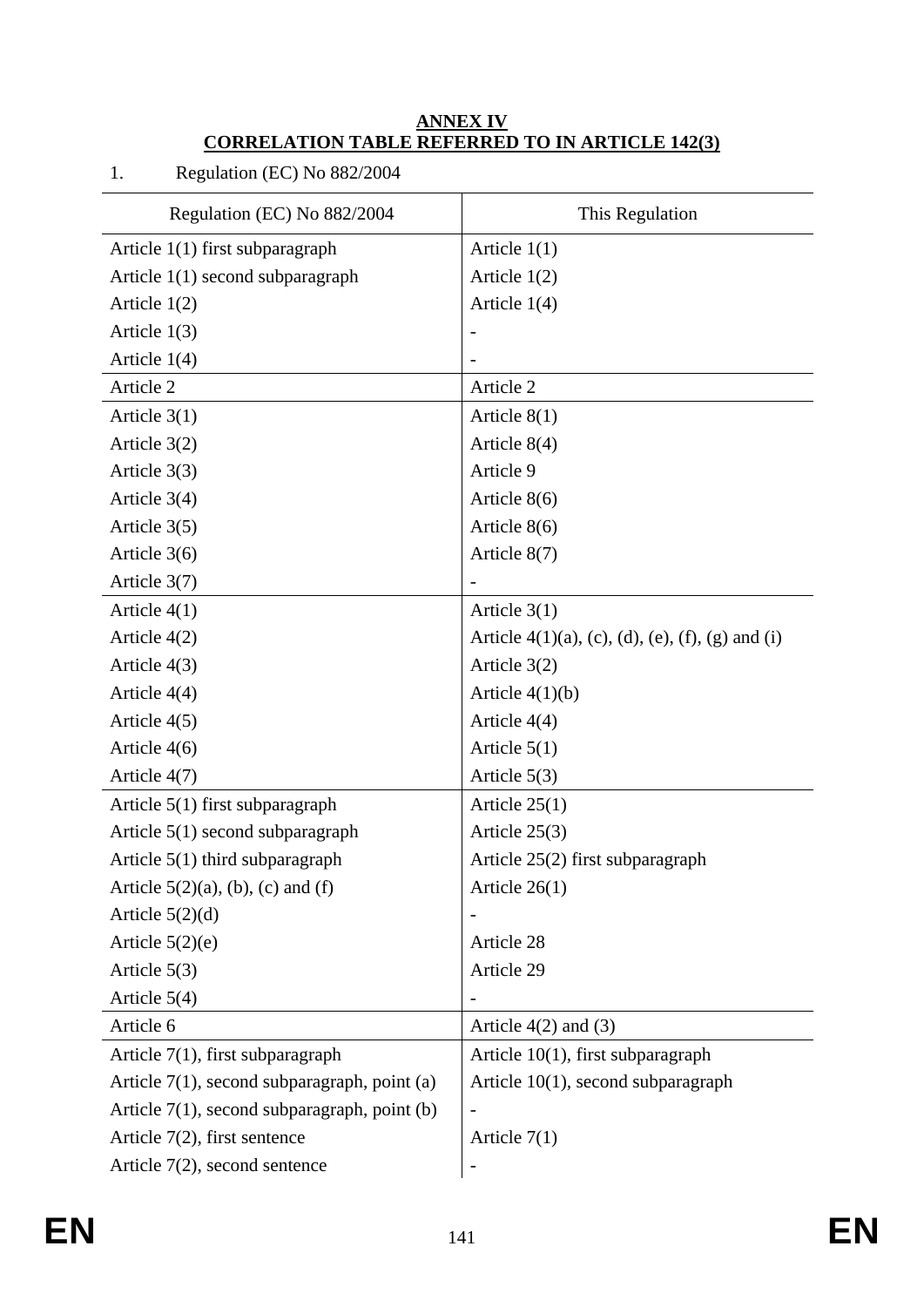**ANNEX IV**

**CORRELATION TABLE REFERRED TO IN ARTICLE 142(3)**

1. Regulation (EC) No 882/2004

| Regulation (EC) No 882/2004 | This Regulation |
|---|---|
| Article 1(1) first subparagraph | Article 1(1) |
| Article 1(1) second subparagraph | Article 1(2) |
| Article 1(2) | Article 1(4) |
| Article 1(3) | - |
| Article 1(4) | - |
| Article 2 | Article 2 |
| Article 3(1) | Article 8(1) |
| Article 3(2) | Article 8(4) |
| Article 3(3) | Article 9 |
| Article 3(4) | Article 8(6) |
| Article 3(5) | Article 8(6) |
| Article 3(6) | Article 8(7) |
| Article 3(7) | - |
| Article 4(1) | Article 3(1) |
| Article 4(2) | Article 4(1)(a), (c), (d), (e), (f), (g) and (i) |
| Article 4(3) | Article 3(2) |
| Article 4(4) | Article 4(1)(b) |
| Article 4(5) | Article 4(4) |
| Article 4(6) | Article 5(1) |
| Article 4(7) | Article 5(3) |
| Article 5(1) first subparagraph | Article 25(1) |
| Article 5(1) second subparagraph | Article 25(3) |
| Article 5(1) third subparagraph | Article 25(2) first subparagraph |
| Article 5(2)(a), (b), (c) and (f) | Article 26(1) |
| Article 5(2)(d) | - |
| Article 5(2)(e) | Article 28 |
| Article 5(3) | Article 29 |
| Article 5(4) | - |
| Article 6 | Article 4(2) and (3) |
| Article 7(1), first subparagraph | Article 10(1), first subparagraph |
| Article 7(1), second subparagraph, point (a) | Article 10(1), second subparagraph |
| Article 7(1), second subparagraph, point (b) | - |
| Article 7(2), first sentence | Article 7(1) |
| Article 7(2), second sentence | - |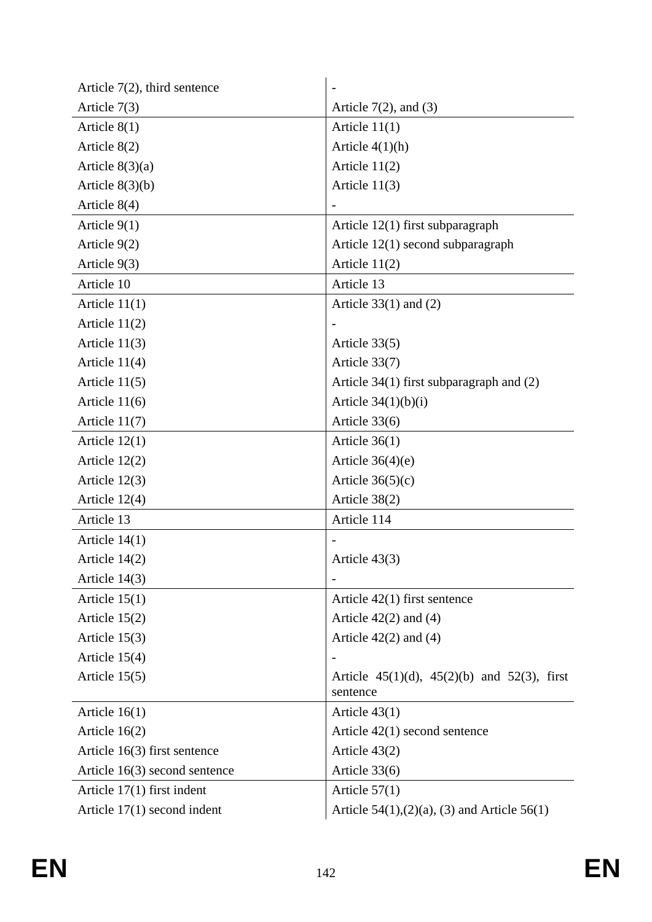| | |
|---|---|
| Article 7(2), third sentence | - |
| Article 7(3) | Article 7(2), and (3) |
| Article 8(1) | Article 11(1) |
| Article 8(2) | Article 4(1)(h) |
| Article 8(3)(a) | Article 11(2) |
| Article 8(3)(b) | Article 11(3) |
| Article 8(4) | - |
| Article 9(1) | Article 12(1) first subparagraph |
| Article 9(2) | Article 12(1) second subparagraph |
| Article 9(3) | Article 11(2) |
| Article 10 | Article 13 |
| Article 11(1) | Article 33(1) and (2) |
| Article 11(2) | - |
| Article 11(3) | Article 33(5) |
| Article 11(4) | Article 33(7) |
| Article 11(5) | Article 34(1) first subparagraph and (2) |
| Article 11(6) | Article 34(1)(b)(i) |
| Article 11(7) | Article 33(6) |
| Article 12(1) | Article 36(1) |
| Article 12(2) | Article 36(4)(e) |
| Article 12(3) | Article 36(5)(c) |
| Article 12(4) | Article 38(2) |
| Article 13 | Article 114 |
| Article 14(1) | - |
| Article 14(2) | Article 43(3) |
| Article 14(3) | - |
| Article 15(1) | Article 42(1) first sentence |
| Article 15(2) | Article 42(2) and (4) |
| Article 15(3) | Article 42(2) and (4) |
| Article 15(4) | - |
| Article 15(5) | Article 45(1)(d), 45(2)(b) and 52(3), first sentence |
| Article 16(1) | Article 43(1) |
| Article 16(2) | Article 42(1) second sentence |
| Article 16(3) first sentence | Article 43(2) |
| Article 16(3) second sentence | Article 33(6) |
| Article 17(1) first indent | Article 57(1) |
| Article 17(1) second indent | Article 54(1),(2)(a), (3) and Article 56(1) |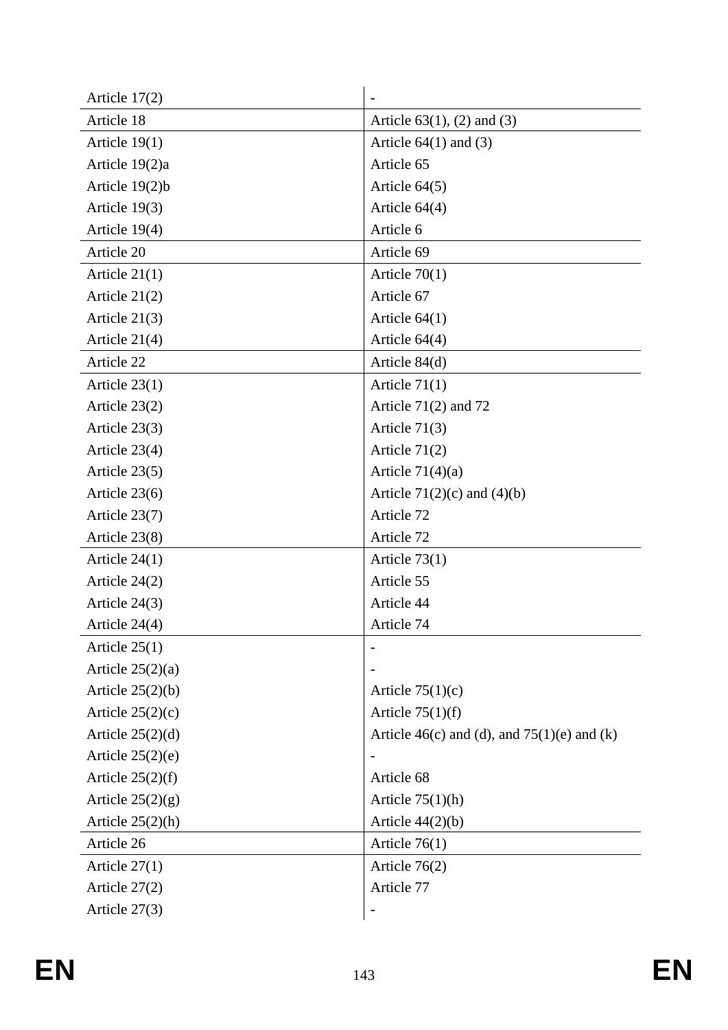| | |
|---|---|
| Article 17(2) | - |
| Article 18 | Article 63(1), (2) and (3) |
| Article 19(1) | Article 64(1) and (3) |
| Article 19(2)a | Article 65 |
| Article 19(2)b | Article 64(5) |
| Article 19(3) | Article 64(4) |
| Article 19(4) | Article 6 |
| Article 20 | Article 69 |
| Article 21(1) | Article 70(1) |
| Article 21(2) | Article 67 |
| Article 21(3) | Article 64(1) |
| Article 21(4) | Article 64(4) |
| Article 22 | Article 84(d) |
| Article 23(1) | Article 71(1) |
| Article 23(2) | Article 71(2) and 72 |
| Article 23(3) | Article 71(3) |
| Article 23(4) | Article 71(2) |
| Article 23(5) | Article 71(4)(a) |
| Article 23(6) | Article 71(2)(c) and (4)(b) |
| Article 23(7) | Article 72 |
| Article 23(8) | Article 72 |
| Article 24(1) | Article 73(1) |
| Article 24(2) | Article 55 |
| Article 24(3) | Article 44 |
| Article 24(4) | Article 74 |
| Article 25(1) | - |
| Article 25(2)(a) | - |
| Article 25(2)(b) | Article 75(1)(c) |
| Article 25(2)(c) | Article 75(1)(f) |
| Article 25(2)(d) | Article 46(c) and (d), and 75(1)(e) and (k) |
| Article 25(2)(e) | - |
| Article 25(2)(f) | Article 68 |
| Article 25(2)(g) | Article 75(1)(h) |
| Article 25(2)(h) | Article 44(2)(b) |
| Article 26 | Article 76(1) |
| Article 27(1) | Article 76(2) |
| Article 27(2) | Article 77 |
| Article 27(3) | - |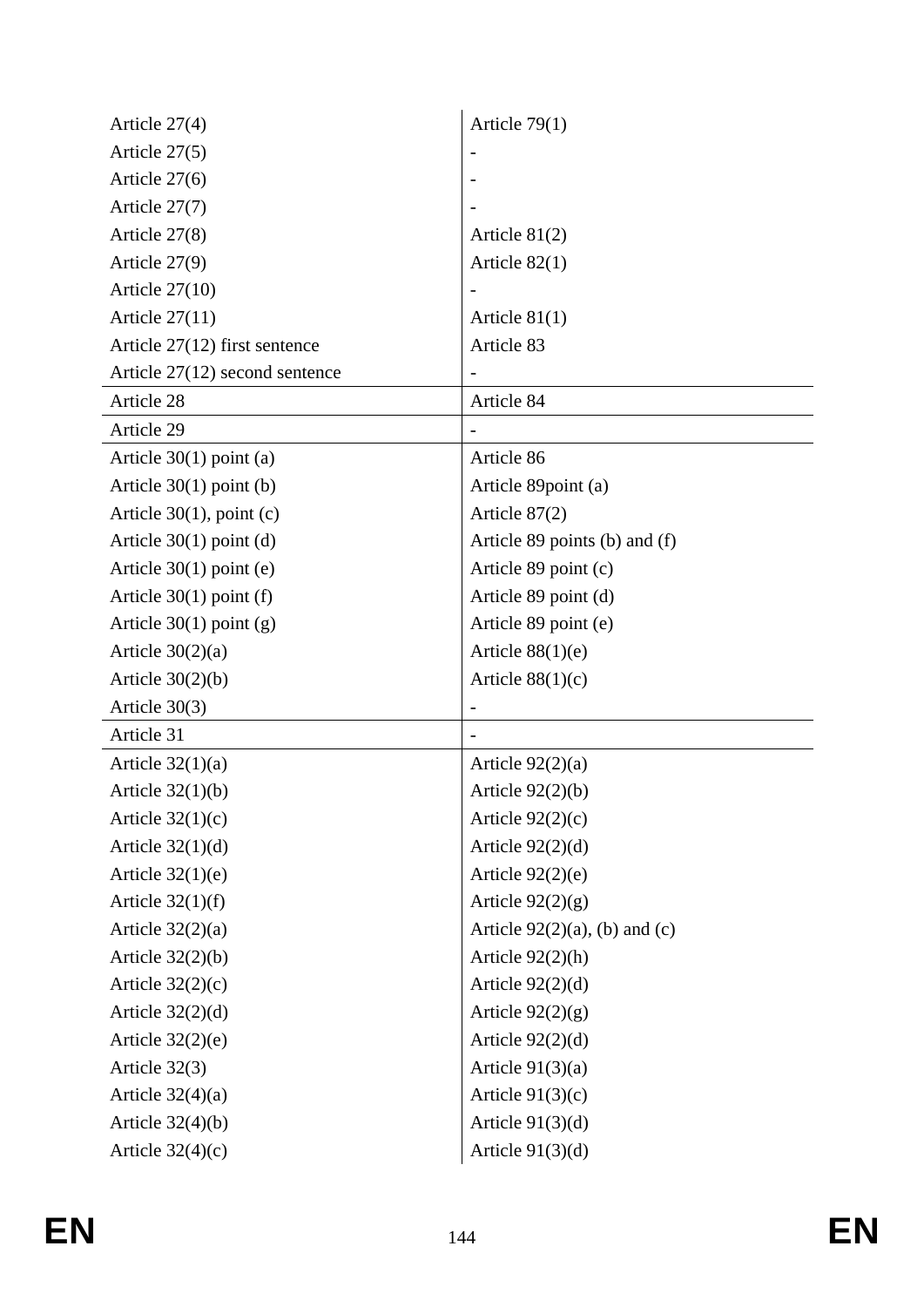| | |
|---|---|
| Article 27(4) | Article 79(1) |
| Article 27(5) | - |
| Article 27(6) | - |
| Article 27(7) | - |
| Article 27(8) | Article 81(2) |
| Article 27(9) | Article 82(1) |
| Article 27(10) | - |
| Article 27(11) | Article 81(1) |
| Article 27(12) first sentence | Article 83 |
| Article 27(12) second sentence | - |
| Article 28 | Article 84 |
| Article 29 | - |
| Article 30(1) point (a) | Article 86 |
| Article 30(1) point (b) | Article 89point (a) |
| Article 30(1), point (c) | Article 87(2) |
| Article 30(1) point (d) | Article 89 points (b) and (f) |
| Article 30(1) point (e) | Article 89 point (c) |
| Article 30(1) point (f) | Article 89 point (d) |
| Article 30(1) point (g) | Article 89 point (e) |
| Article 30(2)(a) | Article 88(1)(e) |
| Article 30(2)(b) | Article 88(1)(c) |
| Article 30(3) | - |
| Article 31 | - |
| Article 32(1)(a) | Article 92(2)(a) |
| Article 32(1)(b) | Article 92(2)(b) |
| Article 32(1)(c) | Article 92(2)(c) |
| Article 32(1)(d) | Article 92(2)(d) |
| Article 32(1)(e) | Article 92(2)(e) |
| Article 32(1)(f) | Article 92(2)(g) |
| Article 32(2)(a) | Article 92(2)(a), (b) and (c) |
| Article 32(2)(b) | Article 92(2)(h) |
| Article 32(2)(c) | Article 92(2)(d) |
| Article 32(2)(d) | Article 92(2)(g) |
| Article 32(2)(e) | Article 92(2)(d) |
| Article 32(3) | Article 91(3)(a) |
| Article 32(4)(a) | Article 91(3)(c) |
| Article 32(4)(b) | Article 91(3)(d) |
| Article 32(4)(c) | Article 91(3)(d) |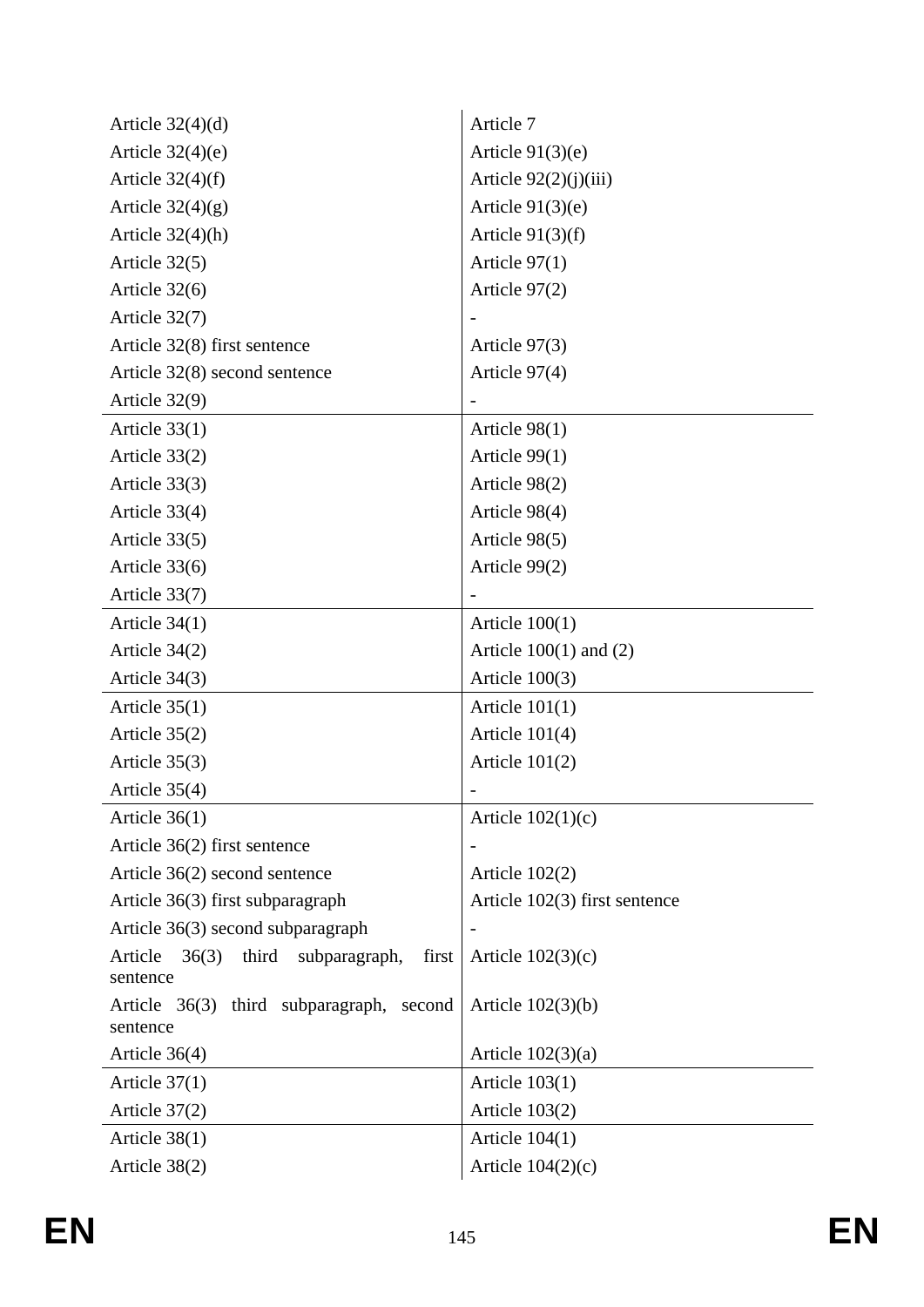| | |
|---|---|
| Article 32(4)(d) | Article 7 |
| Article 32(4)(e) | Article 91(3)(e) |
| Article 32(4)(f) | Article 92(2)(j)(iii) |
| Article 32(4)(g) | Article 91(3)(e) |
| Article 32(4)(h) | Article 91(3)(f) |
| Article 32(5) | Article 97(1) |
| Article 32(6) | Article 97(2) |
| Article 32(7) | - |
| Article 32(8) first sentence | Article 97(3) |
| Article 32(8) second sentence | Article 97(4) |
| Article 32(9) | - |
| Article 33(1) | Article 98(1) |
| Article 33(2) | Article 99(1) |
| Article 33(3) | Article 98(2) |
| Article 33(4) | Article 98(4) |
| Article 33(5) | Article 98(5) |
| Article 33(6) | Article 99(2) |
| Article 33(7) | - |
| Article 34(1) | Article 100(1) |
| Article 34(2) | Article 100(1) and (2) |
| Article 34(3) | Article 100(3) |
| Article 35(1) | Article 101(1) |
| Article 35(2) | Article 101(4) |
| Article 35(3) | Article 101(2) |
| Article 35(4) | - |
| Article 36(1) | Article 102(1)(c) |
| Article 36(2) first sentence | - |
| Article 36(2) second sentence | Article 102(2) |
| Article 36(3) first subparagraph | Article 102(3) first sentence |
| Article 36(3) second subparagraph | - |
| Article 36(3) third subparagraph, first sentence | Article 102(3)(c) |
| Article 36(3) third subparagraph, second sentence | Article 102(3)(b) |
| Article 36(4) | Article 102(3)(a) |
| Article 37(1) | Article 103(1) |
| Article 37(2) | Article 103(2) |
| Article 38(1) | Article 104(1) |
| Article 38(2) | Article 104(2)(c) |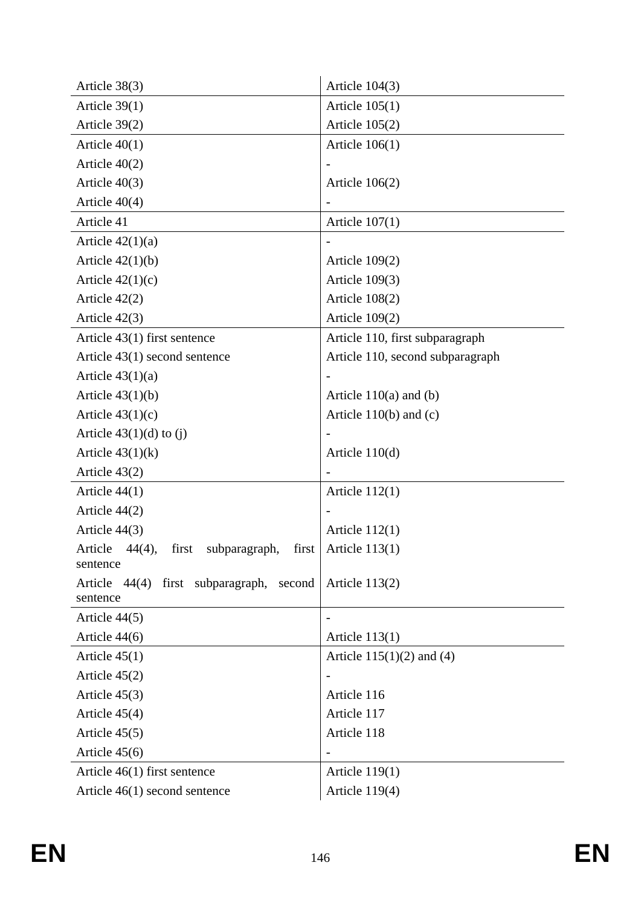| | |
|---|---|
| Article 38(3) | Article 104(3) |
| Article 39(1) | Article 105(1) |
| Article 39(2) | Article 105(2) |
| Article 40(1) | Article 106(1) |
| Article 40(2) | - |
| Article 40(3) | Article 106(2) |
| Article 40(4) | - |
| Article 41 | Article 107(1) |
| Article 42(1)(a) | - |
| Article 42(1)(b) | Article 109(2) |
| Article 42(1)(c) | Article 109(3) |
| Article 42(2) | Article 108(2) |
| Article 42(3) | Article 109(2) |
| Article 43(1) first sentence | Article 110, first subparagraph |
| Article 43(1) second sentence | Article 110, second subparagraph |
| Article 43(1)(a) | - |
| Article 43(1)(b) | Article 110(a) and (b) |
| Article 43(1)(c) | Article 110(b) and (c) |
| Article 43(1)(d) to (j) | - |
| Article 43(1)(k) | Article 110(d) |
| Article 43(2) | - |
| Article 44(1) | Article 112(1) |
| Article 44(2) | - |
| Article 44(3) | Article 112(1) |
| Article 44(4), first subparagraph, first sentence | Article 113(1) |
| Article 44(4) first subparagraph, second sentence | Article 113(2) |
| Article 44(5) | - |
| Article 44(6) | Article 113(1) |
| Article 45(1) | Article 115(1)(2) and (4) |
| Article 45(2) | - |
| Article 45(3) | Article 116 |
| Article 45(4) | Article 117 |
| Article 45(5) | Article 118 |
| Article 45(6) | - |
| Article 46(1) first sentence | Article 119(1) |
| Article 46(1) second sentence | Article 119(4) |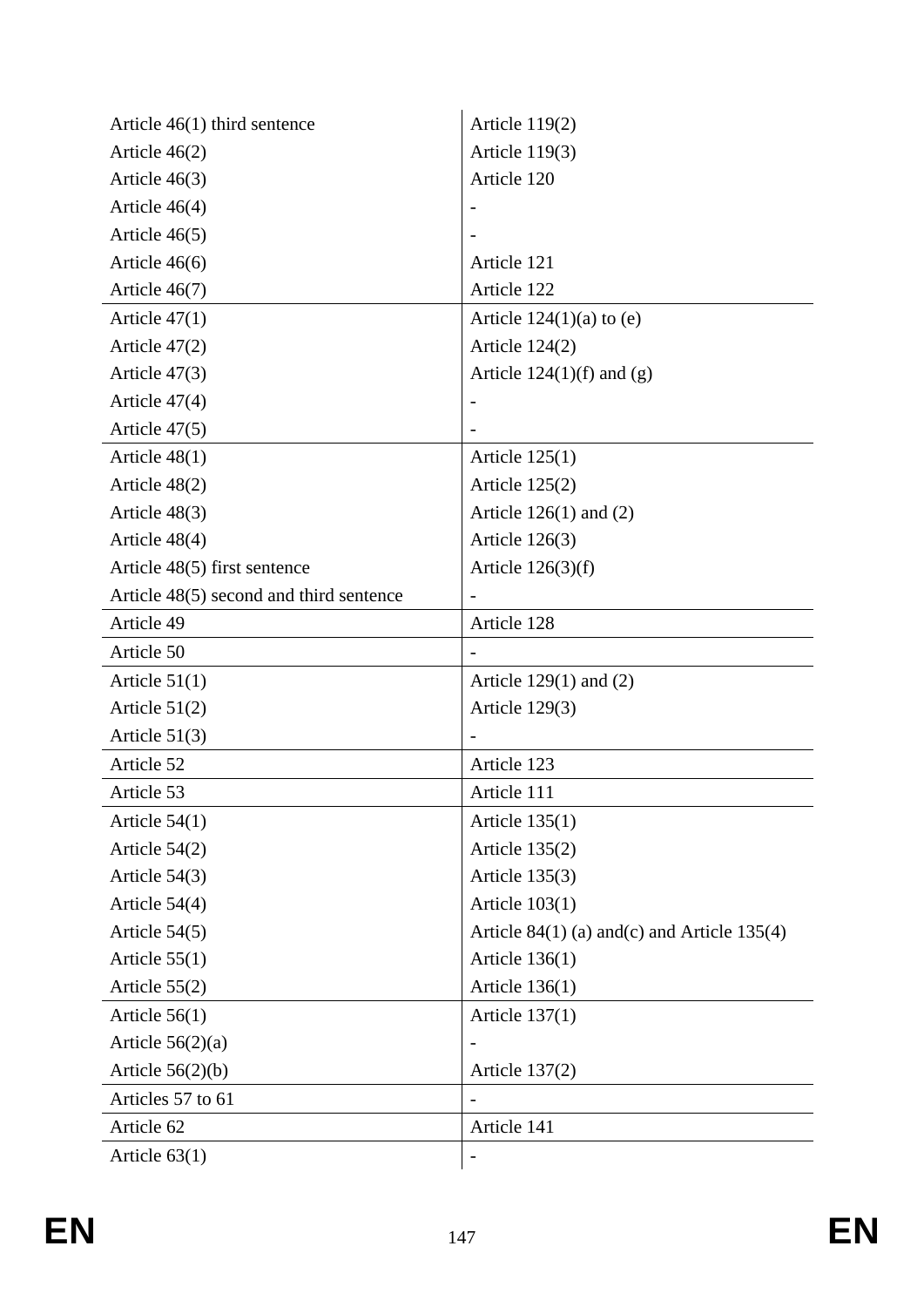| | |
|---|---|
| Article 46(1) third sentence | Article 119(2) |
| Article 46(2) | Article 119(3) |
| Article 46(3) | Article 120 |
| Article 46(4) | - |
| Article 46(5) | - |
| Article 46(6) | Article 121 |
| Article 46(7) | Article 122 |
| Article 47(1) | Article 124(1)(a) to (e) |
| Article 47(2) | Article 124(2) |
| Article 47(3) | Article 124(1)(f) and (g) |
| Article 47(4) | - |
| Article 47(5) | - |
| Article 48(1) | Article 125(1) |
| Article 48(2) | Article 125(2) |
| Article 48(3) | Article 126(1) and (2) |
| Article 48(4) | Article 126(3) |
| Article 48(5) first sentence | Article 126(3)(f) |
| Article 48(5) second and third sentence | - |
| Article 49 | Article 128 |
| Article 50 | - |
| Article 51(1) | Article 129(1) and (2) |
| Article 51(2) | Article 129(3) |
| Article 51(3) | - |
| Article 52 | Article 123 |
| Article 53 | Article 111 |
| Article 54(1) | Article 135(1) |
| Article 54(2) | Article 135(2) |
| Article 54(3) | Article 135(3) |
| Article 54(4) | Article 103(1) |
| Article 54(5) | Article 84(1) (a) and(c) and Article 135(4) |
| Article 55(1) | Article 136(1) |
| Article 55(2) | Article 136(1) |
| Article 56(1) | Article 137(1) |
| Article 56(2)(a) | - |
| Article 56(2)(b) | Article 137(2) |
| Articles 57 to 61 | - |
| Article 62 | Article 141 |
| Article 63(1) | - |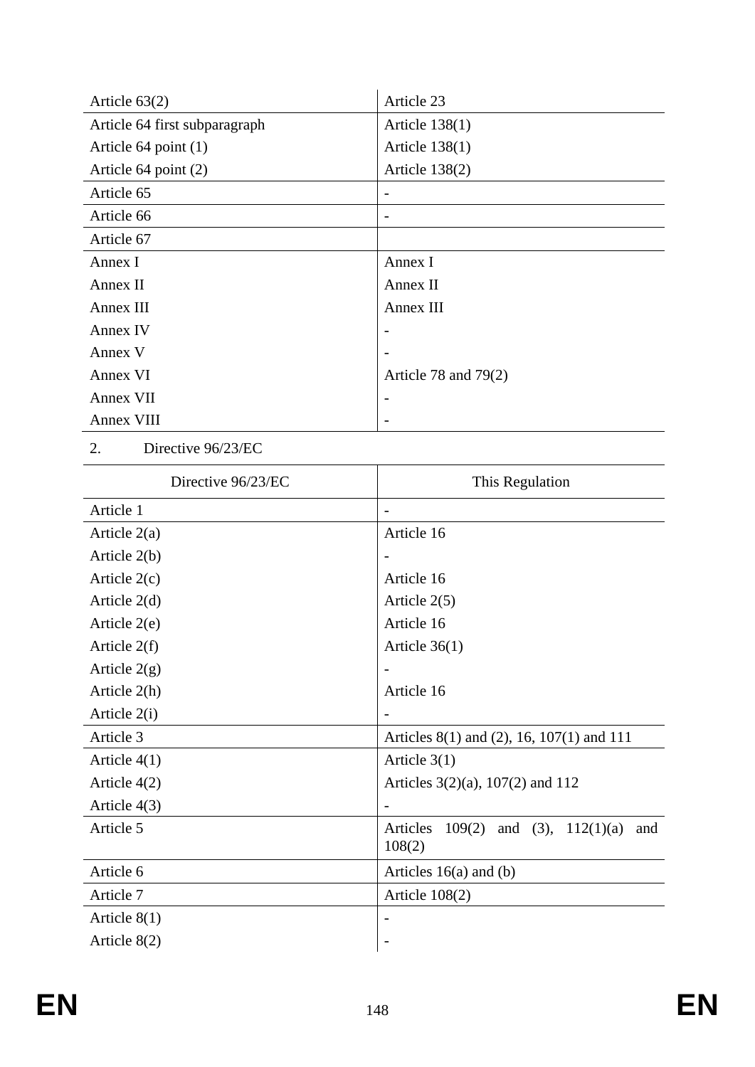| | |
|---|---|
| Article 63(2) | Article 23 |
| Article 64 first subparagraph | Article 138(1) |
| Article 64 point (1) | Article 138(1) |
| Article 64 point (2) | Article 138(2) |
| Article 65 | - |
| Article 66 | - |
| Article 67 | |
| Annex I | Annex I |
| Annex II | Annex II |
| Annex III | Annex III |
| Annex IV | - |
| Annex V | - |
| Annex VI | Article 78 and 79(2) |
| Annex VII | - |
| Annex VIII | - |

2. Directive 96/23/EC

| Directive 96/23/EC | This Regulation |
|---|---|
| Article 1 | - |
| Article 2(a) | Article 16 |
| Article 2(b) | - |
| Article 2(c) | Article 16 |
| Article 2(d) | Article 2(5) |
| Article 2(e) | Article 16 |
| Article 2(f) | Article 36(1) |
| Article 2(g) | - |
| Article 2(h) | Article 16 |
| Article 2(i) | - |
| Article 3 | Articles 8(1) and (2), 16, 107(1) and 111 |
| Article 4(1) | Article 3(1) |
| Article 4(2) | Articles 3(2)(a), 107(2) and 112 |
| Article 4(3) | - |
| Article 5 | Articles 109(2) and (3), 112(1)(a) and 108(2) |
| Article 6 | Articles 16(a) and (b) |
| Article 7 | Article 108(2) |
| Article 8(1) | - |
| Article 8(2) | - |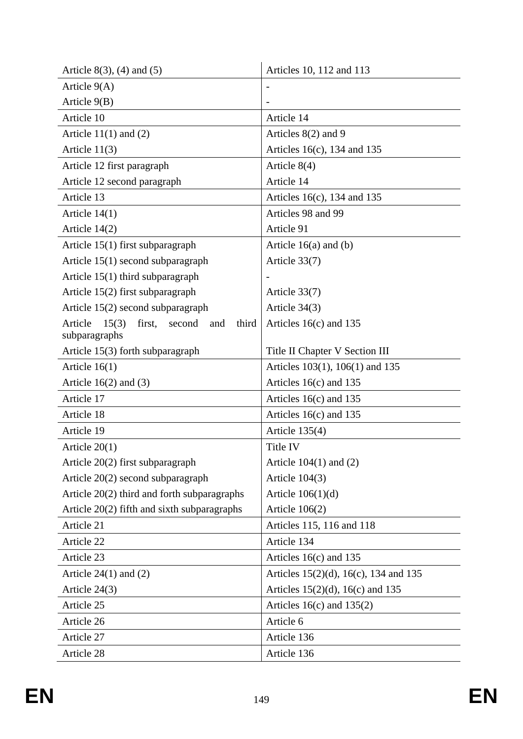| | |
|---|---|
| Article 8(3), (4) and (5) | Articles 10, 112 and 113 |
| Article 9(A) | - |
| Article 9(B) | - |
| Article 10 | Article 14 |
| Article 11(1) and (2) | Articles 8(2) and 9 |
| Article 11(3) | Articles 16(c), 134 and 135 |
| Article 12 first paragraph | Article 8(4) |
| Article 12 second paragraph | Article 14 |
| Article 13 | Articles 16(c), 134 and 135 |
| Article 14(1) | Articles 98 and 99 |
| Article 14(2) | Article 91 |
| Article 15(1) first subparagraph | Article 16(a) and (b) |
| Article 15(1) second subparagraph | Article 33(7) |
| Article 15(1) third subparagraph | - |
| Article 15(2) first subparagraph | Article 33(7) |
| Article 15(2) second subparagraph | Article 34(3) |
| Article 15(3) first, second and third subparagraphs | Articles 16(c) and 135 |
| Article 15(3) forth subparagraph | Title II Chapter V Section III |
| Article 16(1) | Articles 103(1), 106(1) and 135 |
| Article 16(2) and (3) | Articles 16(c) and 135 |
| Article 17 | Articles 16(c) and 135 |
| Article 18 | Articles 16(c) and 135 |
| Article 19 | Article 135(4) |
| Article 20(1) | Title IV |
| Article 20(2) first subparagraph | Article 104(1) and (2) |
| Article 20(2) second subparagraph | Article 104(3) |
| Article 20(2) third and forth subparagraphs | Article 106(1)(d) |
| Article 20(2) fifth and sixth subparagraphs | Article 106(2) |
| Article 21 | Articles 115, 116 and 118 |
| Article 22 | Article 134 |
| Article 23 | Articles 16(c) and 135 |
| Article 24(1) and (2) | Articles 15(2)(d), 16(c), 134 and 135 |
| Article 24(3) | Articles 15(2)(d), 16(c) and 135 |
| Article 25 | Articles 16(c) and 135(2) |
| Article 26 | Article 6 |
| Article 27 | Article 136 |
| Article 28 | Article 136 |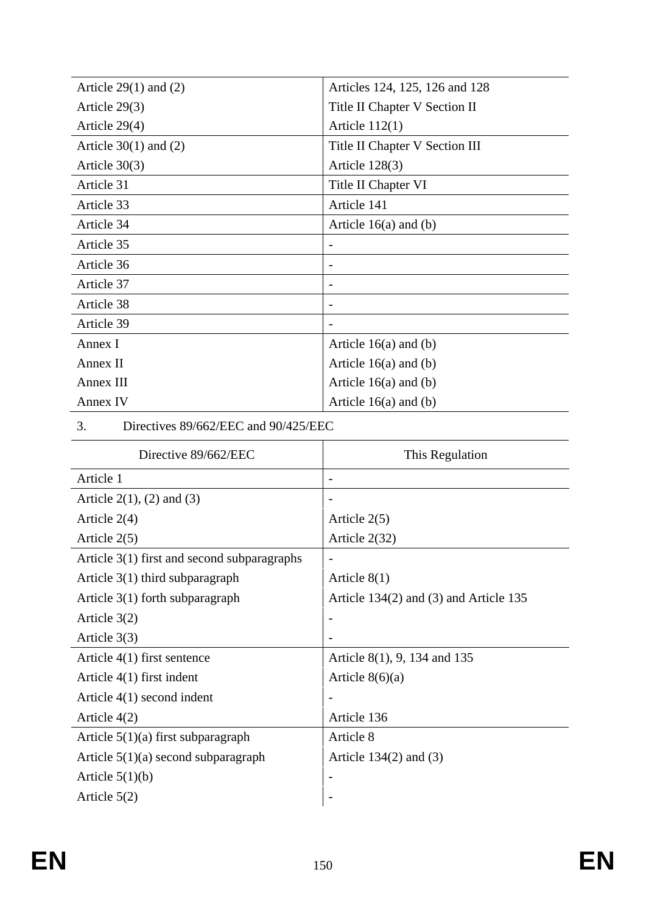| | |
|---|---|
| Article 29(1) and (2) | Articles 124, 125, 126 and 128 |
| Article 29(3) | Title II Chapter V Section II |
| Article 29(4) | Article 112(1) |
| Article 30(1) and (2) | Title II Chapter V Section III |
| Article 30(3) | Article 128(3) |
| Article 31 | Title II Chapter VI |
| Article 33 | Article 141 |
| Article 34 | Article 16(a) and (b) |
| Article 35 | - |
| Article 36 | - |
| Article 37 | - |
| Article 38 | - |
| Article 39 | - |
| Annex I | Article 16(a) and (b) |
| Annex II | Article 16(a) and (b) |
| Annex III | Article 16(a) and (b) |
| Annex IV | Article 16(a) and (b) |

3. Directives 89/662/EEC and 90/425/EEC

| Directive 89/662/EEC | This Regulation |
|---|---|
| Article 1 | - |
| Article 2(1), (2) and (3) | - |
| Article 2(4) | Article 2(5) |
| Article 2(5) | Article 2(32) |
| Article 3(1) first and second subparagraphs | - |
| Article 3(1) third subparagraph | Article 8(1) |
| Article 3(1) forth subparagraph | Article 134(2) and (3) and Article 135 |
| Article 3(2) | - |
| Article 3(3) | - |
| Article 4(1) first sentence | Article 8(1), 9, 134 and 135 |
| Article 4(1) first indent | Article 8(6)(a) |
| Article 4(1) second indent | - |
| Article 4(2) | Article 136 |
| Article 5(1)(a) first subparagraph | Article 8 |
| Article 5(1)(a) second subparagraph | Article 134(2) and (3) |
| Article 5(1)(b) | - |
| Article 5(2) | - |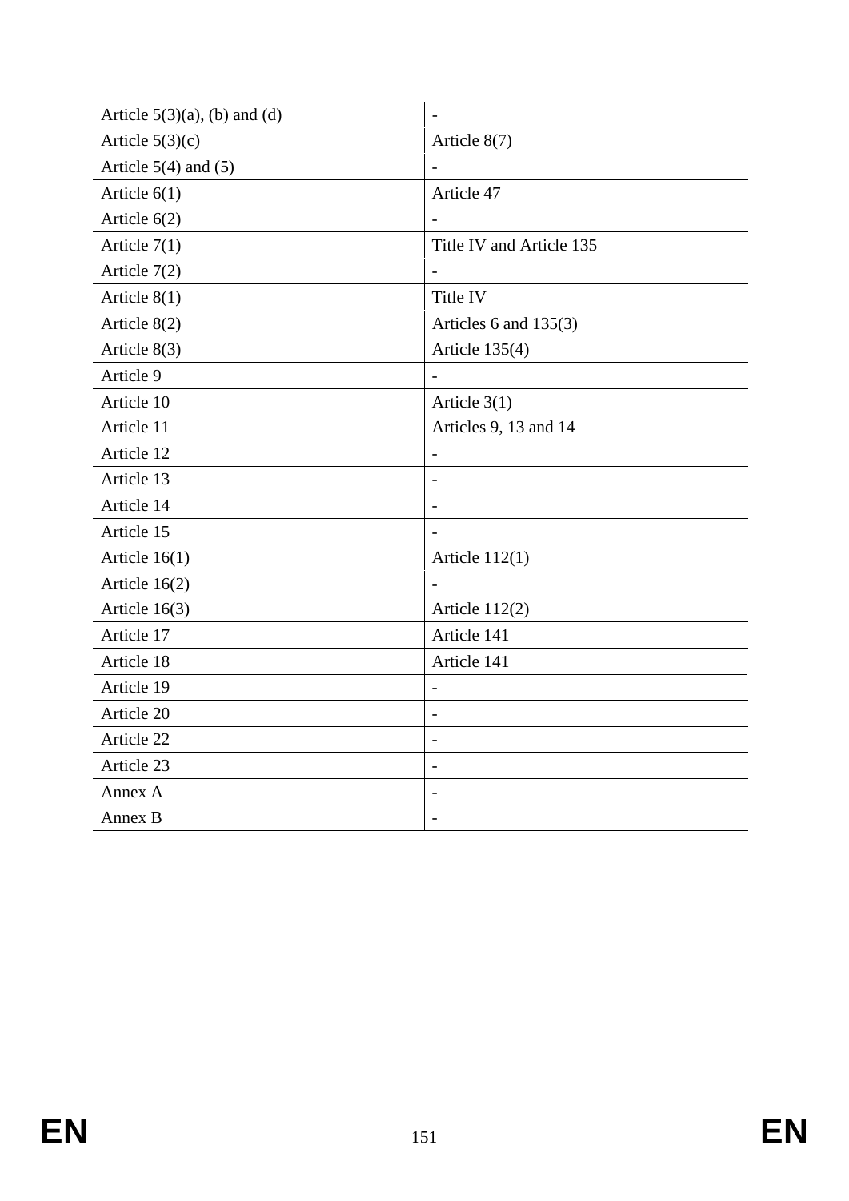| | |
|---|---|
| Article 5(3)(a), (b) and (d) | - |
| Article 5(3)(c) | Article 8(7) |
| Article 5(4) and (5) | - |
| Article 6(1) | Article 47 |
| Article 6(2) | - |
| Article 7(1) | Title IV and Article 135 |
| Article 7(2) | - |
| Article 8(1) | Title IV |
| Article 8(2) | Articles 6 and 135(3) |
| Article 8(3) | Article 135(4) |
| Article 9 | - |
| Article 10 | Article 3(1) |
| Article 11 | Articles 9, 13 and 14 |
| Article 12 | - |
| Article 13 | - |
| Article 14 | - |
| Article 15 | - |
| Article 16(1) | Article 112(1) |
| Article 16(2) | - |
| Article 16(3) | Article 112(2) |
| Article 17 | Article 141 |
| Article 18 | Article 141 |
| Article 19 | - |
| Article 20 | - |
| Article 22 | - |
| Article 23 | - |
| Annex A | - |
| Annex B | - |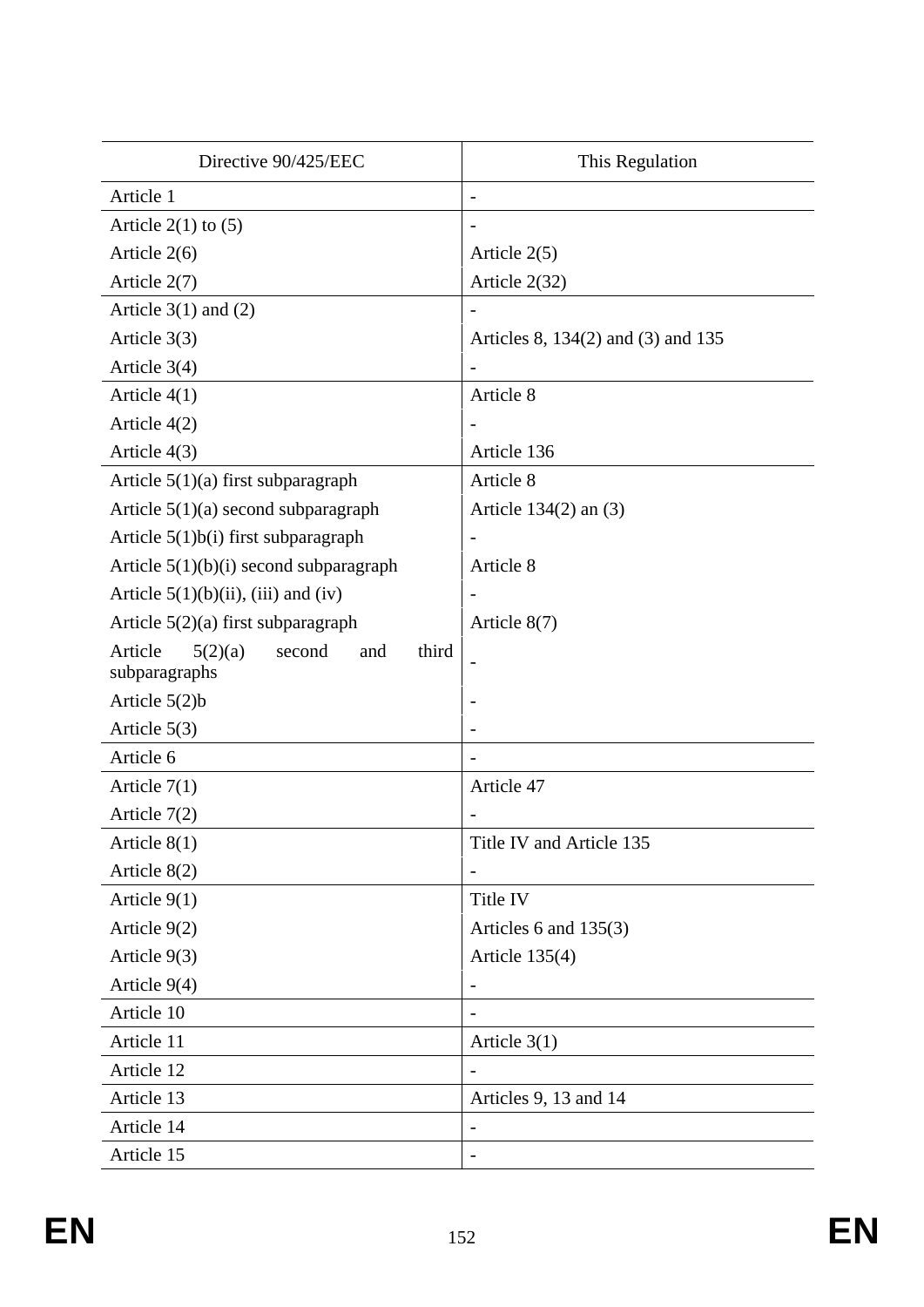| Directive 90/425/EEC | This Regulation |
|---|---|
| Article 1 | - |
| Article 2(1) to (5) | - |
| Article 2(6) | Article 2(5) |
| Article 2(7) | Article 2(32) |
| Article 3(1) and (2) | - |
| Article 3(3) | Articles 8, 134(2) and (3) and 135 |
| Article 3(4) | - |
| Article 4(1) | Article 8 |
| Article 4(2) | - |
| Article 4(3) | Article 136 |
| Article 5(1)(a) first subparagraph | Article 8 |
| Article 5(1)(a) second subparagraph | Article 134(2) an (3) |
| Article 5(1)b(i) first subparagraph | - |
| Article 5(1)(b)(i) second subparagraph | Article 8 |
| Article 5(1)(b)(ii), (iii) and (iv) | - |
| Article 5(2)(a) first subparagraph | Article 8(7) |
| Article 5(2)(a) second and third subparagraphs | - |
| Article 5(2)b | - |
| Article 5(3) | - |
| Article 6 | - |
| Article 7(1) | Article 47 |
| Article 7(2) | - |
| Article 8(1) | Title IV and Article 135 |
| Article 8(2) | - |
| Article 9(1) | Title IV |
| Article 9(2) | Articles 6 and 135(3) |
| Article 9(3) | Article 135(4) |
| Article 9(4) | - |
| Article 10 | - |
| Article 11 | Article 3(1) |
| Article 12 | - |
| Article 13 | Articles 9, 13 and 14 |
| Article 14 | - |
| Article 15 | - |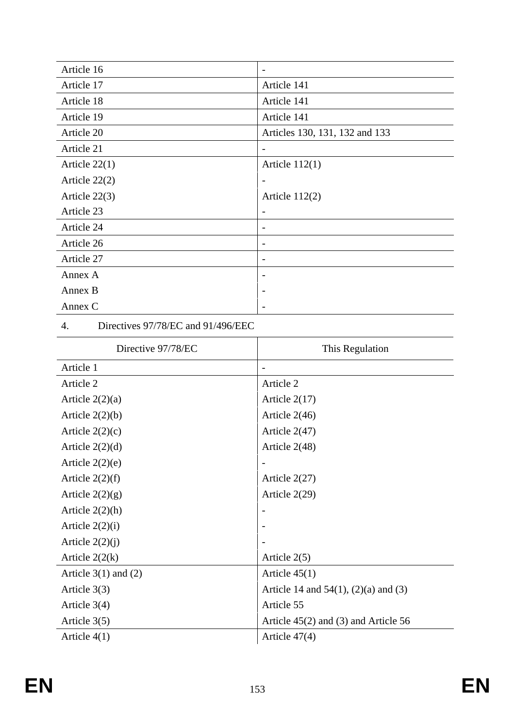| | |
|---|---|
| Article 16 | - |
| Article 17 | Article 141 |
| Article 18 | Article 141 |
| Article 19 | Article 141 |
| Article 20 | Articles 130, 131, 132 and 133 |
| Article 21 | - |
| Article 22(1) | Article 112(1) |
| Article 22(2) | - |
| Article 22(3) | Article 112(2) |
| Article 23 | - |
| Article 24 | - |
| Article 26 | - |
| Article 27 | - |
| Annex A | - |
| Annex B | - |
| Annex C | - |

4. Directives 97/78/EC and 91/496/EEC

| Directive 97/78/EC | This Regulation |
|---|---|
| Article 1 | - |
| Article 2 | Article 2 |
| Article 2(2)(a) | Article 2(17) |
| Article 2(2)(b) | Article 2(46) |
| Article 2(2)(c) | Article 2(47) |
| Article 2(2)(d) | Article 2(48) |
| Article 2(2)(e) | - |
| Article 2(2)(f) | Article 2(27) |
| Article 2(2)(g) | Article 2(29) |
| Article 2(2)(h) | - |
| Article 2(2)(i) | - |
| Article 2(2)(j) | - |
| Article 2(2(k) | Article 2(5) |
| Article 3(1) and (2) | Article 45(1) |
| Article 3(3) | Article 14 and 54(1), (2)(a) and (3) |
| Article 3(4) | Article 55 |
| Article 3(5) | Article 45(2) and (3) and Article 56 |
| Article 4(1) | Article 47(4) |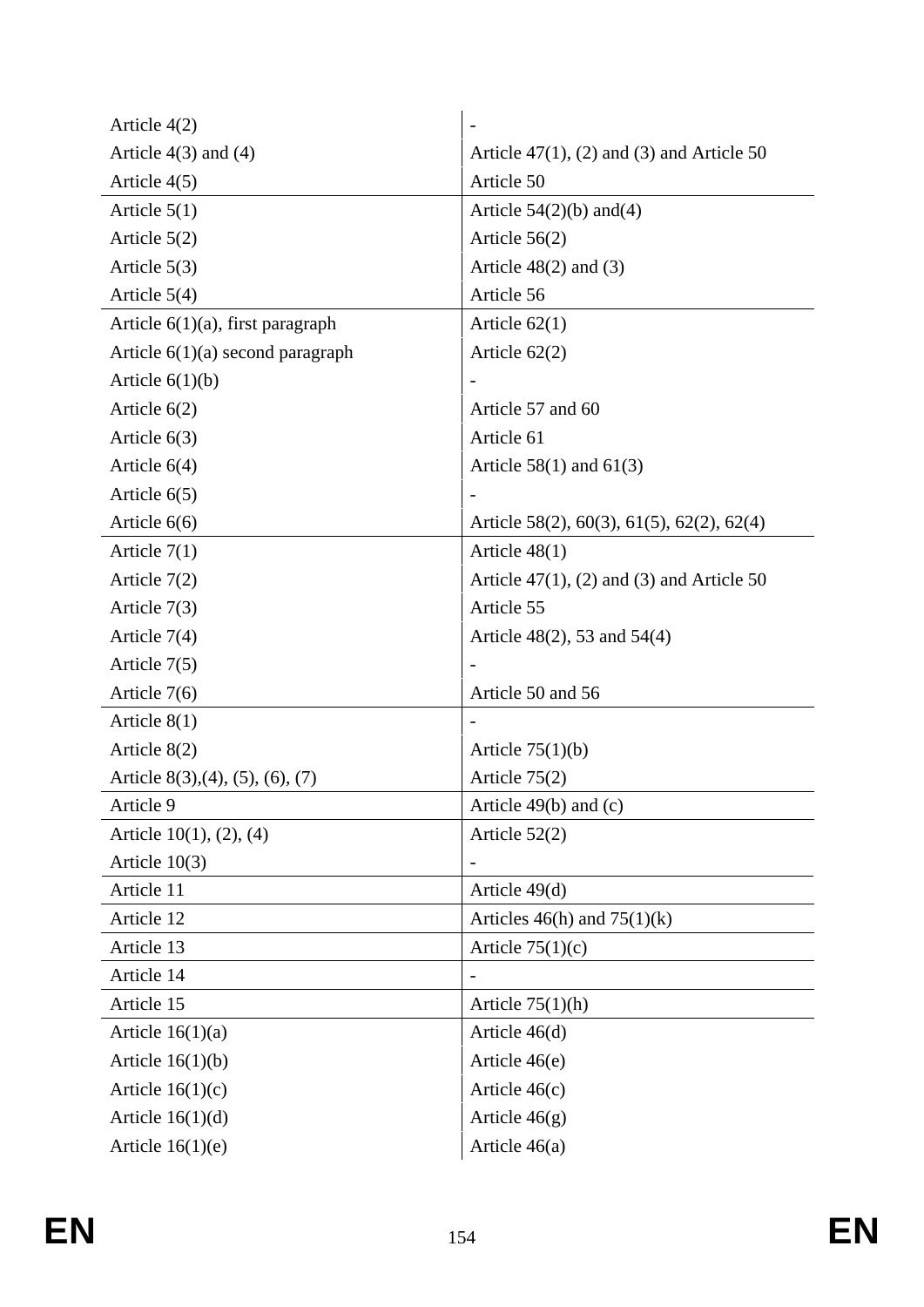| | |
|---|---|
| Article 4(2) | - |
| Article 4(3) and (4) | Article 47(1), (2) and (3) and Article 50 |
| Article 4(5) | Article 50 |
| Article 5(1) | Article 54(2)(b) and(4) |
| Article 5(2) | Article 56(2) |
| Article 5(3) | Article 48(2) and (3) |
| Article 5(4) | Article 56 |
| Article 6(1)(a), first paragraph | Article 62(1) |
| Article 6(1)(a) second paragraph | Article 62(2) |
| Article 6(1)(b) | - |
| Article 6(2) | Article 57 and 60 |
| Article 6(3) | Article 61 |
| Article 6(4) | Article 58(1) and 61(3) |
| Article 6(5) | - |
| Article 6(6) | Article 58(2), 60(3), 61(5), 62(2), 62(4) |
| Article 7(1) | Article 48(1) |
| Article 7(2) | Article 47(1), (2) and (3) and Article 50 |
| Article 7(3) | Article 55 |
| Article 7(4) | Article 48(2), 53 and 54(4) |
| Article 7(5) | - |
| Article 7(6) | Article 50 and 56 |
| Article 8(1) | - |
| Article 8(2) | Article 75(1)(b) |
| Article 8(3),(4), (5), (6), (7) | Article 75(2) |
| Article 9 | Article 49(b) and (c) |
| Article 10(1), (2), (4) | Article 52(2) |
| Article 10(3) | - |
| Article 11 | Article 49(d) |
| Article 12 | Articles 46(h) and 75(1)(k) |
| Article 13 | Article 75(1)(c) |
| Article 14 | - |
| Article 15 | Article 75(1)(h) |
| Article 16(1)(a) | Article 46(d) |
| Article 16(1)(b) | Article 46(e) |
| Article 16(1)(c) | Article 46(c) |
| Article 16(1)(d) | Article 46(g) |
| Article 16(1)(e) | Article 46(a) |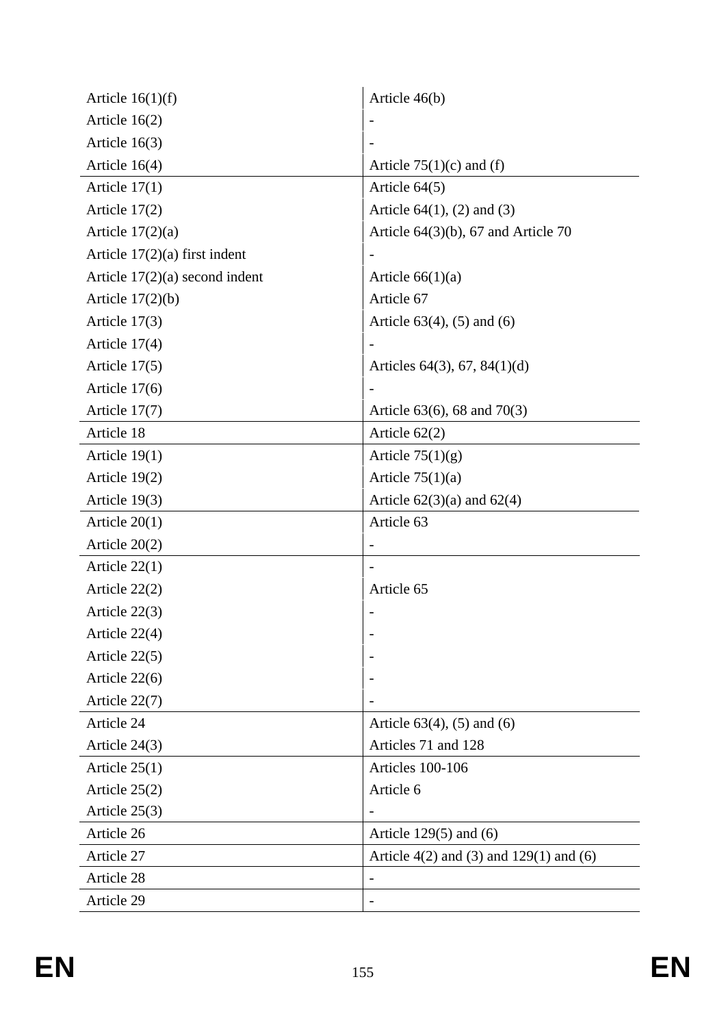| | |
|---|---|
| Article 16(1)(f) | Article 46(b) |
| Article 16(2) | - |
| Article 16(3) | - |
| Article 16(4) | Article 75(1)(c) and (f) |
| Article 17(1) | Article 64(5) |
| Article 17(2) | Article 64(1), (2) and (3) |
| Article 17(2)(a) | Article 64(3)(b), 67 and Article 70 |
| Article 17(2)(a) first indent | - |
| Article 17(2)(a) second indent | Article 66(1)(a) |
| Article 17(2)(b) | Article 67 |
| Article 17(3) | Article 63(4), (5) and (6) |
| Article 17(4) | - |
| Article 17(5) | Articles 64(3), 67, 84(1)(d) |
| Article 17(6) | - |
| Article 17(7) | Article 63(6), 68 and 70(3) |
| Article 18 | Article 62(2) |
| Article 19(1) | Article 75(1)(g) |
| Article 19(2) | Article 75(1)(a) |
| Article 19(3) | Article 62(3)(a) and 62(4) |
| Article 20(1) | Article 63 |
| Article 20(2) | - |
| Article 22(1) | - |
| Article 22(2) | Article 65 |
| Article 22(3) | - |
| Article 22(4) | - |
| Article 22(5) | - |
| Article 22(6) | - |
| Article 22(7) | - |
| Article 24 | Article 63(4), (5) and (6) |
| Article 24(3) | Articles 71 and 128 |
| Article 25(1) | Articles 100-106 |
| Article 25(2) | Article 6 |
| Article 25(3) | - |
| Article 26 | Article 129(5) and (6) |
| Article 27 | Article 4(2) and (3) and 129(1) and (6) |
| Article 28 | - |
| Article 29 | - |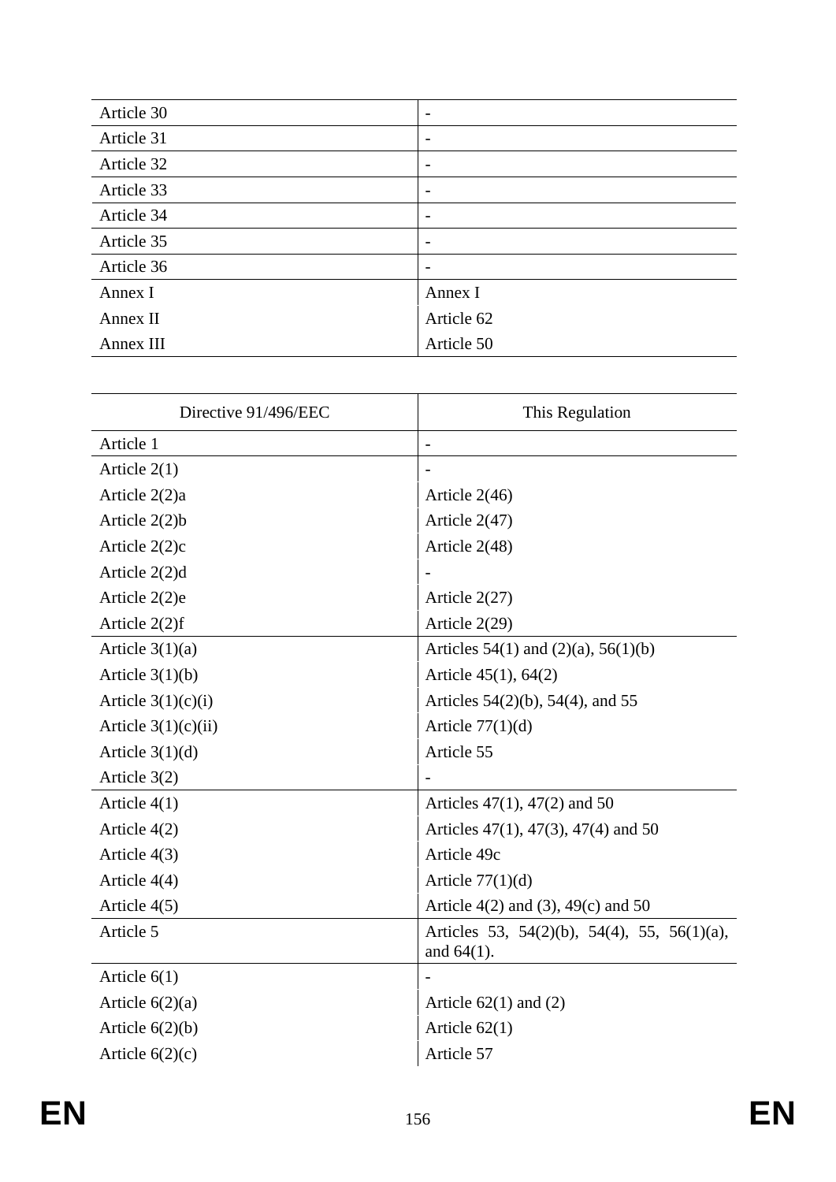| | |
|---|---|
| Article 30 | - |
| Article 31 | - |
| Article 32 | - |
| Article 33 | - |
| Article 34 | - |
| Article 35 | - |
| Article 36 | - |
| Annex I | Annex I |
| Annex II | Article 62 |
| Annex III | Article 50 |

| Directive 91/496/EEC | This Regulation |
|---|---|
| Article 1 | - |
| Article 2(1) | - |
| Article 2(2)a | Article 2(46) |
| Article 2(2)b | Article 2(47) |
| Article 2(2)c | Article 2(48) |
| Article 2(2)d | - |
| Article 2(2)e | Article 2(27) |
| Article 2(2)f | Article 2(29) |
| Article 3(1)(a) | Articles 54(1) and (2)(a), 56(1)(b) |
| Article 3(1)(b) | Article 45(1), 64(2) |
| Article 3(1)(c)(i) | Articles 54(2)(b), 54(4), and 55 |
| Article 3(1)(c)(ii) | Article 77(1)(d) |
| Article 3(1)(d) | Article 55 |
| Article 3(2) | - |
| Article 4(1) | Articles 47(1), 47(2) and 50 |
| Article 4(2) | Articles 47(1), 47(3), 47(4) and 50 |
| Article 4(3) | Article 49c |
| Article 4(4) | Article 77(1)(d) |
| Article 4(5) | Article 4(2) and (3), 49(c) and 50 |
| Article 5 | Articles 53, 54(2)(b), 54(4), 55, 56(1)(a), and 64(1). |
| Article 6(1) | - |
| Article 6(2)(a) | Article 62(1) and (2) |
| Article 6(2)(b) | Article 62(1) |
| Article 6(2)(c) | Article 57 |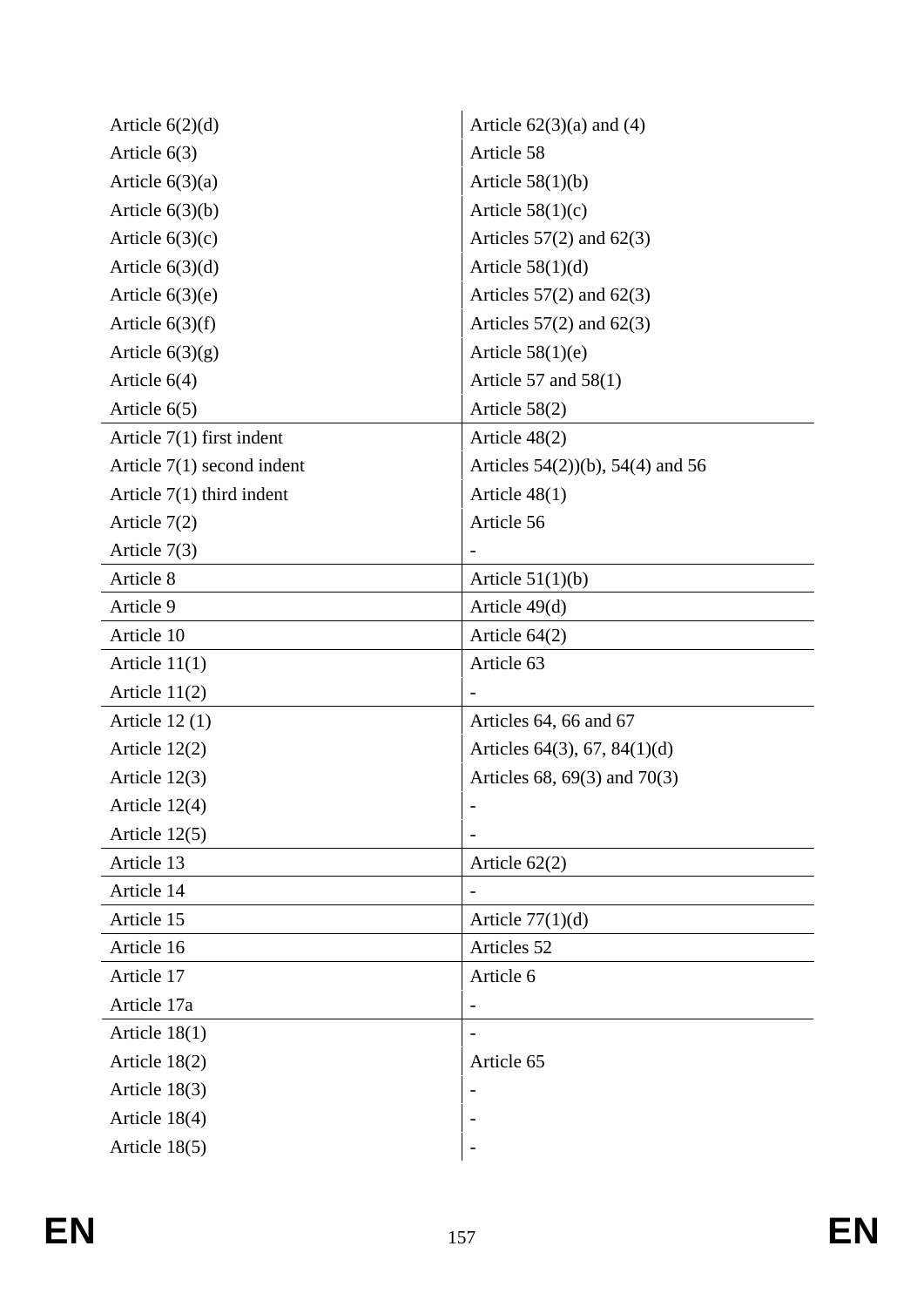| | |
|---|---|
| Article 6(2)(d) | Article 62(3)(a) and (4) |
| Article 6(3) | Article 58 |
| Article 6(3)(a) | Article 58(1)(b) |
| Article 6(3)(b) | Article 58(1)(c) |
| Article 6(3)(c) | Articles 57(2) and 62(3) |
| Article 6(3)(d) | Article 58(1)(d) |
| Article 6(3)(e) | Articles 57(2) and 62(3) |
| Article 6(3)(f) | Articles 57(2) and 62(3) |
| Article 6(3)(g) | Article 58(1)(e) |
| Article 6(4) | Article 57 and 58(1) |
| Article 6(5) | Article 58(2) |
| Article 7(1) first indent | Article 48(2) |
| Article 7(1) second indent | Articles 54(2))(b), 54(4) and 56 |
| Article 7(1) third indent | Article 48(1) |
| Article 7(2) | Article 56 |
| Article 7(3) | - |
| Article 8 | Article 51(1)(b) |
| Article 9 | Article 49(d) |
| Article 10 | Article 64(2) |
| Article 11(1) | Article 63 |
| Article 11(2) | - |
| Article 12 (1) | Articles 64, 66 and 67 |
| Article 12(2) | Articles 64(3), 67, 84(1)(d) |
| Article 12(3) | Articles 68, 69(3) and 70(3) |
| Article 12(4) | - |
| Article 12(5) | - |
| Article 13 | Article 62(2) |
| Article 14 | - |
| Article 15 | Article 77(1)(d) |
| Article 16 | Articles 52 |
| Article 17 | Article 6 |
| Article 17a | - |
| Article 18(1) | - |
| Article 18(2) | Article 65 |
| Article 18(3) | - |
| Article 18(4) | - |
| Article 18(5) | - |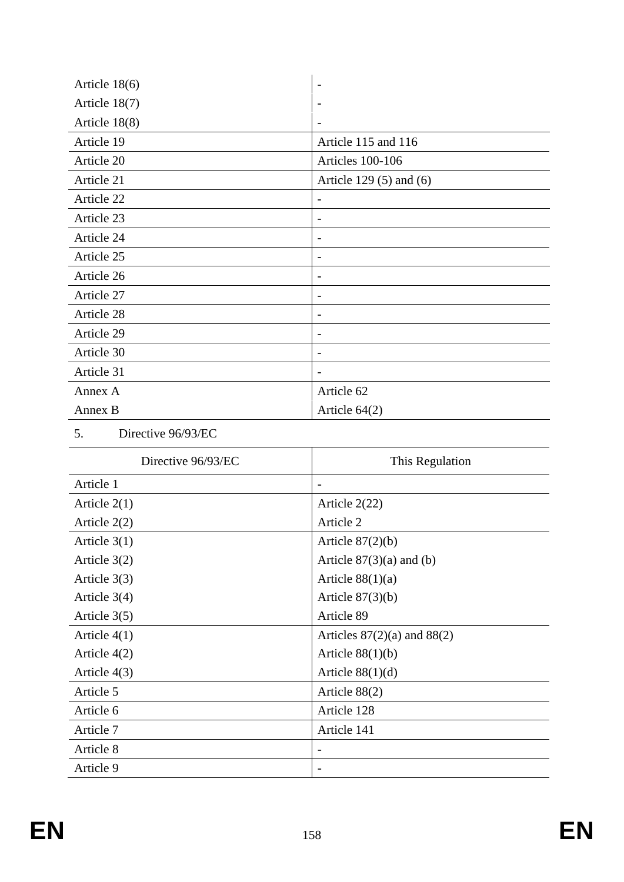| | |
|---|---|
| Article 18(6) | - |
| Article 18(7) | - |
| Article 18(8) | - |
| Article 19 | Article 115 and 116 |
| Article 20 | Articles 100-106 |
| Article 21 | Article 129 (5) and (6) |
| Article 22 | - |
| Article 23 | - |
| Article 24 | - |
| Article 25 | - |
| Article 26 | - |
| Article 27 | - |
| Article 28 | - |
| Article 29 | - |
| Article 30 | - |
| Article 31 | - |
| Annex A | Article 62 |
| Annex B | Article 64(2) |

5. Directive 96/93/EC

| Directive 96/93/EC | This Regulation |
|---|---|
| Article 1 | - |
| Article 2(1) | Article 2(22) |
| Article 2(2) | Article 2 |
| Article 3(1) | Article 87(2)(b) |
| Article 3(2) | Article 87(3)(a) and (b) |
| Article 3(3) | Article 88(1)(a) |
| Article 3(4) | Article 87(3)(b) |
| Article 3(5) | Article 89 |
| Article 4(1) | Articles 87(2)(a) and 88(2) |
| Article 4(2) | Article 88(1)(b) |
| Article 4(3) | Article 88(1)(d) |
| Article 5 | Article 88(2) |
| Article 6 | Article 128 |
| Article 7 | Article 141 |
| Article 8 | - |
| Article 9 | - |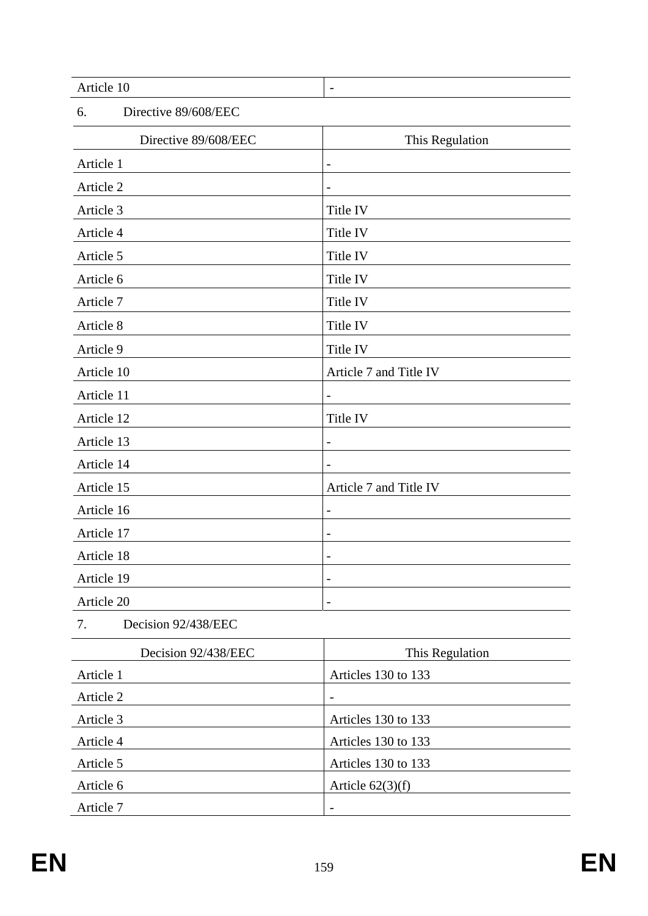| | |
|---|---|
| Article 10 | - |

6. Directive 89/608/EEC

| Directive 89/608/EEC | This Regulation |
|---|---|
| Article 1 | - |
| Article 2 | - |
| Article 3 | Title IV |
| Article 4 | Title IV |
| Article 5 | Title IV |
| Article 6 | Title IV |
| Article 7 | Title IV |
| Article 8 | Title IV |
| Article 9 | Title IV |
| Article 10 | Article 7 and Title IV |
| Article 11 | - |
| Article 12 | Title IV |
| Article 13 | - |
| Article 14 | - |
| Article 15 | Article 7 and Title IV |
| Article 16 | - |
| Article 17 | - |
| Article 18 | - |
| Article 19 | - |
| Article 20 | - |

7. Decision 92/438/EEC

| Decision 92/438/EEC | This Regulation |
|---|---|
| Article 1 | Articles 130 to 133 |
| Article 2 | - |
| Article 3 | Articles 130 to 133 |
| Article 4 | Articles 130 to 133 |
| Article 5 | Articles 130 to 133 |
| Article 6 | Article 62(3)(f) |
| Article 7 | - |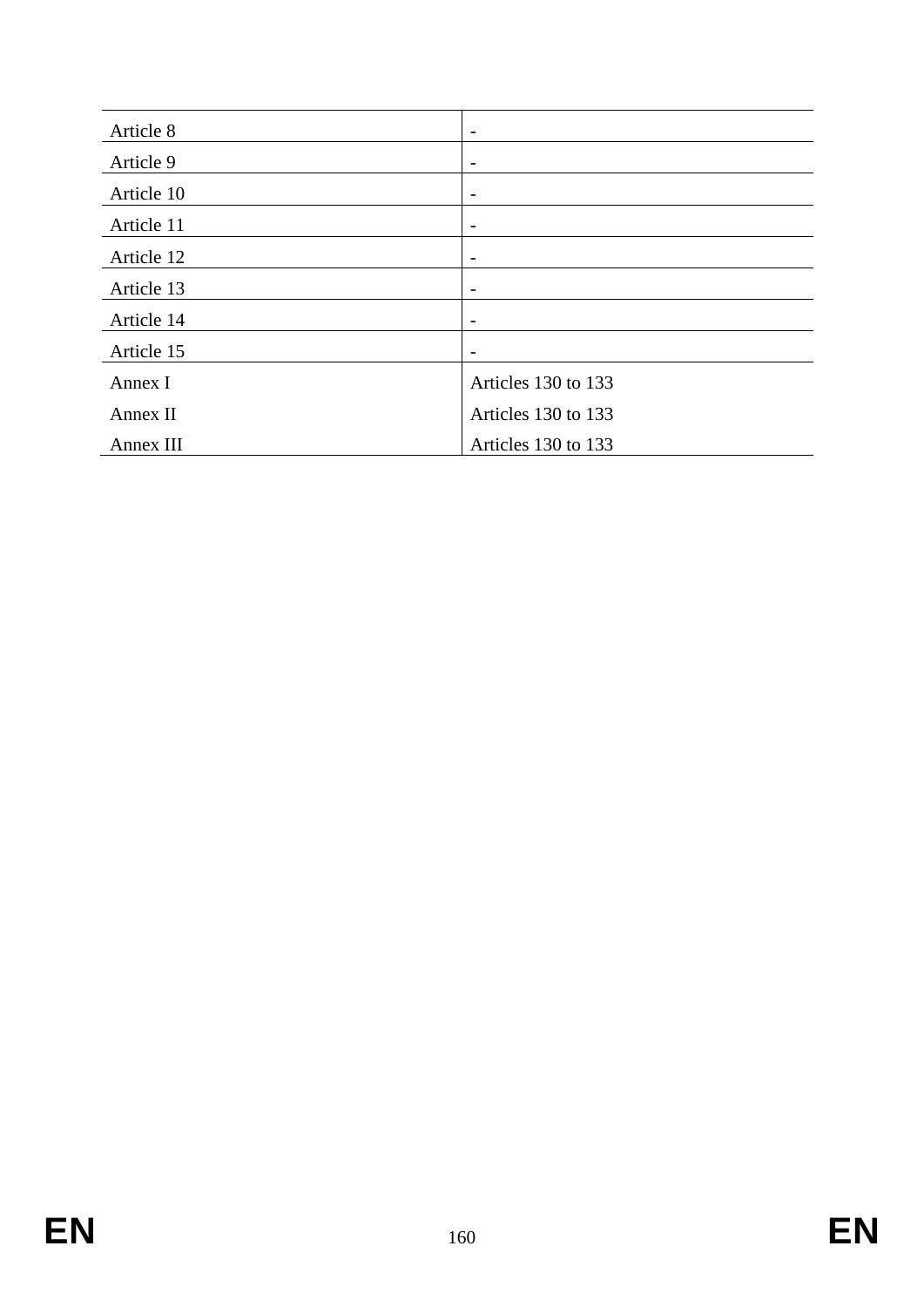| | |
|---|---|
| Article 8 | - |
| Article 9 | - |
| Article 10 | - |
| Article 11 | - |
| Article 12 | - |
| Article 13 | - |
| Article 14 | - |
| Article 15 | - |
| Annex I | Articles 130 to 133 |
| Annex II | Articles 130 to 133 |
| Annex III | Articles 130 to 133 |